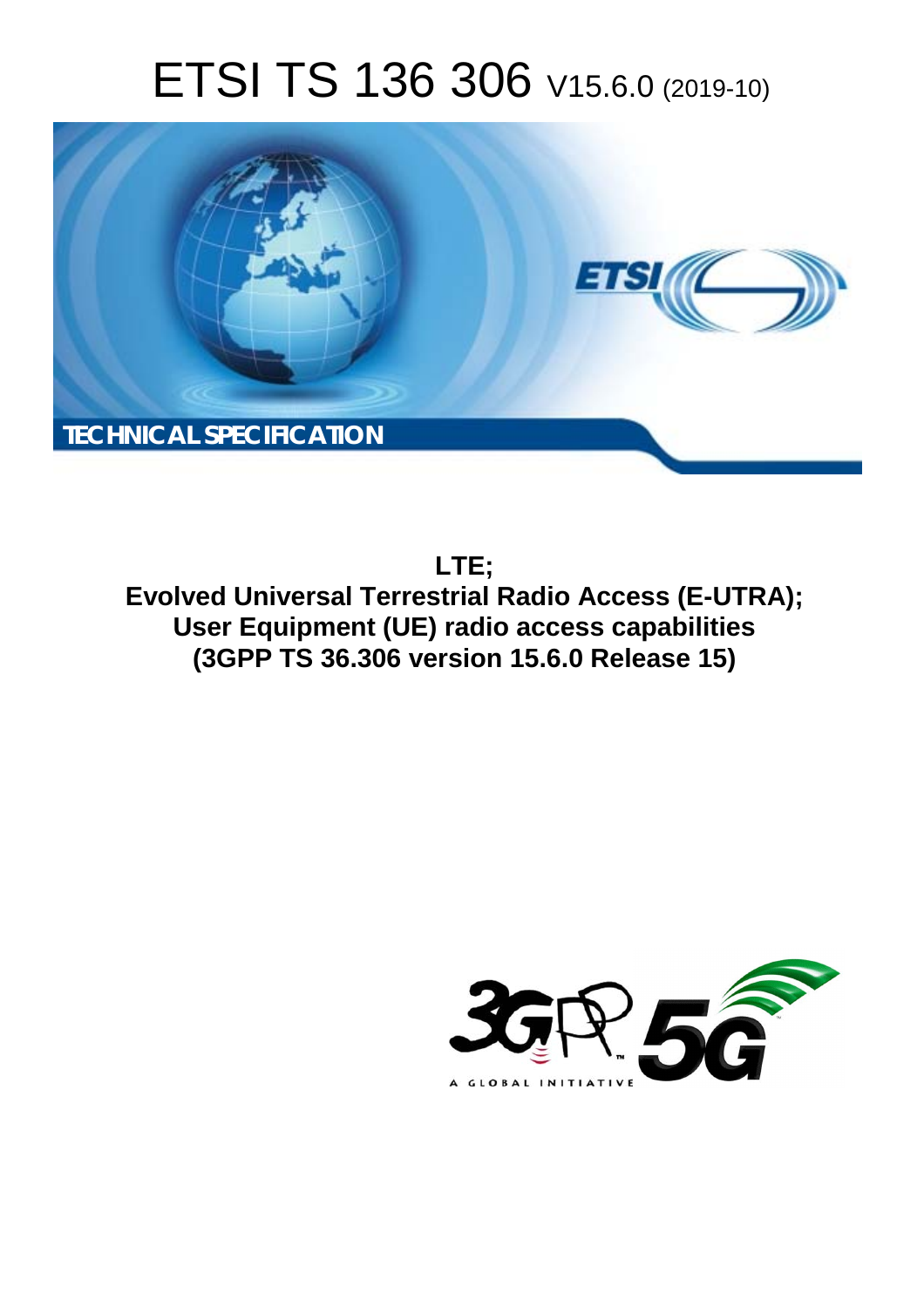# ETSI TS 136 306 V15.6.0 (2019-10)

TECHNICAL SPECIFICATION

**LTE;**
**Evolved Universal Terrestrial Radio Access (E-UTRA);**
**User Equipment (UE) radio access capabilities**
**(3GPP TS 36.306 version 15.6.0 Release 15)**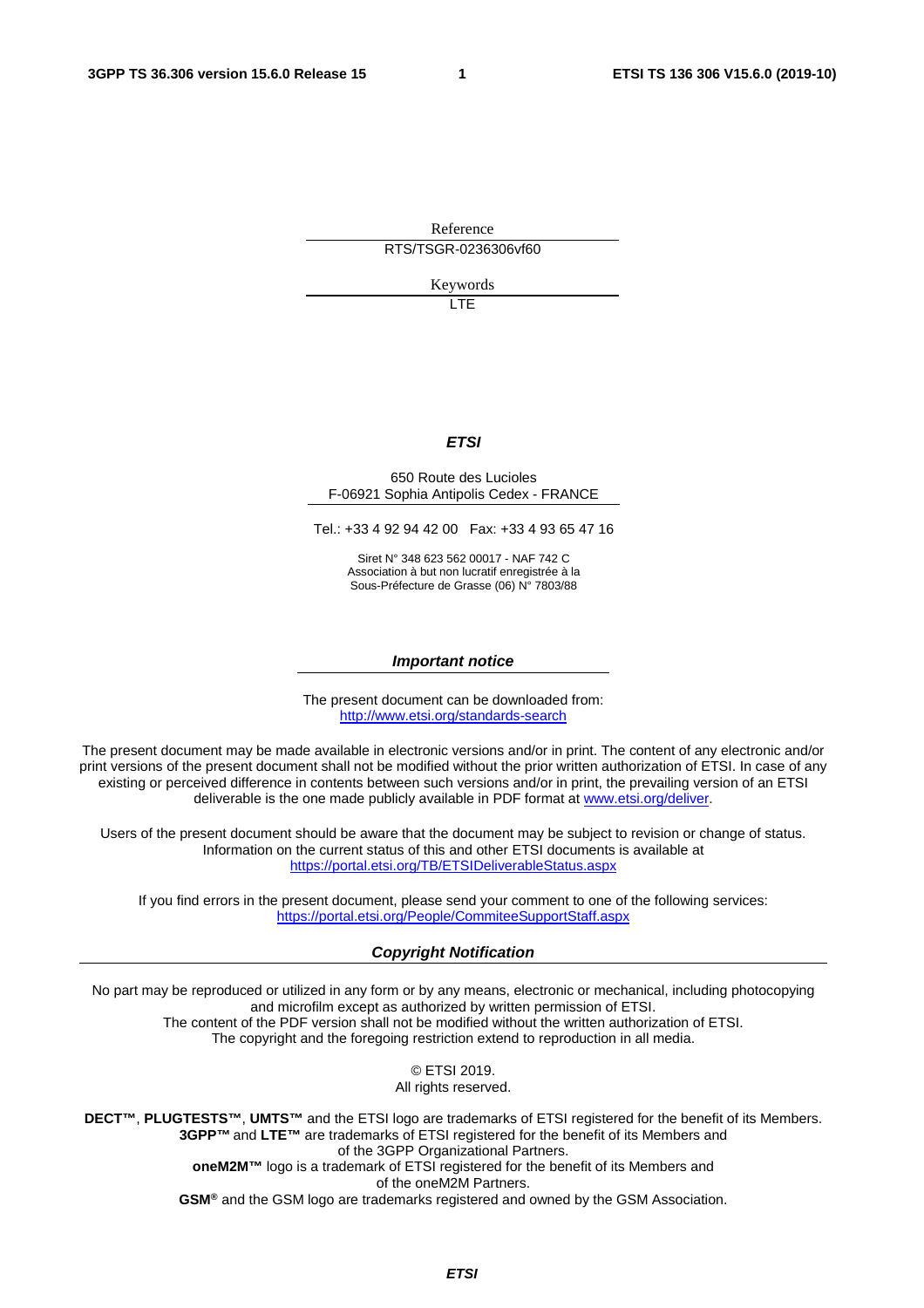Reference

RTS/TSGR-0236306vf60

Keywords

LTE

***ETSI***

650 Route des Lucioles
F-06921 Sophia Antipolis Cedex - FRANCE

Tel.: +33 4 92 94 42 00   Fax: +33 4 93 65 47 16

Siret N° 348 623 562 00017 - NAF 742 C
Association à but non lucratif enregistrée à la
Sous-Préfecture de Grasse (06) N° 7803/88

***Important notice***

The present document can be downloaded from:
http://www.etsi.org/standards-search

The present document may be made available in electronic versions and/or in print. The content of any electronic and/or print versions of the present document shall not be modified without the prior written authorization of ETSI. In case of any existing or perceived difference in contents between such versions and/or in print, the prevailing version of an ETSI deliverable is the one made publicly available in PDF format at www.etsi.org/deliver.

Users of the present document should be aware that the document may be subject to revision or change of status. Information on the current status of this and other ETSI documents is available at https://portal.etsi.org/TB/ETSIDeliverableStatus.aspx

If you find errors in the present document, please send your comment to one of the following services:
https://portal.etsi.org/People/CommiteeSupportStaff.aspx

***Copyright Notification***

No part may be reproduced or utilized in any form or by any means, electronic or mechanical, including photocopying and microfilm except as authorized by written permission of ETSI.
The content of the PDF version shall not be modified without the written authorization of ETSI.
The copyright and the foregoing restriction extend to reproduction in all media.

© ETSI 2019.
All rights reserved.

**DECT™**, **PLUGTESTS™**, **UMTS™** and the ETSI logo are trademarks of ETSI registered for the benefit of its Members.
**3GPP™** and **LTE™** are trademarks of ETSI registered for the benefit of its Members and of the 3GPP Organizational Partners.
**oneM2M™** logo is a trademark of ETSI registered for the benefit of its Members and of the oneM2M Partners.
**GSM®** and the GSM logo are trademarks registered and owned by the GSM Association.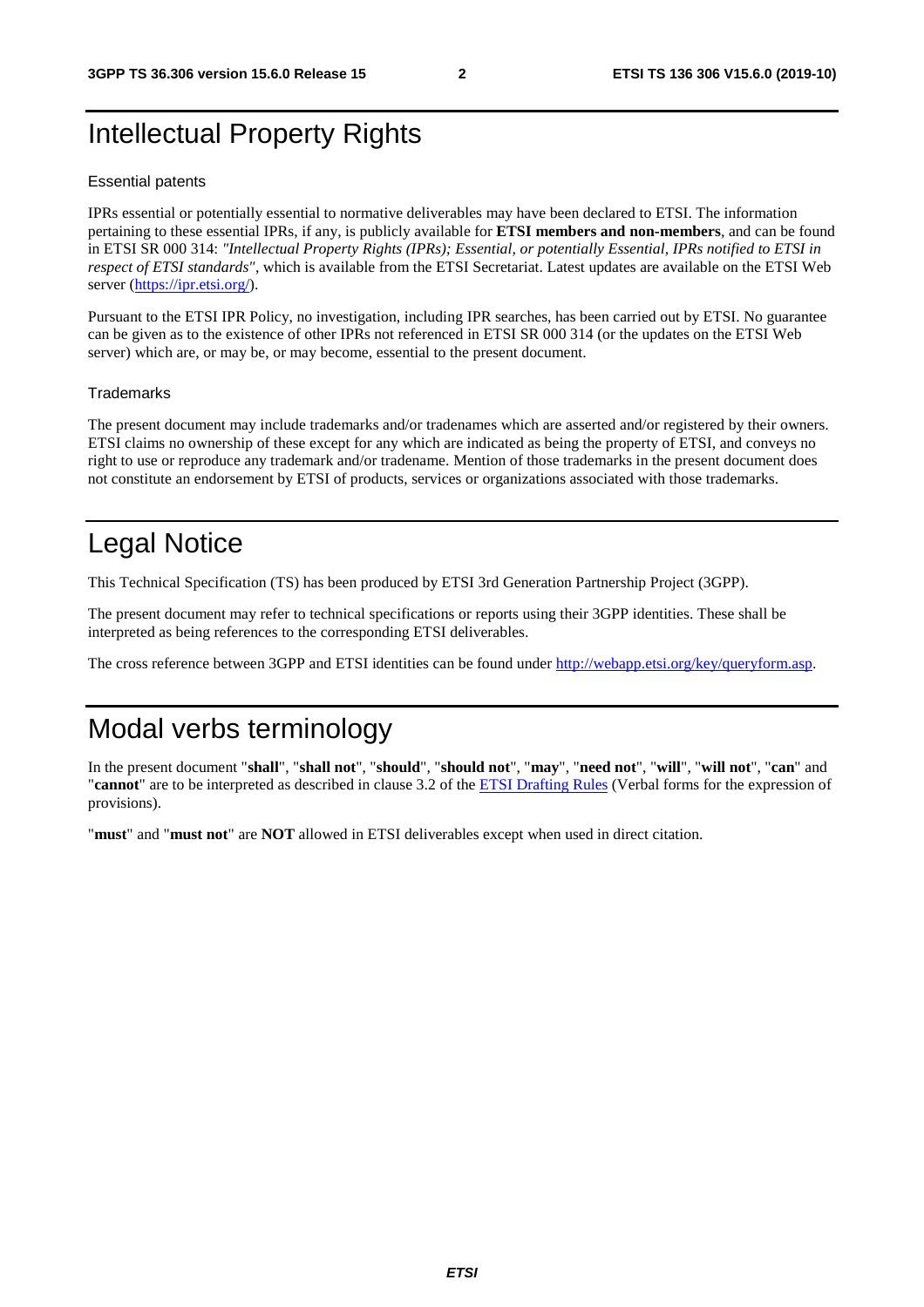# Intellectual Property Rights

### Essential patents

IPRs essential or potentially essential to normative deliverables may have been declared to ETSI. The information pertaining to these essential IPRs, if any, is publicly available for **ETSI members and non-members**, and can be found in ETSI SR 000 314: *"Intellectual Property Rights (IPRs); Essential, or potentially Essential, IPRs notified to ETSI in respect of ETSI standards"*, which is available from the ETSI Secretariat. Latest updates are available on the ETSI Web server (https://ipr.etsi.org/).

Pursuant to the ETSI IPR Policy, no investigation, including IPR searches, has been carried out by ETSI. No guarantee can be given as to the existence of other IPRs not referenced in ETSI SR 000 314 (or the updates on the ETSI Web server) which are, or may be, or may become, essential to the present document.

### Trademarks

The present document may include trademarks and/or tradenames which are asserted and/or registered by their owners. ETSI claims no ownership of these except for any which are indicated as being the property of ETSI, and conveys no right to use or reproduce any trademark and/or tradename. Mention of those trademarks in the present document does not constitute an endorsement by ETSI of products, services or organizations associated with those trademarks.

# Legal Notice

This Technical Specification (TS) has been produced by ETSI 3rd Generation Partnership Project (3GPP).

The present document may refer to technical specifications or reports using their 3GPP identities. These shall be interpreted as being references to the corresponding ETSI deliverables.

The cross reference between 3GPP and ETSI identities can be found under http://webapp.etsi.org/key/queryform.asp.

# Modal verbs terminology

In the present document "**shall**", "**shall not**", "**should**", "**should not**", "**may**", "**need not**", "**will**", "**will not**", "**can**" and "**cannot**" are to be interpreted as described in clause 3.2 of the ETSI Drafting Rules (Verbal forms for the expression of provisions).

"**must**" and "**must not**" are **NOT** allowed in ETSI deliverables except when used in direct citation.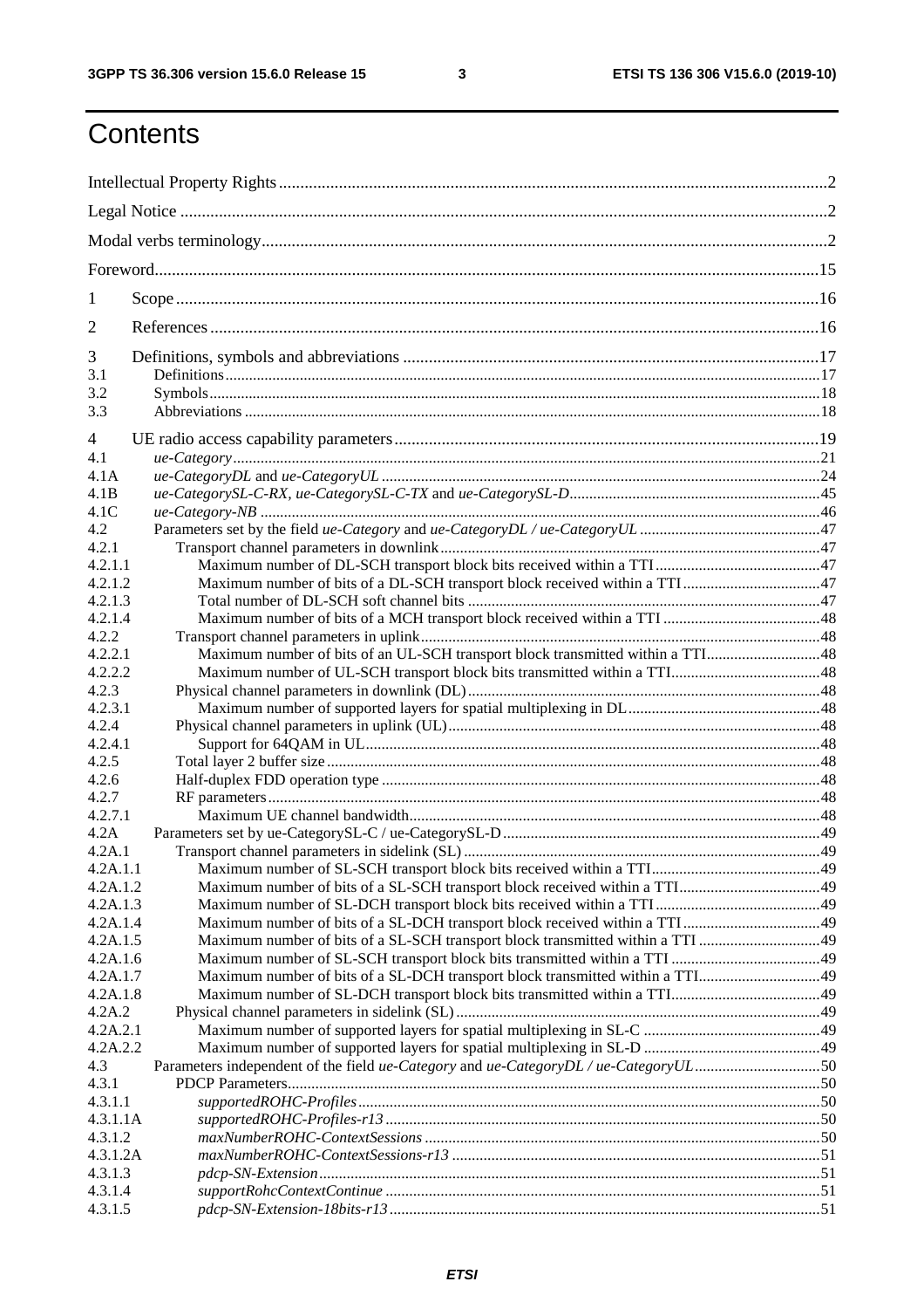# Contents

Intellectual Property Rights ....................................................................................................................2

Legal Notice ....................................................................................................................................2

Modal verbs terminology ..................................................................................................................2

Foreword .........................................................................................................................................15

1 Scope .........................................................................................................................................16

2 References ..................................................................................................................................16

3 Definitions, symbols and abbreviations ..........................................................................................17
3.1 Definitions ..................................................................................................................................17
3.2 Symbols ......................................................................................................................................18
3.3 Abbreviations ..............................................................................................................................18

4 UE radio access capability parameters ...........................................................................................19
4.1 *ue-Category* ...........................................................................................................................21
4.1A *ue-CategoryDL* and *ue-CategoryUL* ....................................................................................24
4.1B *ue-CategorySL-C-RX, ue-CategorySL-C-TX* and *ue-CategorySL-D* ........................................45
4.1C *ue-Category-NB* ....................................................................................................................46
4.2 Parameters set by the field *ue-Category* and *ue-CategoryDL* / *ue-CategoryUL* ...........................47
4.2.1 Transport channel parameters in downlink .....................................................................................47
4.2.1.1 Maximum number of DL-SCH transport block bits received within a TTI .......................................47
4.2.1.2 Maximum number of bits of a DL-SCH transport block received within a TTI ................................47
4.2.1.3 Total number of DL-SCH soft channel bits ..................................................................................47
4.2.1.4 Maximum number of bits of a MCH transport block received within a TTI .....................................48
4.2.2 Transport channel parameters in uplink ........................................................................................48
4.2.2.1 Maximum number of bits of an UL-SCH transport block transmitted within a TTI ...........................48
4.2.2.2 Maximum number of UL-SCH transport block bits transmitted within a TTI ...................................48
4.2.3 Physical channel parameters in downlink (DL) ..............................................................................48
4.2.3.1 Maximum number of supported layers for spatial multiplexing in DL .............................................48
4.2.4 Physical channel parameters in uplink (UL) ...................................................................................48
4.2.4.1 Support for 64QAM in UL ........................................................................................................48
4.2.5 Total layer 2 buffer size ..............................................................................................................48
4.2.6 Half-duplex FDD operation type ..................................................................................................48
4.2.7 RF parameters ...........................................................................................................................48
4.2.7.1 Maximum UE channel bandwidth ...............................................................................................48
4.2A Parameters set by ue-CategorySL-C / ue-CategorySL-D ..................................................................49
4.2A.1 Transport channel parameters in sidelink (SL) ..............................................................................49
4.2A.1.1 Maximum number of SL-SCH transport block bits received within a TTI ......................................49
4.2A.1.2 Maximum number of bits of a SL-SCH transport block received within a TTI .................................49
4.2A.1.3 Maximum number of SL-DCH transport block bits received within a TTI ......................................49
4.2A.1.4 Maximum number of bits of a SL-DCH transport block received within a TTI .................................49
4.2A.1.5 Maximum number of bits of a SL-SCH transport block transmitted within a TTI ..............................49
4.2A.1.6 Maximum number of SL-SCH transport block bits transmitted within a TTI ...................................49
4.2A.1.7 Maximum number of bits of a SL-DCH transport block transmitted within a TTI .............................49
4.2A.1.8 Maximum number of SL-DCH transport block bits transmitted within a TTI ...................................49
4.2A.2 Physical channel parameters in sidelink (SL) ................................................................................49
4.2A.2.1 Maximum number of supported layers for spatial multiplexing in SL-C .........................................49
4.2A.2.2 Maximum number of supported layers for spatial multiplexing in SL-D .........................................49
4.3 Parameters independent of the field *ue-Category* and *ue-CategoryDL* / *ue-CategoryUL* .................50
4.3.1 PDCP Parameters .......................................................................................................................50
4.3.1.1 *supportedROHC-Profiles* .......................................................................................................50
4.3.1.1A *supportedROHC-Profiles-r13* ..................................................................................................50
4.3.1.2 *maxNumberROHC-ContextSessions* ........................................................................................50
4.3.1.2A *maxNumberROHC-ContextSessions-r13* ..................................................................................51
4.3.1.3 *pdcp-SN-Extension* ...............................................................................................................51
4.3.1.4 *supportRohcContextContinue* ..................................................................................................51
4.3.1.5 *pdcp-SN-Extension-18bits-r13* ...............................................................................................51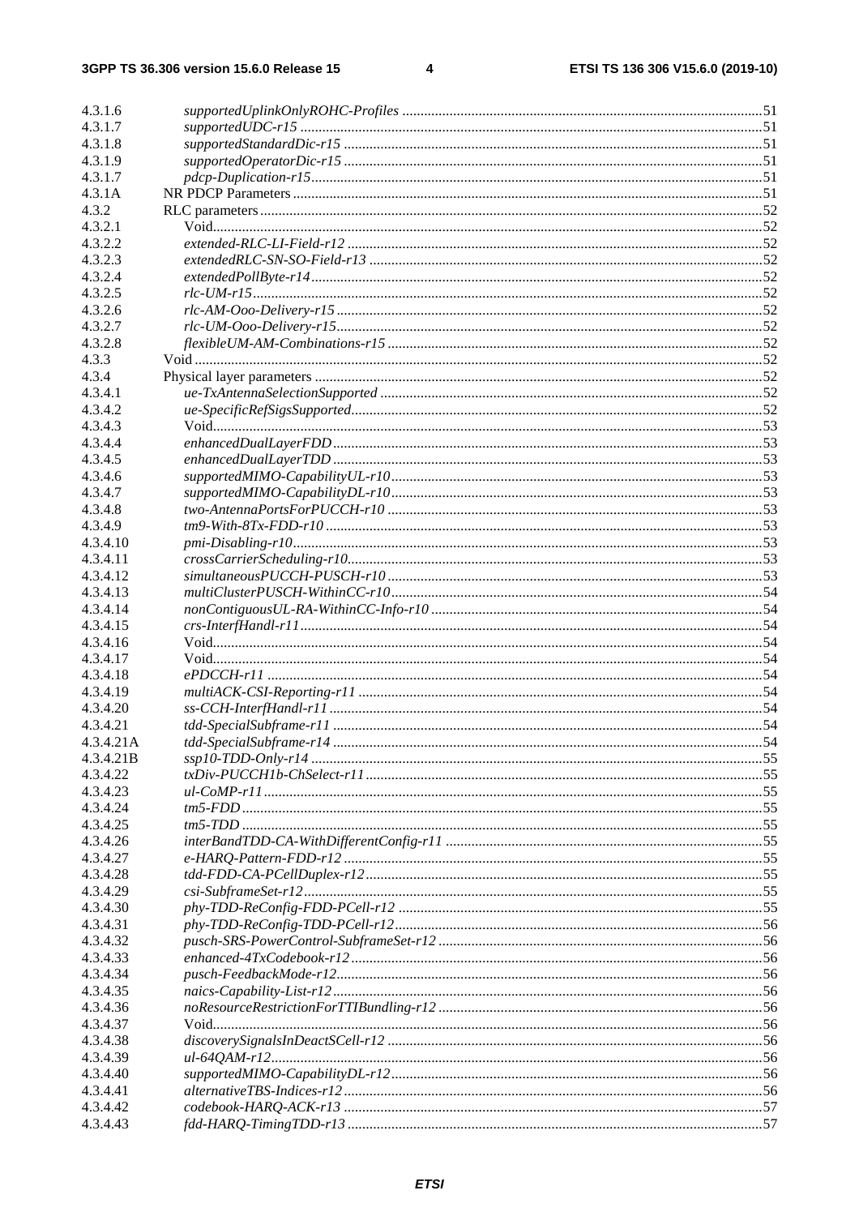4.3.1.6 *supportedUplinkOnlyROHC-Profiles* .....51
4.3.1.7 *supportedUDC-r15* .....51
4.3.1.8 *supportedStandardDic-r15* .....51
4.3.1.9 *supportedOperatorDic-r15* .....51
4.3.1.7 *pdcp-Duplication-r15*.....51
4.3.1A NR PDCP Parameters .....51
4.3.2 RLC parameters .....52
4.3.2.1 Void.....52
4.3.2.2 *extended-RLC-LI-Field-r12* .....52
4.3.2.3 *extendedRLC-SN-SO-Field-r13* .....52
4.3.2.4 *extendedPollByte-r14*.....52
4.3.2.5 *rlc-UM-r15*.....52
4.3.2.6 *rlc-AM-Ooo-Delivery-r15* .....52
4.3.2.7 *rlc-UM-Ooo-Delivery-r15*.....52
4.3.2.8 *flexibleUM-AM-Combinations-r15* .....52
4.3.3 Void .....52
4.3.4 Physical layer parameters .....52
4.3.4.1 *ue-TxAntennaSelectionSupported* .....52
4.3.4.2 *ue-SpecificRefSigsSupported*.....52
4.3.4.3 Void.....53
4.3.4.4 *enhancedDualLayerFDD* .....53
4.3.4.5 *enhancedDualLayerTDD* .....53
4.3.4.6 *supportedMIMO-CapabilityUL-r10* .....53
4.3.4.7 *supportedMIMO-CapabilityDL-r10* .....53
4.3.4.8 *two-AntennaPortsForPUCCH-r10* .....53
4.3.4.9 *tm9-With-8Tx-FDD-r10* .....53
4.3.4.10 *pmi-Disabling-r10*.....53
4.3.4.11 *crossCarrierScheduling-r10*.....53
4.3.4.12 *simultaneousPUCCH-PUSCH-r10* .....53
4.3.4.13 *multiClusterPUSCH-WithinCC-r10* .....54
4.3.4.14 *nonContiguousUL-RA-WithinCC-Info-r10* .....54
4.3.4.15 *crs-InterfHandl-r11*.....54
4.3.4.16 Void.....54
4.3.4.17 Void.....54
4.3.4.18 *ePDCCH-r11* .....54
4.3.4.19 *multiACK-CSI-Reporting-r11* .....54
4.3.4.20 *ss-CCH-InterfHandl-r11* .....54
4.3.4.21 *tdd-SpecialSubframe-r11* .....54
4.3.4.21A *tdd-SpecialSubframe-r14* .....54
4.3.4.21B *ssp10-TDD-Only-r14* .....55
4.3.4.22 *txDiv-PUCCH1b-ChSelect-r11*.....55
4.3.4.23 *ul-CoMP-r11* .....55
4.3.4.24 *tm5-FDD*.....55
4.3.4.25 *tm5-TDD* .....55
4.3.4.26 *interBandTDD-CA-WithDifferentConfig-r11* .....55
4.3.4.27 *e-HARQ-Pattern-FDD-r12* .....55
4.3.4.28 *tdd-FDD-CA-PCellDuplex-r12*.....55
4.3.4.29 *csi-SubframeSet-r12*.....55
4.3.4.30 *phy-TDD-ReConfig-FDD-PCell-r12* .....55
4.3.4.31 *phy-TDD-ReConfig-TDD-PCell-r12*.....56
4.3.4.32 *pusch-SRS-PowerControl-SubframeSet-r12* .....56
4.3.4.33 *enhanced-4TxCodebook-r12* .....56
4.3.4.34 *pusch-FeedbackMode-r12*.....56
4.3.4.35 *naics-Capability-List-r12*.....56
4.3.4.36 *noResourceRestrictionForTTIBundling-r12* .....56
4.3.4.37 Void.....56
4.3.4.38 *discoverySignalsInDeactSCell-r12* .....56
4.3.4.39 *ul-64QAM-r12*.....56
4.3.4.40 *supportedMIMO-CapabilityDL-r12*.....56
4.3.4.41 *alternativeTBS-Indices-r12* .....56
4.3.4.42 *codebook-HARQ-ACK-r13* .....57
4.3.4.43 *fdd-HARQ-TimingTDD-r13* .....57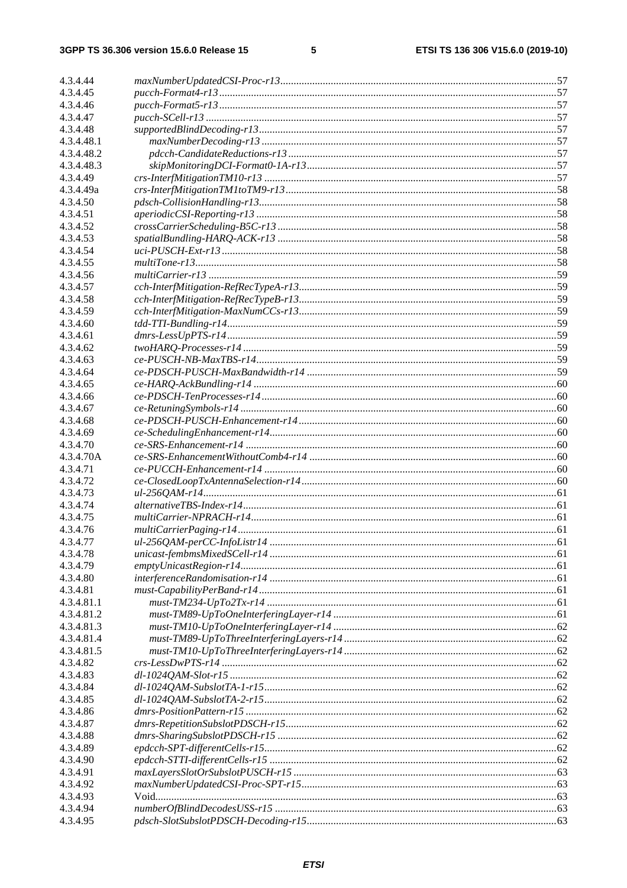| | | |
|---|---|---|
| 4.3.4.44 | *maxNumberUpdatedCSI-Proc-r13* | 57 |
| 4.3.4.45 | *pucch-Format4-r13* | 57 |
| 4.3.4.46 | *pucch-Format5-r13* | 57 |
| 4.3.4.47 | *pucch-SCell-r13* | 57 |
| 4.3.4.48 | *supportedBlindDecoding-r13* | 57 |
| 4.3.4.48.1 | *maxNumberDecoding-r13* | 57 |
| 4.3.4.48.2 | *pdcch-CandidateReductions-r13* | 57 |
| 4.3.4.48.3 | *skipMonitoringDCI-Format0-1A-r13* | 57 |
| 4.3.4.49 | *crs-InterfMitigationTM10-r13* | 57 |
| 4.3.4.49a | *crs-InterfMitigationTM1toTM9-r13* | 58 |
| 4.3.4.50 | *pdsch-CollisionHandling-r13* | 58 |
| 4.3.4.51 | *aperiodicCSI-Reporting-r13* | 58 |
| 4.3.4.52 | *crossCarrierScheduling-B5C-r13* | 58 |
| 4.3.4.53 | *spatialBundling-HARQ-ACK-r13* | 58 |
| 4.3.4.54 | *uci-PUSCH-Ext-r13* | 58 |
| 4.3.4.55 | *multiTone-r13* | 58 |
| 4.3.4.56 | *multiCarrier-r13* | 59 |
| 4.3.4.57 | *cch-InterfMitigation-RefRecTypeA-r13* | 59 |
| 4.3.4.58 | *cch-InterfMitigation-RefRecTypeB-r13* | 59 |
| 4.3.4.59 | *cch-InterfMitigation-MaxNumCCs-r13* | 59 |
| 4.3.4.60 | *tdd-TTI-Bundling-r14* | 59 |
| 4.3.4.61 | *dmrs-LessUpPTS-r14* | 59 |
| 4.3.4.62 | *twoHARQ-Processes-r14* | 59 |
| 4.3.4.63 | *ce-PUSCH-NB-MaxTBS-r14* | 59 |
| 4.3.4.64 | *ce-PDSCH-PUSCH-MaxBandwidth-r14* | 59 |
| 4.3.4.65 | *ce-HARQ-AckBundling-r14* | 60 |
| 4.3.4.66 | *ce-PDSCH-TenProcesses-r14* | 60 |
| 4.3.4.67 | *ce-RetuningSymbols-r14* | 60 |
| 4.3.4.68 | *ce-PDSCH-PUSCH-Enhancement-r14* | 60 |
| 4.3.4.69 | *ce-SchedulingEnhancement-r14* | 60 |
| 4.3.4.70 | *ce-SRS-Enhancement-r14* | 60 |
| 4.3.4.70A | *ce-SRS-EnhancementWithoutComb4-r14* | 60 |
| 4.3.4.71 | *ce-PUCCH-Enhancement-r14* | 60 |
| 4.3.4.72 | *ce-ClosedLoopTxAntennaSelection-r14* | 60 |
| 4.3.4.73 | *ul-256QAM-r14* | 61 |
| 4.3.4.74 | *alternativeTBS-Index-r14* | 61 |
| 4.3.4.75 | *multiCarrier-NPRACH-r14* | 61 |
| 4.3.4.76 | *multiCarrierPaging-r14* | 61 |
| 4.3.4.77 | *ul-256QAM-perCC-InfoListr14* | 61 |
| 4.3.4.78 | *unicast-fembmsMixedSCell-r14* | 61 |
| 4.3.4.79 | *emptyUnicastRegion-r14* | 61 |
| 4.3.4.80 | *interferenceRandomisation-r14* | 61 |
| 4.3.4.81 | *must-CapabilityPerBand-r14* | 61 |
| 4.3.4.81.1 | *must-TM234-UpTo2Tx-r14* | 61 |
| 4.3.4.81.2 | *must-TM89-UpToOneInterferingLayer-r14* | 61 |
| 4.3.4.81.3 | *must-TM10-UpToOneInterferingLayer-r14* | 62 |
| 4.3.4.81.4 | *must-TM89-UpToThreeInterferingLayers-r14* | 62 |
| 4.3.4.81.5 | *must-TM10-UpToThreeInterferingLayers-r14* | 62 |
| 4.3.4.82 | *crs-LessDwPTS-r14* | 62 |
| 4.3.4.83 | *dl-1024QAM-Slot-r15* | 62 |
| 4.3.4.84 | *dl-1024QAM-SubslotTA-1-r15* | 62 |
| 4.3.4.85 | *dl-1024QAM-SubslotTA-2-r15* | 62 |
| 4.3.4.86 | *dmrs-PositionPattern-r15* | 62 |
| 4.3.4.87 | *dmrs-RepetitionSubslotPDSCH-r15* | 62 |
| 4.3.4.88 | *dmrs-SharingSubslotPDSCH-r15* | 62 |
| 4.3.4.89 | *epdcch-SPT-differentCells-r15* | 62 |
| 4.3.4.90 | *epdcch-STTI-differentCells-r15* | 62 |
| 4.3.4.91 | *maxLayersSlotOrSubslotPUSCH-r15* | 63 |
| 4.3.4.92 | *maxNumberUpdatedCSI-Proc-SPT-r15* | 63 |
| 4.3.4.93 | Void | 63 |
| 4.3.4.94 | *numberOfBlindDecodesUSS-r15* | 63 |
| 4.3.4.95 | *pdsch-SlotSubslotPDSCH-Decoding-r15* | 63 |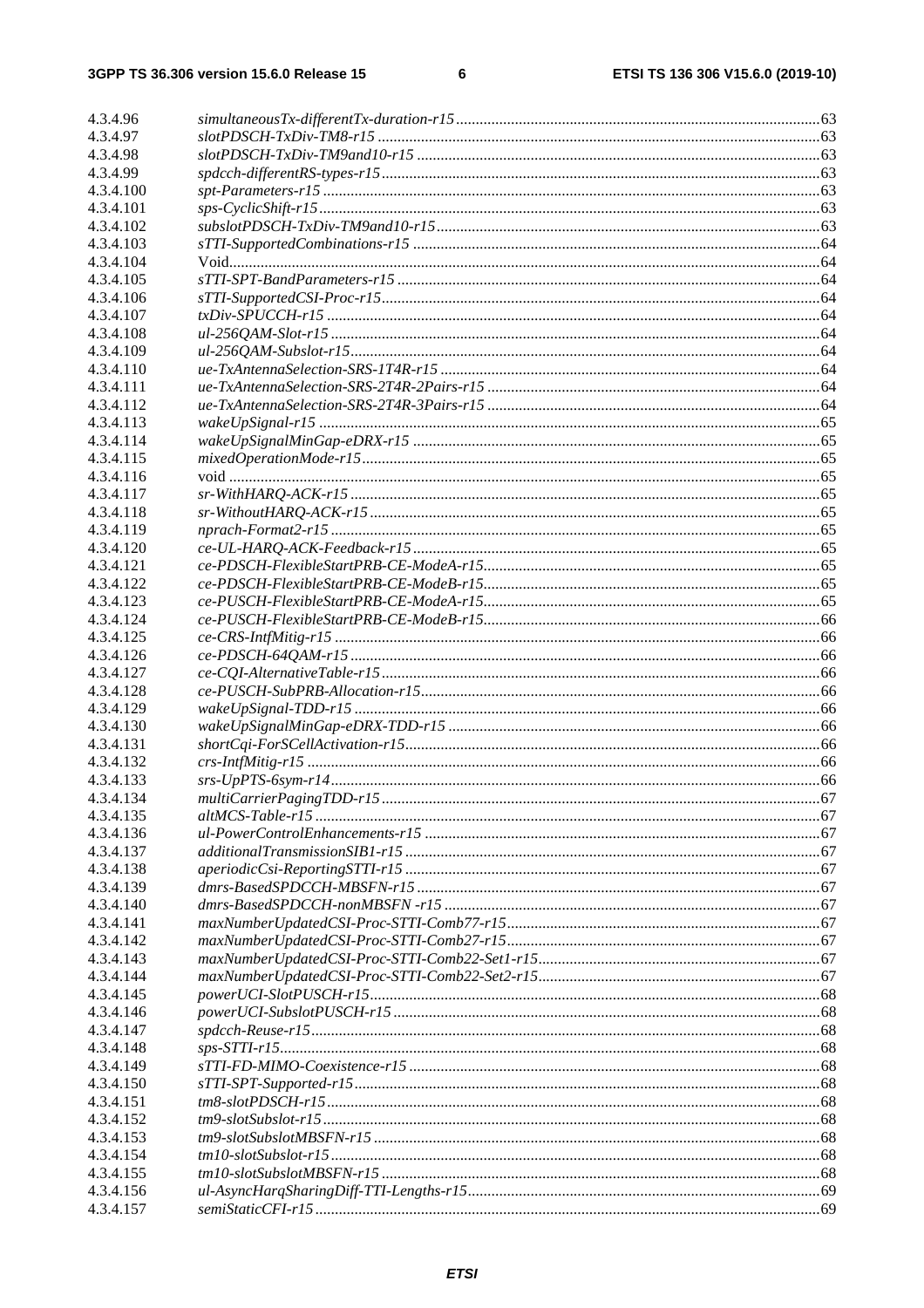4.3.4.96 *simultaneousTx-differentTx-duration-r15* ........ 63
4.3.4.97 *slotPDSCH-TxDiv-TM8-r15* ........ 63
4.3.4.98 *slotPDSCH-TxDiv-TM9and10-r15* ........ 63
4.3.4.99 *spdcch-differentRS-types-r15* ........ 63
4.3.4.100 *spt-Parameters-r15* ........ 63
4.3.4.101 *sps-CyclicShift-r15* ........ 63
4.3.4.102 *subslotPDSCH-TxDiv-TM9and10-r15* ........ 63
4.3.4.103 *sTTI-SupportedCombinations-r15* ........ 64
4.3.4.104 Void ........ 64
4.3.4.105 *sTTI-SPT-BandParameters-r15* ........ 64
4.3.4.106 *sTTI-SupportedCSI-Proc-r15* ........ 64
4.3.4.107 *txDiv-SPUCCH-r15* ........ 64
4.3.4.108 *ul-256QAM-Slot-r15* ........ 64
4.3.4.109 *ul-256QAM-Subslot-r15* ........ 64
4.3.4.110 *ue-TxAntennaSelection-SRS-1T4R-r15* ........ 64
4.3.4.111 *ue-TxAntennaSelection-SRS-2T4R-2Pairs-r15* ........ 64
4.3.4.112 *ue-TxAntennaSelection-SRS-2T4R-3Pairs-r15* ........ 64
4.3.4.113 *wakeUpSignal-r15* ........ 65
4.3.4.114 *wakeUpSignalMinGap-eDRX-r15* ........ 65
4.3.4.115 *mixedOperationMode-r15* ........ 65
4.3.4.116 void ........ 65
4.3.4.117 *sr-WithHARQ-ACK-r15* ........ 65
4.3.4.118 *sr-WithoutHARQ-ACK-r15* ........ 65
4.3.4.119 *nprach-Format2-r15* ........ 65
4.3.4.120 *ce-UL-HARQ-ACK-Feedback-r15* ........ 65
4.3.4.121 *ce-PDSCH-FlexibleStartPRB-CE-ModeA-r15* ........ 65
4.3.4.122 *ce-PDSCH-FlexibleStartPRB-CE-ModeB-r15* ........ 65
4.3.4.123 *ce-PUSCH-FlexibleStartPRB-CE-ModeA-r15* ........ 65
4.3.4.124 *ce-PUSCH-FlexibleStartPRB-CE-ModeB-r15* ........ 66
4.3.4.125 *ce-CRS-IntfMitig-r15* ........ 66
4.3.4.126 *ce-PDSCH-64QAM-r15* ........ 66
4.3.4.127 *ce-CQI-AlternativeTable-r15* ........ 66
4.3.4.128 *ce-PUSCH-SubPRB-Allocation-r15* ........ 66
4.3.4.129 *wakeUpSignal-TDD-r15* ........ 66
4.3.4.130 *wakeUpSignalMinGap-eDRX-TDD-r15* ........ 66
4.3.4.131 *shortCqi-ForSCellActivation-r15* ........ 66
4.3.4.132 *crs-IntfMitig-r15* ........ 66
4.3.4.133 *srs-UpPTS-6sym-r14* ........ 66
4.3.4.134 *multiCarrierPagingTDD-r15* ........ 67
4.3.4.135 *altMCS-Table-r15* ........ 67
4.3.4.136 *ul-PowerControlEnhancements-r15* ........ 67
4.3.4.137 *additionalTransmissionSIB1-r15* ........ 67
4.3.4.138 *aperiodicCsi-ReportingSTTI-r15* ........ 67
4.3.4.139 *dmrs-BasedSPDCCH-MBSFN-r15* ........ 67
4.3.4.140 *dmrs-BasedSPDCCH-nonMBSFN -r15* ........ 67
4.3.4.141 *maxNumberUpdatedCSI-Proc-STTI-Comb77-r15* ........ 67
4.3.4.142 *maxNumberUpdatedCSI-Proc-STTI-Comb27-r15* ........ 67
4.3.4.143 *maxNumberUpdatedCSI-Proc-STTI-Comb22-Set1-r15* ........ 67
4.3.4.144 *maxNumberUpdatedCSI-Proc-STTI-Comb22-Set2-r15* ........ 67
4.3.4.145 *powerUCI-SlotPUSCH-r15* ........ 68
4.3.4.146 *powerUCI-SubslotPUSCH-r15* ........ 68
4.3.4.147 *spdcch-Reuse-r15* ........ 68
4.3.4.148 *sps-STTI-r15* ........ 68
4.3.4.149 *sTTI-FD-MIMO-Coexistence-r15* ........ 68
4.3.4.150 *sTTI-SPT-Supported-r15* ........ 68
4.3.4.151 *tm8-slotPDSCH-r15* ........ 68
4.3.4.152 *tm9-slotSubslot-r15* ........ 68
4.3.4.153 *tm9-slotSubslotMBSFN-r15* ........ 68
4.3.4.154 *tm10-slotSubslot-r15* ........ 68
4.3.4.155 *tm10-slotSubslotMBSFN-r15* ........ 68
4.3.4.156 *ul-AsyncHarqSharingDiff-TTI-Lengths-r15* ........ 69
4.3.4.157 *semiStaticCFI-r15* ........ 69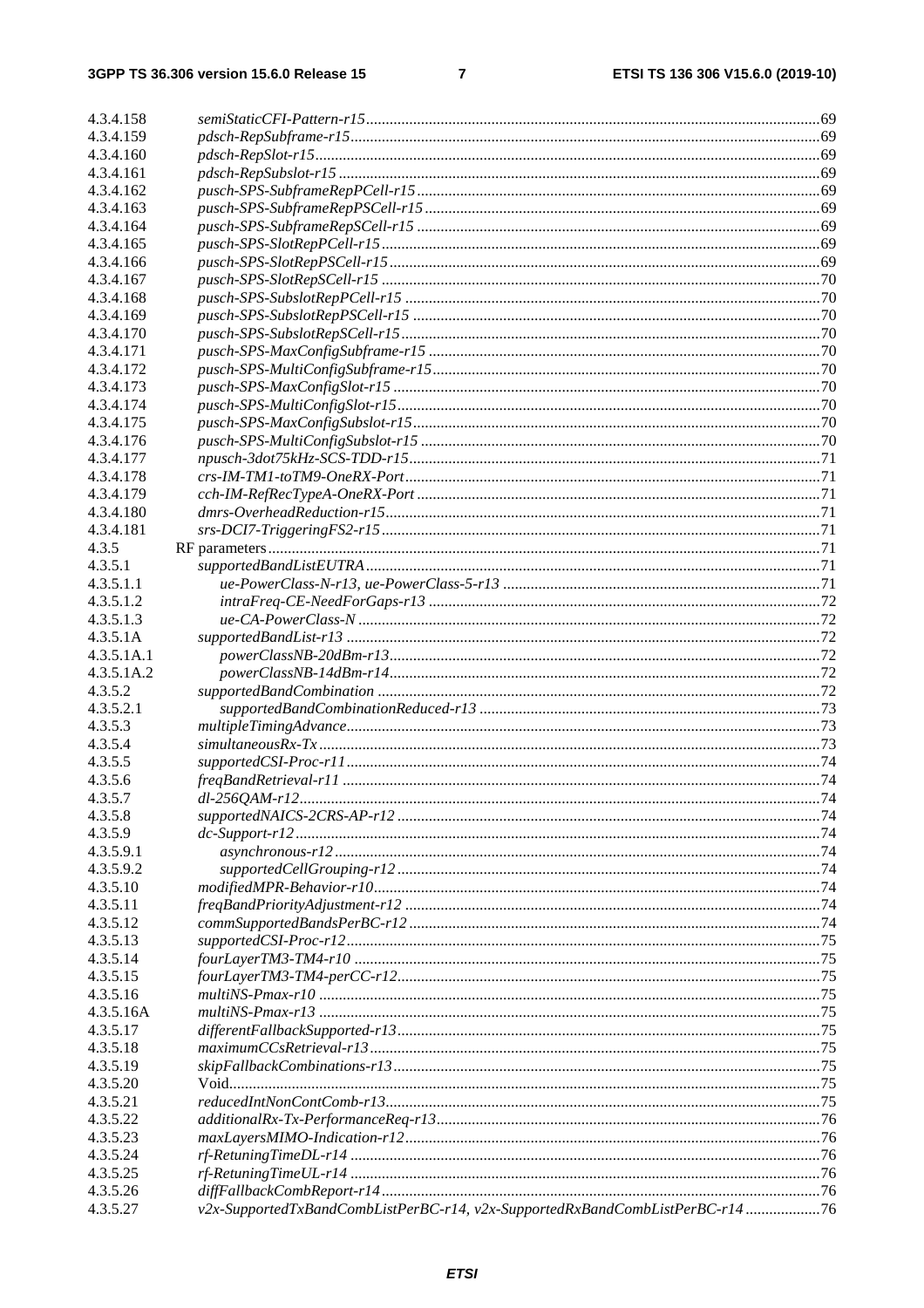4.3.4.158 *semiStaticCFI-Pattern-r15* ... 69
4.3.4.159 *pdsch-RepSubframe-r15* ... 69
4.3.4.160 *pdsch-RepSlot-r15* ... 69
4.3.4.161 *pdsch-RepSubslot-r15* ... 69
4.3.4.162 *pusch-SPS-SubframeRepPCell-r15* ... 69
4.3.4.163 *pusch-SPS-SubframeRepPSCell-r15* ... 69
4.3.4.164 *pusch-SPS-SubframeRepSCell-r15* ... 69
4.3.4.165 *pusch-SPS-SlotRepPCell-r15* ... 69
4.3.4.166 *pusch-SPS-SlotRepPSCell-r15* ... 69
4.3.4.167 *pusch-SPS-SlotRepSCell-r15* ... 70
4.3.4.168 *pusch-SPS-SubslotRepPCell-r15* ... 70
4.3.4.169 *pusch-SPS-SubslotRepPSCell-r15* ... 70
4.3.4.170 *pusch-SPS-SubslotRepSCell-r15* ... 70
4.3.4.171 *pusch-SPS-MaxConfigSubframe-r15* ... 70
4.3.4.172 *pusch-SPS-MultiConfigSubframe-r15* ... 70
4.3.4.173 *pusch-SPS-MaxConfigSlot-r15* ... 70
4.3.4.174 *pusch-SPS-MultiConfigSlot-r15* ... 70
4.3.4.175 *pusch-SPS-MaxConfigSubslot-r15* ... 70
4.3.4.176 *pusch-SPS-MultiConfigSubslot-r15* ... 70
4.3.4.177 *npusch-3dot75kHz-SCS-TDD-r15* ... 71
4.3.4.178 *crs-IM-TM1-toTM9-OneRX-Port* ... 71
4.3.4.179 *cch-IM-RefRecTypeA-OneRX-Port* ... 71
4.3.4.180 *dmrs-OverheadReduction-r15* ... 71
4.3.4.181 *srs-DCI7-TriggeringFS2-r15* ... 71
4.3.5 RF parameters ... 71
4.3.5.1 *supportedBandListEUTRA* ... 71
4.3.5.1.1 *ue-PowerClass-N-r13, ue-PowerClass-5-r13* ... 71
4.3.5.1.2 *intraFreq-CE-NeedForGaps-r13* ... 72
4.3.5.1.3 *ue-CA-PowerClass-N* ... 72
4.3.5.1A *supportedBandList-r13* ... 72
4.3.5.1A.1 *powerClassNB-20dBm-r13* ... 72
4.3.5.1A.2 *powerClassNB-14dBm-r14* ... 72
4.3.5.2 *supportedBandCombination* ... 72
4.3.5.2.1 *supportedBandCombinationReduced-r13* ... 73
4.3.5.3 *multipleTimingAdvance* ... 73
4.3.5.4 *simultaneousRx-Tx* ... 73
4.3.5.5 *supportedCSI-Proc-r11* ... 74
4.3.5.6 *freqBandRetrieval-r11* ... 74
4.3.5.7 *dl-256QAM-r12* ... 74
4.3.5.8 *supportedNAICS-2CRS-AP-r12* ... 74
4.3.5.9 *dc-Support-r12* ... 74
4.3.5.9.1 *asynchronous-r12* ... 74
4.3.5.9.2 *supportedCellGrouping-r12* ... 74
4.3.5.10 *modifiedMPR-Behavior-r10* ... 74
4.3.5.11 *freqBandPriorityAdjustment-r12* ... 74
4.3.5.12 *commSupportedBandsPerBC-r12* ... 74
4.3.5.13 *supportedCSI-Proc-r12* ... 75
4.3.5.14 *fourLayerTM3-TM4-r10* ... 75
4.3.5.15 *fourLayerTM3-TM4-perCC-r12* ... 75
4.3.5.16 *multiNS-Pmax-r10* ... 75
4.3.5.16A *multiNS-Pmax-r13* ... 75
4.3.5.17 *differentFallbackSupported-r13* ... 75
4.3.5.18 *maximumCCsRetrieval-r13* ... 75
4.3.5.19 *skipFallbackCombinations-r13* ... 75
4.3.5.20 Void ... 75
4.3.5.21 *reducedIntNonContComb-r13* ... 75
4.3.5.22 *additionalRx-Tx-PerformanceReq-r13* ... 76
4.3.5.23 *maxLayersMIMO-Indication-r12* ... 76
4.3.5.24 *rf-RetuningTimeDL-r14* ... 76
4.3.5.25 *rf-RetuningTimeUL-r14* ... 76
4.3.5.26 *diffFallbackCombReport-r14* ... 76
4.3.5.27 *v2x-SupportedTxBandCombListPerBC-r14, v2x-SupportedRxBandCombListPerBC-r14* ... 76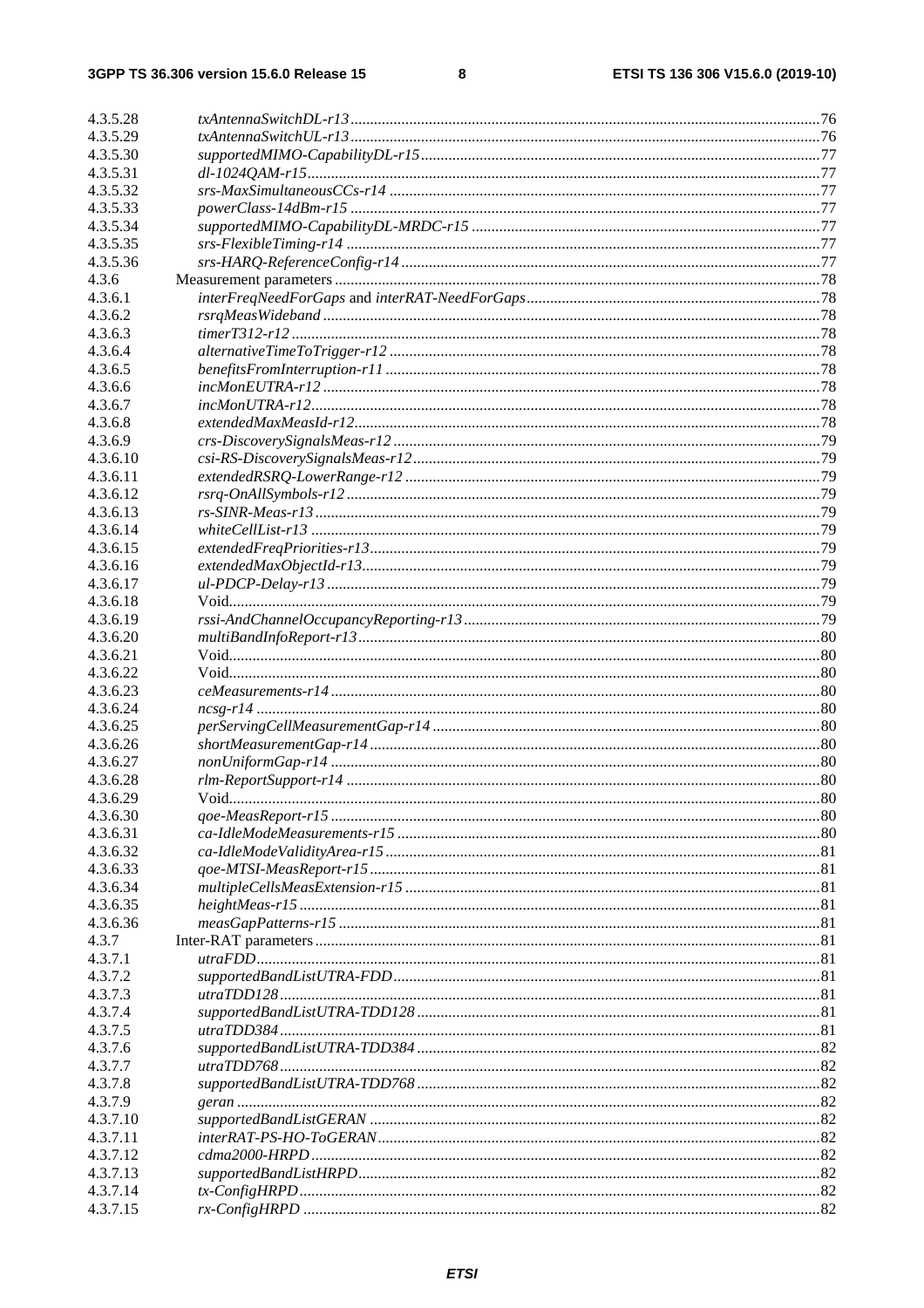4.3.5.28 *txAntennaSwitchDL-r13* ....76
4.3.5.29 *txAntennaSwitchUL-r13* ....76
4.3.5.30 *supportedMIMO-CapabilityDL-r15* ....77
4.3.5.31 *dl-1024QAM-r15* ....77
4.3.5.32 *srs-MaxSimultaneousCCs-r14* ....77
4.3.5.33 *powerClass-14dBm-r15* ....77
4.3.5.34 *supportedMIMO-CapabilityDL-MRDC-r15* ....77
4.3.5.35 *srs-FlexibleTiming-r14* ....77
4.3.5.36 *srs-HARQ-ReferenceConfig-r14* ....77
4.3.6 Measurement parameters ....78
4.3.6.1 *interFreqNeedForGaps* and *interRAT-NeedForGaps* ....78
4.3.6.2 *rsrqMeasWideband* ....78
4.3.6.3 *timerT312-r12* ....78
4.3.6.4 *alternativeTimeToTrigger-r12* ....78
4.3.6.5 *benefitsFromInterruption-r11* ....78
4.3.6.6 *incMonEUTRA-r12* ....78
4.3.6.7 *incMonUTRA-r12* ....78
4.3.6.8 *extendedMaxMeasId-r12* ....78
4.3.6.9 *crs-DiscoverySignalsMeas-r12* ....79
4.3.6.10 *csi-RS-DiscoverySignalsMeas-r12* ....79
4.3.6.11 *extendedRSRQ-LowerRange-r12* ....79
4.3.6.12 *rsrq-OnAllSymbols-r12* ....79
4.3.6.13 *rs-SINR-Meas-r13* ....79
4.3.6.14 *whiteCellList-r13* ....79
4.3.6.15 *extendedFreqPriorities-r13* ....79
4.3.6.16 *extendedMaxObjectId-r13* ....79
4.3.6.17 *ul-PDCP-Delay-r13* ....79
4.3.6.18 Void ....79
4.3.6.19 *rssi-AndChannelOccupancyReporting-r13* ....79
4.3.6.20 *multiBandInfoReport-r13* ....80
4.3.6.21 Void ....80
4.3.6.22 Void ....80
4.3.6.23 *ceMeasurements-r14* ....80
4.3.6.24 *ncsg-r14* ....80
4.3.6.25 *perServingCellMeasurementGap-r14* ....80
4.3.6.26 *shortMeasurementGap-r14* ....80
4.3.6.27 *nonUniformGap-r14* ....80
4.3.6.28 *rlm-ReportSupport-r14* ....80
4.3.6.29 Void ....80
4.3.6.30 *qoe-MeasReport-r15* ....80
4.3.6.31 *ca-IdleModeMeasurements-r15* ....80
4.3.6.32 *ca-IdleModeValidityArea-r15* ....81
4.3.6.33 *qoe-MTSI-MeasReport-r15* ....81
4.3.6.34 *multipleCellsMeasExtension-r15* ....81
4.3.6.35 *heightMeas-r15* ....81
4.3.6.36 *measGapPatterns-r15* ....81
4.3.7 Inter-RAT parameters ....81
4.3.7.1 *utraFDD* ....81
4.3.7.2 *supportedBandListUTRA-FDD* ....81
4.3.7.3 *utraTDD128* ....81
4.3.7.4 *supportedBandListUTRA-TDD128* ....81
4.3.7.5 *utraTDD384* ....81
4.3.7.6 *supportedBandListUTRA-TDD384* ....82
4.3.7.7 *utraTDD768* ....82
4.3.7.8 *supportedBandListUTRA-TDD768* ....82
4.3.7.9 *geran* ....82
4.3.7.10 *supportedBandListGERAN* ....82
4.3.7.11 *interRAT-PS-HO-ToGERAN* ....82
4.3.7.12 *cdma2000-HRPD* ....82
4.3.7.13 *supportedBandListHRPD* ....82
4.3.7.14 *tx-ConfigHRPD* ....82
4.3.7.15 *rx-ConfigHRPD* ....82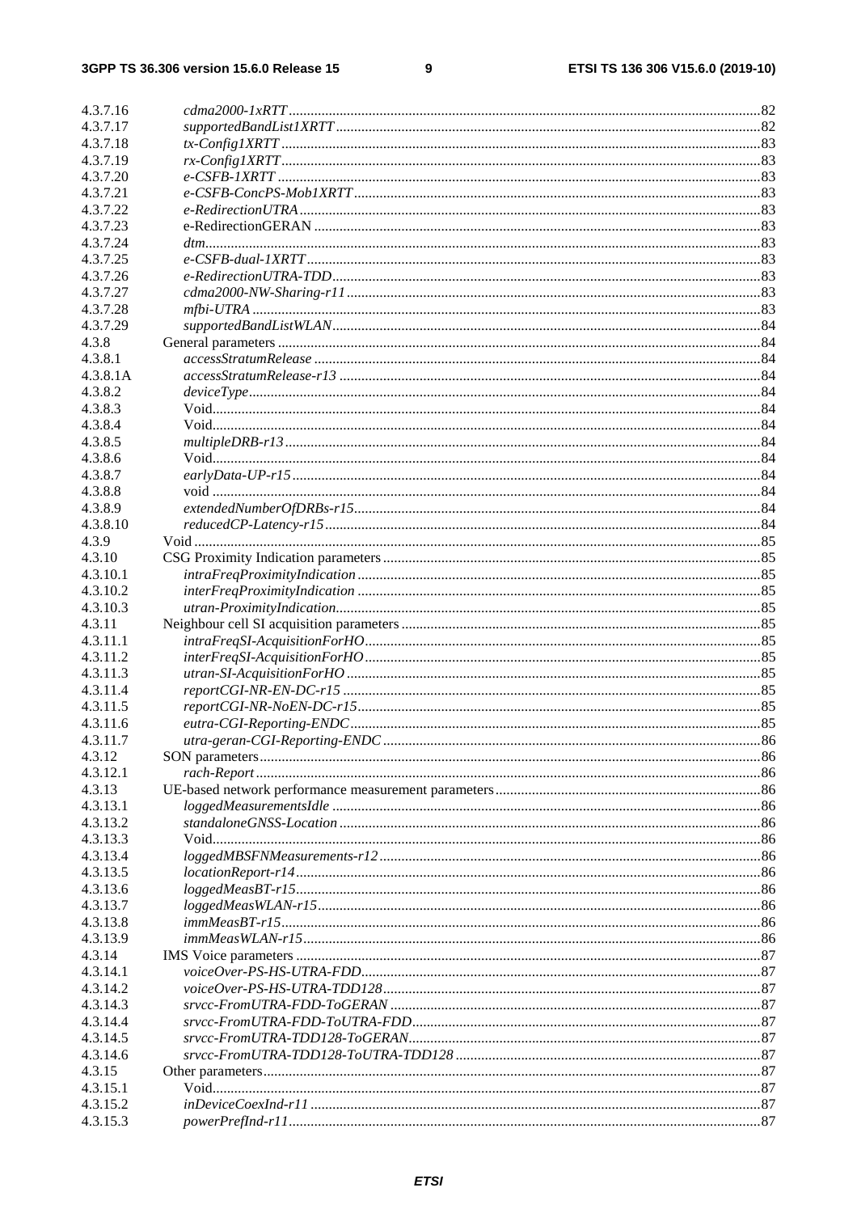| | | |
|---|---|---|
| 4.3.7.16 | *cdma2000-1xRTT* | 82 |
| 4.3.7.17 | *supportedBandList1XRTT* | 82 |
| 4.3.7.18 | *tx-Config1XRTT* | 83 |
| 4.3.7.19 | *rx-Config1XRTT* | 83 |
| 4.3.7.20 | *e-CSFB-1XRTT* | 83 |
| 4.3.7.21 | *e-CSFB-ConcPS-Mob1XRTT* | 83 |
| 4.3.7.22 | *e-RedirectionUTRA* | 83 |
| 4.3.7.23 | e-RedirectionGERAN | 83 |
| 4.3.7.24 | *dtm* | 83 |
| 4.3.7.25 | *e-CSFB-dual-1XRTT* | 83 |
| 4.3.7.26 | *e-RedirectionUTRA-TDD* | 83 |
| 4.3.7.27 | *cdma2000-NW-Sharing-r11* | 83 |
| 4.3.7.28 | *mfbi-UTRA* | 83 |
| 4.3.7.29 | *supportedBandListWLAN* | 84 |
| 4.3.8 | General parameters | 84 |
| 4.3.8.1 | *accessStratumRelease* | 84 |
| 4.3.8.1A | *accessStratumRelease-r13* | 84 |
| 4.3.8.2 | *deviceType* | 84 |
| 4.3.8.3 | Void | 84 |
| 4.3.8.4 | Void | 84 |
| 4.3.8.5 | *multipleDRB-r13* | 84 |
| 4.3.8.6 | Void | 84 |
| 4.3.8.7 | *earlyData-UP-r15* | 84 |
| 4.3.8.8 | void | 84 |
| 4.3.8.9 | *extendedNumberOfDRBs-r15* | 84 |
| 4.3.8.10 | *reducedCP-Latency-r15* | 84 |
| 4.3.9 | Void | 85 |
| 4.3.10 | CSG Proximity Indication parameters | 85 |
| 4.3.10.1 | *intraFreqProximityIndication* | 85 |
| 4.3.10.2 | *interFreqProximityIndication* | 85 |
| 4.3.10.3 | *utran-ProximityIndication* | 85 |
| 4.3.11 | Neighbour cell SI acquisition parameters | 85 |
| 4.3.11.1 | *intraFreqSI-AcquisitionForHO* | 85 |
| 4.3.11.2 | *interFreqSI-AcquisitionForHO* | 85 |
| 4.3.11.3 | *utran-SI-AcquisitionForHO* | 85 |
| 4.3.11.4 | *reportCGI-NR-EN-DC-r15* | 85 |
| 4.3.11.5 | *reportCGI-NR-NoEN-DC-r15* | 85 |
| 4.3.11.6 | *eutra-CGI-Reporting-ENDC* | 85 |
| 4.3.11.7 | *utra-geran-CGI-Reporting-ENDC* | 86 |
| 4.3.12 | SON parameters | 86 |
| 4.3.12.1 | *rach-Report* | 86 |
| 4.3.13 | UE-based network performance measurement parameters | 86 |
| 4.3.13.1 | *loggedMeasurementsIdle* | 86 |
| 4.3.13.2 | *standaloneGNSS-Location* | 86 |
| 4.3.13.3 | Void | 86 |
| 4.3.13.4 | *loggedMBSFNMeasurements-r12* | 86 |
| 4.3.13.5 | *locationReport-r14* | 86 |
| 4.3.13.6 | *loggedMeasBT-r15* | 86 |
| 4.3.13.7 | *loggedMeasWLAN-r15* | 86 |
| 4.3.13.8 | *immMeasBT-r15* | 86 |
| 4.3.13.9 | *immMeasWLAN-r15* | 86 |
| 4.3.14 | IMS Voice parameters | 87 |
| 4.3.14.1 | *voiceOver-PS-HS-UTRA-FDD* | 87 |
| 4.3.14.2 | *voiceOver-PS-HS-UTRA-TDD128* | 87 |
| 4.3.14.3 | *srvcc-FromUTRA-FDD-ToGERAN* | 87 |
| 4.3.14.4 | *srvcc-FromUTRA-FDD-ToUTRA-FDD* | 87 |
| 4.3.14.5 | *srvcc-FromUTRA-TDD128-ToGERAN* | 87 |
| 4.3.14.6 | *srvcc-FromUTRA-TDD128-ToUTRA-TDD128* | 87 |
| 4.3.15 | Other parameters | 87 |
| 4.3.15.1 | Void | 87 |
| 4.3.15.2 | *inDeviceCoexInd-r11* | 87 |
| 4.3.15.3 | *powerPrefInd-r11* | 87 |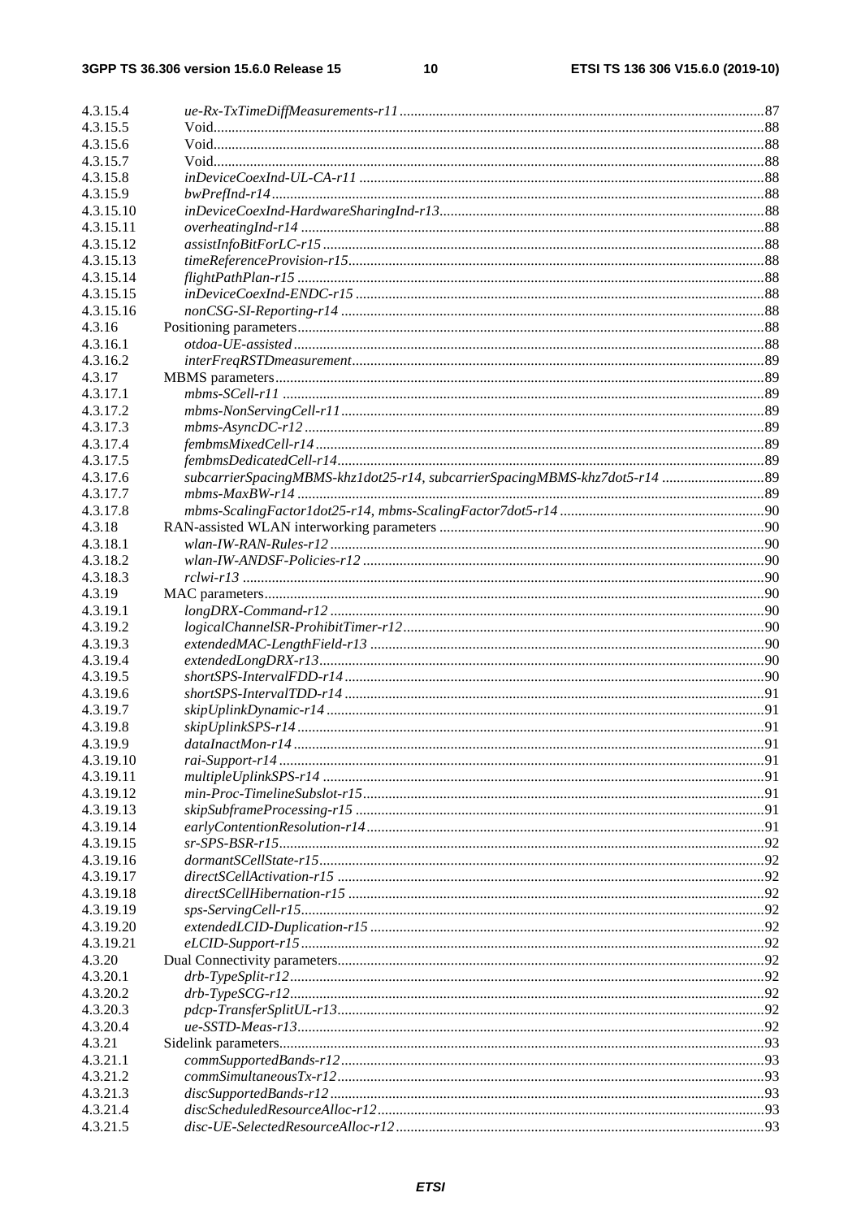4.3.15.4 *ue-Rx-TxTimeDiffMeasurements-r11* ...87
4.3.15.5 Void...88
4.3.15.6 Void...88
4.3.15.7 Void...88
4.3.15.8 *inDeviceCoexInd-UL-CA-r11* ...88
4.3.15.9 *bwPrefInd-r14*...88
4.3.15.10 *inDeviceCoexInd-HardwareSharingInd-r13*...88
4.3.15.11 *overheatingInd-r14* ...88
4.3.15.12 *assistInfoBitForLC-r15*...88
4.3.15.13 *timeReferenceProvision-r15*...88
4.3.15.14 *flightPathPlan-r15* ...88
4.3.15.15 *inDeviceCoexInd-ENDC-r15* ...88
4.3.15.16 *nonCSG-SI-Reporting-r14* ...88
4.3.16 Positioning parameters...88
4.3.16.1 *otdoa-UE-assisted*...88
4.3.16.2 *interFreqRSTDmeasurement*...89
4.3.17 MBMS parameters...89
4.3.17.1 *mbms-SCell-r11* ...89
4.3.17.2 *mbms-NonServingCell-r11*...89
4.3.17.3 *mbms-AsyncDC-r12* ...89
4.3.17.4 *fembmsMixedCell-r14*...89
4.3.17.5 *fembmsDedicatedCell-r14*...89
4.3.17.6 *subcarrierSpacingMBMS-khz1dot25-r14, subcarrierSpacingMBMS-khz7dot5-r14* ...89
4.3.17.7 *mbms-MaxBW-r14* ...89
4.3.17.8 *mbms-ScalingFactor1dot25-r14, mbms-ScalingFactor7dot5-r14* ...90
4.3.18 RAN-assisted WLAN interworking parameters ...90
4.3.18.1 *wlan-IW-RAN-Rules-r12*...90
4.3.18.2 *wlan-IW-ANDSF-Policies-r12* ...90
4.3.18.3 *rclwi-r13* ...90
4.3.19 MAC parameters...90
4.3.19.1 *longDRX-Command-r12* ...90
4.3.19.2 *logicalChannelSR-ProhibitTimer-r12*...90
4.3.19.3 *extendedMAC-LengthField-r13* ...90
4.3.19.4 *extendedLongDRX-r13*...90
4.3.19.5 *shortSPS-IntervalFDD-r14*...90
4.3.19.6 *shortSPS-IntervalTDD-r14* ...91
4.3.19.7 *skipUplinkDynamic-r14* ...91
4.3.19.8 *skipUplinkSPS-r14* ...91
4.3.19.9 *dataInactMon-r14* ...91
4.3.19.10 *rai-Support-r14* ...91
4.3.19.11 *multipleUplinkSPS-r14* ...91
4.3.19.12 *min-Proc-TimelineSubslot-r15*...91
4.3.19.13 *skipSubframeProcessing-r15* ...91
4.3.19.14 *earlyContentionResolution-r14*...91
4.3.19.15 *sr-SPS-BSR-r15*...92
4.3.19.16 *dormantSCellState-r15*...92
4.3.19.17 *directSCellActivation-r15* ...92
4.3.19.18 *directSCellHibernation-r15* ...92
4.3.19.19 *sps-ServingCell-r15*...92
4.3.19.20 *extendedLCID-Duplication-r15* ...92
4.3.19.21 *eLCID-Support-r15*...92
4.3.20 Dual Connectivity parameters...92
4.3.20.1 *drb-TypeSplit-r12*...92
4.3.20.2 *drb-TypeSCG-r12*...92
4.3.20.3 *pdcp-TransferSplitUL-r13*...92
4.3.20.4 *ue-SSTD-Meas-r13*...92
4.3.21 Sidelink parameters...93
4.3.21.1 *commSupportedBands-r12*...93
4.3.21.2 *commSimultaneousTx-r12*...93
4.3.21.3 *discSupportedBands-r12*...93
4.3.21.4 *discScheduledResourceAlloc-r12*...93
4.3.21.5 *disc-UE-SelectedResourceAlloc-r12*...93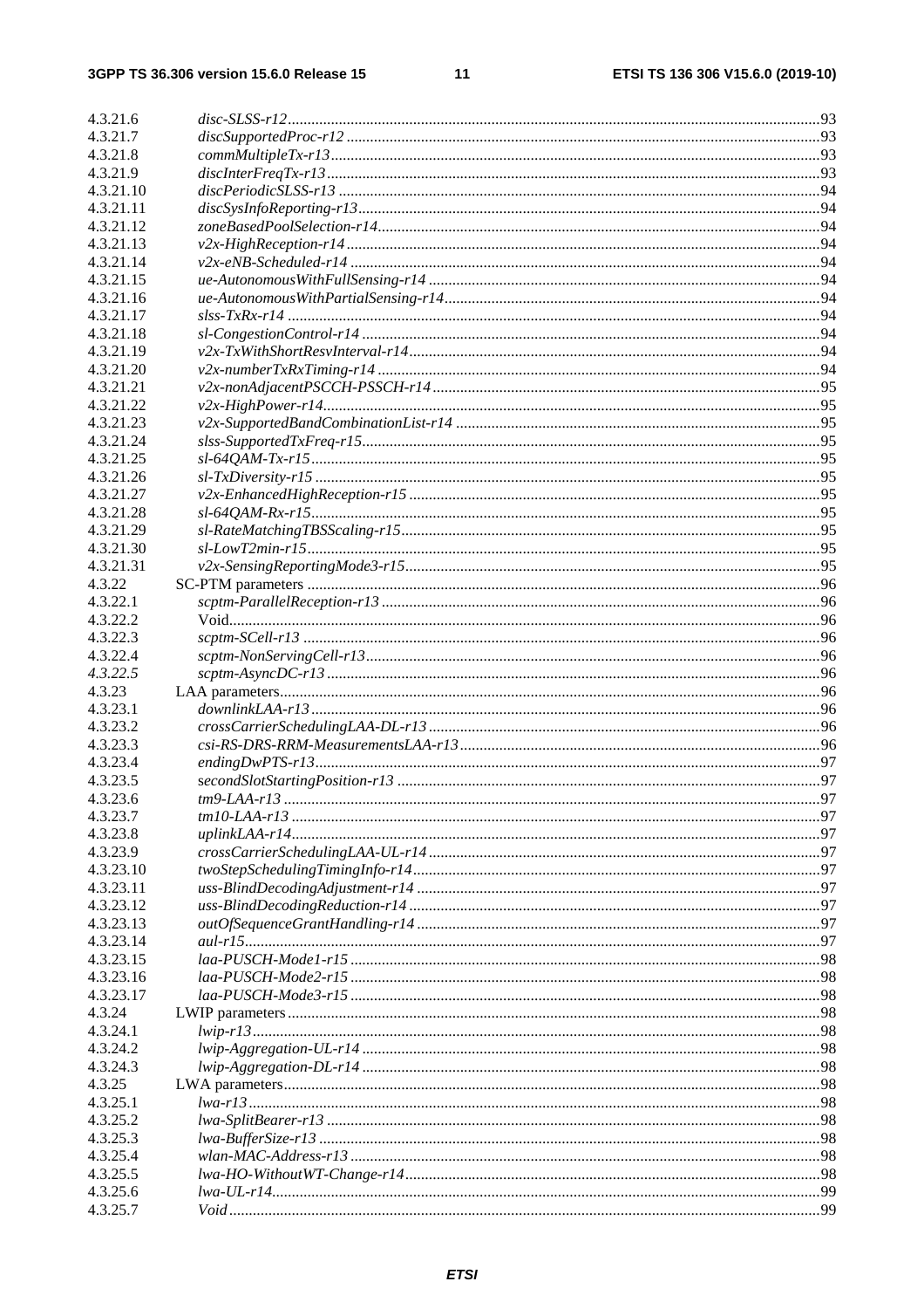4.3.21.6 *disc-SLSS-r12* ....93
4.3.21.7 *discSupportedProc-r12* ....93
4.3.21.8 *commMultipleTx-r13* ....93
4.3.21.9 *discInterFreqTx-r13* ....93
4.3.21.10 *discPeriodicSLSS-r13* ....94
4.3.21.11 *discSysInfoReporting-r13* ....94
4.3.21.12 *zoneBasedPoolSelection-r14* ....94
4.3.21.13 *v2x-HighReception-r14* ....94
4.3.21.14 *v2x-eNB-Scheduled-r14* ....94
4.3.21.15 *ue-AutonomousWithFullSensing-r14* ....94
4.3.21.16 *ue-AutonomousWithPartialSensing-r14* ....94
4.3.21.17 *slss-TxRx-r14* ....94
4.3.21.18 *sl-CongestionControl-r14* ....94
4.3.21.19 *v2x-TxWithShortResvInterval-r14* ....94
4.3.21.20 *v2x-numberTxRxTiming-r14* ....94
4.3.21.21 *v2x-nonAdjacentPSCCH-PSSCH-r14* ....95
4.3.21.22 *v2x-HighPower-r14* ....95
4.3.21.23 *v2x-SupportedBandCombinationList-r14* ....95
4.3.21.24 *slss-SupportedTxFreq-r15* ....95
4.3.21.25 *sl-64QAM-Tx-r15* ....95
4.3.21.26 *sl-TxDiversity-r15* ....95
4.3.21.27 *v2x-EnhancedHighReception-r15* ....95
4.3.21.28 *sl-64QAM-Rx-r15* ....95
4.3.21.29 *sl-RateMatchingTBSScaling-r15* ....95
4.3.21.30 *sl-LowT2min-r15* ....95
4.3.21.31 *v2x-SensingReportingMode3-r15* ....95
4.3.22 SC-PTM parameters ....96
4.3.22.1 *scptm-ParallelReception-r13* ....96
4.3.22.2 Void ....96
4.3.22.3 *scptm-SCell-r13* ....96
4.3.22.4 *scptm-NonServingCell-r13* ....96
*4.3.22.5* *scptm-AsyncDC-r13* ....96
4.3.23 LAA parameters ....96
4.3.23.1 *downlinkLAA-r13* ....96
4.3.23.2 *crossCarrierSchedulingLAA-DL-r13* ....96
4.3.23.3 *csi-RS-DRS-RRM-MeasurementsLAA-r13* ....96
4.3.23.4 *endingDwPTS-r13* ....97
4.3.23.5 *secondSlotStartingPosition-r13* ....97
4.3.23.6 *tm9-LAA-r13* ....97
4.3.23.7 *tm10-LAA-r13* ....97
4.3.23.8 *uplinkLAA-r14* ....97
4.3.23.9 *crossCarrierSchedulingLAA-UL-r14* ....97
4.3.23.10 *twoStepSchedulingTimingInfo-r14* ....97
4.3.23.11 *uss-BlindDecodingAdjustment-r14* ....97
4.3.23.12 *uss-BlindDecodingReduction-r14* ....97
4.3.23.13 *outOfSequenceGrantHandling-r14* ....97
4.3.23.14 *aul-r15* ....97
4.3.23.15 *laa-PUSCH-Mode1-r15* ....98
4.3.23.16 *laa-PUSCH-Mode2-r15* ....98
4.3.23.17 *laa-PUSCH-Mode3-r15* ....98
4.3.24 LWIP parameters ....98
4.3.24.1 *lwip-r13* ....98
4.3.24.2 *lwip-Aggregation-UL-r14* ....98
4.3.24.3 *lwip-Aggregation-DL-r14* ....98
4.3.25 LWA parameters ....98
4.3.25.1 *lwa-r13* ....98
4.3.25.2 *lwa-SplitBearer-r13* ....98
4.3.25.3 *lwa-BufferSize-r13* ....98
4.3.25.4 *wlan-MAC-Address-r13* ....98
4.3.25.5 *lwa-HO-WithoutWT-Change-r14* ....98
4.3.25.6 *lwa-UL-r14* ....99
4.3.25.7 *Void* ....99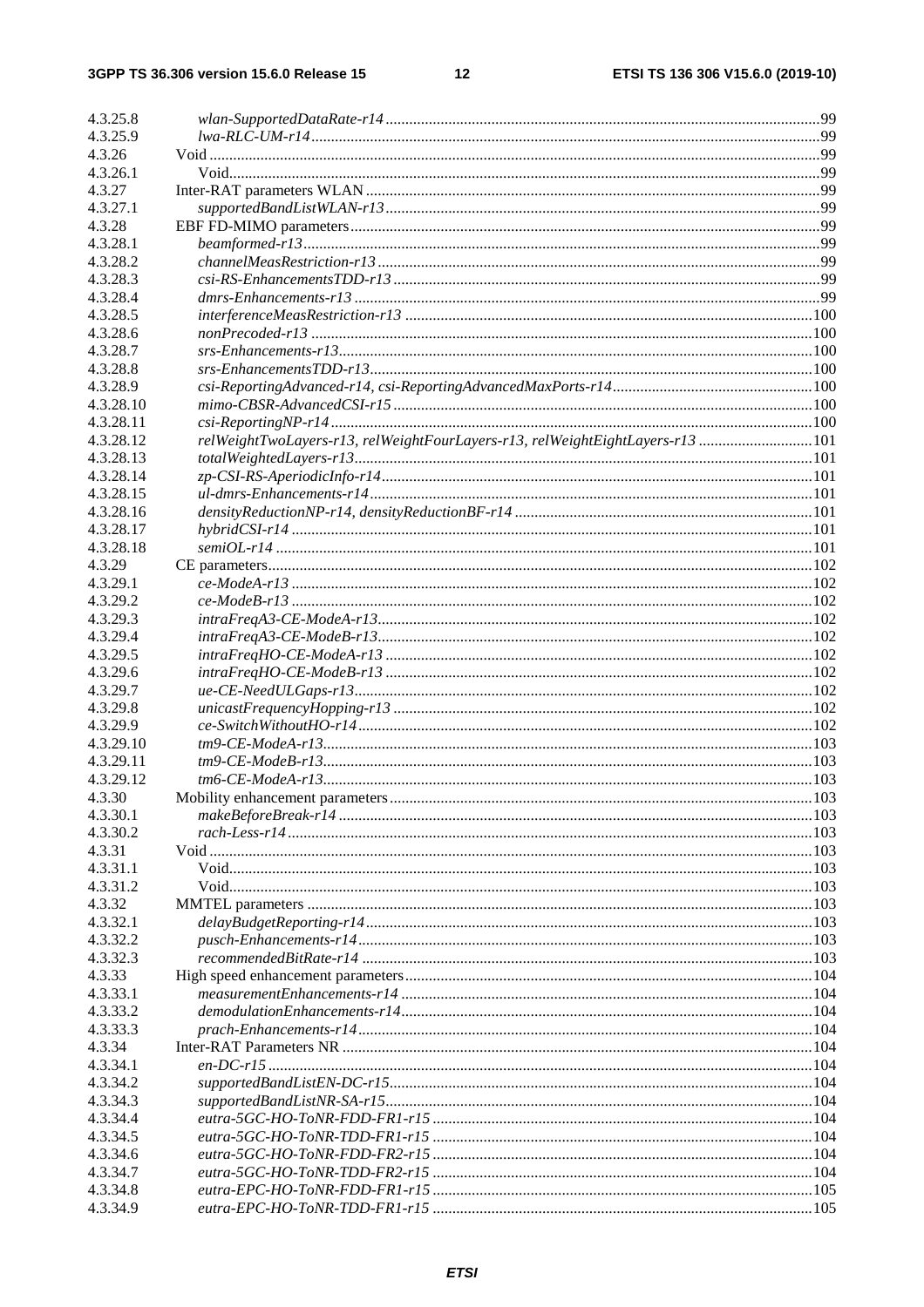4.3.25.8 *wlan-SupportedDataRate-r14* ... 99
4.3.25.9 *lwa-RLC-UM-r14* ... 99
4.3.26 Void ... 99
4.3.26.1 Void ... 99
4.3.27 Inter-RAT parameters WLAN ... 99
4.3.27.1 *supportedBandListWLAN-r13* ... 99
4.3.28 EBF FD-MIMO parameters ... 99
4.3.28.1 *beamformed-r13* ... 99
4.3.28.2 *channelMeasRestriction-r13* ... 99
4.3.28.3 *csi-RS-EnhancementsTDD-r13* ... 99
4.3.28.4 *dmrs-Enhancements-r13* ... 99
4.3.28.5 *interferenceMeasRestriction-r13* ... 100
4.3.28.6 *nonPrecoded-r13* ... 100
4.3.28.7 *srs-Enhancements-r13* ... 100
4.3.28.8 *srs-EnhancementsTDD-r13* ... 100
4.3.28.9 *csi-ReportingAdvanced-r14, csi-ReportingAdvancedMaxPorts-r14* ... 100
4.3.28.10 *mimo-CBSR-AdvancedCSI-r15* ... 100
4.3.28.11 *csi-ReportingNP-r14* ... 100
4.3.28.12 *relWeightTwoLayers-r13, relWeightFourLayers-r13, relWeightEightLayers-r13* ... 101
4.3.28.13 *totalWeightedLayers-r13* ... 101
4.3.28.14 *zp-CSI-RS-AperiodicInfo-r14* ... 101
4.3.28.15 *ul-dmrs-Enhancements-r14* ... 101
4.3.28.16 *densityReductionNP-r14, densityReductionBF-r14* ... 101
4.3.28.17 *hybridCSI-r14* ... 101
4.3.28.18 *semiOL-r14* ... 101
4.3.29 CE parameters ... 102
4.3.29.1 *ce-ModeA-r13* ... 102
4.3.29.2 *ce-ModeB-r13* ... 102
4.3.29.3 *intraFreqA3-CE-ModeA-r13* ... 102
4.3.29.4 *intraFreqA3-CE-ModeB-r13* ... 102
4.3.29.5 *intraFreqHO-CE-ModeA-r13* ... 102
4.3.29.6 *intraFreqHO-CE-ModeB-r13* ... 102
4.3.29.7 *ue-CE-NeedULGaps-r13* ... 102
4.3.29.8 *unicastFrequencyHopping-r13* ... 102
4.3.29.9 *ce-SwitchWithoutHO-r14* ... 102
4.3.29.10 *tm9-CE-ModeA-r13* ... 103
4.3.29.11 *tm9-CE-ModeB-r13* ... 103
4.3.29.12 *tm6-CE-ModeA-r13* ... 103
4.3.30 Mobility enhancement parameters ... 103
4.3.30.1 *makeBeforeBreak-r14* ... 103
4.3.30.2 *rach-Less-r14* ... 103
4.3.31 Void ... 103
4.3.31.1 Void ... 103
4.3.31.2 Void ... 103
4.3.32 MMTEL parameters ... 103
4.3.32.1 *delayBudgetReporting-r14* ... 103
4.3.32.2 *pusch-Enhancements-r14* ... 103
4.3.32.3 *recommendedBitRate-r14* ... 103
4.3.33 High speed enhancement parameters ... 104
4.3.33.1 *measurementEnhancements-r14* ... 104
4.3.33.2 *demodulationEnhancements-r14* ... 104
4.3.33.3 *prach-Enhancements-r14* ... 104
4.3.34 Inter-RAT Parameters NR ... 104
4.3.34.1 *en-DC-r15* ... 104
4.3.34.2 *supportedBandListEN-DC-r15* ... 104
4.3.34.3 *supportedBandListNR-SA-r15* ... 104
4.3.34.4 *eutra-5GC-HO-ToNR-FDD-FR1-r15* ... 104
4.3.34.5 *eutra-5GC-HO-ToNR-TDD-FR1-r15* ... 104
4.3.34.6 *eutra-5GC-HO-ToNR-FDD-FR2-r15* ... 104
4.3.34.7 *eutra-5GC-HO-ToNR-TDD-FR2-r15* ... 104
4.3.34.8 *eutra-EPC-HO-ToNR-FDD-FR1-r15* ... 105
4.3.34.9 *eutra-EPC-HO-ToNR-TDD-FR1-r15* ... 105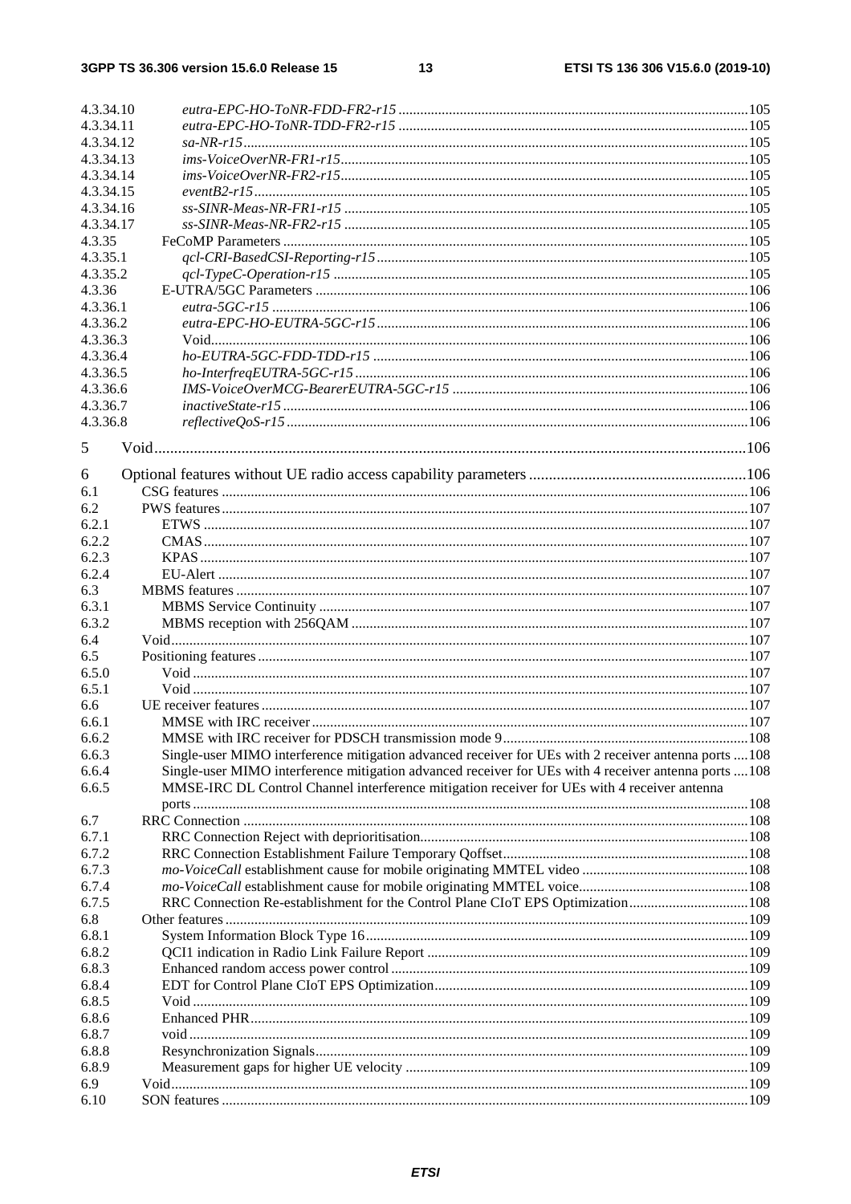4.3.34.10 *eutra-EPC-HO-ToNR-FDD-FR2-r15* ... 105
4.3.34.11 *eutra-EPC-HO-ToNR-TDD-FR2-r15* ... 105
4.3.34.12 *sa-NR-r15* ... 105
4.3.34.13 *ims-VoiceOverNR-FR1-r15* ... 105
4.3.34.14 *ims-VoiceOverNR-FR2-r15* ... 105
4.3.34.15 *eventB2-r15* ... 105
4.3.34.16 *ss-SINR-Meas-NR-FR1-r15* ... 105
4.3.34.17 *ss-SINR-Meas-NR-FR2-r15* ... 105
4.3.35 FeCoMP Parameters ... 105
4.3.35.1 *qcl-CRI-BasedCSI-Reporting-r15* ... 105
4.3.35.2 *qcl-TypeC-Operation-r15* ... 105
4.3.36 E-UTRA/5GC Parameters ... 106
4.3.36.1 *eutra-5GC-r15* ... 106
4.3.36.2 *eutra-EPC-HO-EUTRA-5GC-r15* ... 106
4.3.36.3 Void ... 106
4.3.36.4 *ho-EUTRA-5GC-FDD-TDD-r15* ... 106
4.3.36.5 *ho-InterfreqEUTRA-5GC-r15* ... 106
4.3.36.6 *IMS-VoiceOverMCG-BearerEUTRA-5GC-r15* ... 106
4.3.36.7 *inactiveState-r15* ... 106
4.3.36.8 *reflectiveQoS-r15* ... 106

5 Void ... 106

6 Optional features without UE radio access capability parameters ... 106
6.1 CSG features ... 106
6.2 PWS features ... 107
6.2.1 ETWS ... 107
6.2.2 CMAS ... 107
6.2.3 KPAS ... 107
6.2.4 EU-Alert ... 107
6.3 MBMS features ... 107
6.3.1 MBMS Service Continuity ... 107
6.3.2 MBMS reception with 256QAM ... 107
6.4 Void ... 107
6.5 Positioning features ... 107
6.5.0 Void ... 107
6.5.1 Void ... 107
6.6 UE receiver features ... 107
6.6.1 MMSE with IRC receiver ... 107
6.6.2 MMSE with IRC receiver for PDSCH transmission mode 9 ... 108
6.6.3 Single-user MIMO interference mitigation advanced receiver for UEs with 2 receiver antenna ports ... 108
6.6.4 Single-user MIMO interference mitigation advanced receiver for UEs with 4 receiver antenna ports ... 108
6.6.5 MMSE-IRC DL Control Channel interference mitigation receiver for UEs with 4 receiver antenna ports ... 108
6.7 RRC Connection ... 108
6.7.1 RRC Connection Reject with deprioritisation ... 108
6.7.2 RRC Connection Establishment Failure Temporary Qoffset ... 108
6.7.3 *mo-VoiceCall* establishment cause for mobile originating MMTEL video ... 108
6.7.4 *mo-VoiceCall* establishment cause for mobile originating MMTEL voice ... 108
6.7.5 RRC Connection Re-establishment for the Control Plane CIoT EPS Optimization ... 108
6.8 Other features ... 109
6.8.1 System Information Block Type 16 ... 109
6.8.2 QCI1 indication in Radio Link Failure Report ... 109
6.8.3 Enhanced random access power control ... 109
6.8.4 EDT for Control Plane CIoT EPS Optimization ... 109
6.8.5 Void ... 109
6.8.6 Enhanced PHR ... 109
6.8.7 void ... 109
6.8.8 Resynchronization Signals ... 109
6.8.9 Measurement gaps for higher UE velocity ... 109
6.9 Void ... 109
6.10 SON features ... 109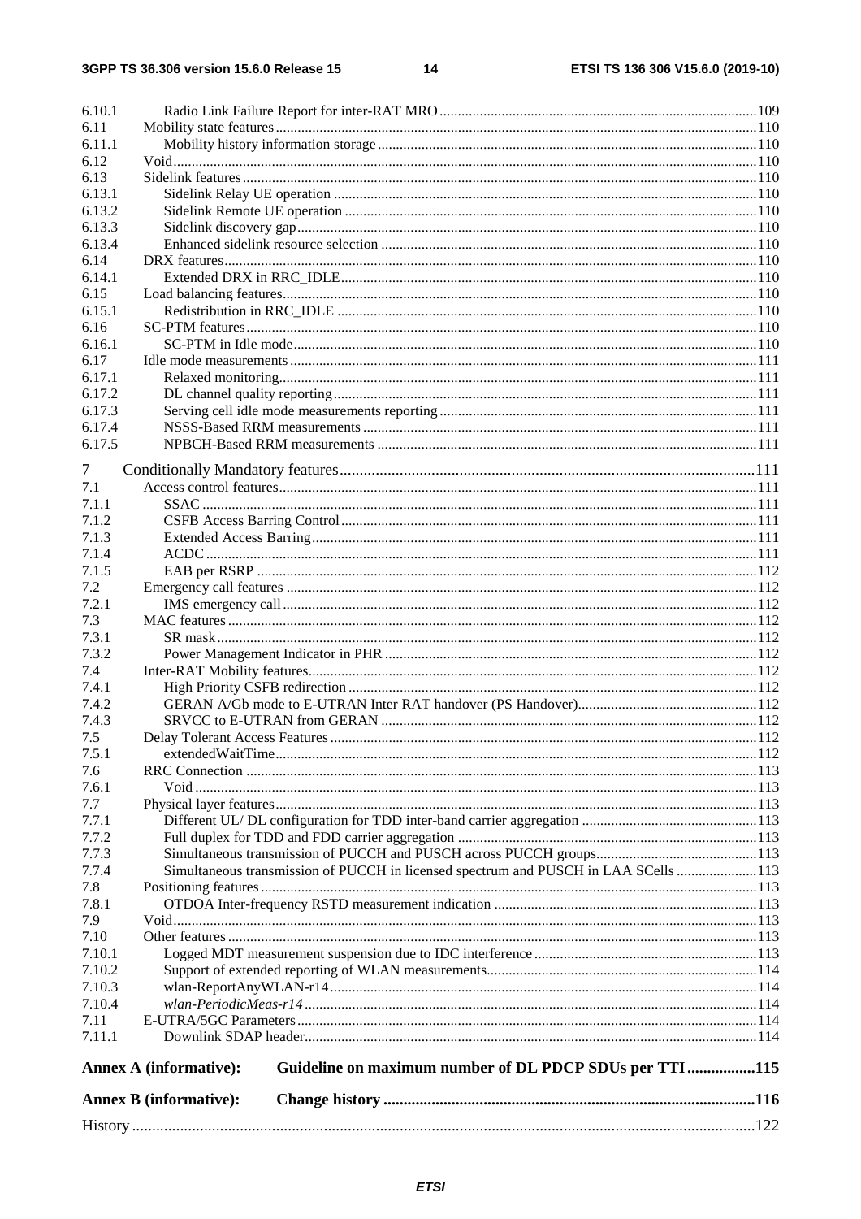6.10.1 Radio Link Failure Report for inter-RAT MRO ....109
6.11 Mobility state features....110
6.11.1 Mobility history information storage....110
6.12 Void....110
6.13 Sidelink features....110
6.13.1 Sidelink Relay UE operation ....110
6.13.2 Sidelink Remote UE operation ....110
6.13.3 Sidelink discovery gap....110
6.13.4 Enhanced sidelink resource selection ....110
6.14 DRX features....110
6.14.1 Extended DRX in RRC_IDLE....110
6.15 Load balancing features....110
6.15.1 Redistribution in RRC_IDLE ....110
6.16 SC-PTM features....110
6.16.1 SC-PTM in Idle mode....110
6.17 Idle mode measurements....111
6.17.1 Relaxed monitoring....111
6.17.2 DL channel quality reporting....111
6.17.3 Serving cell idle mode measurements reporting....111
6.17.4 NSSS-Based RRM measurements ....111
6.17.5 NPBCH-Based RRM measurements ....111

7 Conditionally Mandatory features....111
7.1 Access control features....111
7.1.1 SSAC ....111
7.1.2 CSFB Access Barring Control....111
7.1.3 Extended Access Barring....111
7.1.4 ACDC....111
7.1.5 EAB per RSRP ....112
7.2 Emergency call features ....112
7.2.1 IMS emergency call....112
7.3 MAC features....112
7.3.1 SR mask....112
7.3.2 Power Management Indicator in PHR ....112
7.4 Inter-RAT Mobility features....112
7.4.1 High Priority CSFB redirection ....112
7.4.2 GERAN A/Gb mode to E-UTRAN Inter RAT handover (PS Handover)....112
7.4.3 SRVCC to E-UTRAN from GERAN ....112
7.5 Delay Tolerant Access Features....112
7.5.1 extendedWaitTime....112
7.6 RRC Connection ....113
7.6.1 Void ....113
7.7 Physical layer features....113
7.7.1 Different UL/ DL configuration for TDD inter-band carrier aggregation ....113
7.7.2 Full duplex for TDD and FDD carrier aggregation ....113
7.7.3 Simultaneous transmission of PUCCH and PUSCH across PUCCH groups....113
7.7.4 Simultaneous transmission of PUCCH in licensed spectrum and PUSCH in LAA SCells ....113
7.8 Positioning features....113
7.8.1 OTDOA Inter-frequency RSTD measurement indication ....113
7.9 Void....113
7.10 Other features ....113
7.10.1 Logged MDT measurement suspension due to IDC interference ....113
7.10.2 Support of extended reporting of WLAN measurements....114
7.10.3 wlan-ReportAnyWLAN-r14....114
7.10.4 *wlan-PeriodicMeas-r14*....114
7.11 E-UTRA/5GC Parameters....114
7.11.1 Downlink SDAP header....114

**Annex A (informative): Guideline on maximum number of DL PDCP SDUs per TTI....115**

**Annex B (informative): Change history ....116**

History ....122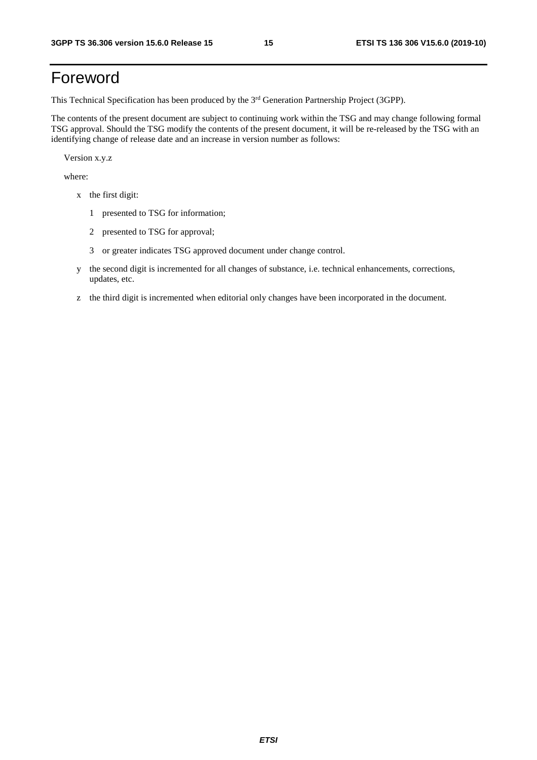# Foreword

This Technical Specification has been produced by the 3rd Generation Partnership Project (3GPP).

The contents of the present document are subject to continuing work within the TSG and may change following formal TSG approval. Should the TSG modify the contents of the present document, it will be re-released by the TSG with an identifying change of release date and an increase in version number as follows:

Version x.y.z

where:

- x the first digit:
  - 1 presented to TSG for information;
  - 2 presented to TSG for approval;
  - 3 or greater indicates TSG approved document under change control.
- y the second digit is incremented for all changes of substance, i.e. technical enhancements, corrections, updates, etc.
- z the third digit is incremented when editorial only changes have been incorporated in the document.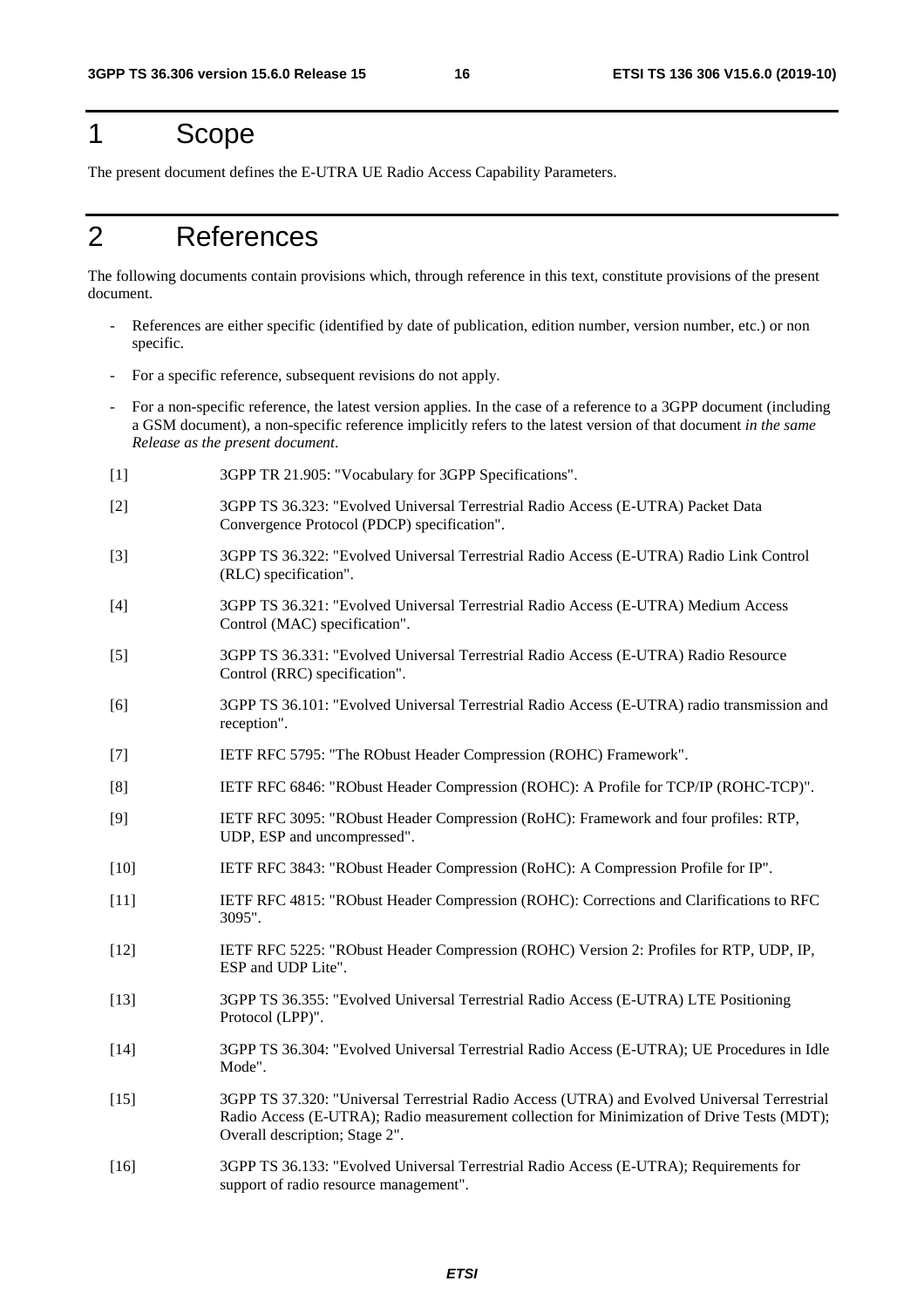# 1 Scope

The present document defines the E-UTRA UE Radio Access Capability Parameters.

# 2 References

The following documents contain provisions which, through reference in this text, constitute provisions of the present document.

- References are either specific (identified by date of publication, edition number, version number, etc.) or non specific.
- For a specific reference, subsequent revisions do not apply.
- For a non-specific reference, the latest version applies. In the case of a reference to a 3GPP document (including a GSM document), a non-specific reference implicitly refers to the latest version of that document *in the same Release as the present document*.

[1] 3GPP TR 21.905: "Vocabulary for 3GPP Specifications".

[2] 3GPP TS 36.323: "Evolved Universal Terrestrial Radio Access (E-UTRA) Packet Data Convergence Protocol (PDCP) specification".

[3] 3GPP TS 36.322: "Evolved Universal Terrestrial Radio Access (E-UTRA) Radio Link Control (RLC) specification".

[4] 3GPP TS 36.321: "Evolved Universal Terrestrial Radio Access (E-UTRA) Medium Access Control (MAC) specification".

[5] 3GPP TS 36.331: "Evolved Universal Terrestrial Radio Access (E-UTRA) Radio Resource Control (RRC) specification".

[6] 3GPP TS 36.101: "Evolved Universal Terrestrial Radio Access (E-UTRA) radio transmission and reception".

[7] IETF RFC 5795: "The RObust Header Compression (ROHC) Framework".

[8] IETF RFC 6846: "RObust Header Compression (ROHC): A Profile for TCP/IP (ROHC-TCP)".

[9] IETF RFC 3095: "RObust Header Compression (RoHC): Framework and four profiles: RTP, UDP, ESP and uncompressed".

[10] IETF RFC 3843: "RObust Header Compression (RoHC): A Compression Profile for IP".

[11] IETF RFC 4815: "RObust Header Compression (ROHC): Corrections and Clarifications to RFC 3095".

[12] IETF RFC 5225: "RObust Header Compression (ROHC) Version 2: Profiles for RTP, UDP, IP, ESP and UDP Lite".

[13] 3GPP TS 36.355: "Evolved Universal Terrestrial Radio Access (E-UTRA) LTE Positioning Protocol (LPP)".

[14] 3GPP TS 36.304: "Evolved Universal Terrestrial Radio Access (E-UTRA); UE Procedures in Idle Mode".

[15] 3GPP TS 37.320: "Universal Terrestrial Radio Access (UTRA) and Evolved Universal Terrestrial Radio Access (E-UTRA); Radio measurement collection for Minimization of Drive Tests (MDT); Overall description; Stage 2".

[16] 3GPP TS 36.133: "Evolved Universal Terrestrial Radio Access (E-UTRA); Requirements for support of radio resource management".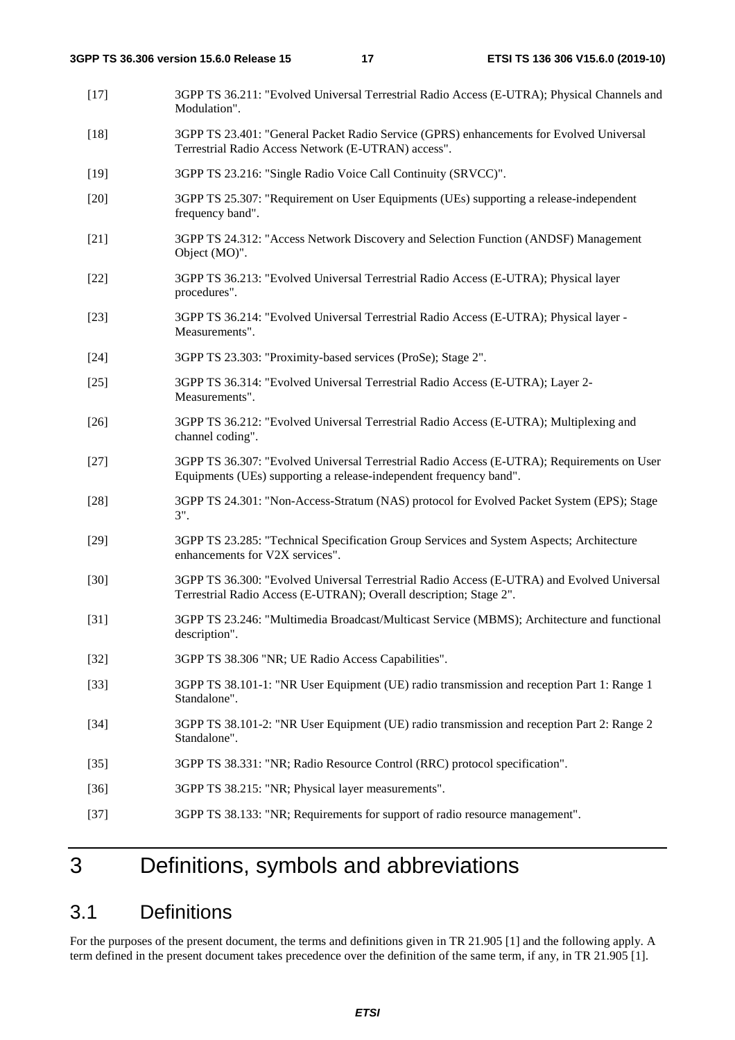[17] 3GPP TS 36.211: "Evolved Universal Terrestrial Radio Access (E-UTRA); Physical Channels and Modulation".

[18] 3GPP TS 23.401: "General Packet Radio Service (GPRS) enhancements for Evolved Universal Terrestrial Radio Access Network (E-UTRAN) access".

[19] 3GPP TS 23.216: "Single Radio Voice Call Continuity (SRVCC)".

[20] 3GPP TS 25.307: "Requirement on User Equipments (UEs) supporting a release-independent frequency band".

[21] 3GPP TS 24.312: "Access Network Discovery and Selection Function (ANDSF) Management Object (MO)".

[22] 3GPP TS 36.213: "Evolved Universal Terrestrial Radio Access (E-UTRA); Physical layer procedures".

[23] 3GPP TS 36.214: "Evolved Universal Terrestrial Radio Access (E-UTRA); Physical layer - Measurements".

[24] 3GPP TS 23.303: "Proximity-based services (ProSe); Stage 2".

[25] 3GPP TS 36.314: "Evolved Universal Terrestrial Radio Access (E-UTRA); Layer 2- Measurements".

[26] 3GPP TS 36.212: "Evolved Universal Terrestrial Radio Access (E-UTRA); Multiplexing and channel coding".

[27] 3GPP TS 36.307: "Evolved Universal Terrestrial Radio Access (E-UTRA); Requirements on User Equipments (UEs) supporting a release-independent frequency band".

[28] 3GPP TS 24.301: "Non-Access-Stratum (NAS) protocol for Evolved Packet System (EPS); Stage 3".

[29] 3GPP TS 23.285: "Technical Specification Group Services and System Aspects; Architecture enhancements for V2X services".

[30] 3GPP TS 36.300: "Evolved Universal Terrestrial Radio Access (E-UTRA) and Evolved Universal Terrestrial Radio Access (E-UTRAN); Overall description; Stage 2".

[31] 3GPP TS 23.246: "Multimedia Broadcast/Multicast Service (MBMS); Architecture and functional description".

[32] 3GPP TS 38.306 "NR; UE Radio Access Capabilities".

[33] 3GPP TS 38.101-1: "NR User Equipment (UE) radio transmission and reception Part 1: Range 1 Standalone".

[34] 3GPP TS 38.101-2: "NR User Equipment (UE) radio transmission and reception Part 2: Range 2 Standalone".

[35] 3GPP TS 38.331: "NR; Radio Resource Control (RRC) protocol specification".

[36] 3GPP TS 38.215: "NR; Physical layer measurements".

[37] 3GPP TS 38.133: "NR; Requirements for support of radio resource management".

# 3 Definitions, symbols and abbreviations

## 3.1 Definitions

For the purposes of the present document, the terms and definitions given in TR 21.905 [1] and the following apply. A term defined in the present document takes precedence over the definition of the same term, if any, in TR 21.905 [1].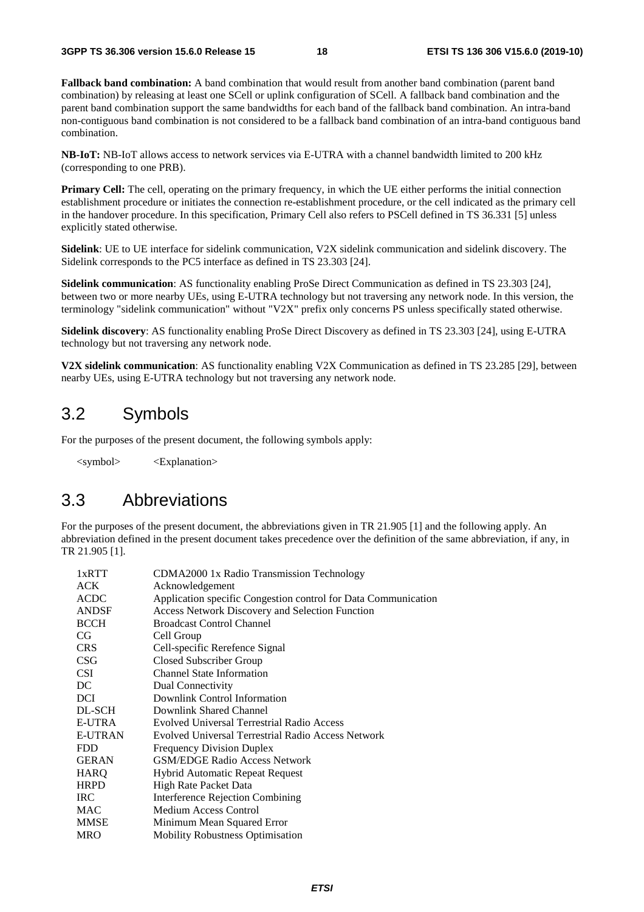**Fallback band combination:** A band combination that would result from another band combination (parent band combination) by releasing at least one SCell or uplink configuration of SCell. A fallback band combination and the parent band combination support the same bandwidths for each band of the fallback band combination. An intra-band non-contiguous band combination is not considered to be a fallback band combination of an intra-band contiguous band combination.

**NB-IoT:** NB-IoT allows access to network services via E-UTRA with a channel bandwidth limited to 200 kHz (corresponding to one PRB).

**Primary Cell:** The cell, operating on the primary frequency, in which the UE either performs the initial connection establishment procedure or initiates the connection re-establishment procedure, or the cell indicated as the primary cell in the handover procedure. In this specification, Primary Cell also refers to PSCell defined in TS 36.331 [5] unless explicitly stated otherwise.

**Sidelink**: UE to UE interface for sidelink communication, V2X sidelink communication and sidelink discovery. The Sidelink corresponds to the PC5 interface as defined in TS 23.303 [24].

**Sidelink communication**: AS functionality enabling ProSe Direct Communication as defined in TS 23.303 [24], between two or more nearby UEs, using E-UTRA technology but not traversing any network node. In this version, the terminology "sidelink communication" without "V2X" prefix only concerns PS unless specifically stated otherwise.

**Sidelink discovery**: AS functionality enabling ProSe Direct Discovery as defined in TS 23.303 [24], using E-UTRA technology but not traversing any network node.

**V2X sidelink communication**: AS functionality enabling V2X Communication as defined in TS 23.285 [29], between nearby UEs, using E-UTRA technology but not traversing any network node.

## 3.2 Symbols

For the purposes of the present document, the following symbols apply:

<symbol> <Explanation>

## 3.3 Abbreviations

For the purposes of the present document, the abbreviations given in TR 21.905 [1] and the following apply. An abbreviation defined in the present document takes precedence over the definition of the same abbreviation, if any, in TR 21.905 [1].

| | |
|---|---|
| 1xRTT | CDMA2000 1x Radio Transmission Technology |
| ACK | Acknowledgement |
| ACDC | Application specific Congestion control for Data Communication |
| ANDSF | Access Network Discovery and Selection Function |
| BCCH | Broadcast Control Channel |
| CG | Cell Group |
| CRS | Cell-specific Rerefence Signal |
| CSG | Closed Subscriber Group |
| CSI | Channel State Information |
| DC | Dual Connectivity |
| DCI | Downlink Control Information |
| DL-SCH | Downlink Shared Channel |
| E-UTRA | Evolved Universal Terrestrial Radio Access |
| E-UTRAN | Evolved Universal Terrestrial Radio Access Network |
| FDD | Frequency Division Duplex |
| GERAN | GSM/EDGE Radio Access Network |
| HARQ | Hybrid Automatic Repeat Request |
| HRPD | High Rate Packet Data |
| IRC | Interference Rejection Combining |
| MAC | Medium Access Control |
| MMSE | Minimum Mean Squared Error |
| MRO | Mobility Robustness Optimisation |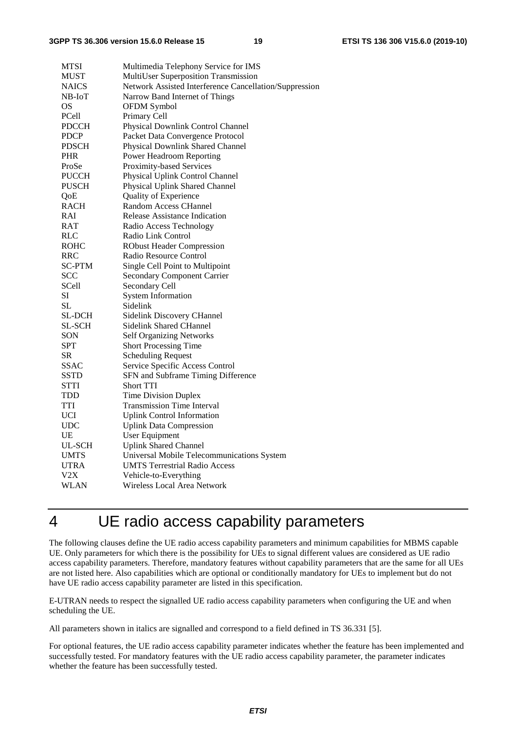| | |
|---|---|
| MTSI | Multimedia Telephony Service for IMS |
| MUST | MultiUser Superposition Transmission |
| NAICS | Network Assisted Interference Cancellation/Suppression |
| NB-IoT | Narrow Band Internet of Things |
| OS | OFDM Symbol |
| PCell | Primary Cell |
| PDCCH | Physical Downlink Control Channel |
| PDCP | Packet Data Convergence Protocol |
| PDSCH | Physical Downlink Shared Channel |
| PHR | Power Headroom Reporting |
| ProSe | Proximity-based Services |
| PUCCH | Physical Uplink Control Channel |
| PUSCH | Physical Uplink Shared Channel |
| QoE | Quality of Experience |
| RACH | Random Access CHannel |
| RAI | Release Assistance Indication |
| RAT | Radio Access Technology |
| RLC | Radio Link Control |
| ROHC | RObust Header Compression |
| RRC | Radio Resource Control |
| SC-PTM | Single Cell Point to Multipoint |
| SCC | Secondary Component Carrier |
| SCell | Secondary Cell |
| SI | System Information |
| SL | Sidelink |
| SL-DCH | Sidelink Discovery CHannel |
| SL-SCH | Sidelink Shared CHannel |
| SON | Self Organizing Networks |
| SPT | Short Processing Time |
| SR | Scheduling Request |
| SSAC | Service Specific Access Control |
| SSTD | SFN and Subframe Timing Difference |
| STTI | Short TTI |
| TDD | Time Division Duplex |
| TTI | Transmission Time Interval |
| UCI | Uplink Control Information |
| UDC | Uplink Data Compression |
| UE | User Equipment |
| UL-SCH | Uplink Shared Channel |
| UMTS | Universal Mobile Telecommunications System |
| UTRA | UMTS Terrestrial Radio Access |
| V2X | Vehicle-to-Everything |
| WLAN | Wireless Local Area Network |

# 4 UE radio access capability parameters

The following clauses define the UE radio access capability parameters and minimum capabilities for MBMS capable UE. Only parameters for which there is the possibility for UEs to signal different values are considered as UE radio access capability parameters. Therefore, mandatory features without capability parameters that are the same for all UEs are not listed here. Also capabilities which are optional or conditionally mandatory for UEs to implement but do not have UE radio access capability parameter are listed in this specification.

E-UTRAN needs to respect the signalled UE radio access capability parameters when configuring the UE and when scheduling the UE.

All parameters shown in italics are signalled and correspond to a field defined in TS 36.331 [5].

For optional features, the UE radio access capability parameter indicates whether the feature has been implemented and successfully tested. For mandatory features with the UE radio access capability parameter, the parameter indicates whether the feature has been successfully tested.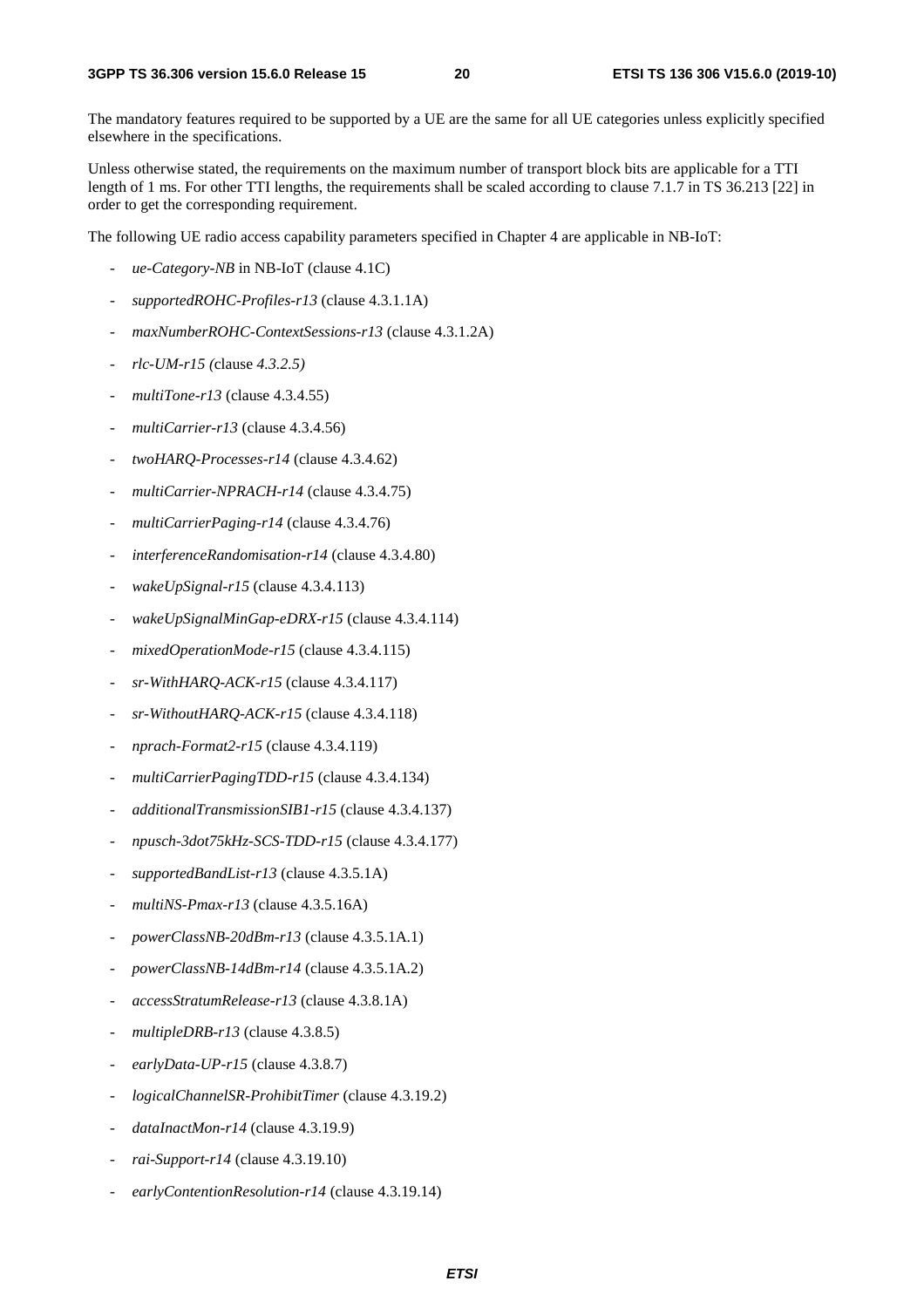The mandatory features required to be supported by a UE are the same for all UE categories unless explicitly specified elsewhere in the specifications.

Unless otherwise stated, the requirements on the maximum number of transport block bits are applicable for a TTI length of 1 ms. For other TTI lengths, the requirements shall be scaled according to clause 7.1.7 in TS 36.213 [22] in order to get the corresponding requirement.

The following UE radio access capability parameters specified in Chapter 4 are applicable in NB-IoT:

- *ue-Category-NB* in NB-IoT (clause 4.1C)
- *supportedROHC-Profiles-r13* (clause 4.3.1.1A)
- *maxNumberROHC-ContextSessions-r13* (clause 4.3.1.2A)
- *rlc-UM-r15 (*clause *4.3.2.5)*
- *multiTone-r13* (clause 4.3.4.55)
- *multiCarrier-r13* (clause 4.3.4.56)
- *twoHARQ-Processes-r14* (clause 4.3.4.62)
- *multiCarrier-NPRACH-r14* (clause 4.3.4.75)
- *multiCarrierPaging-r14* (clause 4.3.4.76)
- *interferenceRandomisation-r14* (clause 4.3.4.80)
- *wakeUpSignal-r15* (clause 4.3.4.113)
- *wakeUpSignalMinGap-eDRX-r15* (clause 4.3.4.114)
- *mixedOperationMode-r15* (clause 4.3.4.115)
- *sr-WithHARQ-ACK-r15* (clause 4.3.4.117)
- *sr-WithoutHARQ-ACK-r15* (clause 4.3.4.118)
- *nprach-Format2-r15* (clause 4.3.4.119)
- *multiCarrierPagingTDD-r15* (clause 4.3.4.134)
- *additionalTransmissionSIB1-r15* (clause 4.3.4.137)
- *npusch-3dot75kHz-SCS-TDD-r15* (clause 4.3.4.177)
- *supportedBandList-r13* (clause 4.3.5.1A)
- *multiNS-Pmax-r13* (clause 4.3.5.16A)
- *powerClassNB-20dBm-r13* (clause 4.3.5.1A.1)
- *powerClassNB-14dBm-r14* (clause 4.3.5.1A.2)
- *accessStratumRelease-r13* (clause 4.3.8.1A)
- *multipleDRB-r13* (clause 4.3.8.5)
- *earlyData-UP-r15* (clause 4.3.8.7)
- *logicalChannelSR-ProhibitTimer* (clause 4.3.19.2)
- *dataInactMon-r14* (clause 4.3.19.9)
- *rai-Support-r14* (clause 4.3.19.10)
- *earlyContentionResolution-r14* (clause 4.3.19.14)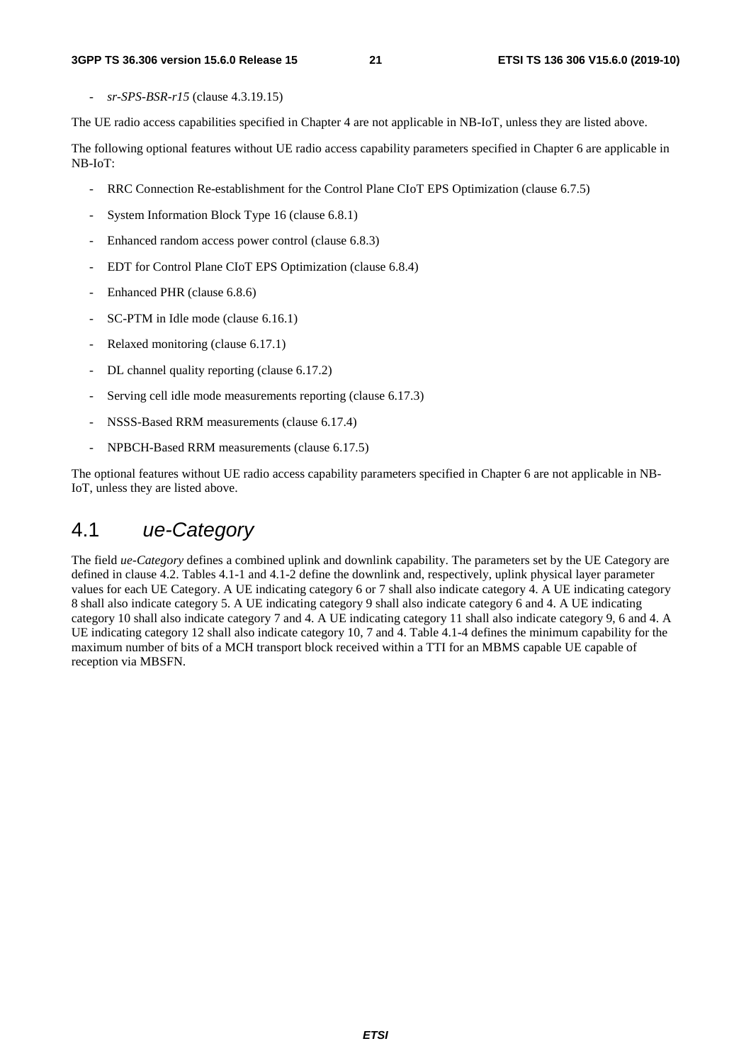- *sr-SPS-BSR-r15* (clause 4.3.19.15)

The UE radio access capabilities specified in Chapter 4 are not applicable in NB-IoT, unless they are listed above.

The following optional features without UE radio access capability parameters specified in Chapter 6 are applicable in NB-IoT:

- RRC Connection Re-establishment for the Control Plane CIoT EPS Optimization (clause 6.7.5)
- System Information Block Type 16 (clause 6.8.1)
- Enhanced random access power control (clause 6.8.3)
- EDT for Control Plane CIoT EPS Optimization (clause 6.8.4)
- Enhanced PHR (clause 6.8.6)
- SC-PTM in Idle mode (clause 6.16.1)
- Relaxed monitoring (clause 6.17.1)
- DL channel quality reporting (clause 6.17.2)
- Serving cell idle mode measurements reporting (clause 6.17.3)
- NSSS-Based RRM measurements (clause 6.17.4)
- NPBCH-Based RRM measurements (clause 6.17.5)

The optional features without UE radio access capability parameters specified in Chapter 6 are not applicable in NB-IoT, unless they are listed above.

## 4.1 *ue-Category*

The field *ue-Category* defines a combined uplink and downlink capability. The parameters set by the UE Category are defined in clause 4.2. Tables 4.1-1 and 4.1-2 define the downlink and, respectively, uplink physical layer parameter values for each UE Category. A UE indicating category 6 or 7 shall also indicate category 4. A UE indicating category 8 shall also indicate category 5. A UE indicating category 9 shall also indicate category 6 and 4. A UE indicating category 10 shall also indicate category 7 and 4. A UE indicating category 11 shall also indicate category 9, 6 and 4. A UE indicating category 12 shall also indicate category 10, 7 and 4. Table 4.1-4 defines the minimum capability for the maximum number of bits of a MCH transport block received within a TTI for an MBMS capable UE capable of reception via MBSFN.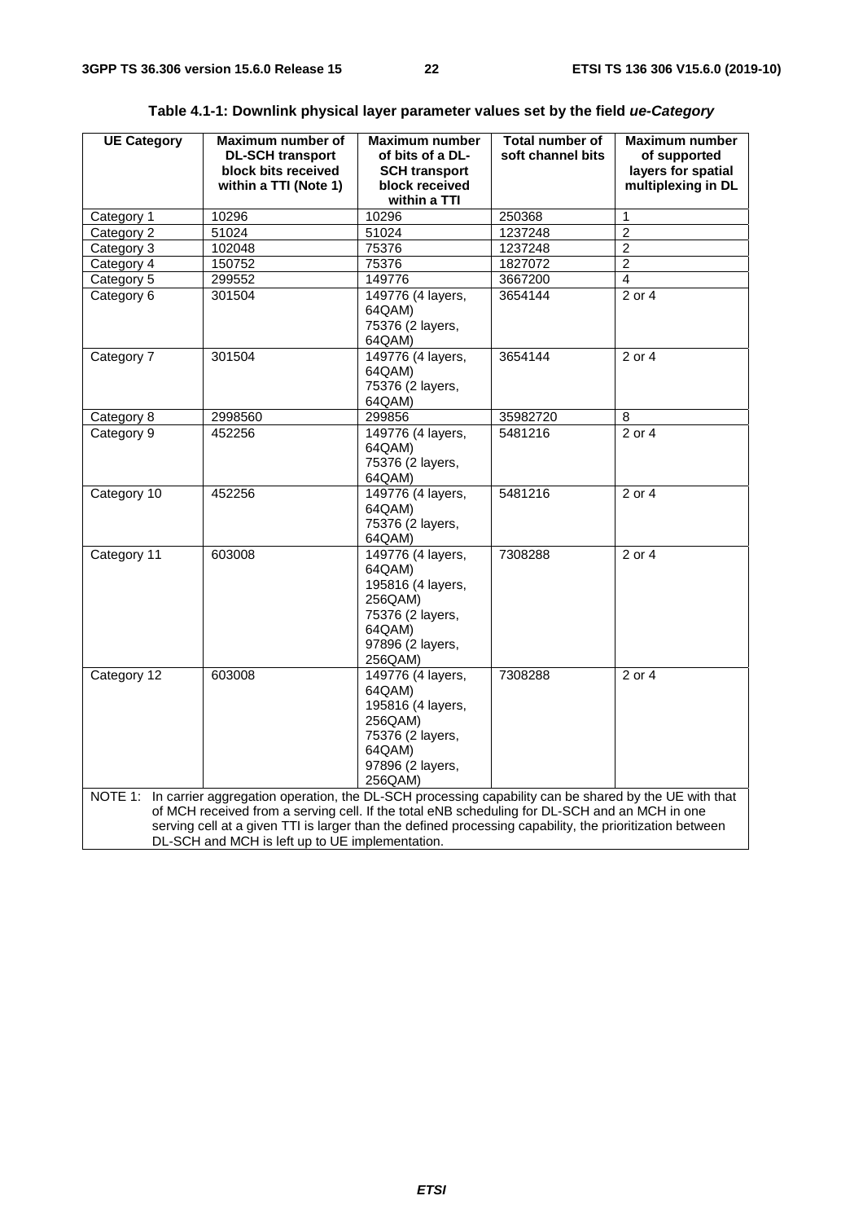**Table 4.1-1: Downlink physical layer parameter values set by the field *ue-Category***

| UE Category | Maximum number of DL-SCH transport block bits received within a TTI (Note 1) | Maximum number of bits of a DL-SCH transport block received within a TTI | Total number of soft channel bits | Maximum number of supported layers for spatial multiplexing in DL |
|---|---|---|---|---|
| Category 1 | 10296 | 10296 | 250368 | 1 |
| Category 2 | 51024 | 51024 | 1237248 | 2 |
| Category 3 | 102048 | 75376 | 1237248 | 2 |
| Category 4 | 150752 | 75376 | 1827072 | 2 |
| Category 5 | 299552 | 149776 | 3667200 | 4 |
| Category 6 | 301504 | 149776 (4 layers, 64QAM)<br>75376 (2 layers, 64QAM) | 3654144 | 2 or 4 |
| Category 7 | 301504 | 149776 (4 layers, 64QAM)<br>75376 (2 layers, 64QAM) | 3654144 | 2 or 4 |
| Category 8 | 2998560 | 299856 | 35982720 | 8 |
| Category 9 | 452256 | 149776 (4 layers, 64QAM)<br>75376 (2 layers, 64QAM) | 5481216 | 2 or 4 |
| Category 10 | 452256 | 149776 (4 layers, 64QAM)<br>75376 (2 layers, 64QAM) | 5481216 | 2 or 4 |
| Category 11 | 603008 | 149776 (4 layers, 64QAM)<br>195816 (4 layers, 256QAM)<br>75376 (2 layers, 64QAM)<br>97896 (2 layers, 256QAM) | 7308288 | 2 or 4 |
| Category 12 | 603008 | 149776 (4 layers, 64QAM)<br>195816 (4 layers, 256QAM)<br>75376 (2 layers, 64QAM)<br>97896 (2 layers, 256QAM) | 7308288 | 2 or 4 |
| NOTE 1: In carrier aggregation operation, the DL-SCH processing capability can be shared by the UE with that of MCH received from a serving cell. If the total eNB scheduling for DL-SCH and an MCH in one serving cell at a given TTI is larger than the defined processing capability, the prioritization between DL-SCH and MCH is left up to UE implementation. | | | | |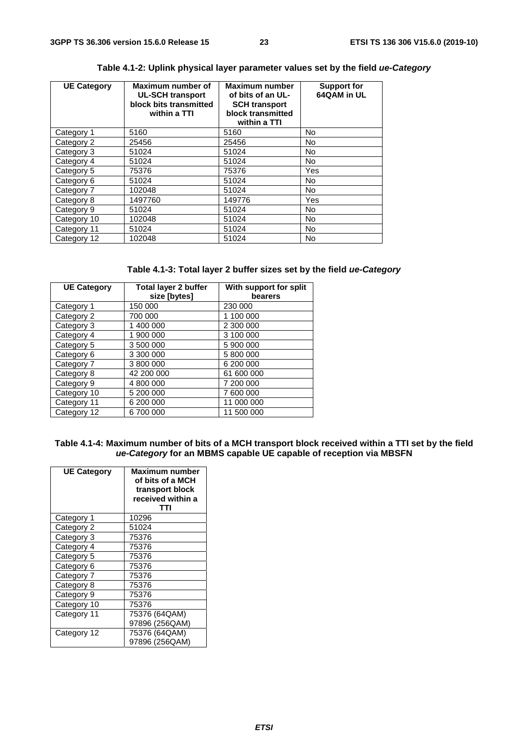**Table 4.1-2: Uplink physical layer parameter values set by the field *ue-Category***

| UE Category | Maximum number of UL-SCH transport block bits transmitted within a TTI | Maximum number of bits of an UL-SCH transport block transmitted within a TTI | Support for 64QAM in UL |
|---|---|---|---|
| Category 1 | 5160 | 5160 | No |
| Category 2 | 25456 | 25456 | No |
| Category 3 | 51024 | 51024 | No |
| Category 4 | 51024 | 51024 | No |
| Category 5 | 75376 | 75376 | Yes |
| Category 6 | 51024 | 51024 | No |
| Category 7 | 102048 | 51024 | No |
| Category 8 | 1497760 | 149776 | Yes |
| Category 9 | 51024 | 51024 | No |
| Category 10 | 102048 | 51024 | No |
| Category 11 | 51024 | 51024 | No |
| Category 12 | 102048 | 51024 | No |

**Table 4.1-3: Total layer 2 buffer sizes set by the field *ue-Category***

| UE Category | Total layer 2 buffer size [bytes] | With support for split bearers |
|---|---|---|
| Category 1 | 150 000 | 230 000 |
| Category 2 | 700 000 | 1 100 000 |
| Category 3 | 1 400 000 | 2 300 000 |
| Category 4 | 1 900 000 | 3 100 000 |
| Category 5 | 3 500 000 | 5 900 000 |
| Category 6 | 3 300 000 | 5 800 000 |
| Category 7 | 3 800 000 | 6 200 000 |
| Category 8 | 42 200 000 | 61 600 000 |
| Category 9 | 4 800 000 | 7 200 000 |
| Category 10 | 5 200 000 | 7 600 000 |
| Category 11 | 6 200 000 | 11 000 000 |
| Category 12 | 6 700 000 | 11 500 000 |

**Table 4.1-4: Maximum number of bits of a MCH transport block received within a TTI set by the field *ue-Category* for an MBMS capable UE capable of reception via MBSFN**

| UE Category | Maximum number of bits of a MCH transport block received within a TTI |
|---|---|
| Category 1 | 10296 |
| Category 2 | 51024 |
| Category 3 | 75376 |
| Category 4 | 75376 |
| Category 5 | 75376 |
| Category 6 | 75376 |
| Category 7 | 75376 |
| Category 8 | 75376 |
| Category 9 | 75376 |
| Category 10 | 75376 |
| Category 11 | 75376 (64QAM) 97896 (256QAM) |
| Category 12 | 75376 (64QAM) 97896 (256QAM) |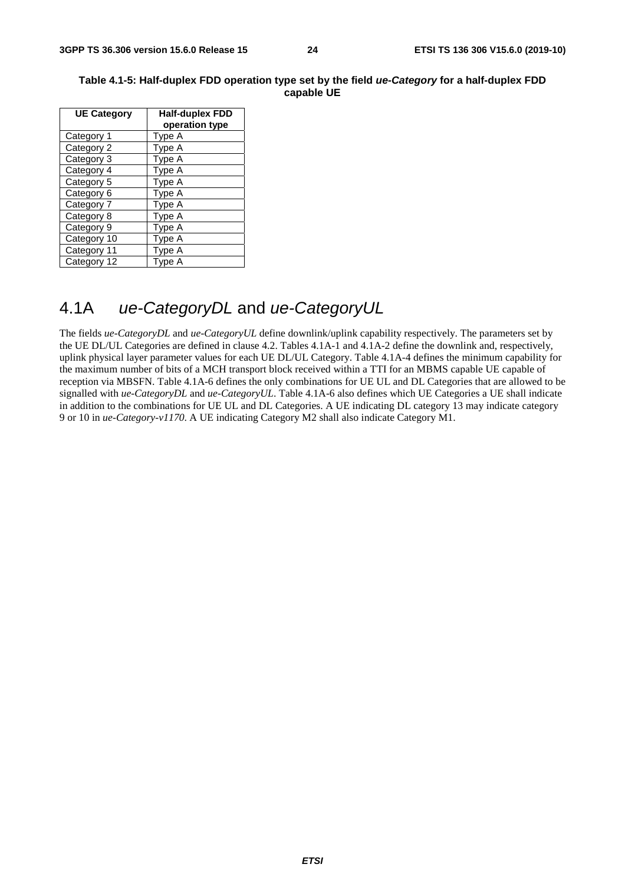**Table 4.1-5: Half-duplex FDD operation type set by the field *ue-Category* for a half-duplex FDD capable UE**

| UE Category | Half-duplex FDD operation type |
|---|---|
| Category 1 | Type A |
| Category 2 | Type A |
| Category 3 | Type A |
| Category 4 | Type A |
| Category 5 | Type A |
| Category 6 | Type A |
| Category 7 | Type A |
| Category 8 | Type A |
| Category 9 | Type A |
| Category 10 | Type A |
| Category 11 | Type A |
| Category 12 | Type A |

## 4.1A *ue-CategoryDL* and *ue-CategoryUL*

The fields *ue-CategoryDL* and *ue-CategoryUL* define downlink/uplink capability respectively. The parameters set by the UE DL/UL Categories are defined in clause 4.2. Tables 4.1A-1 and 4.1A-2 define the downlink and, respectively, uplink physical layer parameter values for each UE DL/UL Category. Table 4.1A-4 defines the minimum capability for the maximum number of bits of a MCH transport block received within a TTI for an MBMS capable UE capable of reception via MBSFN. Table 4.1A-6 defines the only combinations for UE UL and DL Categories that are allowed to be signalled with *ue-CategoryDL* and *ue-CategoryUL*. Table 4.1A-6 also defines which UE Categories a UE shall indicate in addition to the combinations for UE UL and DL Categories. A UE indicating DL category 13 may indicate category 9 or 10 in *ue-Category-v1170*. A UE indicating Category M2 shall also indicate Category M1.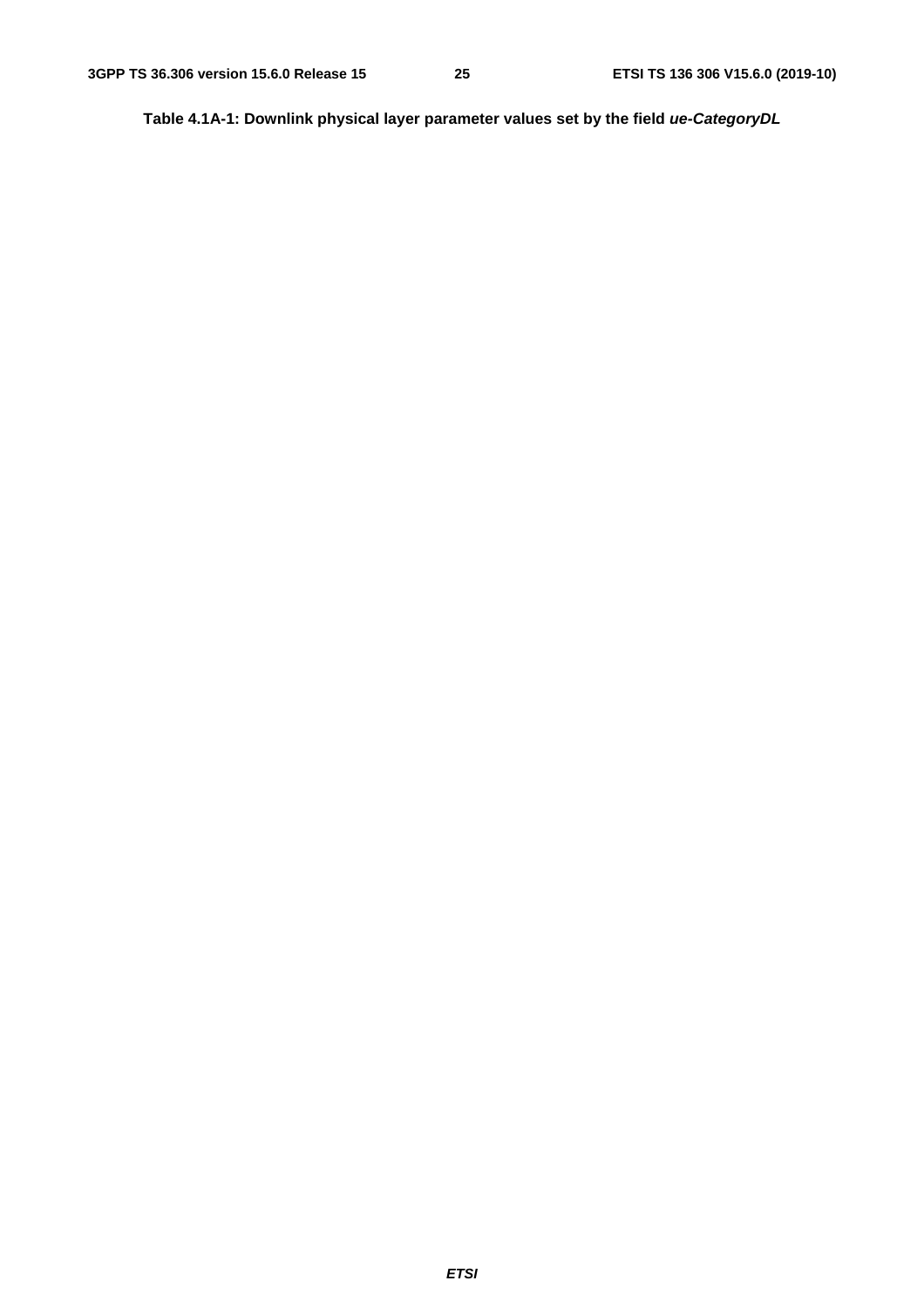**Table 4.1A-1: Downlink physical layer parameter values set by the field *ue-CategoryDL***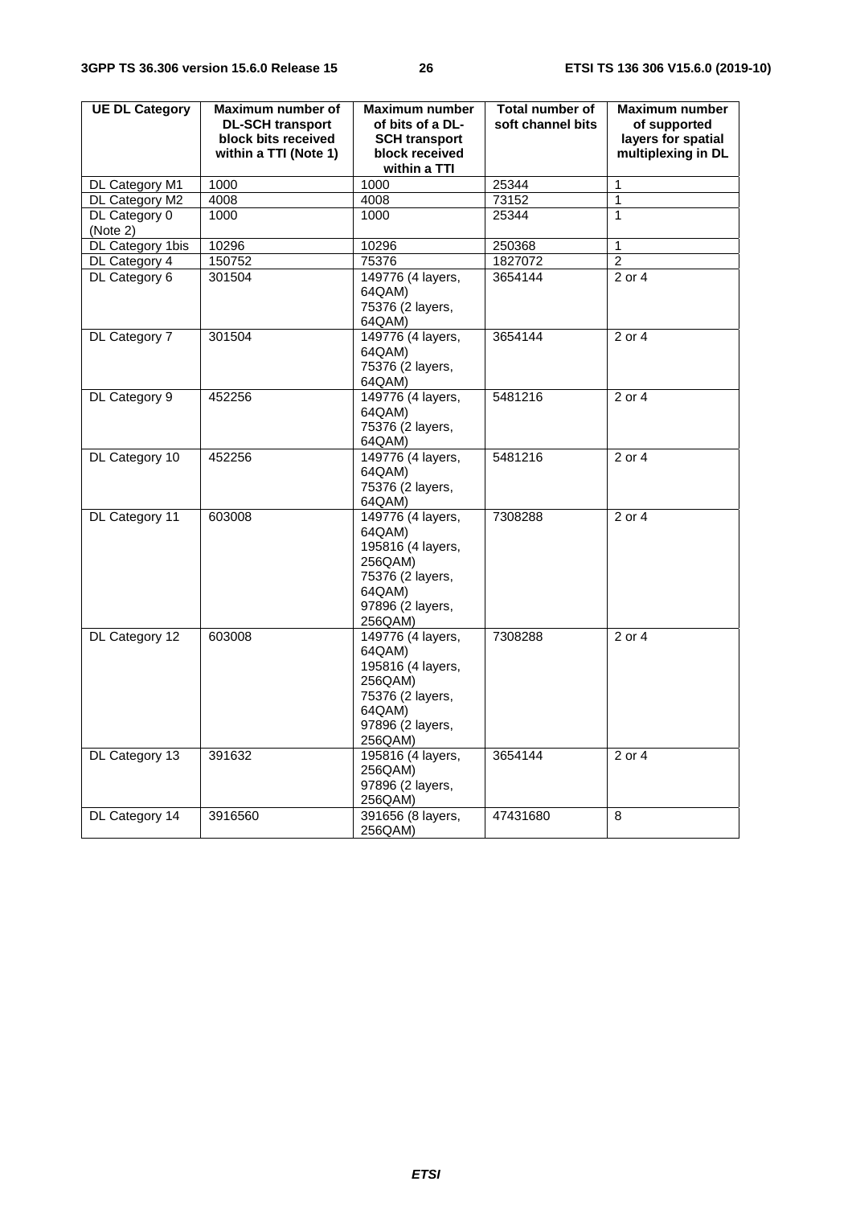| UE DL Category | Maximum number of DL-SCH transport block bits received within a TTI (Note 1) | Maximum number of bits of a DL-SCH transport block received within a TTI | Total number of soft channel bits | Maximum number of supported layers for spatial multiplexing in DL |
|---|---|---|---|---|
| DL Category M1 | 1000 | 1000 | 25344 | 1 |
| DL Category M2 | 4008 | 4008 | 73152 | 1 |
| DL Category 0 (Note 2) | 1000 | 1000 | 25344 | 1 |
| DL Category 1bis | 10296 | 10296 | 250368 | 1 |
| DL Category 4 | 150752 | 75376 | 1827072 | 2 |
| DL Category 6 | 301504 | 149776 (4 layers, 64QAM)<br>75376 (2 layers, 64QAM) | 3654144 | 2 or 4 |
| DL Category 7 | 301504 | 149776 (4 layers, 64QAM)<br>75376 (2 layers, 64QAM) | 3654144 | 2 or 4 |
| DL Category 9 | 452256 | 149776 (4 layers, 64QAM)<br>75376 (2 layers, 64QAM) | 5481216 | 2 or 4 |
| DL Category 10 | 452256 | 149776 (4 layers, 64QAM)<br>75376 (2 layers, 64QAM) | 5481216 | 2 or 4 |
| DL Category 11 | 603008 | 149776 (4 layers, 64QAM)<br>195816 (4 layers, 256QAM)<br>75376 (2 layers, 64QAM)<br>97896 (2 layers, 256QAM) | 7308288 | 2 or 4 |
| DL Category 12 | 603008 | 149776 (4 layers, 64QAM)<br>195816 (4 layers, 256QAM)<br>75376 (2 layers, 64QAM)<br>97896 (2 layers, 256QAM) | 7308288 | 2 or 4 |
| DL Category 13 | 391632 | 195816 (4 layers, 256QAM)<br>97896 (2 layers, 256QAM) | 3654144 | 2 or 4 |
| DL Category 14 | 3916560 | 391656 (8 layers, 256QAM) | 47431680 | 8 |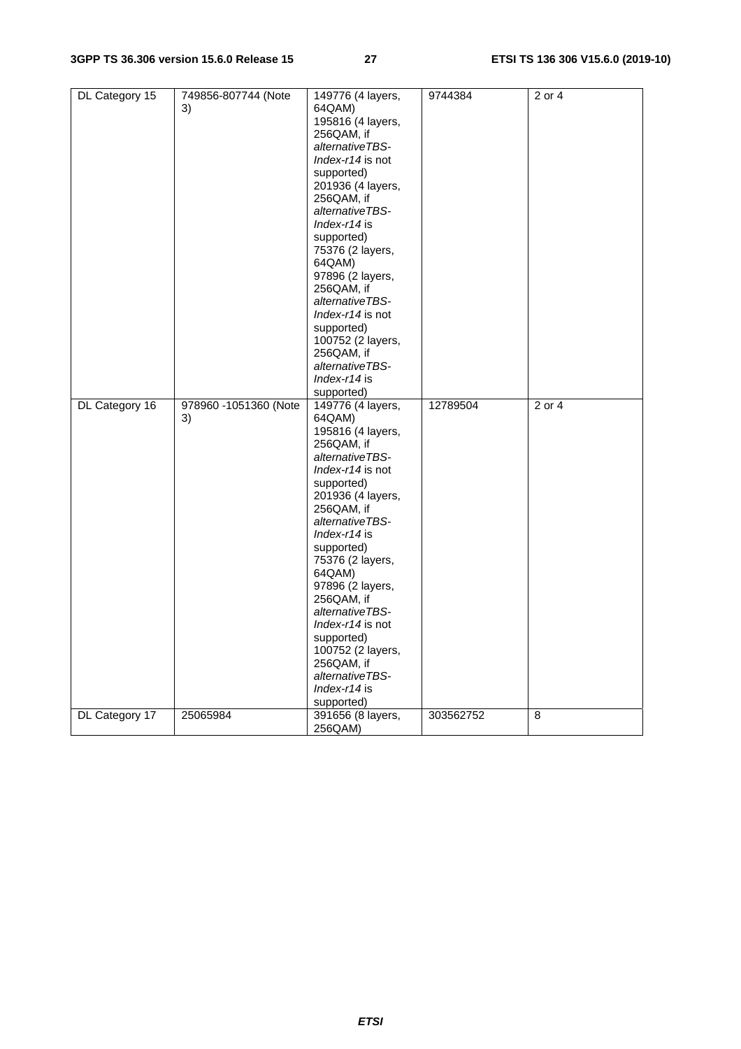| DL Category 15 | 749856-807744 (Note 3) | 149776 (4 layers, 64QAM)<br>195816 (4 layers, 256QAM, if *alternativeTBS-Index-r14* is not supported)<br>201936 (4 layers, 256QAM, if *alternativeTBS-Index-r14* is supported)<br>75376 (2 layers, 64QAM)<br>97896 (2 layers, 256QAM, if *alternativeTBS-Index-r14* is not supported)<br>100752 (2 layers, 256QAM, if *alternativeTBS-Index-r14* is supported) | 9744384 | 2 or 4 |
|---|---|---|---|---|
| DL Category 16 | 978960 -1051360 (Note 3) | 149776 (4 layers, 64QAM)<br>195816 (4 layers, 256QAM, if *alternativeTBS-Index-r14* is not supported)<br>201936 (4 layers, 256QAM, if *alternativeTBS-Index-r14* is supported)<br>75376 (2 layers, 64QAM)<br>97896 (2 layers, 256QAM, if *alternativeTBS-Index-r14* is not supported)<br>100752 (2 layers, 256QAM, if *alternativeTBS-Index-r14* is supported) | 12789504 | 2 or 4 |
| DL Category 17 | 25065984 | 391656 (8 layers, 256QAM) | 303562752 | 8 |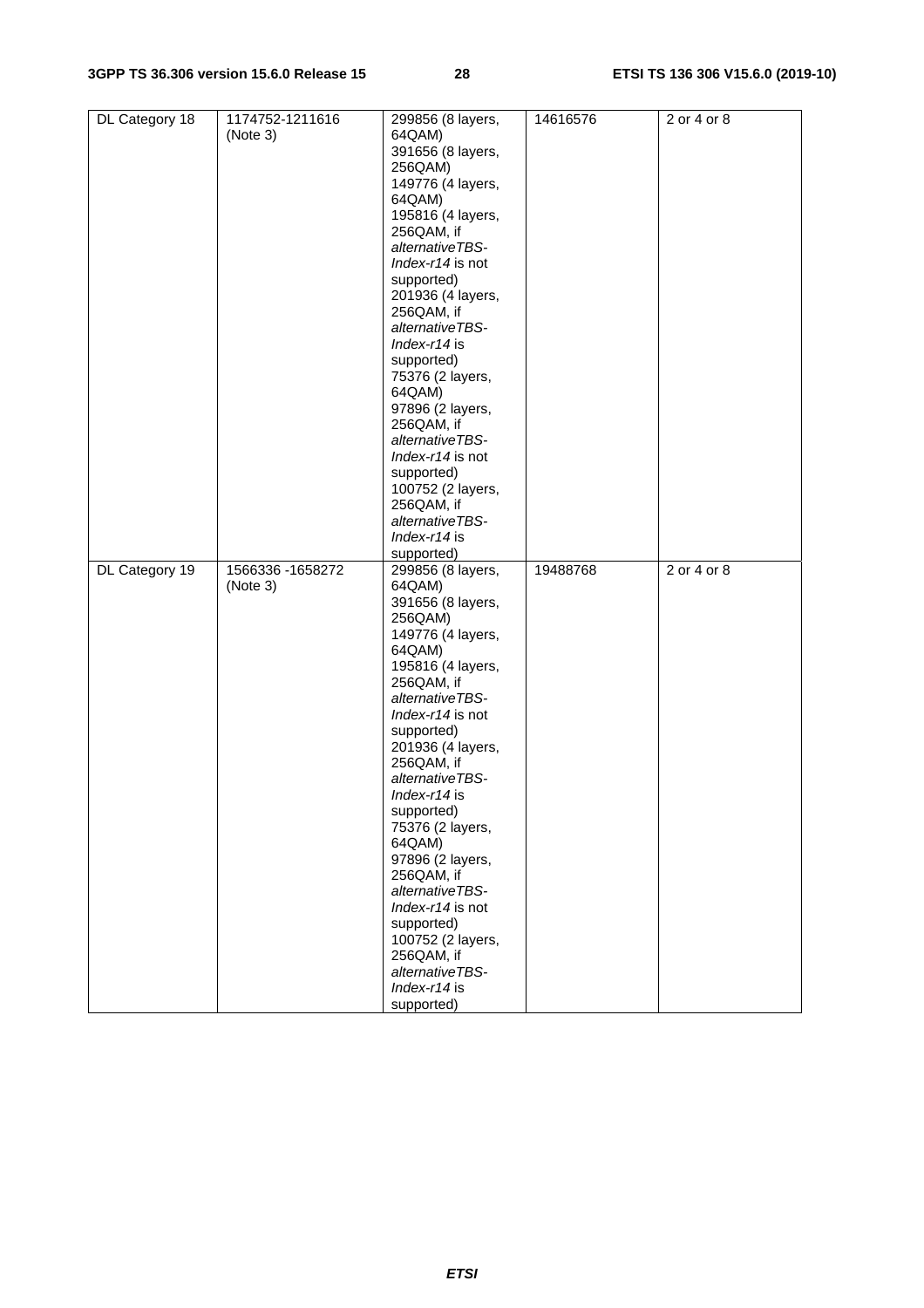| DL Category 18 | 1174752-1211616 (Note 3) | 299856 (8 layers, 64QAM)<br>391656 (8 layers, 256QAM)<br>149776 (4 layers, 64QAM)<br>195816 (4 layers, 256QAM, if *alternativeTBS-Index-r14* is not supported)<br>201936 (4 layers, 256QAM, if *alternativeTBS-Index-r14* is supported)<br>75376 (2 layers, 64QAM)<br>97896 (2 layers, 256QAM, if *alternativeTBS-Index-r14* is not supported)<br>100752 (2 layers, 256QAM, if *alternativeTBS-Index-r14* is supported) | 14616576 | 2 or 4 or 8 |
|---|---|---|---|---|
| DL Category 19 | 1566336 -1658272 (Note 3) | 299856 (8 layers, 64QAM)<br>391656 (8 layers, 256QAM)<br>149776 (4 layers, 64QAM)<br>195816 (4 layers, 256QAM, if *alternativeTBS-Index-r14* is not supported)<br>201936 (4 layers, 256QAM, if *alternativeTBS-Index-r14* is supported)<br>75376 (2 layers, 64QAM)<br>97896 (2 layers, 256QAM, if *alternativeTBS-Index-r14* is not supported)<br>100752 (2 layers, 256QAM, if *alternativeTBS-Index-r14* is supported) | 19488768 | 2 or 4 or 8 |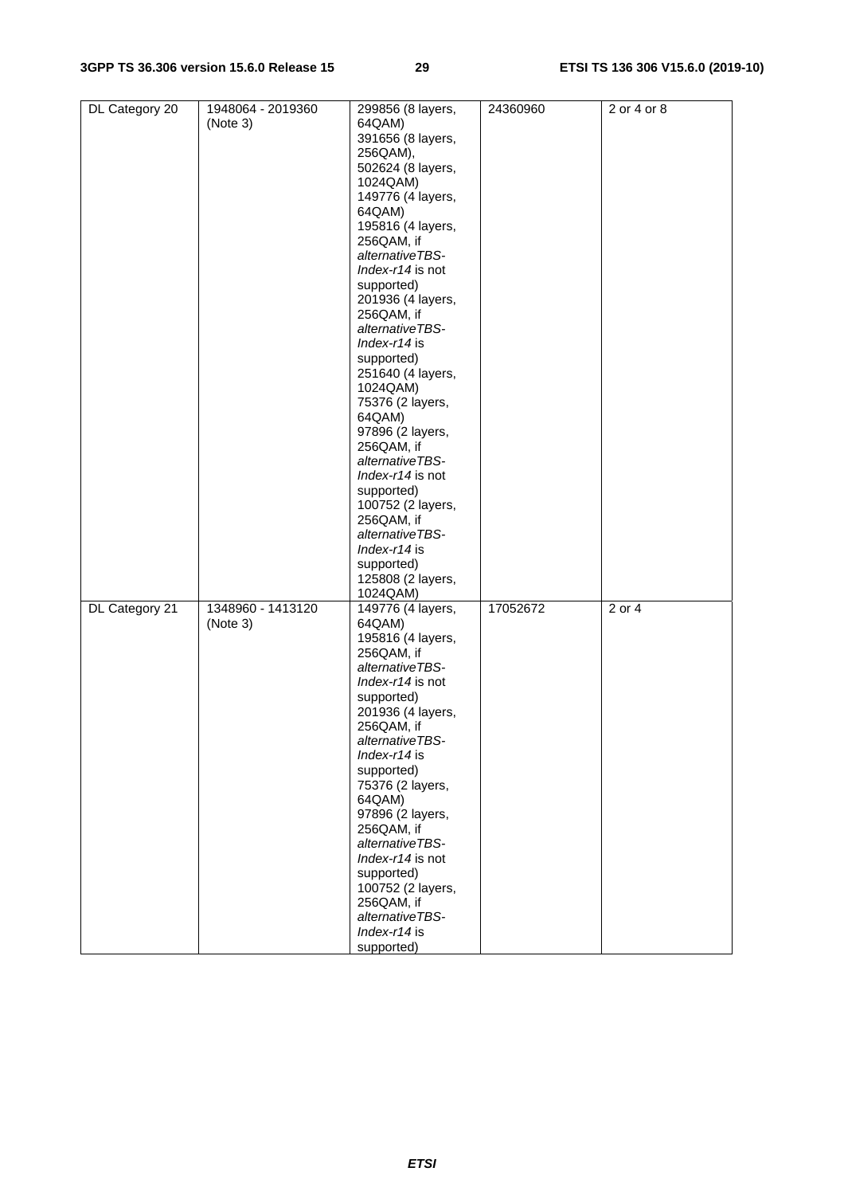| DL Category 20 | 1948064 - 2019360 (Note 3) | 299856 (8 layers, 64QAM)<br>391656 (8 layers, 256QAM),<br>502624 (8 layers, 1024QAM)<br>149776 (4 layers, 64QAM)<br>195816 (4 layers, 256QAM, if *alternativeTBS-Index-r14* is not supported)<br>201936 (4 layers, 256QAM, if *alternativeTBS-Index-r14* is supported)<br>251640 (4 layers, 1024QAM)<br>75376 (2 layers, 64QAM)<br>97896 (2 layers, 256QAM, if *alternativeTBS-Index-r14* is not supported)<br>100752 (2 layers, 256QAM, if *alternativeTBS-Index-r14* is supported)<br>125808 (2 layers, 1024QAM) | 24360960 | 2 or 4 or 8 |
|---|---|---|---|---|
| DL Category 21 | 1348960 - 1413120 (Note 3) | 149776 (4 layers, 64QAM)<br>195816 (4 layers, 256QAM, if *alternativeTBS-Index-r14* is not supported)<br>201936 (4 layers, 256QAM, if *alternativeTBS-Index-r14* is supported)<br>75376 (2 layers, 64QAM)<br>97896 (2 layers, 256QAM, if *alternativeTBS-Index-r14* is not supported)<br>100752 (2 layers, 256QAM, if *alternativeTBS-Index-r14* is supported) | 17052672 | 2 or 4 |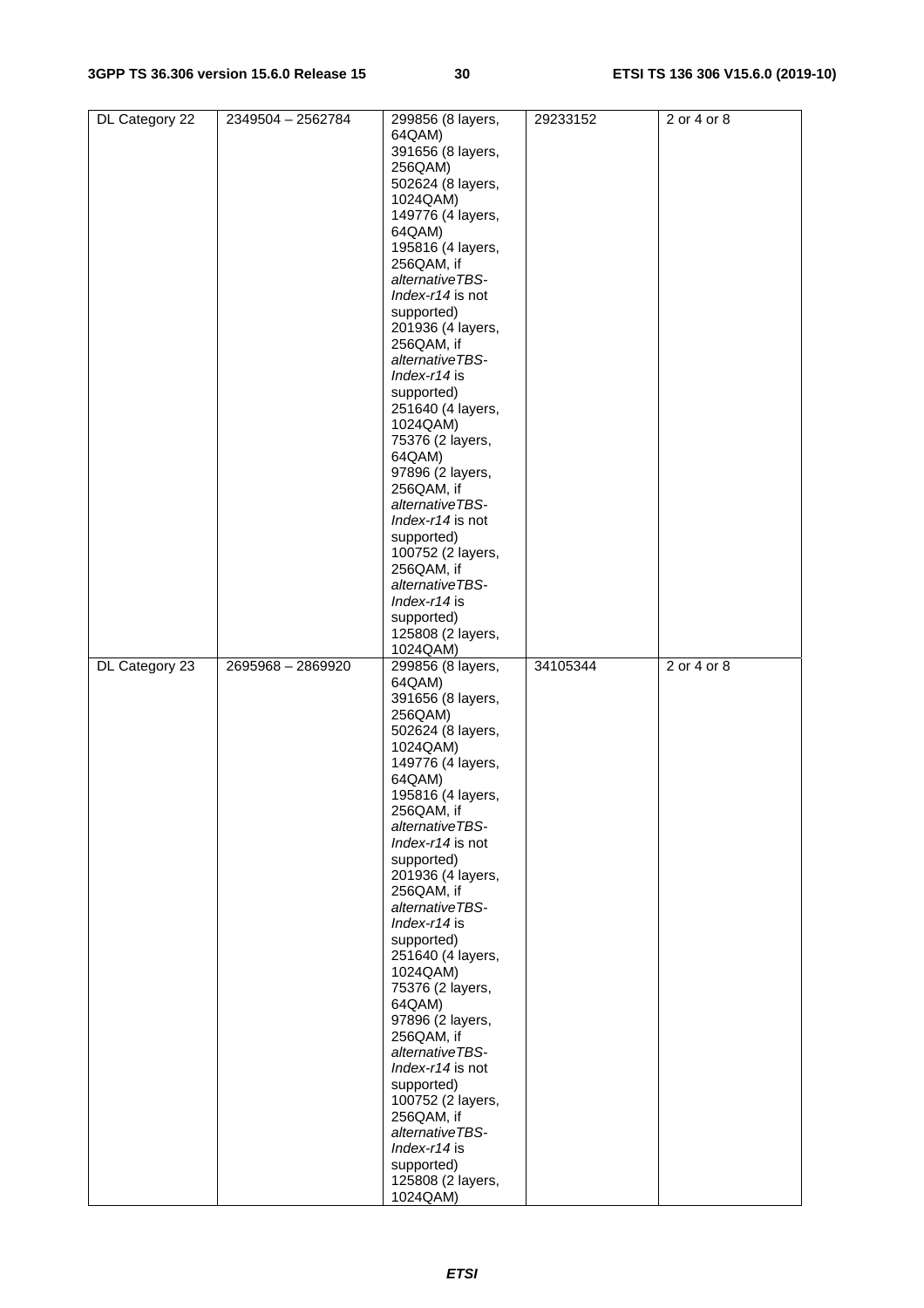| DL Category 22 | 2349504 – 2562784 | 299856 (8 layers, 64QAM)<br>391656 (8 layers, 256QAM)<br>502624 (8 layers, 1024QAM)<br>149776 (4 layers, 64QAM)<br>195816 (4 layers, 256QAM, if *alternativeTBS-Index-r14* is not supported)<br>201936 (4 layers, 256QAM, if *alternativeTBS-Index-r14* is supported)<br>251640 (4 layers, 1024QAM)<br>75376 (2 layers, 64QAM)<br>97896 (2 layers, 256QAM, if *alternativeTBS-Index-r14* is not supported)<br>100752 (2 layers, 256QAM, if *alternativeTBS-Index-r14* is supported)<br>125808 (2 layers, 1024QAM) | 29233152 | 2 or 4 or 8 |
|---|---|---|---|---|
| DL Category 23 | 2695968 – 2869920 | 299856 (8 layers, 64QAM)<br>391656 (8 layers, 256QAM)<br>502624 (8 layers, 1024QAM)<br>149776 (4 layers, 64QAM)<br>195816 (4 layers, 256QAM, if *alternativeTBS-Index-r14* is not supported)<br>201936 (4 layers, 256QAM, if *alternativeTBS-Index-r14* is supported)<br>251640 (4 layers, 1024QAM)<br>75376 (2 layers, 64QAM)<br>97896 (2 layers, 256QAM, if *alternativeTBS-Index-r14* is not supported)<br>100752 (2 layers, 256QAM, if *alternativeTBS-Index-r14* is supported)<br>125808 (2 layers, 1024QAM) | 34105344 | 2 or 4 or 8 |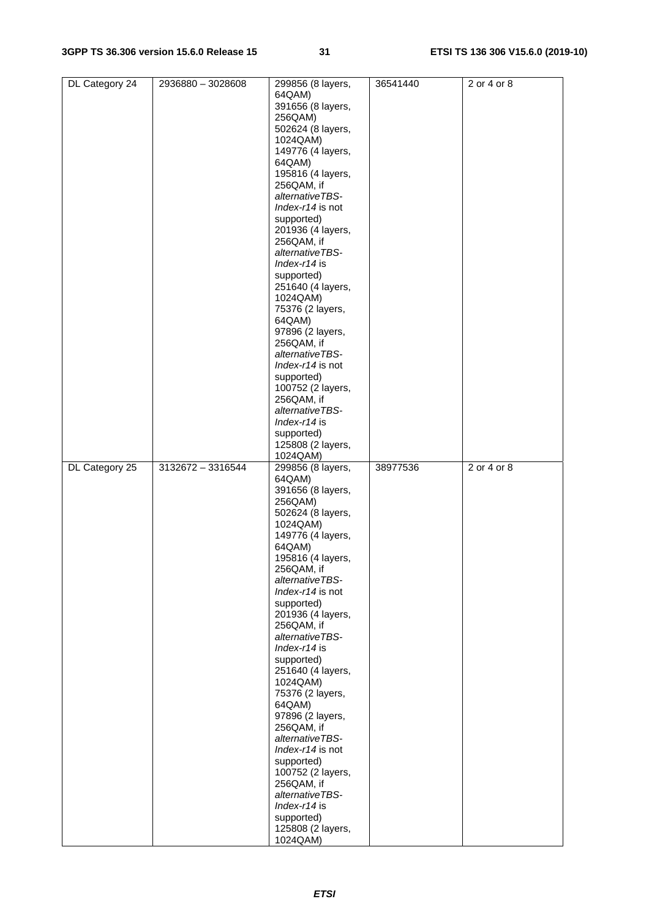| | | | | |
|---|---|---|---|---|
| DL Category 24 | 2936880 – 3028608 | 299856 (8 layers, 64QAM)<br>391656 (8 layers, 256QAM)<br>502624 (8 layers, 1024QAM)<br>149776 (4 layers, 64QAM)<br>195816 (4 layers, 256QAM, if *alternativeTBS-Index-r14* is not supported)<br>201936 (4 layers, 256QAM, if *alternativeTBS-Index-r14* is supported)<br>251640 (4 layers, 1024QAM)<br>75376 (2 layers, 64QAM)<br>97896 (2 layers, 256QAM, if *alternativeTBS-Index-r14* is not supported)<br>100752 (2 layers, 256QAM, if *alternativeTBS-Index-r14* is supported)<br>125808 (2 layers, 1024QAM) | 36541440 | 2 or 4 or 8 |
| DL Category 25 | 3132672 – 3316544 | 299856 (8 layers, 64QAM)<br>391656 (8 layers, 256QAM)<br>502624 (8 layers, 1024QAM)<br>149776 (4 layers, 64QAM)<br>195816 (4 layers, 256QAM, if *alternativeTBS-Index-r14* is not supported)<br>201936 (4 layers, 256QAM, if *alternativeTBS-Index-r14* is supported)<br>251640 (4 layers, 1024QAM)<br>75376 (2 layers, 64QAM)<br>97896 (2 layers, 256QAM, if *alternativeTBS-Index-r14* is not supported)<br>100752 (2 layers, 256QAM, if *alternativeTBS-Index-r14* is supported)<br>125808 (2 layers, 1024QAM) | 38977536 | 2 or 4 or 8 |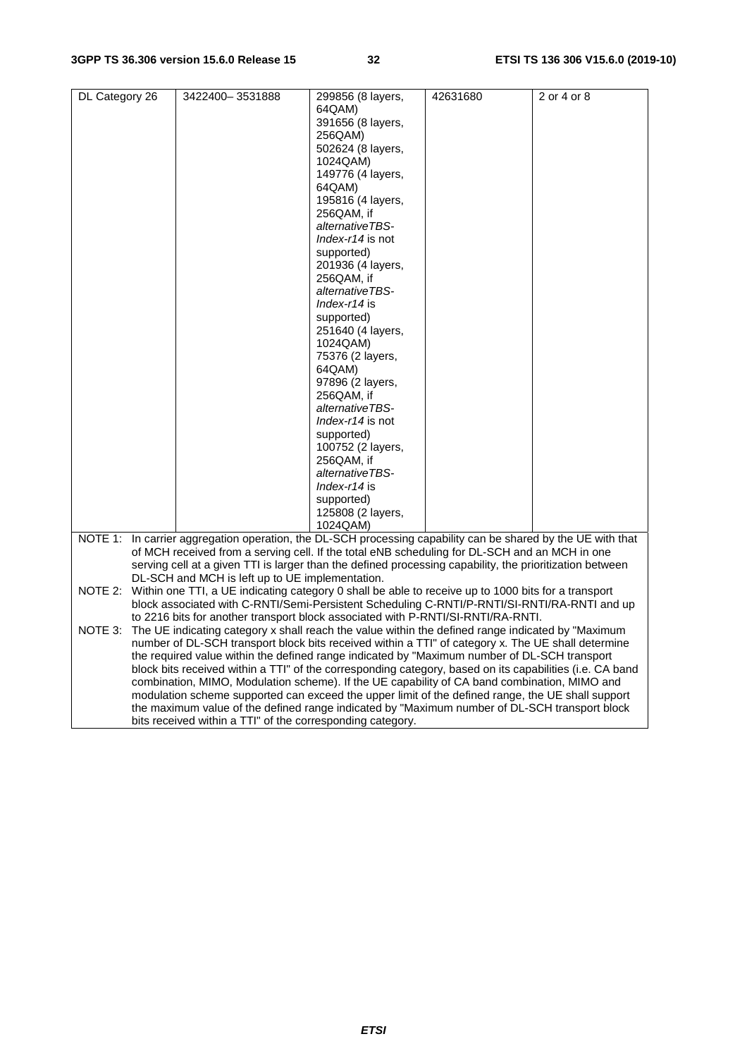| DL Category 26 | 3422400– 3531888 | 299856 (8 layers, 64QAM)<br>391656 (8 layers, 256QAM)<br>502624 (8 layers, 1024QAM)<br>149776 (4 layers, 64QAM)<br>195816 (4 layers, 256QAM, if *alternativeTBS-Index-r14* is not supported)<br>201936 (4 layers, 256QAM, if *alternativeTBS-Index-r14* is supported)<br>251640 (4 layers, 1024QAM)<br>75376 (2 layers, 64QAM)<br>97896 (2 layers, 256QAM, if *alternativeTBS-Index-r14* is not supported)<br>100752 (2 layers, 256QAM, if *alternativeTBS-Index-r14* is supported)<br>125808 (2 layers, 1024QAM) | 42631680 | 2 or 4 or 8 |
|---|---|---|---|---|

NOTE 1: In carrier aggregation operation, the DL-SCH processing capability can be shared by the UE with that of MCH received from a serving cell. If the total eNB scheduling for DL-SCH and an MCH in one serving cell at a given TTI is larger than the defined processing capability, the prioritization between DL-SCH and MCH is left up to UE implementation.

NOTE 2: Within one TTI, a UE indicating category 0 shall be able to receive up to 1000 bits for a transport block associated with C-RNTI/Semi-Persistent Scheduling C-RNTI/P-RNTI/SI-RNTI/RA-RNTI and up to 2216 bits for another transport block associated with P-RNTI/SI-RNTI/RA-RNTI.

NOTE 3: The UE indicating category x shall reach the value within the defined range indicated by "Maximum number of DL-SCH transport block bits received within a TTI" of category x. The UE shall determine the required value within the defined range indicated by "Maximum number of DL-SCH transport block bits received within a TTI" of the corresponding category, based on its capabilities (i.e. CA band combination, MIMO, Modulation scheme). If the UE capability of CA band combination, MIMO and modulation scheme supported can exceed the upper limit of the defined range, the UE shall support the maximum value of the defined range indicated by "Maximum number of DL-SCH transport block bits received within a TTI" of the corresponding category.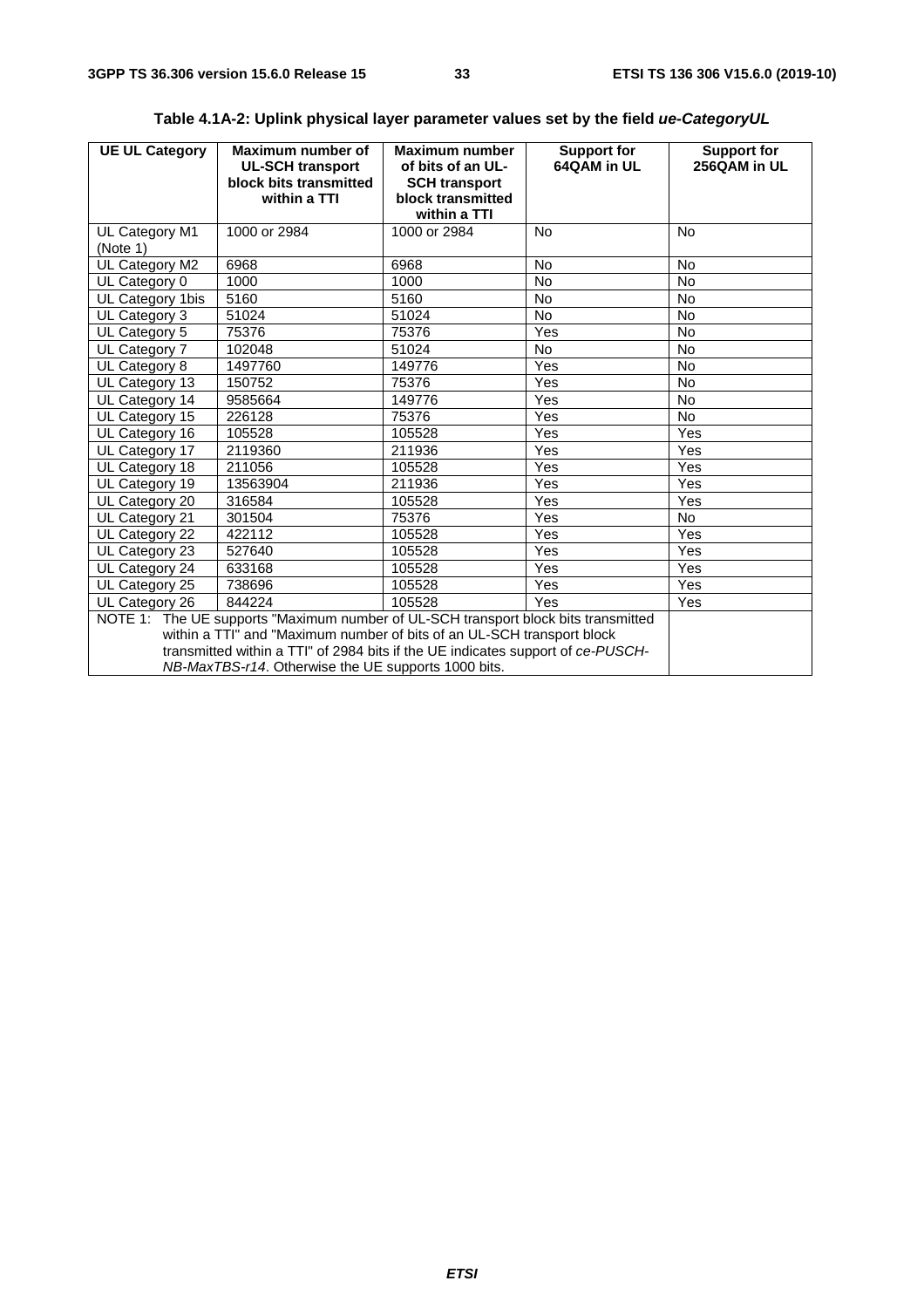**Table 4.1A-2: Uplink physical layer parameter values set by the field *ue-CategoryUL***

| UE UL Category | Maximum number of UL-SCH transport block bits transmitted within a TTI | Maximum number of bits of an UL-SCH transport block transmitted within a TTI | Support for 64QAM in UL | Support for 256QAM in UL |
|---|---|---|---|---|
| UL Category M1 (Note 1) | 1000 or 2984 | 1000 or 2984 | No | No |
| UL Category M2 | 6968 | 6968 | No | No |
| UL Category 0 | 1000 | 1000 | No | No |
| UL Category 1bis | 5160 | 5160 | No | No |
| UL Category 3 | 51024 | 51024 | No | No |
| UL Category 5 | 75376 | 75376 | Yes | No |
| UL Category 7 | 102048 | 51024 | No | No |
| UL Category 8 | 1497760 | 149776 | Yes | No |
| UL Category 13 | 150752 | 75376 | Yes | No |
| UL Category 14 | 9585664 | 149776 | Yes | No |
| UL Category 15 | 226128 | 75376 | Yes | No |
| UL Category 16 | 105528 | 105528 | Yes | Yes |
| UL Category 17 | 2119360 | 211936 | Yes | Yes |
| UL Category 18 | 211056 | 105528 | Yes | Yes |
| UL Category 19 | 13563904 | 211936 | Yes | Yes |
| UL Category 20 | 316584 | 105528 | Yes | Yes |
| UL Category 21 | 301504 | 75376 | Yes | No |
| UL Category 22 | 422112 | 105528 | Yes | Yes |
| UL Category 23 | 527640 | 105528 | Yes | Yes |
| UL Category 24 | 633168 | 105528 | Yes | Yes |
| UL Category 25 | 738696 | 105528 | Yes | Yes |
| UL Category 26 | 844224 | 105528 | Yes | Yes |
| NOTE 1: The UE supports "Maximum number of UL-SCH transport block bits transmitted within a TTI" and "Maximum number of bits of an UL-SCH transport block transmitted within a TTI" of 2984 bits if the UE indicates support of *ce-PUSCH-NB-MaxTBS-r14*. Otherwise the UE supports 1000 bits. | | | | |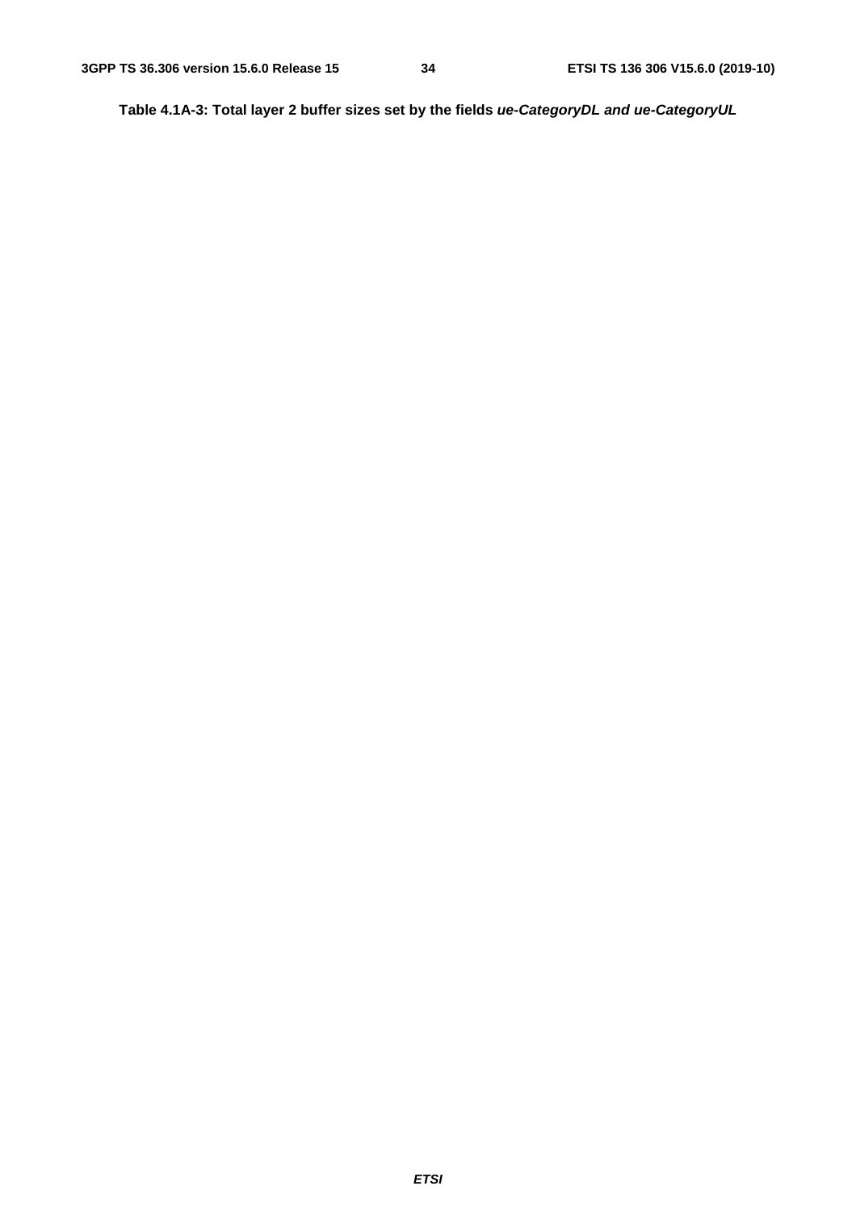**Table 4.1A-3: Total layer 2 buffer sizes set by the fields *ue-CategoryDL and ue-CategoryUL***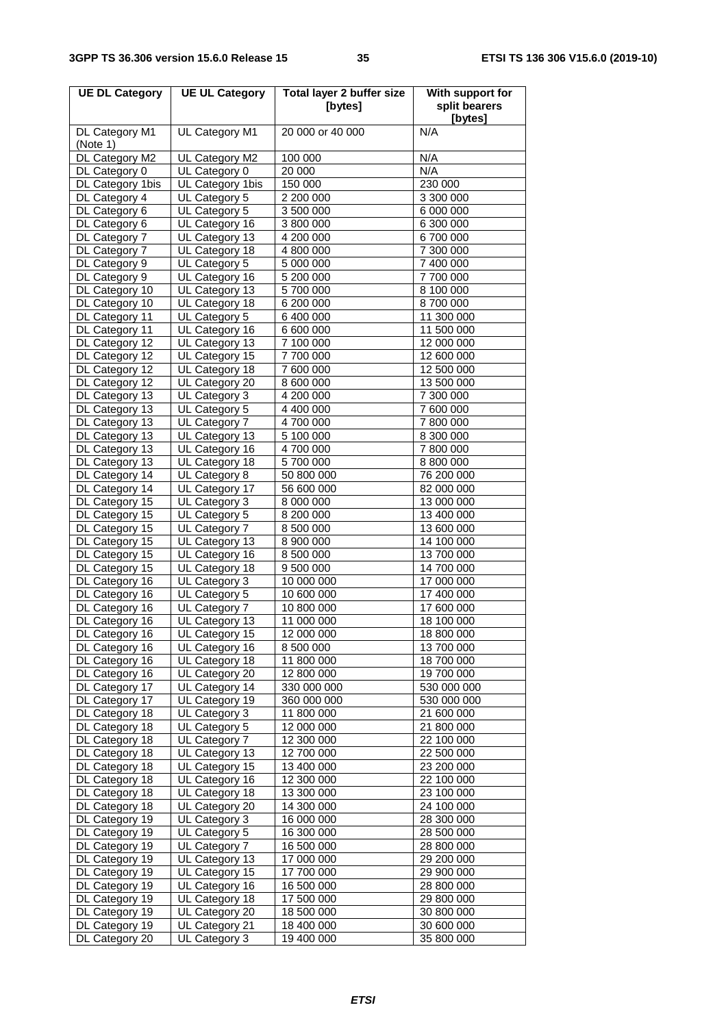| UE DL Category | UE UL Category | Total layer 2 buffer size [bytes] | With support for split bearers [bytes] |
|---|---|---|---|
| DL Category M1 (Note 1) | UL Category M1 | 20 000 or 40 000 | N/A |
| DL Category M2 | UL Category M2 | 100 000 | N/A |
| DL Category 0 | UL Category 0 | 20 000 | N/A |
| DL Category 1bis | UL Category 1bis | 150 000 | 230 000 |
| DL Category 4 | UL Category 5 | 2 200 000 | 3 300 000 |
| DL Category 6 | UL Category 5 | 3 500 000 | 6 000 000 |
| DL Category 6 | UL Category 16 | 3 800 000 | 6 300 000 |
| DL Category 7 | UL Category 13 | 4 200 000 | 6 700 000 |
| DL Category 7 | UL Category 18 | 4 800 000 | 7 300 000 |
| DL Category 9 | UL Category 5 | 5 000 000 | 7 400 000 |
| DL Category 9 | UL Category 16 | 5 200 000 | 7 700 000 |
| DL Category 10 | UL Category 13 | 5 700 000 | 8 100 000 |
| DL Category 10 | UL Category 18 | 6 200 000 | 8 700 000 |
| DL Category 11 | UL Category 5 | 6 400 000 | 11 300 000 |
| DL Category 11 | UL Category 16 | 6 600 000 | 11 500 000 |
| DL Category 12 | UL Category 13 | 7 100 000 | 12 000 000 |
| DL Category 12 | UL Category 15 | 7 700 000 | 12 600 000 |
| DL Category 12 | UL Category 18 | 7 600 000 | 12 500 000 |
| DL Category 12 | UL Category 20 | 8 600 000 | 13 500 000 |
| DL Category 13 | UL Category 3 | 4 200 000 | 7 300 000 |
| DL Category 13 | UL Category 5 | 4 400 000 | 7 600 000 |
| DL Category 13 | UL Category 7 | 4 700 000 | 7 800 000 |
| DL Category 13 | UL Category 13 | 5 100 000 | 8 300 000 |
| DL Category 13 | UL Category 16 | 4 700 000 | 7 800 000 |
| DL Category 13 | UL Category 18 | 5 700 000 | 8 800 000 |
| DL Category 14 | UL Category 8 | 50 800 000 | 76 200 000 |
| DL Category 14 | UL Category 17 | 56 600 000 | 82 000 000 |
| DL Category 15 | UL Category 3 | 8 000 000 | 13 000 000 |
| DL Category 15 | UL Category 5 | 8 200 000 | 13 400 000 |
| DL Category 15 | UL Category 7 | 8 500 000 | 13 600 000 |
| DL Category 15 | UL Category 13 | 8 900 000 | 14 100 000 |
| DL Category 15 | UL Category 16 | 8 500 000 | 13 700 000 |
| DL Category 15 | UL Category 18 | 9 500 000 | 14 700 000 |
| DL Category 16 | UL Category 3 | 10 000 000 | 17 000 000 |
| DL Category 16 | UL Category 5 | 10 600 000 | 17 400 000 |
| DL Category 16 | UL Category 7 | 10 800 000 | 17 600 000 |
| DL Category 16 | UL Category 13 | 11 000 000 | 18 100 000 |
| DL Category 16 | UL Category 15 | 12 000 000 | 18 800 000 |
| DL Category 16 | UL Category 16 | 8 500 000 | 13 700 000 |
| DL Category 16 | UL Category 18 | 11 800 000 | 18 700 000 |
| DL Category 16 | UL Category 20 | 12 800 000 | 19 700 000 |
| DL Category 17 | UL Category 14 | 330 000 000 | 530 000 000 |
| DL Category 17 | UL Category 19 | 360 000 000 | 530 000 000 |
| DL Category 18 | UL Category 3 | 11 800 000 | 21 600 000 |
| DL Category 18 | UL Category 5 | 12 000 000 | 21 800 000 |
| DL Category 18 | UL Category 7 | 12 300 000 | 22 100 000 |
| DL Category 18 | UL Category 13 | 12 700 000 | 22 500 000 |
| DL Category 18 | UL Category 15 | 13 400 000 | 23 200 000 |
| DL Category 18 | UL Category 16 | 12 300 000 | 22 100 000 |
| DL Category 18 | UL Category 18 | 13 300 000 | 23 100 000 |
| DL Category 18 | UL Category 20 | 14 300 000 | 24 100 000 |
| DL Category 19 | UL Category 3 | 16 000 000 | 28 300 000 |
| DL Category 19 | UL Category 5 | 16 300 000 | 28 500 000 |
| DL Category 19 | UL Category 7 | 16 500 000 | 28 800 000 |
| DL Category 19 | UL Category 13 | 17 000 000 | 29 200 000 |
| DL Category 19 | UL Category 15 | 17 700 000 | 29 900 000 |
| DL Category 19 | UL Category 16 | 16 500 000 | 28 800 000 |
| DL Category 19 | UL Category 18 | 17 500 000 | 29 800 000 |
| DL Category 19 | UL Category 20 | 18 500 000 | 30 800 000 |
| DL Category 19 | UL Category 21 | 18 400 000 | 30 600 000 |
| DL Category 20 | UL Category 3 | 19 400 000 | 35 800 000 |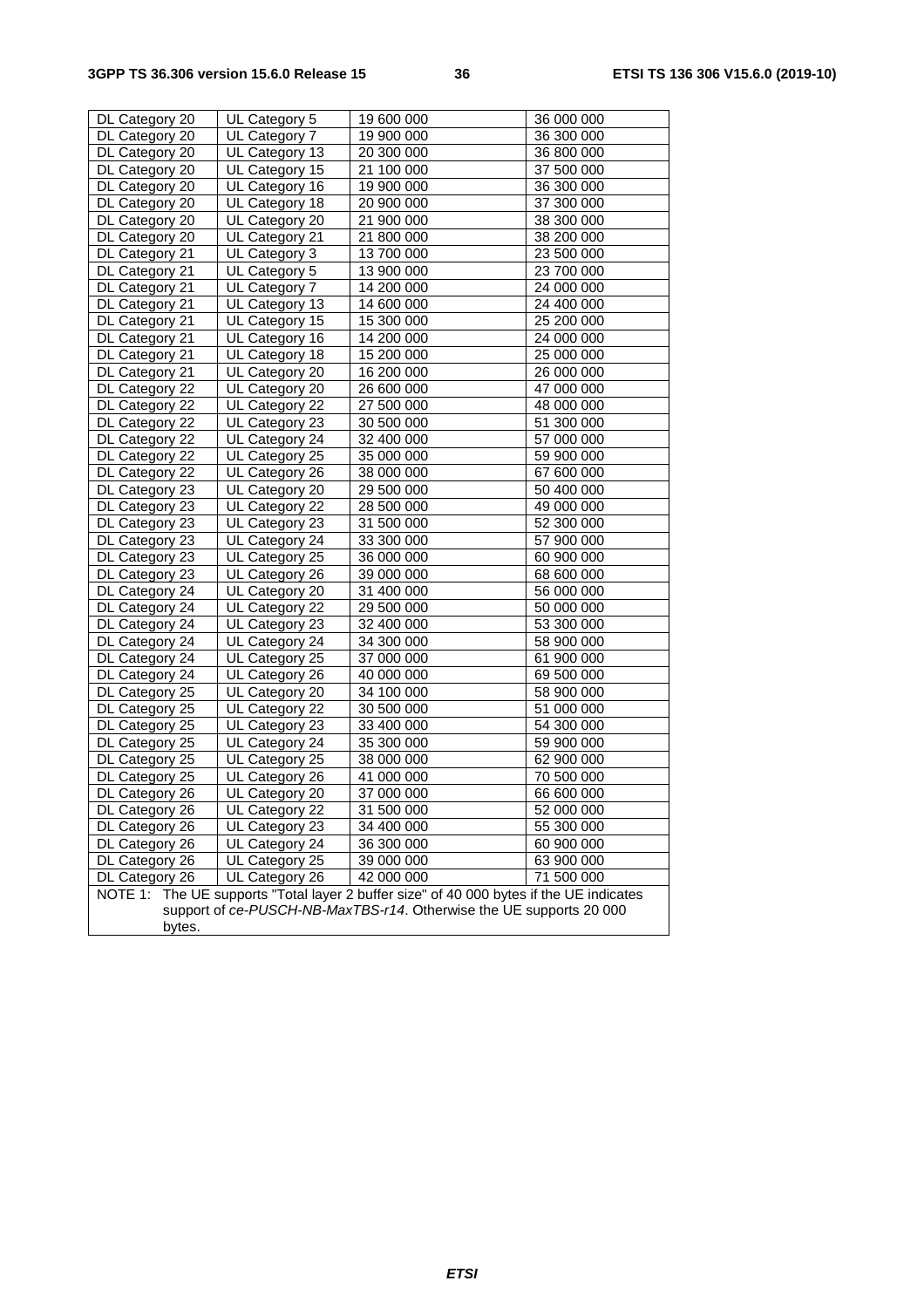| DL Category 20 | UL Category 5 | 19 600 000 | 36 000 000 |
|---|---|---|---|
| DL Category 20 | UL Category 7 | 19 900 000 | 36 300 000 |
| DL Category 20 | UL Category 13 | 20 300 000 | 36 800 000 |
| DL Category 20 | UL Category 15 | 21 100 000 | 37 500 000 |
| DL Category 20 | UL Category 16 | 19 900 000 | 36 300 000 |
| DL Category 20 | UL Category 18 | 20 900 000 | 37 300 000 |
| DL Category 20 | UL Category 20 | 21 900 000 | 38 300 000 |
| DL Category 20 | UL Category 21 | 21 800 000 | 38 200 000 |
| DL Category 21 | UL Category 3 | 13 700 000 | 23 500 000 |
| DL Category 21 | UL Category 5 | 13 900 000 | 23 700 000 |
| DL Category 21 | UL Category 7 | 14 200 000 | 24 000 000 |
| DL Category 21 | UL Category 13 | 14 600 000 | 24 400 000 |
| DL Category 21 | UL Category 15 | 15 300 000 | 25 200 000 |
| DL Category 21 | UL Category 16 | 14 200 000 | 24 000 000 |
| DL Category 21 | UL Category 18 | 15 200 000 | 25 000 000 |
| DL Category 21 | UL Category 20 | 16 200 000 | 26 000 000 |
| DL Category 22 | UL Category 20 | 26 600 000 | 47 000 000 |
| DL Category 22 | UL Category 22 | 27 500 000 | 48 000 000 |
| DL Category 22 | UL Category 23 | 30 500 000 | 51 300 000 |
| DL Category 22 | UL Category 24 | 32 400 000 | 57 000 000 |
| DL Category 22 | UL Category 25 | 35 000 000 | 59 900 000 |
| DL Category 22 | UL Category 26 | 38 000 000 | 67 600 000 |
| DL Category 23 | UL Category 20 | 29 500 000 | 50 400 000 |
| DL Category 23 | UL Category 22 | 28 500 000 | 49 000 000 |
| DL Category 23 | UL Category 23 | 31 500 000 | 52 300 000 |
| DL Category 23 | UL Category 24 | 33 300 000 | 57 900 000 |
| DL Category 23 | UL Category 25 | 36 000 000 | 60 900 000 |
| DL Category 23 | UL Category 26 | 39 000 000 | 68 600 000 |
| DL Category 24 | UL Category 20 | 31 400 000 | 56 000 000 |
| DL Category 24 | UL Category 22 | 29 500 000 | 50 000 000 |
| DL Category 24 | UL Category 23 | 32 400 000 | 53 300 000 |
| DL Category 24 | UL Category 24 | 34 300 000 | 58 900 000 |
| DL Category 24 | UL Category 25 | 37 000 000 | 61 900 000 |
| DL Category 24 | UL Category 26 | 40 000 000 | 69 500 000 |
| DL Category 25 | UL Category 20 | 34 100 000 | 58 900 000 |
| DL Category 25 | UL Category 22 | 30 500 000 | 51 000 000 |
| DL Category 25 | UL Category 23 | 33 400 000 | 54 300 000 |
| DL Category 25 | UL Category 24 | 35 300 000 | 59 900 000 |
| DL Category 25 | UL Category 25 | 38 000 000 | 62 900 000 |
| DL Category 25 | UL Category 26 | 41 000 000 | 70 500 000 |
| DL Category 26 | UL Category 20 | 37 000 000 | 66 600 000 |
| DL Category 26 | UL Category 22 | 31 500 000 | 52 000 000 |
| DL Category 26 | UL Category 23 | 34 400 000 | 55 300 000 |
| DL Category 26 | UL Category 24 | 36 300 000 | 60 900 000 |
| DL Category 26 | UL Category 25 | 39 000 000 | 63 900 000 |
| DL Category 26 | UL Category 26 | 42 000 000 | 71 500 000 |
| NOTE 1: The UE supports "Total layer 2 buffer size" of 40 000 bytes if the UE indicates support of *ce-PUSCH-NB-MaxTBS-r14*. Otherwise the UE supports 20 000 bytes. | | | |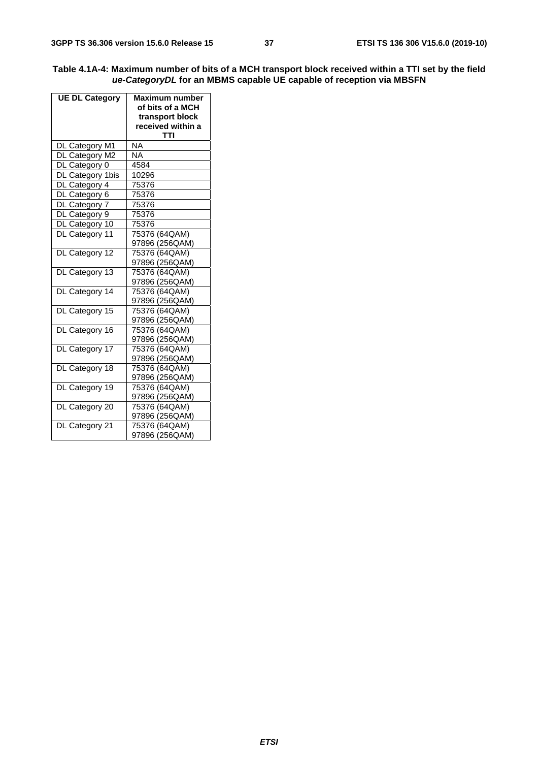**Table 4.1A-4: Maximum number of bits of a MCH transport block received within a TTI set by the field *ue-CategoryDL* for an MBMS capable UE capable of reception via MBSFN**

| UE DL Category | Maximum number of bits of a MCH transport block received within a TTI |
|---|---|
| DL Category M1 | NA |
| DL Category M2 | NA |
| DL Category 0 | 4584 |
| DL Category 1bis | 10296 |
| DL Category 4 | 75376 |
| DL Category 6 | 75376 |
| DL Category 7 | 75376 |
| DL Category 9 | 75376 |
| DL Category 10 | 75376 |
| DL Category 11 | 75376 (64QAM) 97896 (256QAM) |
| DL Category 12 | 75376 (64QAM) 97896 (256QAM) |
| DL Category 13 | 75376 (64QAM) 97896 (256QAM) |
| DL Category 14 | 75376 (64QAM) 97896 (256QAM) |
| DL Category 15 | 75376 (64QAM) 97896 (256QAM) |
| DL Category 16 | 75376 (64QAM) 97896 (256QAM) |
| DL Category 17 | 75376 (64QAM) 97896 (256QAM) |
| DL Category 18 | 75376 (64QAM) 97896 (256QAM) |
| DL Category 19 | 75376 (64QAM) 97896 (256QAM) |
| DL Category 20 | 75376 (64QAM) 97896 (256QAM) |
| DL Category 21 | 75376 (64QAM) 97896 (256QAM) |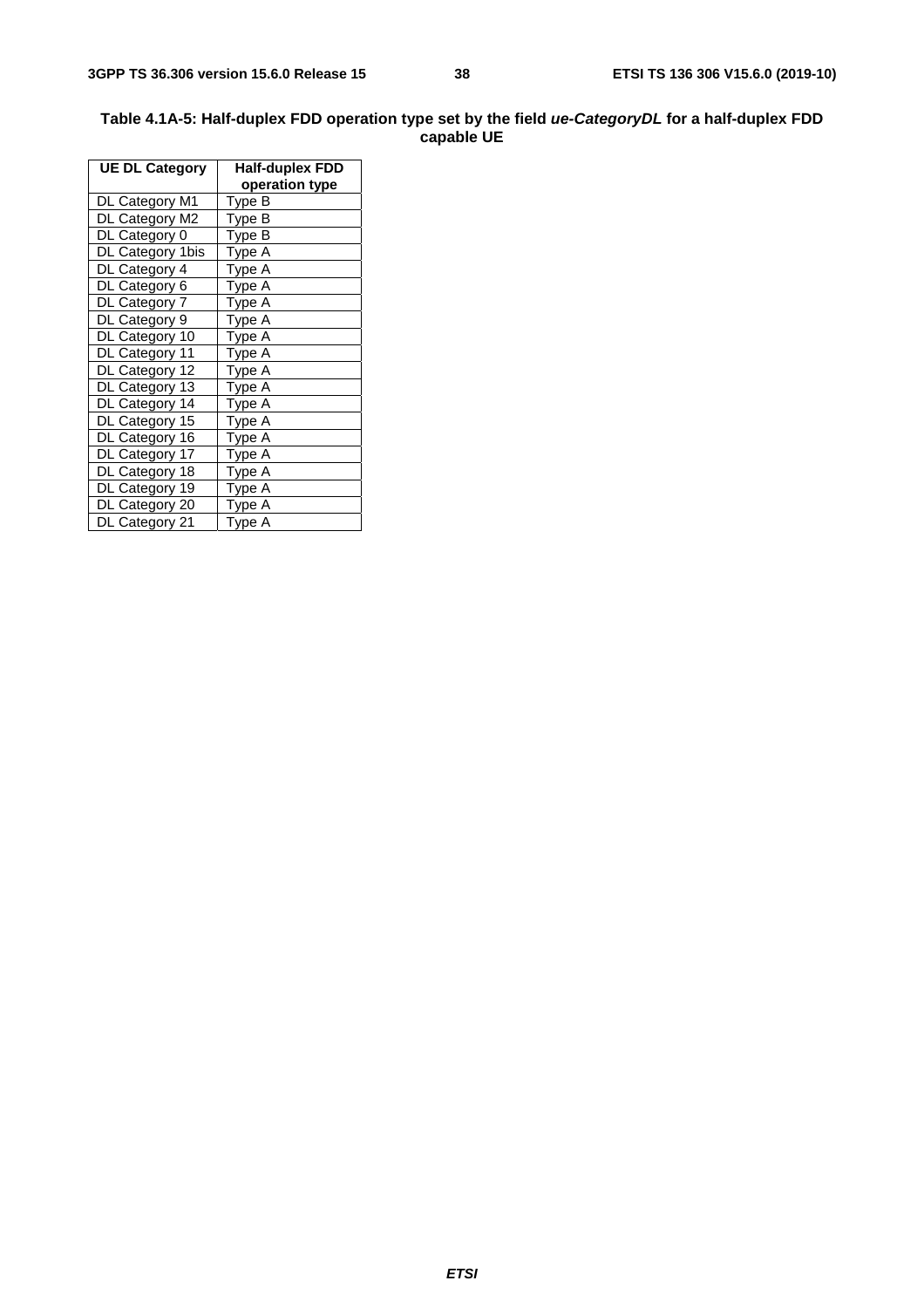**Table 4.1A-5: Half-duplex FDD operation type set by the field *ue-CategoryDL* for a half-duplex FDD capable UE**

| UE DL Category | Half-duplex FDD operation type |
|---|---|
| DL Category M1 | Type B |
| DL Category M2 | Type B |
| DL Category 0 | Type B |
| DL Category 1bis | Type A |
| DL Category 4 | Type A |
| DL Category 6 | Type A |
| DL Category 7 | Type A |
| DL Category 9 | Type A |
| DL Category 10 | Type A |
| DL Category 11 | Type A |
| DL Category 12 | Type A |
| DL Category 13 | Type A |
| DL Category 14 | Type A |
| DL Category 15 | Type A |
| DL Category 16 | Type A |
| DL Category 17 | Type A |
| DL Category 18 | Type A |
| DL Category 19 | Type A |
| DL Category 20 | Type A |
| DL Category 21 | Type A |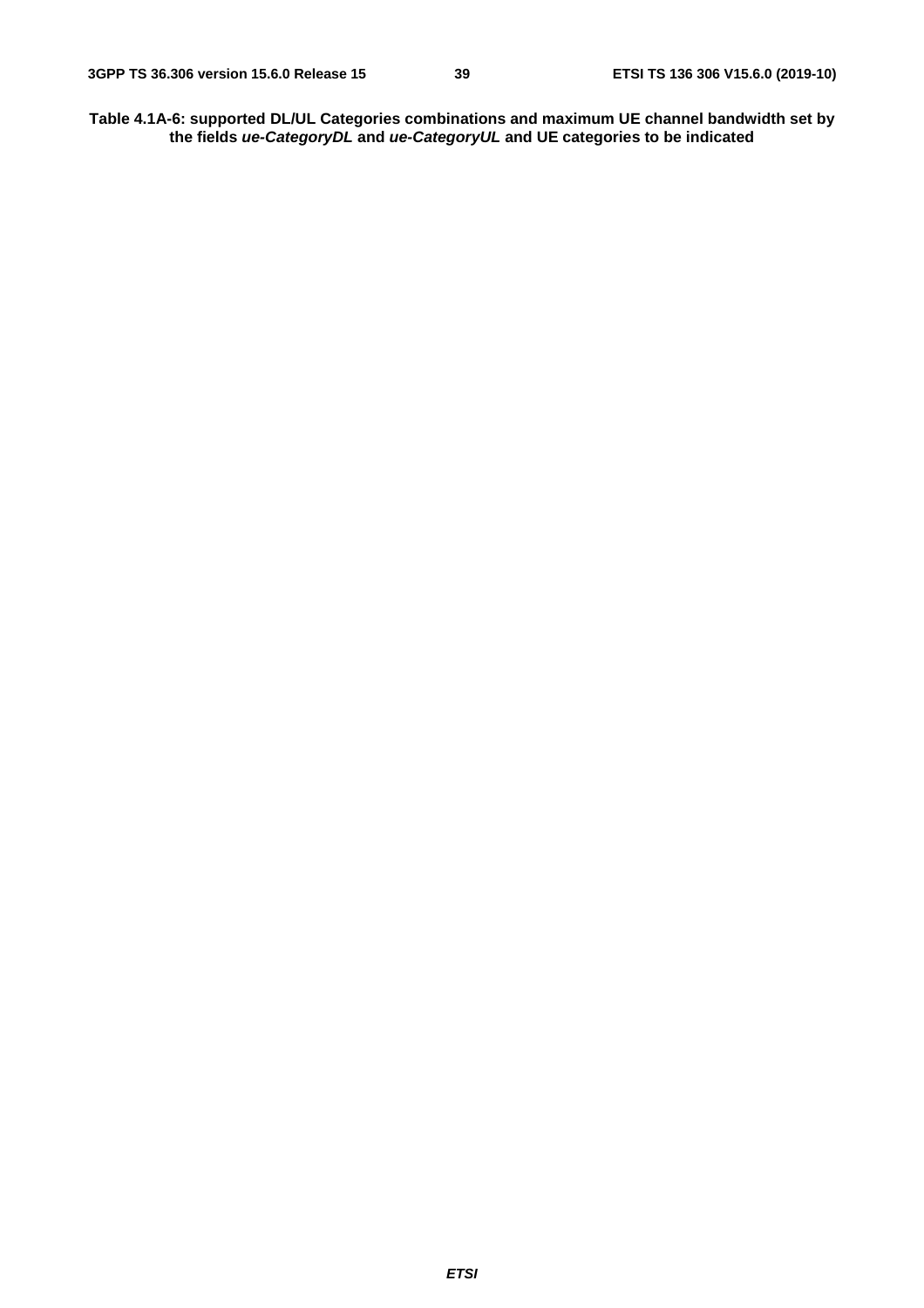**Table 4.1A-6: supported DL/UL Categories combinations and maximum UE channel bandwidth set by the fields *ue-CategoryDL* and *ue-CategoryUL* and UE categories to be indicated**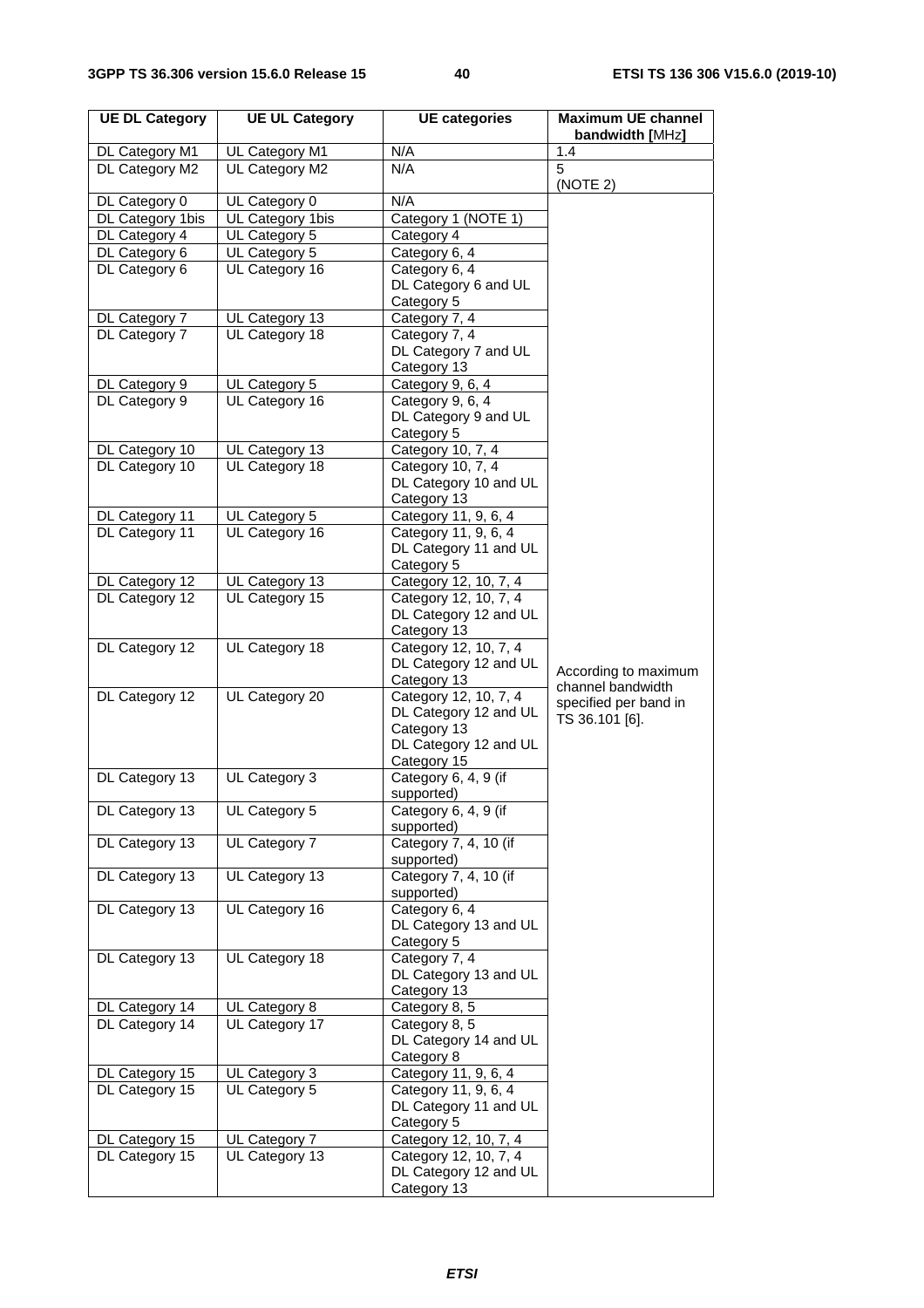| UE DL Category | UE UL Category | UE categories | Maximum UE channel bandwidth [MHz] |
|---|---|---|---|
| DL Category M1 | UL Category M1 | N/A | 1.4 |
| DL Category M2 | UL Category M2 | N/A | 5 (NOTE 2) |
| DL Category 0 | UL Category 0 | N/A | According to maximum channel bandwidth specified per band in TS 36.101 [6]. |
| DL Category 1bis | UL Category 1bis | Category 1 (NOTE 1) | |
| DL Category 4 | UL Category 5 | Category 4 | |
| DL Category 6 | UL Category 5 | Category 6, 4 | |
| DL Category 6 | UL Category 16 | Category 6, 4 DL Category 6 and UL Category 5 | |
| DL Category 7 | UL Category 13 | Category 7, 4 | |
| DL Category 7 | UL Category 18 | Category 7, 4 DL Category 7 and UL Category 13 | |
| DL Category 9 | UL Category 5 | Category 9, 6, 4 | |
| DL Category 9 | UL Category 16 | Category 9, 6, 4 DL Category 9 and UL Category 5 | |
| DL Category 10 | UL Category 13 | Category 10, 7, 4 | |
| DL Category 10 | UL Category 18 | Category 10, 7, 4 DL Category 10 and UL Category 13 | |
| DL Category 11 | UL Category 5 | Category 11, 9, 6, 4 | |
| DL Category 11 | UL Category 16 | Category 11, 9, 6, 4 DL Category 11 and UL Category 5 | |
| DL Category 12 | UL Category 13 | Category 12, 10, 7, 4 | |
| DL Category 12 | UL Category 15 | Category 12, 10, 7, 4 DL Category 12 and UL Category 13 | |
| DL Category 12 | UL Category 18 | Category 12, 10, 7, 4 DL Category 12 and UL Category 13 | |
| DL Category 12 | UL Category 20 | Category 12, 10, 7, 4 DL Category 12 and UL Category 13 DL Category 12 and UL Category 15 | |
| DL Category 13 | UL Category 3 | Category 6, 4, 9 (if supported) | |
| DL Category 13 | UL Category 5 | Category 6, 4, 9 (if supported) | |
| DL Category 13 | UL Category 7 | Category 7, 4, 10 (if supported) | |
| DL Category 13 | UL Category 13 | Category 7, 4, 10 (if supported) | |
| DL Category 13 | UL Category 16 | Category 6, 4 DL Category 13 and UL Category 5 | |
| DL Category 13 | UL Category 18 | Category 7, 4 DL Category 13 and UL Category 13 | |
| DL Category 14 | UL Category 8 | Category 8, 5 | |
| DL Category 14 | UL Category 17 | Category 8, 5 DL Category 14 and UL Category 8 | |
| DL Category 15 | UL Category 3 | Category 11, 9, 6, 4 | |
| DL Category 15 | UL Category 5 | Category 11, 9, 6, 4 DL Category 11 and UL Category 5 | |
| DL Category 15 | UL Category 7 | Category 12, 10, 7, 4 | |
| DL Category 15 | UL Category 13 | Category 12, 10, 7, 4 DL Category 12 and UL Category 13 | |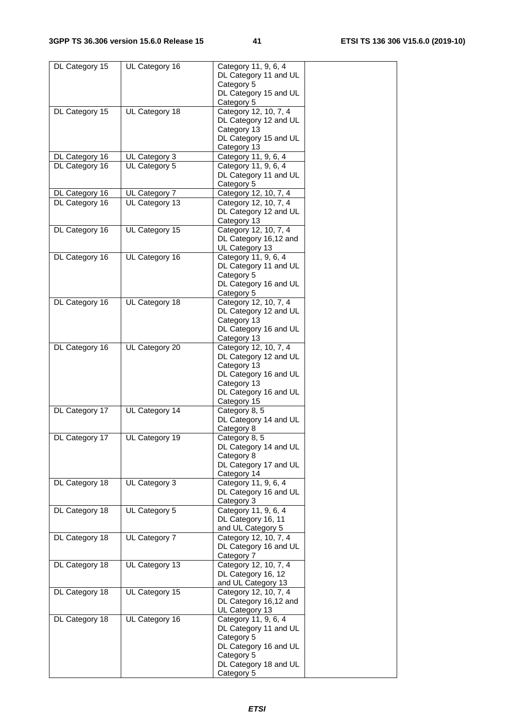| DL Category 15 | UL Category 16 | Category 11, 9, 6, 4<br>DL Category 11 and UL Category 5<br>DL Category 15 and UL Category 5 | |
|---|---|---|---|
| DL Category 15 | UL Category 18 | Category 12, 10, 7, 4<br>DL Category 12 and UL Category 13<br>DL Category 15 and UL Category 13 | |
| DL Category 16 | UL Category 3 | Category 11, 9, 6, 4 | |
| DL Category 16 | UL Category 5 | Category 11, 9, 6, 4<br>DL Category 11 and UL Category 5 | |
| DL Category 16 | UL Category 7 | Category 12, 10, 7, 4 | |
| DL Category 16 | UL Category 13 | Category 12, 10, 7, 4<br>DL Category 12 and UL Category 13 | |
| DL Category 16 | UL Category 15 | Category 12, 10, 7, 4<br>DL Category 16,12 and UL Category 13 | |
| DL Category 16 | UL Category 16 | Category 11, 9, 6, 4<br>DL Category 11 and UL Category 5<br>DL Category 16 and UL Category 5 | |
| DL Category 16 | UL Category 18 | Category 12, 10, 7, 4<br>DL Category 12 and UL Category 13<br>DL Category 16 and UL Category 13 | |
| DL Category 16 | UL Category 20 | Category 12, 10, 7, 4<br>DL Category 12 and UL Category 13<br>DL Category 16 and UL Category 13<br>DL Category 16 and UL Category 15 | |
| DL Category 17 | UL Category 14 | Category 8, 5<br>DL Category 14 and UL Category 8 | |
| DL Category 17 | UL Category 19 | Category 8, 5<br>DL Category 14 and UL Category 8<br>DL Category 17 and UL Category 14 | |
| DL Category 18 | UL Category 3 | Category 11, 9, 6, 4<br>DL Category 16 and UL Category 3 | |
| DL Category 18 | UL Category 5 | Category 11, 9, 6, 4<br>DL Category 16, 11 and UL Category 5 | |
| DL Category 18 | UL Category 7 | Category 12, 10, 7, 4<br>DL Category 16 and UL Category 7 | |
| DL Category 18 | UL Category 13 | Category 12, 10, 7, 4<br>DL Category 16, 12 and UL Category 13 | |
| DL Category 18 | UL Category 15 | Category 12, 10, 7, 4<br>DL Category 16,12 and UL Category 13 | |
| DL Category 18 | UL Category 16 | Category 11, 9, 6, 4<br>DL Category 11 and UL Category 5<br>DL Category 16 and UL Category 5<br>DL Category 18 and UL Category 5 | |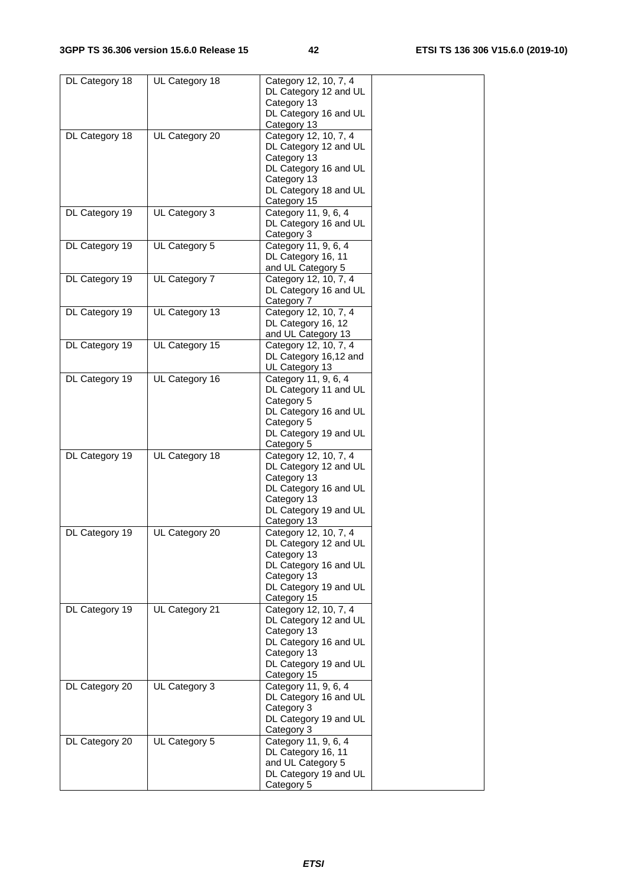| DL Category 18 | UL Category 18 | Category 12, 10, 7, 4<br>DL Category 12 and UL Category 13<br>DL Category 16 and UL Category 13 | |
|---|---|---|---|
| DL Category 18 | UL Category 20 | Category 12, 10, 7, 4<br>DL Category 12 and UL Category 13<br>DL Category 16 and UL Category 13<br>DL Category 18 and UL Category 15 | |
| DL Category 19 | UL Category 3 | Category 11, 9, 6, 4<br>DL Category 16 and UL Category 3 | |
| DL Category 19 | UL Category 5 | Category 11, 9, 6, 4<br>DL Category 16, 11 and UL Category 5 | |
| DL Category 19 | UL Category 7 | Category 12, 10, 7, 4<br>DL Category 16 and UL Category 7 | |
| DL Category 19 | UL Category 13 | Category 12, 10, 7, 4<br>DL Category 16, 12 and UL Category 13 | |
| DL Category 19 | UL Category 15 | Category 12, 10, 7, 4<br>DL Category 16,12 and UL Category 13 | |
| DL Category 19 | UL Category 16 | Category 11, 9, 6, 4<br>DL Category 11 and UL Category 5<br>DL Category 16 and UL Category 5<br>DL Category 19 and UL Category 5 | |
| DL Category 19 | UL Category 18 | Category 12, 10, 7, 4<br>DL Category 12 and UL Category 13<br>DL Category 16 and UL Category 13<br>DL Category 19 and UL Category 13 | |
| DL Category 19 | UL Category 20 | Category 12, 10, 7, 4<br>DL Category 12 and UL Category 13<br>DL Category 16 and UL Category 13<br>DL Category 19 and UL Category 15 | |
| DL Category 19 | UL Category 21 | Category 12, 10, 7, 4<br>DL Category 12 and UL Category 13<br>DL Category 16 and UL Category 13<br>DL Category 19 and UL Category 15 | |
| DL Category 20 | UL Category 3 | Category 11, 9, 6, 4<br>DL Category 16 and UL Category 3<br>DL Category 19 and UL Category 3 | |
| DL Category 20 | UL Category 5 | Category 11, 9, 6, 4<br>DL Category 16, 11 and UL Category 5<br>DL Category 19 and UL Category 5 | |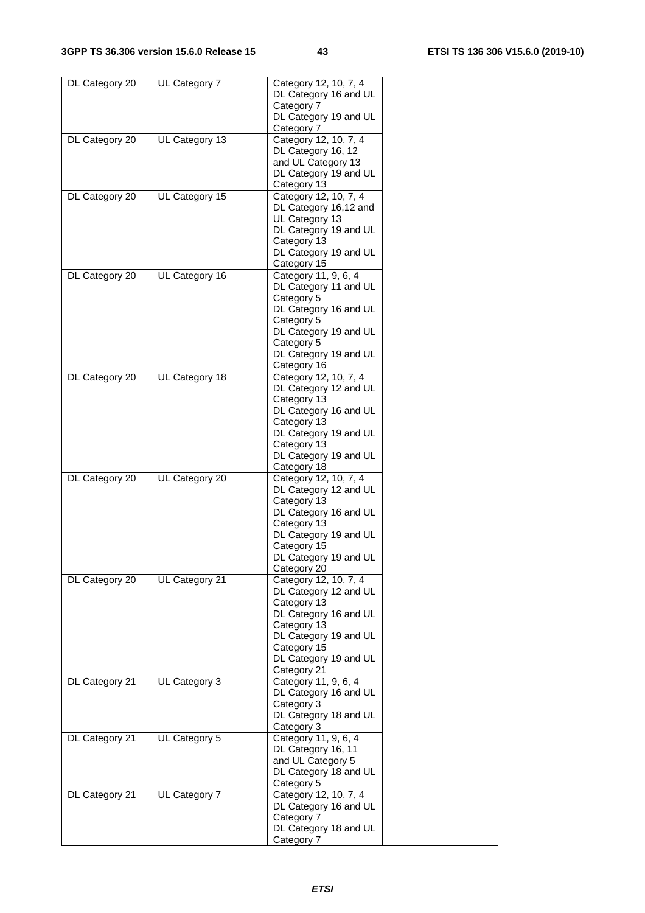| DL Category 20 | UL Category 7 | Category 12, 10, 7, 4<br>DL Category 16 and UL Category 7<br>DL Category 19 and UL Category 7 | |
|---|---|---|---|
| DL Category 20 | UL Category 13 | Category 12, 10, 7, 4<br>DL Category 16, 12 and UL Category 13<br>DL Category 19 and UL Category 13 | |
| DL Category 20 | UL Category 15 | Category 12, 10, 7, 4<br>DL Category 16,12 and UL Category 13<br>DL Category 19 and UL Category 13<br>DL Category 19 and UL Category 15 | |
| DL Category 20 | UL Category 16 | Category 11, 9, 6, 4<br>DL Category 11 and UL Category 5<br>DL Category 16 and UL Category 5<br>DL Category 19 and UL Category 5<br>DL Category 19 and UL Category 16 | |
| DL Category 20 | UL Category 18 | Category 12, 10, 7, 4<br>DL Category 12 and UL Category 13<br>DL Category 16 and UL Category 13<br>DL Category 19 and UL Category 13<br>DL Category 19 and UL Category 18 | |
| DL Category 20 | UL Category 20 | Category 12, 10, 7, 4<br>DL Category 12 and UL Category 13<br>DL Category 16 and UL Category 13<br>DL Category 19 and UL Category 15<br>DL Category 19 and UL Category 20 | |
| DL Category 20 | UL Category 21 | Category 12, 10, 7, 4<br>DL Category 12 and UL Category 13<br>DL Category 16 and UL Category 13<br>DL Category 19 and UL Category 15<br>DL Category 19 and UL Category 21 | |
| DL Category 21 | UL Category 3 | Category 11, 9, 6, 4<br>DL Category 16 and UL Category 3<br>DL Category 18 and UL Category 3 | |
| DL Category 21 | UL Category 5 | Category 11, 9, 6, 4<br>DL Category 16, 11 and UL Category 5<br>DL Category 18 and UL Category 5 | |
| DL Category 21 | UL Category 7 | Category 12, 10, 7, 4<br>DL Category 16 and UL Category 7<br>DL Category 18 and UL Category 7 | |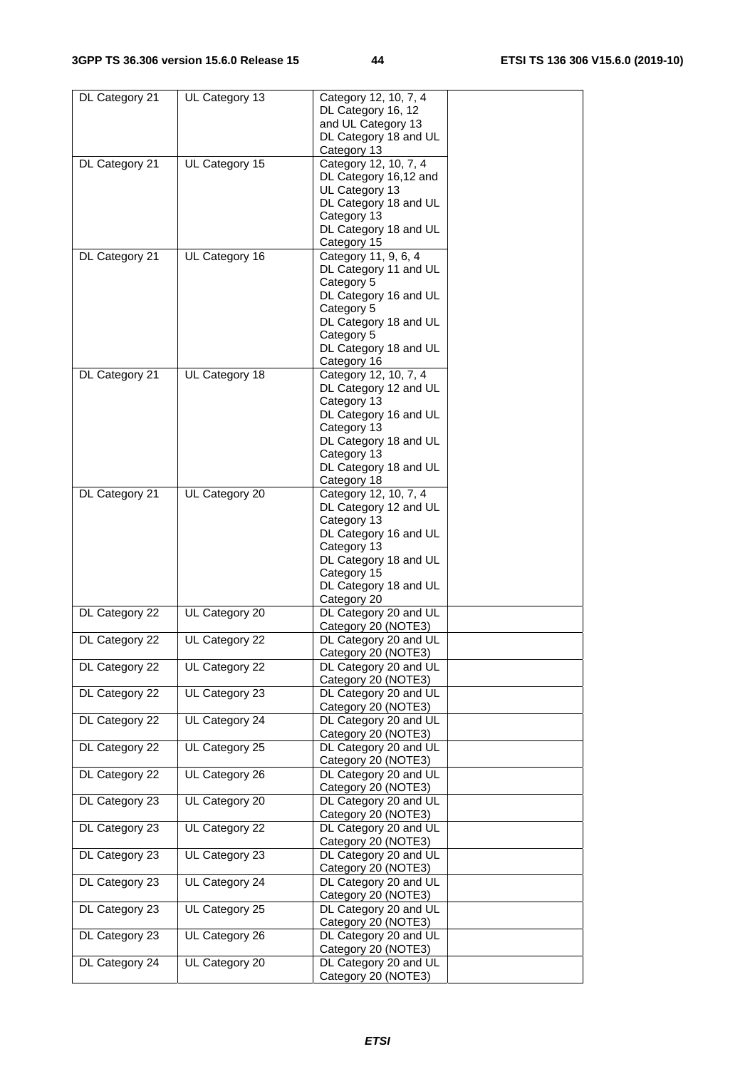| DL Category 21 | UL Category 13 | Category 12, 10, 7, 4<br>DL Category 16, 12 and UL Category 13<br>DL Category 18 and UL Category 13 | |
|---|---|---|---|
| DL Category 21 | UL Category 15 | Category 12, 10, 7, 4<br>DL Category 16,12 and UL Category 13<br>DL Category 18 and UL Category 13<br>DL Category 18 and UL Category 15 | |
| DL Category 21 | UL Category 16 | Category 11, 9, 6, 4<br>DL Category 11 and UL Category 5<br>DL Category 16 and UL Category 5<br>DL Category 18 and UL Category 5<br>DL Category 18 and UL Category 16 | |
| DL Category 21 | UL Category 18 | Category 12, 10, 7, 4<br>DL Category 12 and UL Category 13<br>DL Category 16 and UL Category 13<br>DL Category 18 and UL Category 13<br>DL Category 18 and UL Category 18 | |
| DL Category 21 | UL Category 20 | Category 12, 10, 7, 4<br>DL Category 12 and UL Category 13<br>DL Category 16 and UL Category 13<br>DL Category 18 and UL Category 15<br>DL Category 18 and UL Category 20 | |
| DL Category 22 | UL Category 20 | DL Category 20 and UL Category 20 (NOTE3) | |
| DL Category 22 | UL Category 22 | DL Category 20 and UL Category 20 (NOTE3) | |
| DL Category 22 | UL Category 22 | DL Category 20 and UL Category 20 (NOTE3) | |
| DL Category 22 | UL Category 23 | DL Category 20 and UL Category 20 (NOTE3) | |
| DL Category 22 | UL Category 24 | DL Category 20 and UL Category 20 (NOTE3) | |
| DL Category 22 | UL Category 25 | DL Category 20 and UL Category 20 (NOTE3) | |
| DL Category 22 | UL Category 26 | DL Category 20 and UL Category 20 (NOTE3) | |
| DL Category 23 | UL Category 20 | DL Category 20 and UL Category 20 (NOTE3) | |
| DL Category 23 | UL Category 22 | DL Category 20 and UL Category 20 (NOTE3) | |
| DL Category 23 | UL Category 23 | DL Category 20 and UL Category 20 (NOTE3) | |
| DL Category 23 | UL Category 24 | DL Category 20 and UL Category 20 (NOTE3) | |
| DL Category 23 | UL Category 25 | DL Category 20 and UL Category 20 (NOTE3) | |
| DL Category 23 | UL Category 26 | DL Category 20 and UL Category 20 (NOTE3) | |
| DL Category 24 | UL Category 20 | DL Category 20 and UL Category 20 (NOTE3) | |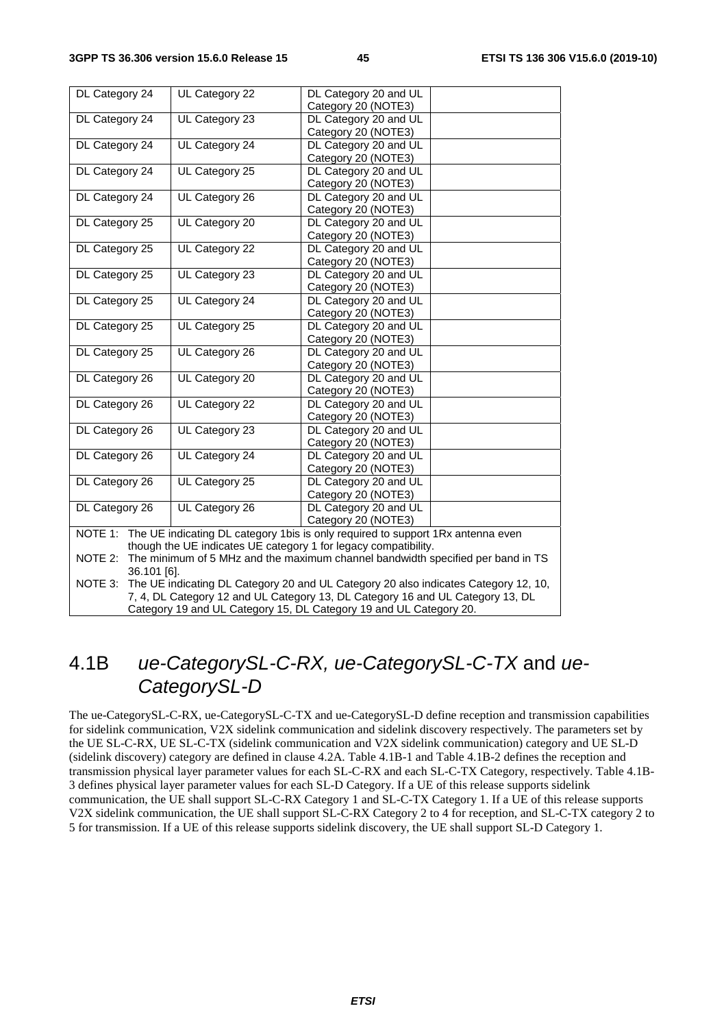| DL Category 24 | UL Category 22 | DL Category 20 and UL Category 20 (NOTE3) | |
|---|---|---|---|
| DL Category 24 | UL Category 23 | DL Category 20 and UL Category 20 (NOTE3) | |
| DL Category 24 | UL Category 24 | DL Category 20 and UL Category 20 (NOTE3) | |
| DL Category 24 | UL Category 25 | DL Category 20 and UL Category 20 (NOTE3) | |
| DL Category 24 | UL Category 26 | DL Category 20 and UL Category 20 (NOTE3) | |
| DL Category 25 | UL Category 20 | DL Category 20 and UL Category 20 (NOTE3) | |
| DL Category 25 | UL Category 22 | DL Category 20 and UL Category 20 (NOTE3) | |
| DL Category 25 | UL Category 23 | DL Category 20 and UL Category 20 (NOTE3) | |
| DL Category 25 | UL Category 24 | DL Category 20 and UL Category 20 (NOTE3) | |
| DL Category 25 | UL Category 25 | DL Category 20 and UL Category 20 (NOTE3) | |
| DL Category 25 | UL Category 26 | DL Category 20 and UL Category 20 (NOTE3) | |
| DL Category 26 | UL Category 20 | DL Category 20 and UL Category 20 (NOTE3) | |
| DL Category 26 | UL Category 22 | DL Category 20 and UL Category 20 (NOTE3) | |
| DL Category 26 | UL Category 23 | DL Category 20 and UL Category 20 (NOTE3) | |
| DL Category 26 | UL Category 24 | DL Category 20 and UL Category 20 (NOTE3) | |
| DL Category 26 | UL Category 25 | DL Category 20 and UL Category 20 (NOTE3) | |
| DL Category 26 | UL Category 26 | DL Category 20 and UL Category 20 (NOTE3) | |

NOTE 1: The UE indicating DL category 1bis is only required to support 1Rx antenna even though the UE indicates UE category 1 for legacy compatibility.

NOTE 2: The minimum of 5 MHz and the maximum channel bandwidth specified per band in TS 36.101 [6].

NOTE 3: The UE indicating DL Category 20 and UL Category 20 also indicates Category 12, 10, 7, 4, DL Category 12 and UL Category 13, DL Category 16 and UL Category 13, DL Category 19 and UL Category 15, DL Category 19 and UL Category 20.

## 4.1B *ue-CategorySL-C-RX, ue-CategorySL-C-TX* and *ue-CategorySL-D*

The ue-CategorySL-C-RX, ue-CategorySL-C-TX and ue-CategorySL-D define reception and transmission capabilities for sidelink communication, V2X sidelink communication and sidelink discovery respectively. The parameters set by the UE SL-C-RX, UE SL-C-TX (sidelink communication and V2X sidelink communication) category and UE SL-D (sidelink discovery) category are defined in clause 4.2A. Table 4.1B-1 and Table 4.1B-2 defines the reception and transmission physical layer parameter values for each SL-C-RX and each SL-C-TX Category, respectively. Table 4.1B-3 defines physical layer parameter values for each SL-D Category. If a UE of this release supports sidelink communication, the UE shall support SL-C-RX Category 1 and SL-C-TX Category 1. If a UE of this release supports V2X sidelink communication, the UE shall support SL-C-RX Category 2 to 4 for reception, and SL-C-TX category 2 to 5 for transmission. If a UE of this release supports sidelink discovery, the UE shall support SL-D Category 1.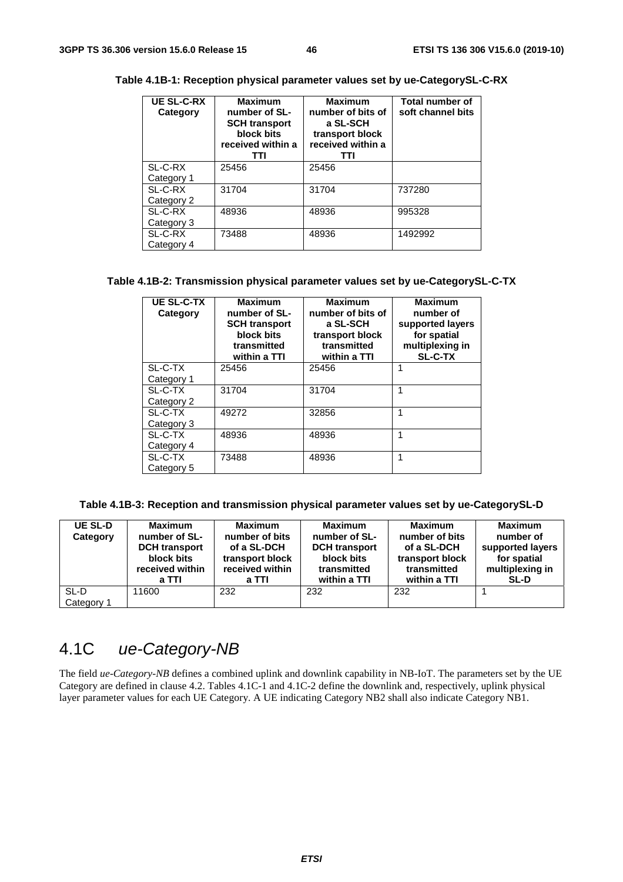**Table 4.1B-1: Reception physical parameter values set by ue-CategorySL-C-RX**

| UE SL-C-RX Category | Maximum number of SL-SCH transport block bits received within a TTI | Maximum number of bits of a SL-SCH transport block received within a TTI | Total number of soft channel bits |
|---|---|---|---|
| SL-C-RX Category 1 | 25456 | 25456 | |
| SL-C-RX Category 2 | 31704 | 31704 | 737280 |
| SL-C-RX Category 3 | 48936 | 48936 | 995328 |
| SL-C-RX Category 4 | 73488 | 48936 | 1492992 |

**Table 4.1B-2: Transmission physical parameter values set by ue-CategorySL-C-TX**

| UE SL-C-TX Category | Maximum number of SL-SCH transport block bits transmitted within a TTI | Maximum number of bits of a SL-SCH transport block transmitted within a TTI | Maximum number of supported layers for spatial multiplexing in SL-C-TX |
|---|---|---|---|
| SL-C-TX Category 1 | 25456 | 25456 | 1 |
| SL-C-TX Category 2 | 31704 | 31704 | 1 |
| SL-C-TX Category 3 | 49272 | 32856 | 1 |
| SL-C-TX Category 4 | 48936 | 48936 | 1 |
| SL-C-TX Category 5 | 73488 | 48936 | 1 |

**Table 4.1B-3: Reception and transmission physical parameter values set by ue-CategorySL-D**

| UE SL-D Category | Maximum number of SL-DCH transport block bits received within a TTI | Maximum number of bits of a SL-DCH transport block received within a TTI | Maximum number of SL-DCH transport block bits transmitted within a TTI | Maximum number of bits of a SL-DCH transport block transmitted within a TTI | Maximum number of supported layers for spatial multiplexing in SL-D |
|---|---|---|---|---|---|
| SL-D Category 1 | 11600 | 232 | 232 | 232 | 1 |

## 4.1C *ue-Category-NB*

The field *ue-Category-NB* defines a combined uplink and downlink capability in NB-IoT. The parameters set by the UE Category are defined in clause 4.2. Tables 4.1C-1 and 4.1C-2 define the downlink and, respectively, uplink physical layer parameter values for each UE Category. A UE indicating Category NB2 shall also indicate Category NB1.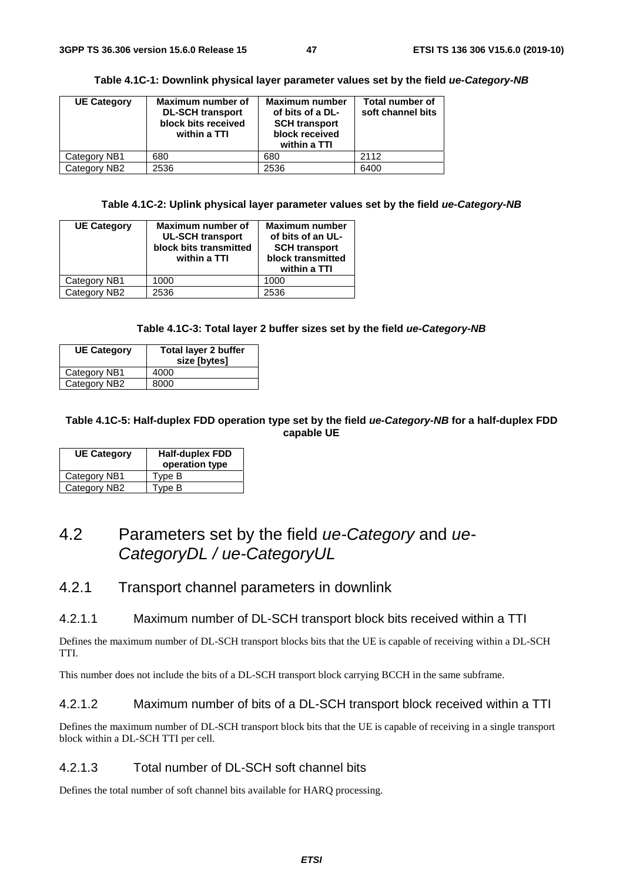**Table 4.1C-1: Downlink physical layer parameter values set by the field *ue-Category-NB***

| UE Category | Maximum number of DL-SCH transport block bits received within a TTI | Maximum number of bits of a DL-SCH transport block received within a TTI | Total number of soft channel bits |
|---|---|---|---|
| Category NB1 | 680 | 680 | 2112 |
| Category NB2 | 2536 | 2536 | 6400 |

**Table 4.1C-2: Uplink physical layer parameter values set by the field *ue-Category-NB***

| UE Category | Maximum number of UL-SCH transport block bits transmitted within a TTI | Maximum number of bits of an UL-SCH transport block transmitted within a TTI |
|---|---|---|
| Category NB1 | 1000 | 1000 |
| Category NB2 | 2536 | 2536 |

**Table 4.1C-3: Total layer 2 buffer sizes set by the field *ue-Category-NB***

| UE Category | Total layer 2 buffer size [bytes] |
|---|---|
| Category NB1 | 4000 |
| Category NB2 | 8000 |

**Table 4.1C-5: Half-duplex FDD operation type set by the field *ue-Category-NB* for a half-duplex FDD capable UE**

| UE Category | Half-duplex FDD operation type |
|---|---|
| Category NB1 | Type B |
| Category NB2 | Type B |

## 4.2 Parameters set by the field *ue-Category* and *ue-CategoryDL / ue-CategoryUL*

### 4.2.1 Transport channel parameters in downlink

#### 4.2.1.1 Maximum number of DL-SCH transport block bits received within a TTI

Defines the maximum number of DL-SCH transport blocks bits that the UE is capable of receiving within a DL-SCH TTI.

This number does not include the bits of a DL-SCH transport block carrying BCCH in the same subframe.

#### 4.2.1.2 Maximum number of bits of a DL-SCH transport block received within a TTI

Defines the maximum number of DL-SCH transport block bits that the UE is capable of receiving in a single transport block within a DL-SCH TTI per cell.

#### 4.2.1.3 Total number of DL-SCH soft channel bits

Defines the total number of soft channel bits available for HARQ processing.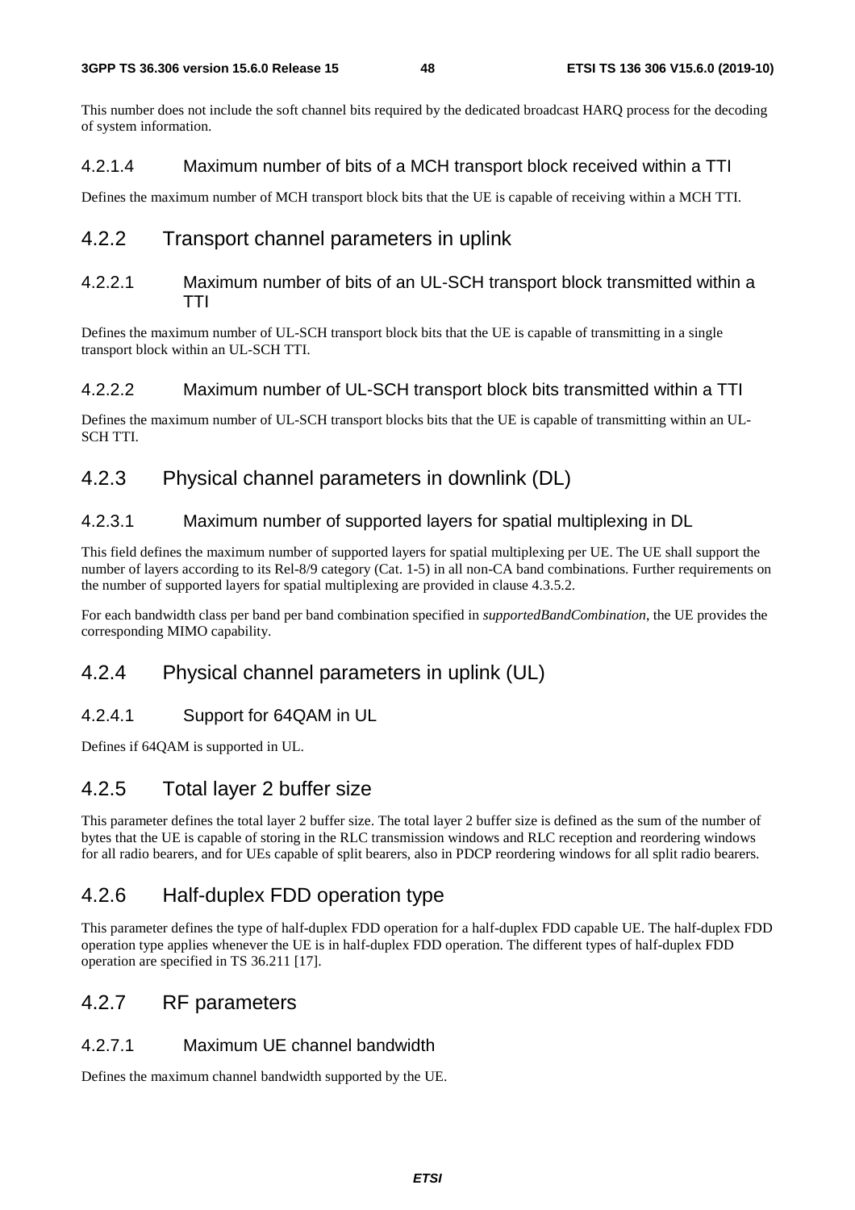This number does not include the soft channel bits required by the dedicated broadcast HARQ process for the decoding of system information.

#### 4.2.1.4 Maximum number of bits of a MCH transport block received within a TTI

Defines the maximum number of MCH transport block bits that the UE is capable of receiving within a MCH TTI.

### 4.2.2 Transport channel parameters in uplink

#### 4.2.2.1 Maximum number of bits of an UL-SCH transport block transmitted within a TTI

Defines the maximum number of UL-SCH transport block bits that the UE is capable of transmitting in a single transport block within an UL-SCH TTI.

#### 4.2.2.2 Maximum number of UL-SCH transport block bits transmitted within a TTI

Defines the maximum number of UL-SCH transport blocks bits that the UE is capable of transmitting within an UL-SCH TTI.

### 4.2.3 Physical channel parameters in downlink (DL)

#### 4.2.3.1 Maximum number of supported layers for spatial multiplexing in DL

This field defines the maximum number of supported layers for spatial multiplexing per UE. The UE shall support the number of layers according to its Rel-8/9 category (Cat. 1-5) in all non-CA band combinations. Further requirements on the number of supported layers for spatial multiplexing are provided in clause 4.3.5.2.

For each bandwidth class per band per band combination specified in *supportedBandCombination*, the UE provides the corresponding MIMO capability.

### 4.2.4 Physical channel parameters in uplink (UL)

#### 4.2.4.1 Support for 64QAM in UL

Defines if 64QAM is supported in UL.

### 4.2.5 Total layer 2 buffer size

This parameter defines the total layer 2 buffer size. The total layer 2 buffer size is defined as the sum of the number of bytes that the UE is capable of storing in the RLC transmission windows and RLC reception and reordering windows for all radio bearers, and for UEs capable of split bearers, also in PDCP reordering windows for all split radio bearers.

### 4.2.6 Half-duplex FDD operation type

This parameter defines the type of half-duplex FDD operation for a half-duplex FDD capable UE. The half-duplex FDD operation type applies whenever the UE is in half-duplex FDD operation. The different types of half-duplex FDD operation are specified in TS 36.211 [17].

### 4.2.7 RF parameters

#### 4.2.7.1 Maximum UE channel bandwidth

Defines the maximum channel bandwidth supported by the UE.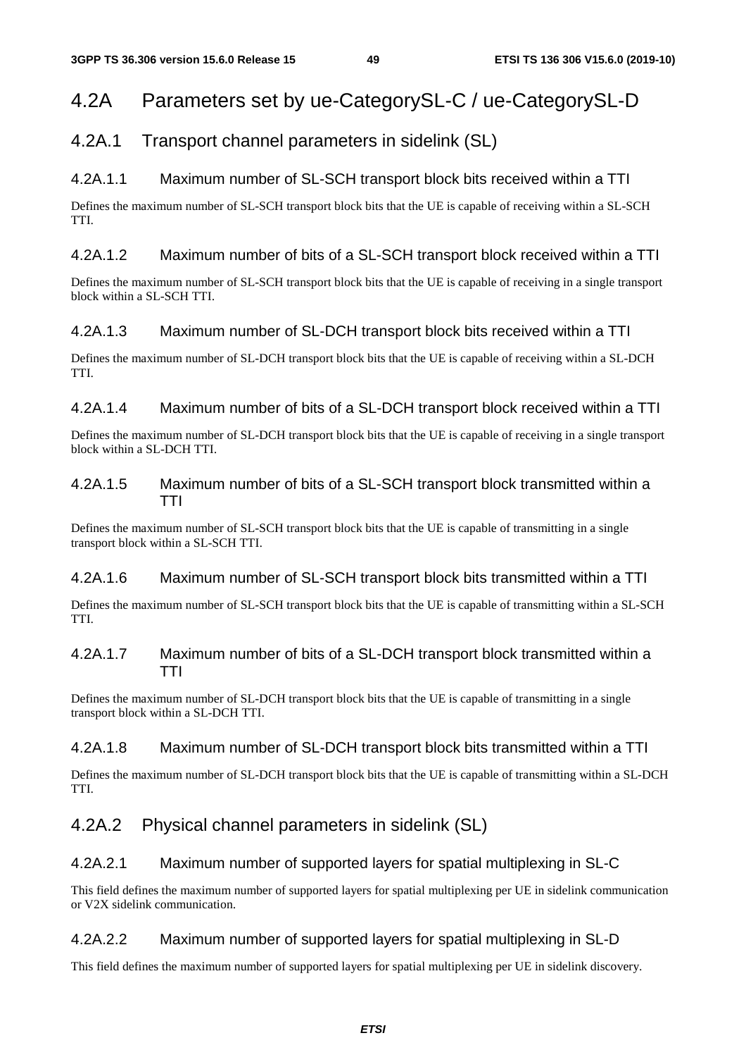# 4.2A Parameters set by ue-CategorySL-C / ue-CategorySL-D

## 4.2A.1 Transport channel parameters in sidelink (SL)

### 4.2A.1.1 Maximum number of SL-SCH transport block bits received within a TTI

Defines the maximum number of SL-SCH transport block bits that the UE is capable of receiving within a SL-SCH TTI.

### 4.2A.1.2 Maximum number of bits of a SL-SCH transport block received within a TTI

Defines the maximum number of SL-SCH transport block bits that the UE is capable of receiving in a single transport block within a SL-SCH TTI.

### 4.2A.1.3 Maximum number of SL-DCH transport block bits received within a TTI

Defines the maximum number of SL-DCH transport block bits that the UE is capable of receiving within a SL-DCH TTI.

### 4.2A.1.4 Maximum number of bits of a SL-DCH transport block received within a TTI

Defines the maximum number of SL-DCH transport block bits that the UE is capable of receiving in a single transport block within a SL-DCH TTI.

### 4.2A.1.5 Maximum number of bits of a SL-SCH transport block transmitted within a TTI

Defines the maximum number of SL-SCH transport block bits that the UE is capable of transmitting in a single transport block within a SL-SCH TTI.

### 4.2A.1.6 Maximum number of SL-SCH transport block bits transmitted within a TTI

Defines the maximum number of SL-SCH transport block bits that the UE is capable of transmitting within a SL-SCH TTI.

### 4.2A.1.7 Maximum number of bits of a SL-DCH transport block transmitted within a TTI

Defines the maximum number of SL-DCH transport block bits that the UE is capable of transmitting in a single transport block within a SL-DCH TTI.

### 4.2A.1.8 Maximum number of SL-DCH transport block bits transmitted within a TTI

Defines the maximum number of SL-DCH transport block bits that the UE is capable of transmitting within a SL-DCH TTI.

## 4.2A.2 Physical channel parameters in sidelink (SL)

### 4.2A.2.1 Maximum number of supported layers for spatial multiplexing in SL-C

This field defines the maximum number of supported layers for spatial multiplexing per UE in sidelink communication or V2X sidelink communication.

### 4.2A.2.2 Maximum number of supported layers for spatial multiplexing in SL-D

This field defines the maximum number of supported layers for spatial multiplexing per UE in sidelink discovery.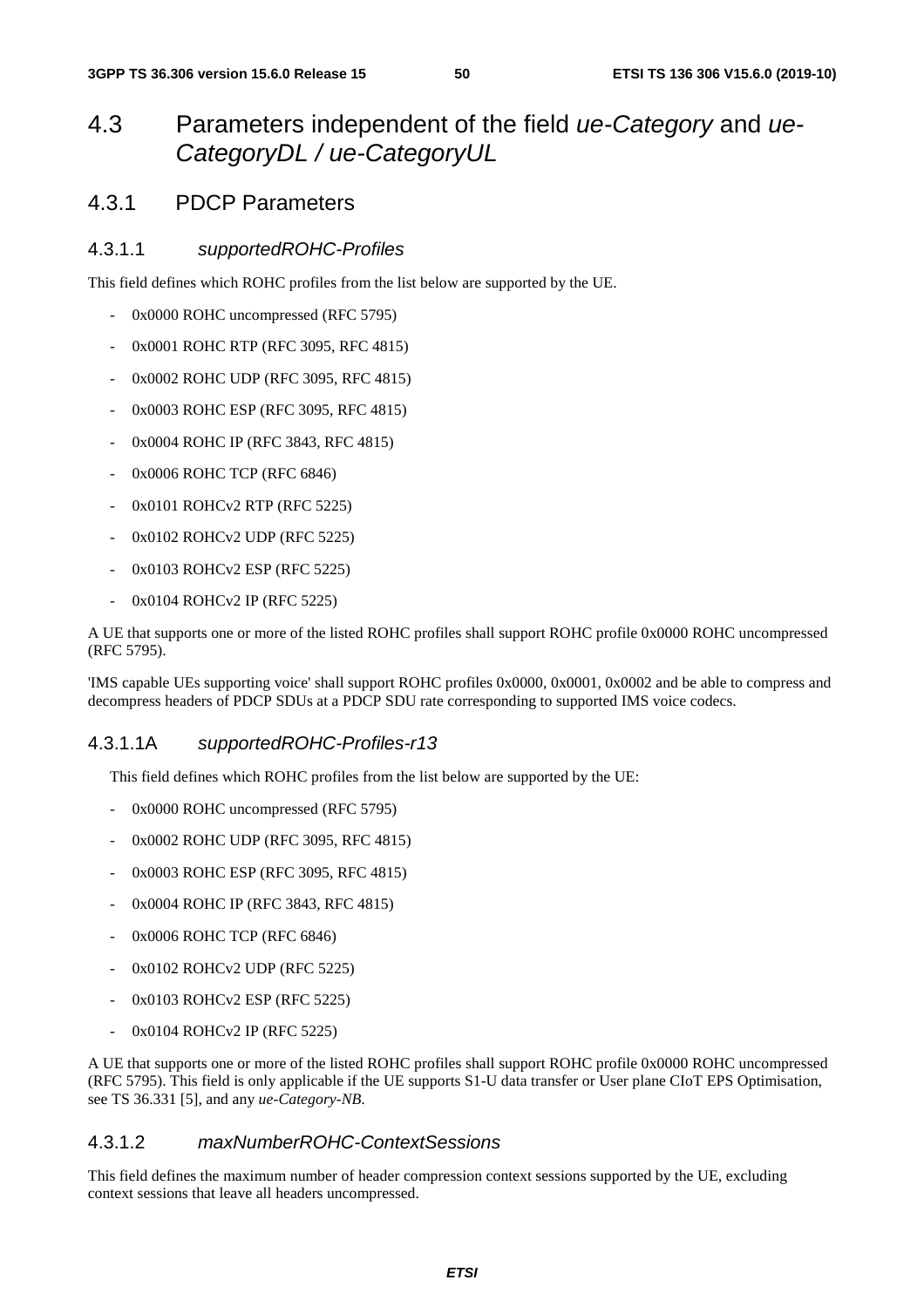## 4.3 Parameters independent of the field *ue-Category* and *ue-CategoryDL / ue-CategoryUL*

### 4.3.1 PDCP Parameters

#### 4.3.1.1 *supportedROHC-Profiles*

This field defines which ROHC profiles from the list below are supported by the UE.

- 0x0000 ROHC uncompressed (RFC 5795)
- 0x0001 ROHC RTP (RFC 3095, RFC 4815)
- 0x0002 ROHC UDP (RFC 3095, RFC 4815)
- 0x0003 ROHC ESP (RFC 3095, RFC 4815)
- 0x0004 ROHC IP (RFC 3843, RFC 4815)
- 0x0006 ROHC TCP (RFC 6846)
- 0x0101 ROHCv2 RTP (RFC 5225)
- 0x0102 ROHCv2 UDP (RFC 5225)
- 0x0103 ROHCv2 ESP (RFC 5225)
- 0x0104 ROHCv2 IP (RFC 5225)

A UE that supports one or more of the listed ROHC profiles shall support ROHC profile 0x0000 ROHC uncompressed (RFC 5795).

'IMS capable UEs supporting voice' shall support ROHC profiles 0x0000, 0x0001, 0x0002 and be able to compress and decompress headers of PDCP SDUs at a PDCP SDU rate corresponding to supported IMS voice codecs.

#### 4.3.1.1A *supportedROHC-Profiles-r13*

This field defines which ROHC profiles from the list below are supported by the UE:

- 0x0000 ROHC uncompressed (RFC 5795)
- 0x0002 ROHC UDP (RFC 3095, RFC 4815)
- 0x0003 ROHC ESP (RFC 3095, RFC 4815)
- 0x0004 ROHC IP (RFC 3843, RFC 4815)
- 0x0006 ROHC TCP (RFC 6846)
- 0x0102 ROHCv2 UDP (RFC 5225)
- 0x0103 ROHCv2 ESP (RFC 5225)
- 0x0104 ROHCv2 IP (RFC 5225)

A UE that supports one or more of the listed ROHC profiles shall support ROHC profile 0x0000 ROHC uncompressed (RFC 5795). This field is only applicable if the UE supports S1-U data transfer or User plane CIoT EPS Optimisation, see TS 36.331 [5], and any *ue-Category-NB*.

#### 4.3.1.2 *maxNumberROHC-ContextSessions*

This field defines the maximum number of header compression context sessions supported by the UE, excluding context sessions that leave all headers uncompressed.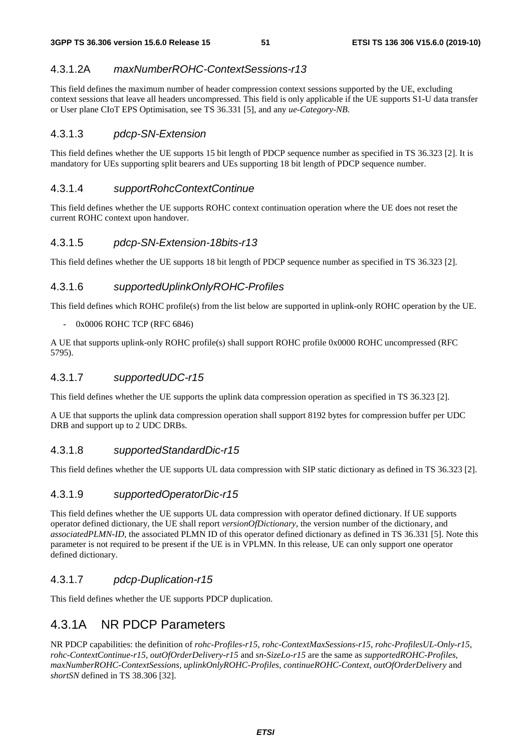#### 4.3.1.2A *maxNumberROHC-ContextSessions-r13*

This field defines the maximum number of header compression context sessions supported by the UE, excluding context sessions that leave all headers uncompressed. This field is only applicable if the UE supports S1-U data transfer or User plane CIoT EPS Optimisation, see TS 36.331 [5], and any *ue-Category-NB*.

#### 4.3.1.3 *pdcp-SN-Extension*

This field defines whether the UE supports 15 bit length of PDCP sequence number as specified in TS 36.323 [2]. It is mandatory for UEs supporting split bearers and UEs supporting 18 bit length of PDCP sequence number.

#### 4.3.1.4 *supportRohcContextContinue*

This field defines whether the UE supports ROHC context continuation operation where the UE does not reset the current ROHC context upon handover.

#### 4.3.1.5 *pdcp-SN-Extension-18bits-r13*

This field defines whether the UE supports 18 bit length of PDCP sequence number as specified in TS 36.323 [2].

#### 4.3.1.6 *supportedUplinkOnlyROHC-Profiles*

This field defines which ROHC profile(s) from the list below are supported in uplink-only ROHC operation by the UE.

- 0x0006 ROHC TCP (RFC 6846)

A UE that supports uplink-only ROHC profile(s) shall support ROHC profile 0x0000 ROHC uncompressed (RFC 5795).

#### 4.3.1.7 *supportedUDC-r15*

This field defines whether the UE supports the uplink data compression operation as specified in TS 36.323 [2].

A UE that supports the uplink data compression operation shall support 8192 bytes for compression buffer per UDC DRB and support up to 2 UDC DRBs.

#### 4.3.1.8 *supportedStandardDic-r15*

This field defines whether the UE supports UL data compression with SIP static dictionary as defined in TS 36.323 [2].

#### 4.3.1.9 *supportedOperatorDic-r15*

This field defines whether the UE supports UL data compression with operator defined dictionary. If UE supports operator defined dictionary, the UE shall report *versionOfDictionary*, the version number of the dictionary, and *associatedPLMN-ID*, the associated PLMN ID of this operator defined dictionary as defined in TS 36.331 [5]. Note this parameter is not required to be present if the UE is in VPLMN. In this release, UE can only support one operator defined dictionary.

#### 4.3.1.7 *pdcp-Duplication-r15*

This field defines whether the UE supports PDCP duplication.

### 4.3.1A NR PDCP Parameters

NR PDCP capabilities: the definition of *rohc-Profiles-r15*, *rohc-ContextMaxSessions-r15*, *rohc-ProfilesUL-Only-r15*, *rohc-ContextContinue-r15*, *outOfOrderDelivery-r15* and *sn-SizeLo-r15* are the same as *supportedROHC-Profiles*, *maxNumberROHC-ContextSessions*, *uplinkOnlyROHC-Profiles*, *continueROHC-Context*, *outOfOrderDelivery* and *shortSN* defined in TS 38.306 [32].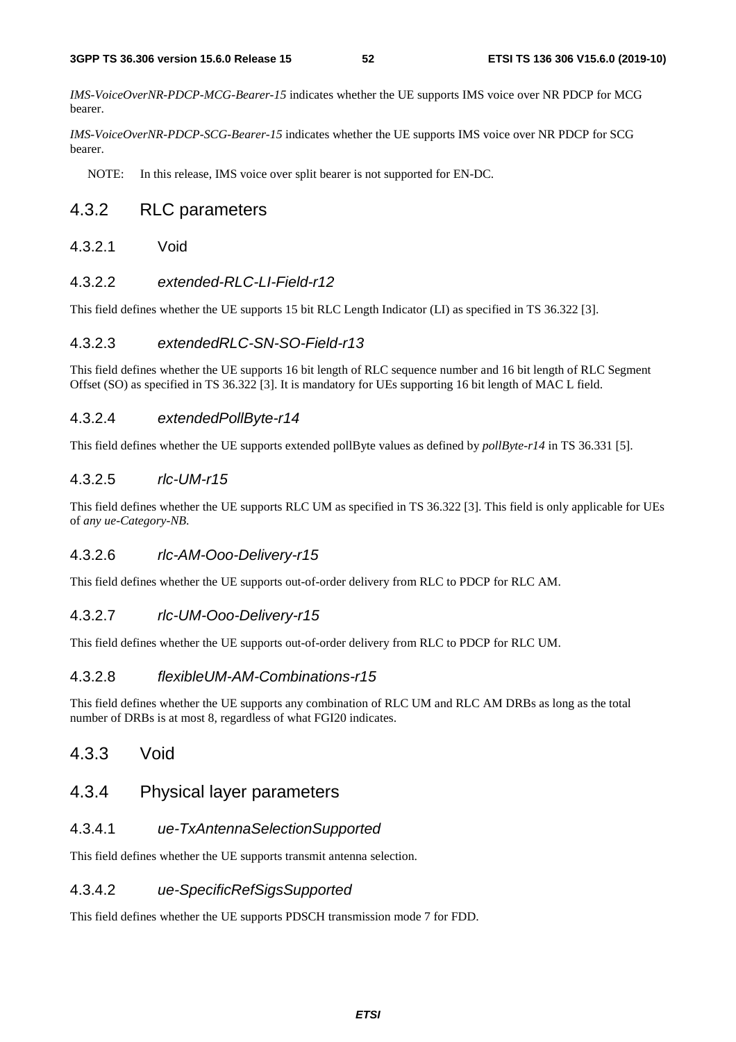*IMS-VoiceOverNR-PDCP-MCG-Bearer-15* indicates whether the UE supports IMS voice over NR PDCP for MCG bearer.

*IMS-VoiceOverNR-PDCP-SCG-Bearer-15* indicates whether the UE supports IMS voice over NR PDCP for SCG bearer.

NOTE: In this release, IMS voice over split bearer is not supported for EN-DC.

### 4.3.2 RLC parameters

#### 4.3.2.1 Void

#### 4.3.2.2 *extended-RLC-LI-Field-r12*

This field defines whether the UE supports 15 bit RLC Length Indicator (LI) as specified in TS 36.322 [3].

#### 4.3.2.3 *extendedRLC-SN-SO-Field-r13*

This field defines whether the UE supports 16 bit length of RLC sequence number and 16 bit length of RLC Segment Offset (SO) as specified in TS 36.322 [3]. It is mandatory for UEs supporting 16 bit length of MAC L field.

#### 4.3.2.4 *extendedPollByte-r14*

This field defines whether the UE supports extended pollByte values as defined by *pollByte-r14* in TS 36.331 [5].

#### 4.3.2.5 *rlc-UM-r15*

This field defines whether the UE supports RLC UM as specified in TS 36.322 [3]. This field is only applicable for UEs of *any ue-Category-NB.*

#### 4.3.2.6 *rlc-AM-Ooo-Delivery-r15*

This field defines whether the UE supports out-of-order delivery from RLC to PDCP for RLC AM.

#### 4.3.2.7 *rlc-UM-Ooo-Delivery-r15*

This field defines whether the UE supports out-of-order delivery from RLC to PDCP for RLC UM.

#### 4.3.2.8 *flexibleUM-AM-Combinations-r15*

This field defines whether the UE supports any combination of RLC UM and RLC AM DRBs as long as the total number of DRBs is at most 8, regardless of what FGI20 indicates.

### 4.3.3 Void

### 4.3.4 Physical layer parameters

#### 4.3.4.1 *ue-TxAntennaSelectionSupported*

This field defines whether the UE supports transmit antenna selection.

#### 4.3.4.2 *ue-SpecificRefSigsSupported*

This field defines whether the UE supports PDSCH transmission mode 7 for FDD.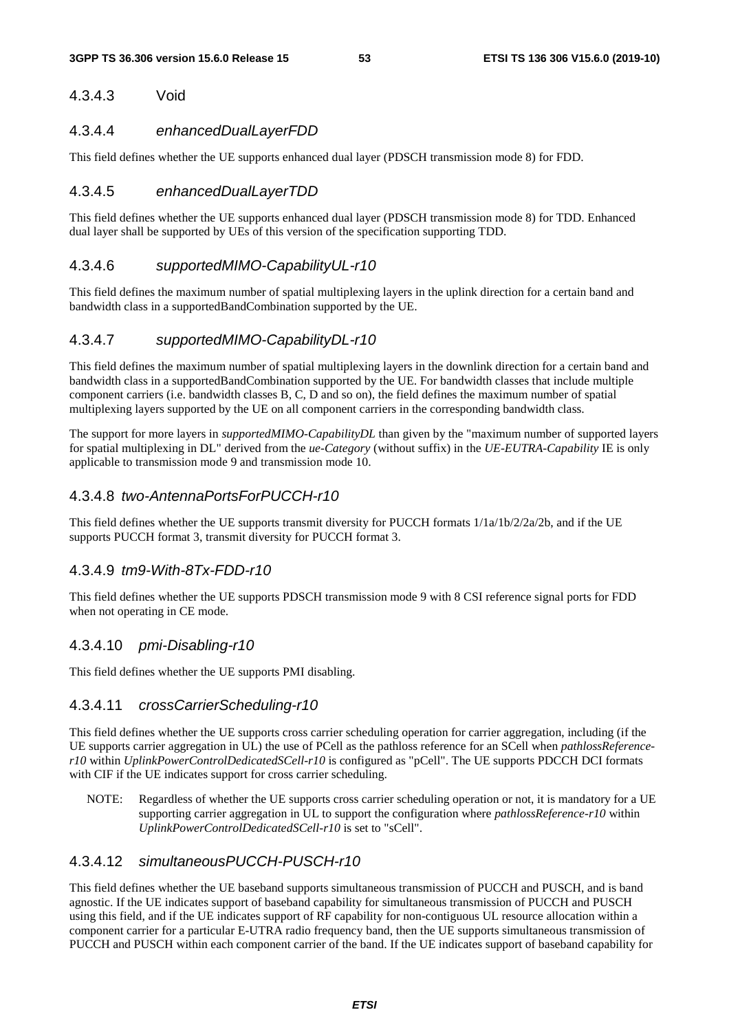#### 4.3.4.3 Void

#### 4.3.4.4 *enhancedDualLayerFDD*

This field defines whether the UE supports enhanced dual layer (PDSCH transmission mode 8) for FDD.

#### 4.3.4.5 *enhancedDualLayerTDD*

This field defines whether the UE supports enhanced dual layer (PDSCH transmission mode 8) for TDD. Enhanced dual layer shall be supported by UEs of this version of the specification supporting TDD.

#### 4.3.4.6 *supportedMIMO-CapabilityUL-r10*

This field defines the maximum number of spatial multiplexing layers in the uplink direction for a certain band and bandwidth class in a supportedBandCombination supported by the UE.

#### 4.3.4.7 *supportedMIMO-CapabilityDL-r10*

This field defines the maximum number of spatial multiplexing layers in the downlink direction for a certain band and bandwidth class in a supportedBandCombination supported by the UE. For bandwidth classes that include multiple component carriers (i.e. bandwidth classes B, C, D and so on), the field defines the maximum number of spatial multiplexing layers supported by the UE on all component carriers in the corresponding bandwidth class.

The support for more layers in *supportedMIMO-CapabilityDL* than given by the "maximum number of supported layers for spatial multiplexing in DL" derived from the *ue-Category* (without suffix) in the *UE-EUTRA-Capability* IE is only applicable to transmission mode 9 and transmission mode 10.

#### 4.3.4.8 *two-AntennaPortsForPUCCH-r10*

This field defines whether the UE supports transmit diversity for PUCCH formats 1/1a/1b/2/2a/2b, and if the UE supports PUCCH format 3, transmit diversity for PUCCH format 3.

#### 4.3.4.9 *tm9-With-8Tx-FDD-r10*

This field defines whether the UE supports PDSCH transmission mode 9 with 8 CSI reference signal ports for FDD when not operating in CE mode.

#### 4.3.4.10 *pmi-Disabling-r10*

This field defines whether the UE supports PMI disabling.

#### 4.3.4.11 *crossCarrierScheduling-r10*

This field defines whether the UE supports cross carrier scheduling operation for carrier aggregation, including (if the UE supports carrier aggregation in UL) the use of PCell as the pathloss reference for an SCell when *pathlossReference-r10* within *UplinkPowerControlDedicatedSCell-r10* is configured as "pCell". The UE supports PDCCH DCI formats with CIF if the UE indicates support for cross carrier scheduling.

NOTE: Regardless of whether the UE supports cross carrier scheduling operation or not, it is mandatory for a UE supporting carrier aggregation in UL to support the configuration where *pathlossReference-r10* within *UplinkPowerControlDedicatedSCell-r10* is set to "sCell".

#### 4.3.4.12 *simultaneousPUCCH-PUSCH-r10*

This field defines whether the UE baseband supports simultaneous transmission of PUCCH and PUSCH, and is band agnostic. If the UE indicates support of baseband capability for simultaneous transmission of PUCCH and PUSCH using this field, and if the UE indicates support of RF capability for non-contiguous UL resource allocation within a component carrier for a particular E-UTRA radio frequency band, then the UE supports simultaneous transmission of PUCCH and PUSCH within each component carrier of the band. If the UE indicates support of baseband capability for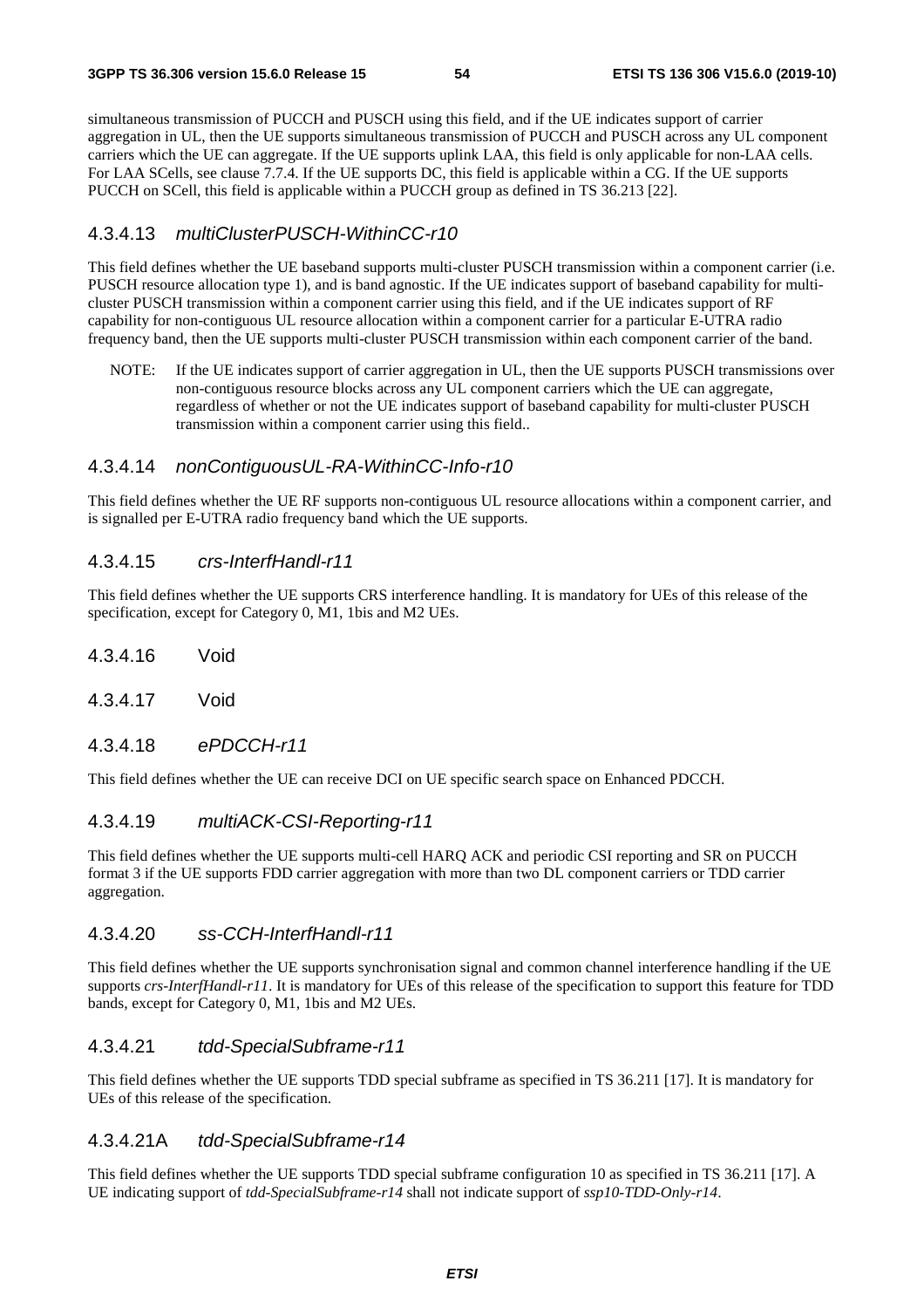simultaneous transmission of PUCCH and PUSCH using this field, and if the UE indicates support of carrier aggregation in UL, then the UE supports simultaneous transmission of PUCCH and PUSCH across any UL component carriers which the UE can aggregate. If the UE supports uplink LAA, this field is only applicable for non-LAA cells. For LAA SCells, see clause 7.7.4. If the UE supports DC, this field is applicable within a CG. If the UE supports PUCCH on SCell, this field is applicable within a PUCCH group as defined in TS 36.213 [22].

#### 4.3.4.13 *multiClusterPUSCH-WithinCC-r10*

This field defines whether the UE baseband supports multi-cluster PUSCH transmission within a component carrier (i.e. PUSCH resource allocation type 1), and is band agnostic. If the UE indicates support of baseband capability for multi-cluster PUSCH transmission within a component carrier using this field, and if the UE indicates support of RF capability for non-contiguous UL resource allocation within a component carrier for a particular E-UTRA radio frequency band, then the UE supports multi-cluster PUSCH transmission within each component carrier of the band.

NOTE: If the UE indicates support of carrier aggregation in UL, then the UE supports PUSCH transmissions over non-contiguous resource blocks across any UL component carriers which the UE can aggregate, regardless of whether or not the UE indicates support of baseband capability for multi-cluster PUSCH transmission within a component carrier using this field..

#### 4.3.4.14 *nonContiguousUL-RA-WithinCC-Info-r10*

This field defines whether the UE RF supports non-contiguous UL resource allocations within a component carrier, and is signalled per E-UTRA radio frequency band which the UE supports.

#### 4.3.4.15 *crs-InterfHandl-r11*

This field defines whether the UE supports CRS interference handling. It is mandatory for UEs of this release of the specification, except for Category 0, M1, 1bis and M2 UEs.

#### 4.3.4.16 Void

#### 4.3.4.17 Void

#### 4.3.4.18 *ePDCCH-r11*

This field defines whether the UE can receive DCI on UE specific search space on Enhanced PDCCH.

#### 4.3.4.19 *multiACK-CSI-Reporting-r11*

This field defines whether the UE supports multi-cell HARQ ACK and periodic CSI reporting and SR on PUCCH format 3 if the UE supports FDD carrier aggregation with more than two DL component carriers or TDD carrier aggregation.

#### 4.3.4.20 *ss-CCH-InterfHandl-r11*

This field defines whether the UE supports synchronisation signal and common channel interference handling if the UE supports *crs-InterfHandl-r11*. It is mandatory for UEs of this release of the specification to support this feature for TDD bands, except for Category 0, M1, 1bis and M2 UEs.

#### 4.3.4.21 *tdd-SpecialSubframe-r11*

This field defines whether the UE supports TDD special subframe as specified in TS 36.211 [17]. It is mandatory for UEs of this release of the specification.

#### 4.3.4.21A *tdd-SpecialSubframe-r14*

This field defines whether the UE supports TDD special subframe configuration 10 as specified in TS 36.211 [17]. A UE indicating support of *tdd-SpecialSubframe-r14* shall not indicate support of *ssp10-TDD-Only-r14*.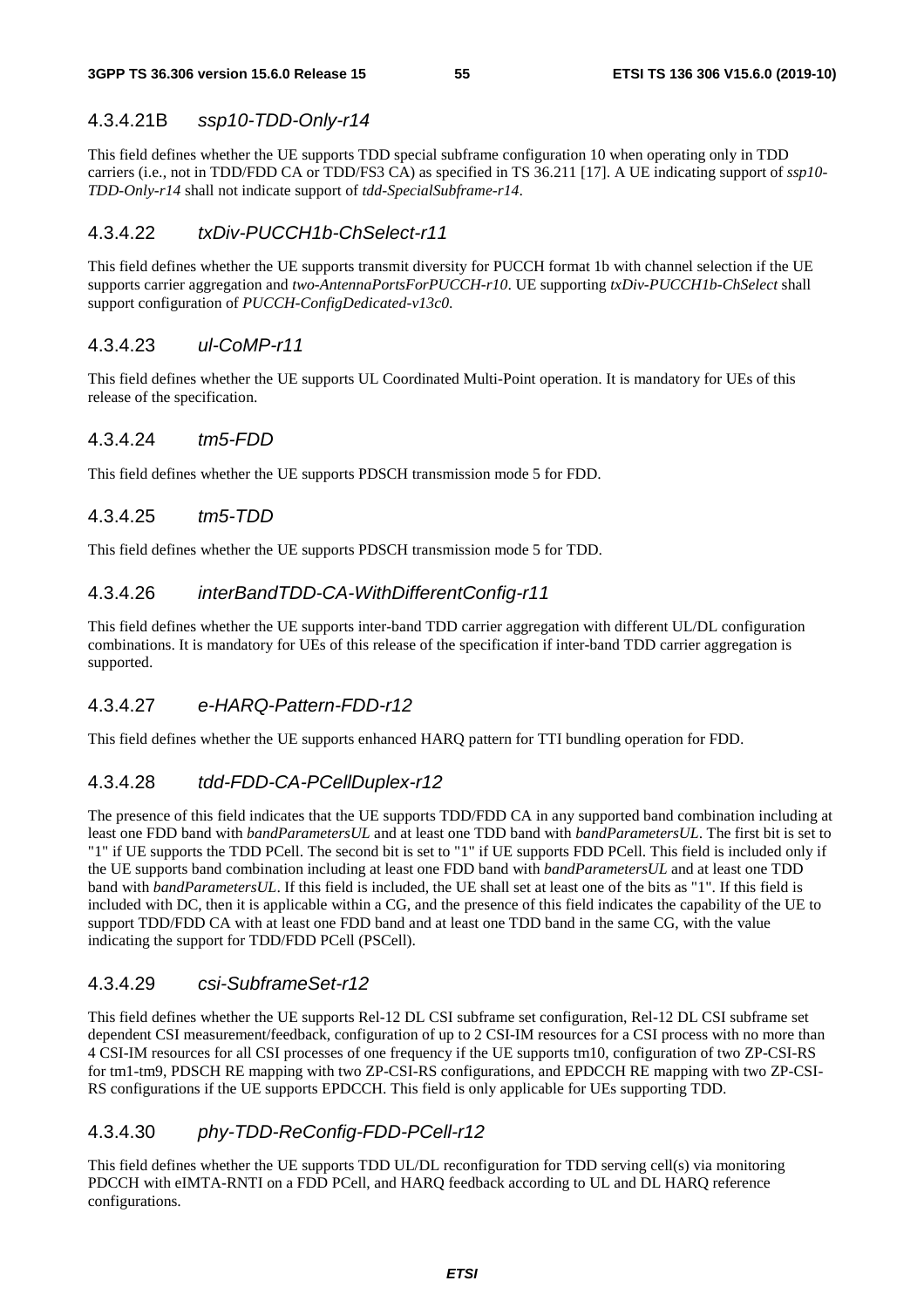#### 4.3.4.21B *ssp10-TDD-Only-r14*

This field defines whether the UE supports TDD special subframe configuration 10 when operating only in TDD carriers (i.e., not in TDD/FDD CA or TDD/FS3 CA) as specified in TS 36.211 [17]. A UE indicating support of *ssp10-TDD-Only-r14* shall not indicate support of *tdd-SpecialSubframe-r14*.

#### 4.3.4.22 *txDiv-PUCCH1b-ChSelect-r11*

This field defines whether the UE supports transmit diversity for PUCCH format 1b with channel selection if the UE supports carrier aggregation and *two-AntennaPortsForPUCCH-r10*. UE supporting *txDiv-PUCCH1b-ChSelect* shall support configuration of *PUCCH-ConfigDedicated-v13c0*.

#### 4.3.4.23 *ul-CoMP-r11*

This field defines whether the UE supports UL Coordinated Multi-Point operation. It is mandatory for UEs of this release of the specification.

#### 4.3.4.24 *tm5-FDD*

This field defines whether the UE supports PDSCH transmission mode 5 for FDD.

#### 4.3.4.25 *tm5-TDD*

This field defines whether the UE supports PDSCH transmission mode 5 for TDD.

#### 4.3.4.26 *interBandTDD-CA-WithDifferentConfig-r11*

This field defines whether the UE supports inter-band TDD carrier aggregation with different UL/DL configuration combinations. It is mandatory for UEs of this release of the specification if inter-band TDD carrier aggregation is supported.

#### 4.3.4.27 *e-HARQ-Pattern-FDD-r12*

This field defines whether the UE supports enhanced HARQ pattern for TTI bundling operation for FDD.

#### 4.3.4.28 *tdd-FDD-CA-PCellDuplex-r12*

The presence of this field indicates that the UE supports TDD/FDD CA in any supported band combination including at least one FDD band with *bandParametersUL* and at least one TDD band with *bandParametersUL*. The first bit is set to "1" if UE supports the TDD PCell. The second bit is set to "1" if UE supports FDD PCell. This field is included only if the UE supports band combination including at least one FDD band with *bandParametersUL* and at least one TDD band with *bandParametersUL*. If this field is included, the UE shall set at least one of the bits as "1". If this field is included with DC, then it is applicable within a CG, and the presence of this field indicates the capability of the UE to support TDD/FDD CA with at least one FDD band and at least one TDD band in the same CG, with the value indicating the support for TDD/FDD PCell (PSCell).

#### 4.3.4.29 *csi-SubframeSet-r12*

This field defines whether the UE supports Rel-12 DL CSI subframe set configuration, Rel-12 DL CSI subframe set dependent CSI measurement/feedback, configuration of up to 2 CSI-IM resources for a CSI process with no more than 4 CSI-IM resources for all CSI processes of one frequency if the UE supports tm10, configuration of two ZP-CSI-RS for tm1-tm9, PDSCH RE mapping with two ZP-CSI-RS configurations, and EPDCCH RE mapping with two ZP-CSI-RS configurations if the UE supports EPDCCH. This field is only applicable for UEs supporting TDD.

#### 4.3.4.30 *phy-TDD-ReConfig-FDD-PCell-r12*

This field defines whether the UE supports TDD UL/DL reconfiguration for TDD serving cell(s) via monitoring PDCCH with eIMTA-RNTI on a FDD PCell, and HARQ feedback according to UL and DL HARQ reference configurations.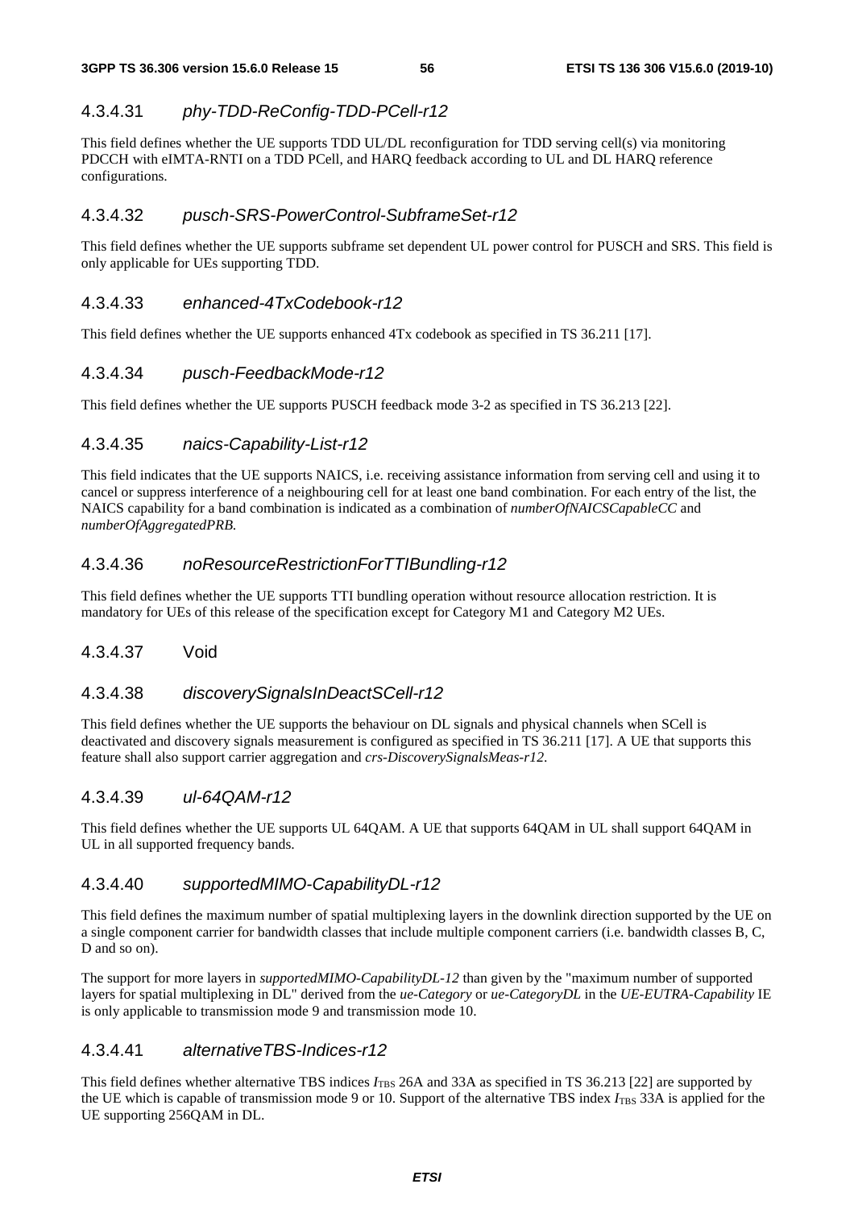#### 4.3.4.31 *phy-TDD-ReConfig-TDD-PCell-r12*

This field defines whether the UE supports TDD UL/DL reconfiguration for TDD serving cell(s) via monitoring PDCCH with eIMTA-RNTI on a TDD PCell, and HARQ feedback according to UL and DL HARQ reference configurations.

#### 4.3.4.32 *pusch-SRS-PowerControl-SubframeSet-r12*

This field defines whether the UE supports subframe set dependent UL power control for PUSCH and SRS. This field is only applicable for UEs supporting TDD.

#### 4.3.4.33 *enhanced-4TxCodebook-r12*

This field defines whether the UE supports enhanced 4Tx codebook as specified in TS 36.211 [17].

#### 4.3.4.34 *pusch-FeedbackMode-r12*

This field defines whether the UE supports PUSCH feedback mode 3-2 as specified in TS 36.213 [22].

#### 4.3.4.35 *naics-Capability-List-r12*

This field indicates that the UE supports NAICS, i.e. receiving assistance information from serving cell and using it to cancel or suppress interference of a neighbouring cell for at least one band combination. For each entry of the list, the NAICS capability for a band combination is indicated as a combination of *numberOfNAICSCapableCC* and *numberOfAggregatedPRB.*

#### 4.3.4.36 *noResourceRestrictionForTTIBundling-r12*

This field defines whether the UE supports TTI bundling operation without resource allocation restriction. It is mandatory for UEs of this release of the specification except for Category M1 and Category M2 UEs.

#### 4.3.4.37 Void

#### 4.3.4.38 *discoverySignalsInDeactSCell-r12*

This field defines whether the UE supports the behaviour on DL signals and physical channels when SCell is deactivated and discovery signals measurement is configured as specified in TS 36.211 [17]. A UE that supports this feature shall also support carrier aggregation and *crs-DiscoverySignalsMeas-r12*.

#### 4.3.4.39 *ul-64QAM-r12*

This field defines whether the UE supports UL 64QAM. A UE that supports 64QAM in UL shall support 64QAM in UL in all supported frequency bands.

#### 4.3.4.40 *supportedMIMO-CapabilityDL-r12*

This field defines the maximum number of spatial multiplexing layers in the downlink direction supported by the UE on a single component carrier for bandwidth classes that include multiple component carriers (i.e. bandwidth classes B, C, D and so on).

The support for more layers in *supportedMIMO-CapabilityDL-12* than given by the "maximum number of supported layers for spatial multiplexing in DL" derived from the *ue-Category* or *ue-CategoryDL* in the *UE-EUTRA-Capability* IE is only applicable to transmission mode 9 and transmission mode 10.

#### 4.3.4.41 *alternativeTBS-Indices-r12*

This field defines whether alternative TBS indices $I_{TBS}$ 26A and 33A as specified in TS 36.213 [22] are supported by the UE which is capable of transmission mode 9 or 10. Support of the alternative TBS index $I_{TBS}$ 33A is applied for the UE supporting 256QAM in DL.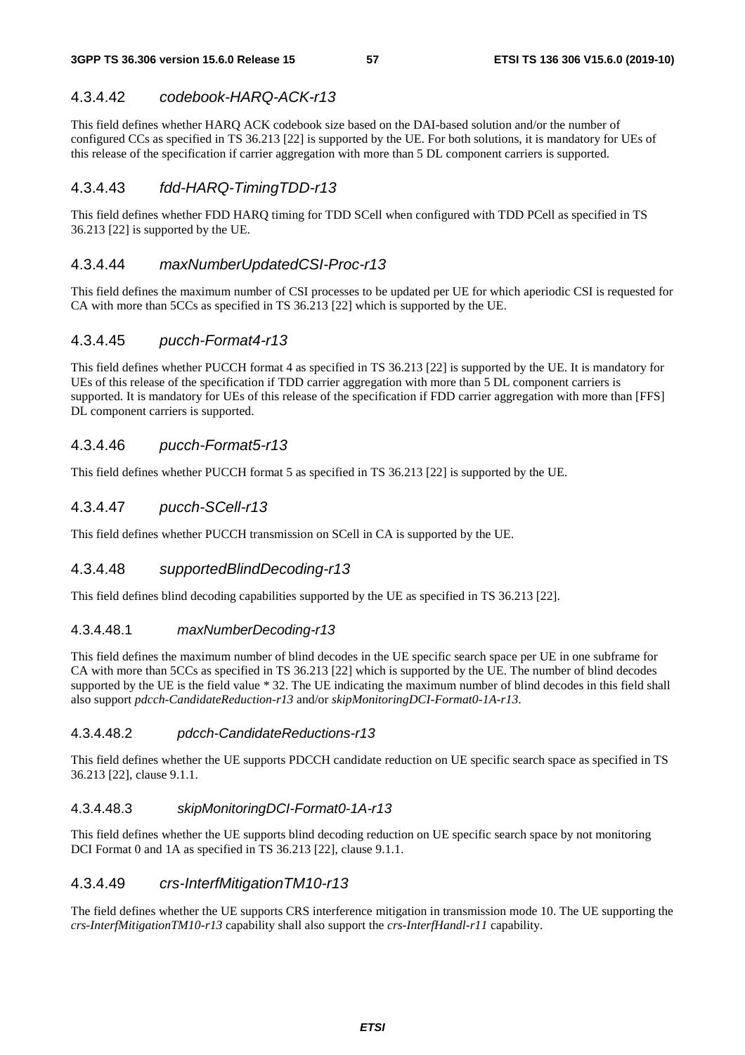#### 4.3.4.42 *codebook-HARQ-ACK-r13*

This field defines whether HARQ ACK codebook size based on the DAI-based solution and/or the number of configured CCs as specified in TS 36.213 [22] is supported by the UE. For both solutions, it is mandatory for UEs of this release of the specification if carrier aggregation with more than 5 DL component carriers is supported.

#### 4.3.4.43 *fdd-HARQ-TimingTDD-r13*

This field defines whether FDD HARQ timing for TDD SCell when configured with TDD PCell as specified in TS 36.213 [22] is supported by the UE.

#### 4.3.4.44 *maxNumberUpdatedCSI-Proc-r13*

This field defines the maximum number of CSI processes to be updated per UE for which aperiodic CSI is requested for CA with more than 5CCs as specified in TS 36.213 [22] which is supported by the UE.

#### 4.3.4.45 *pucch-Format4-r13*

This field defines whether PUCCH format 4 as specified in TS 36.213 [22] is supported by the UE. It is mandatory for UEs of this release of the specification if TDD carrier aggregation with more than 5 DL component carriers is supported. It is mandatory for UEs of this release of the specification if FDD carrier aggregation with more than [FFS] DL component carriers is supported.

#### 4.3.4.46 *pucch-Format5-r13*

This field defines whether PUCCH format 5 as specified in TS 36.213 [22] is supported by the UE.

#### 4.3.4.47 *pucch-SCell-r13*

This field defines whether PUCCH transmission on SCell in CA is supported by the UE.

#### 4.3.4.48 *supportedBlindDecoding-r13*

This field defines blind decoding capabilities supported by the UE as specified in TS 36.213 [22].

##### 4.3.4.48.1 *maxNumberDecoding-r13*

This field defines the maximum number of blind decodes in the UE specific search space per UE in one subframe for CA with more than 5CCs as specified in TS 36.213 [22] which is supported by the UE. The number of blind decodes supported by the UE is the field value * 32. The UE indicating the maximum number of blind decodes in this field shall also support *pdcch-CandidateReduction-r13* and/or *skipMonitoringDCI-Format0-1A-r13*.

##### 4.3.4.48.2 *pdcch-CandidateReductions-r13*

This field defines whether the UE supports PDCCH candidate reduction on UE specific search space as specified in TS 36.213 [22], clause 9.1.1.

##### 4.3.4.48.3 *skipMonitoringDCI-Format0-1A-r13*

This field defines whether the UE supports blind decoding reduction on UE specific search space by not monitoring DCI Format 0 and 1A as specified in TS 36.213 [22], clause 9.1.1.

#### 4.3.4.49 *crs-InterfMitigationTM10-r13*

The field defines whether the UE supports CRS interference mitigation in transmission mode 10. The UE supporting the *crs-InterfMitigationTM10-r13* capability shall also support the *crs-InterfHandl-r11* capability.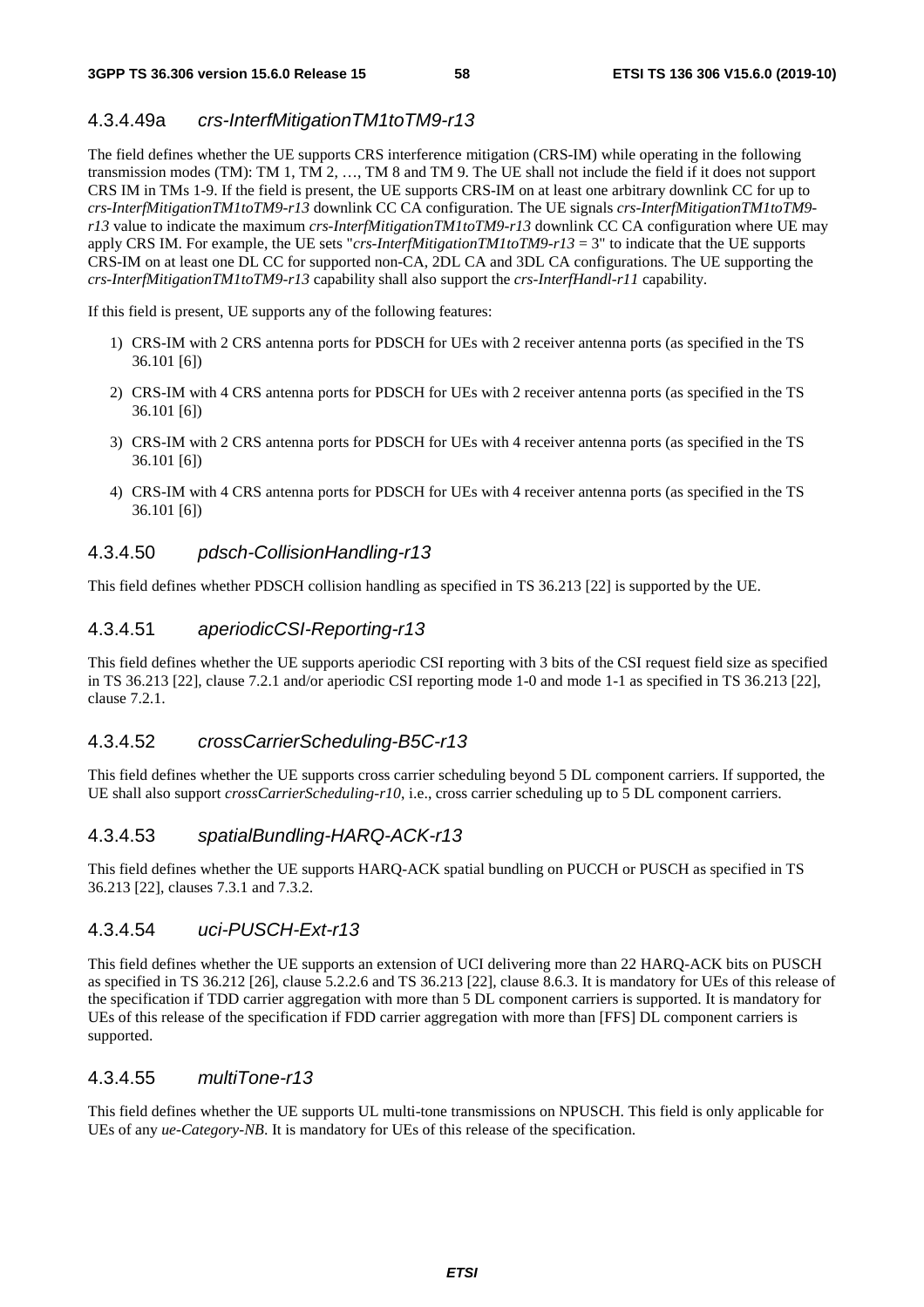#### 4.3.4.49a *crs-InterfMitigationTM1toTM9-r13*

The field defines whether the UE supports CRS interference mitigation (CRS-IM) while operating in the following transmission modes (TM): TM 1, TM 2, …, TM 8 and TM 9. The UE shall not include the field if it does not support CRS IM in TMs 1-9. If the field is present, the UE supports CRS-IM on at least one arbitrary downlink CC for up to *crs-InterfMitigationTM1toTM9-r13* downlink CC CA configuration. The UE signals *crs-InterfMitigationTM1toTM9-r13* value to indicate the maximum *crs-InterfMitigationTM1toTM9-r13* downlink CC CA configuration where UE may apply CRS IM. For example, the UE sets "*crs-InterfMitigationTM1toTM9-r13* = 3" to indicate that the UE supports CRS-IM on at least one DL CC for supported non-CA, 2DL CA and 3DL CA configurations. The UE supporting the *crs-InterfMitigationTM1toTM9-r13* capability shall also support the *crs-InterfHandl-r11* capability.

If this field is present, UE supports any of the following features:

1) CRS-IM with 2 CRS antenna ports for PDSCH for UEs with 2 receiver antenna ports (as specified in the TS 36.101 [6])
2) CRS-IM with 4 CRS antenna ports for PDSCH for UEs with 2 receiver antenna ports (as specified in the TS 36.101 [6])
3) CRS-IM with 2 CRS antenna ports for PDSCH for UEs with 4 receiver antenna ports (as specified in the TS 36.101 [6])
4) CRS-IM with 4 CRS antenna ports for PDSCH for UEs with 4 receiver antenna ports (as specified in the TS 36.101 [6])

#### 4.3.4.50 *pdsch-CollisionHandling-r13*

This field defines whether PDSCH collision handling as specified in TS 36.213 [22] is supported by the UE.

#### 4.3.4.51 *aperiodicCSI-Reporting-r13*

This field defines whether the UE supports aperiodic CSI reporting with 3 bits of the CSI request field size as specified in TS 36.213 [22], clause 7.2.1 and/or aperiodic CSI reporting mode 1-0 and mode 1-1 as specified in TS 36.213 [22], clause 7.2.1.

#### 4.3.4.52 *crossCarrierScheduling-B5C-r13*

This field defines whether the UE supports cross carrier scheduling beyond 5 DL component carriers. If supported, the UE shall also support *crossCarrierScheduling-r10*, i.e., cross carrier scheduling up to 5 DL component carriers.

#### 4.3.4.53 *spatialBundling-HARQ-ACK-r13*

This field defines whether the UE supports HARQ-ACK spatial bundling on PUCCH or PUSCH as specified in TS 36.213 [22], clauses 7.3.1 and 7.3.2.

#### 4.3.4.54 *uci-PUSCH-Ext-r13*

This field defines whether the UE supports an extension of UCI delivering more than 22 HARQ-ACK bits on PUSCH as specified in TS 36.212 [26], clause 5.2.2.6 and TS 36.213 [22], clause 8.6.3. It is mandatory for UEs of this release of the specification if TDD carrier aggregation with more than 5 DL component carriers is supported. It is mandatory for UEs of this release of the specification if FDD carrier aggregation with more than [FFS] DL component carriers is supported.

#### 4.3.4.55 *multiTone-r13*

This field defines whether the UE supports UL multi-tone transmissions on NPUSCH. This field is only applicable for UEs of any *ue-Category-NB*. It is mandatory for UEs of this release of the specification.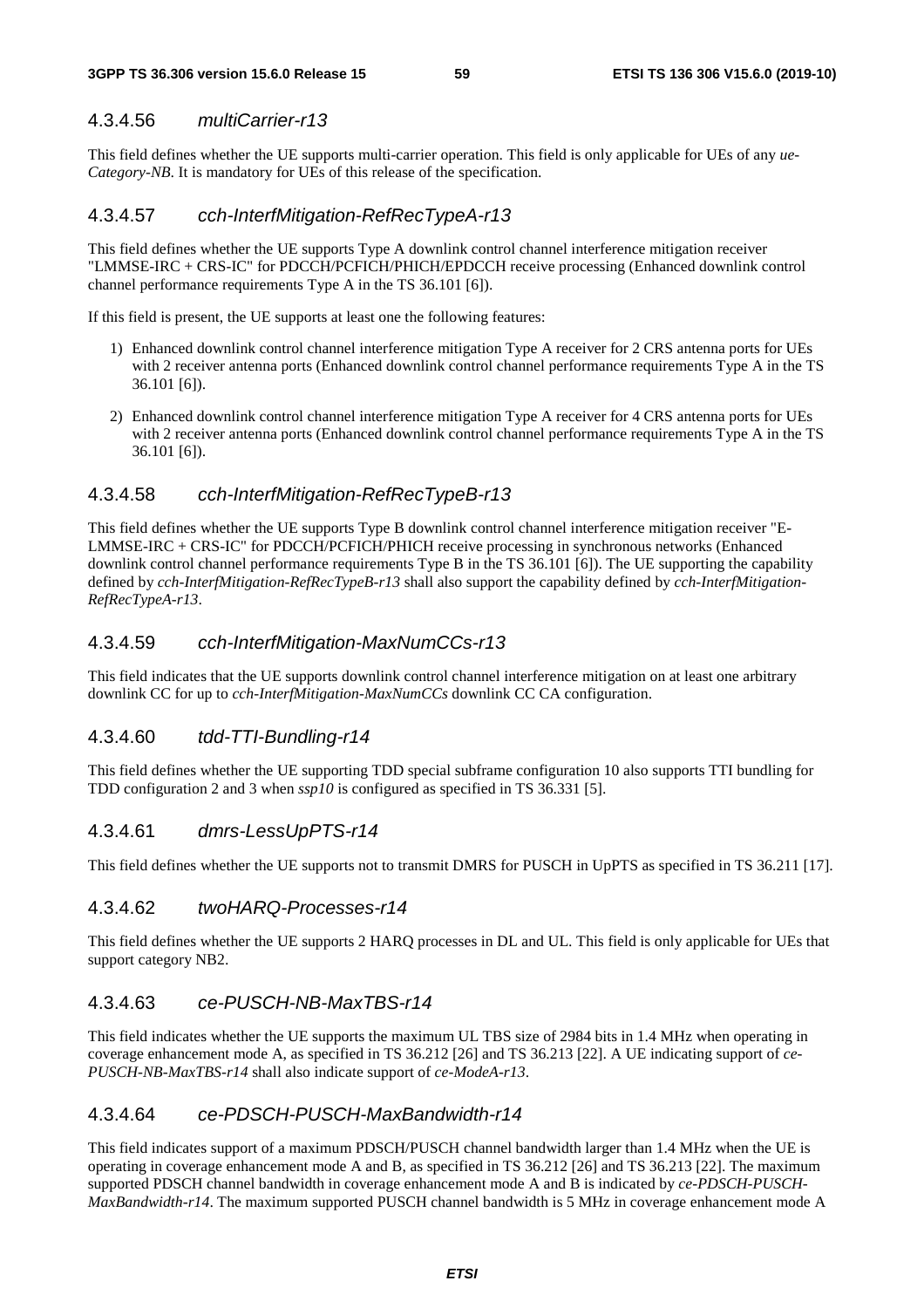#### 4.3.4.56 *multiCarrier-r13*

This field defines whether the UE supports multi-carrier operation. This field is only applicable for UEs of any *ue-Category-NB*. It is mandatory for UEs of this release of the specification.

#### 4.3.4.57 *cch-InterfMitigation-RefRecTypeA-r13*

This field defines whether the UE supports Type A downlink control channel interference mitigation receiver "LMMSE-IRC + CRS-IC" for PDCCH/PCFICH/PHICH/EPDCCH receive processing (Enhanced downlink control channel performance requirements Type A in the TS 36.101 [6]).

If this field is present, the UE supports at least one the following features:

1) Enhanced downlink control channel interference mitigation Type A receiver for 2 CRS antenna ports for UEs with 2 receiver antenna ports (Enhanced downlink control channel performance requirements Type A in the TS 36.101 [6]).

2) Enhanced downlink control channel interference mitigation Type A receiver for 4 CRS antenna ports for UEs with 2 receiver antenna ports (Enhanced downlink control channel performance requirements Type A in the TS 36.101 [6]).

#### 4.3.4.58 *cch-InterfMitigation-RefRecTypeB-r13*

This field defines whether the UE supports Type B downlink control channel interference mitigation receiver "E-LMMSE-IRC + CRS-IC" for PDCCH/PCFICH/PHICH receive processing in synchronous networks (Enhanced downlink control channel performance requirements Type B in the TS 36.101 [6]). The UE supporting the capability defined by *cch-InterfMitigation-RefRecTypeB-r13* shall also support the capability defined by *cch-InterfMitigation-RefRecTypeA-r13*.

#### 4.3.4.59 *cch-InterfMitigation-MaxNumCCs-r13*

This field indicates that the UE supports downlink control channel interference mitigation on at least one arbitrary downlink CC for up to *cch-InterfMitigation-MaxNumCCs* downlink CC CA configuration.

#### 4.3.4.60 *tdd-TTI-Bundling-r14*

This field defines whether the UE supporting TDD special subframe configuration 10 also supports TTI bundling for TDD configuration 2 and 3 when *ssp10* is configured as specified in TS 36.331 [5].

#### 4.3.4.61 *dmrs-LessUpPTS-r14*

This field defines whether the UE supports not to transmit DMRS for PUSCH in UpPTS as specified in TS 36.211 [17].

#### 4.3.4.62 *twoHARQ-Processes-r14*

This field defines whether the UE supports 2 HARQ processes in DL and UL. This field is only applicable for UEs that support category NB2.

#### 4.3.4.63 *ce-PUSCH-NB-MaxTBS-r14*

This field indicates whether the UE supports the maximum UL TBS size of 2984 bits in 1.4 MHz when operating in coverage enhancement mode A, as specified in TS 36.212 [26] and TS 36.213 [22]. A UE indicating support of *ce-PUSCH-NB-MaxTBS-r14* shall also indicate support of *ce-ModeA-r13*.

#### 4.3.4.64 *ce-PDSCH-PUSCH-MaxBandwidth-r14*

This field indicates support of a maximum PDSCH/PUSCH channel bandwidth larger than 1.4 MHz when the UE is operating in coverage enhancement mode A and B, as specified in TS 36.212 [26] and TS 36.213 [22]. The maximum supported PDSCH channel bandwidth in coverage enhancement mode A and B is indicated by *ce-PDSCH-PUSCH-MaxBandwidth-r14*. The maximum supported PUSCH channel bandwidth is 5 MHz in coverage enhancement mode A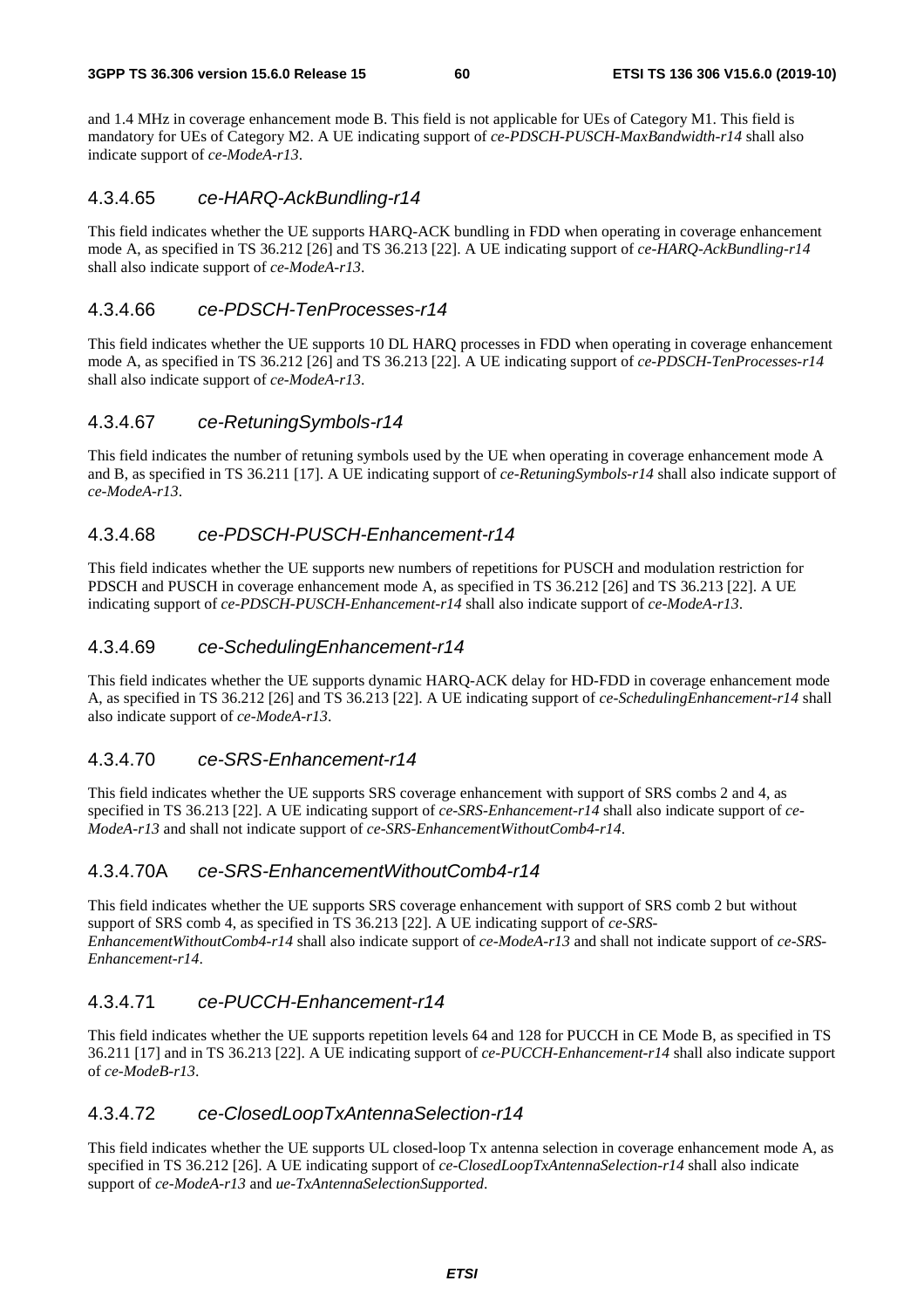and 1.4 MHz in coverage enhancement mode B. This field is not applicable for UEs of Category M1. This field is mandatory for UEs of Category M2. A UE indicating support of *ce-PDSCH-PUSCH-MaxBandwidth-r14* shall also indicate support of *ce-ModeA-r13*.

#### 4.3.4.65 *ce-HARQ-AckBundling-r14*

This field indicates whether the UE supports HARQ-ACK bundling in FDD when operating in coverage enhancement mode A, as specified in TS 36.212 [26] and TS 36.213 [22]. A UE indicating support of *ce-HARQ-AckBundling-r14* shall also indicate support of *ce-ModeA-r13*.

#### 4.3.4.66 *ce-PDSCH-TenProcesses-r14*

This field indicates whether the UE supports 10 DL HARQ processes in FDD when operating in coverage enhancement mode A, as specified in TS 36.212 [26] and TS 36.213 [22]. A UE indicating support of *ce-PDSCH-TenProcesses-r14* shall also indicate support of *ce-ModeA-r13*.

#### 4.3.4.67 *ce-RetuningSymbols-r14*

This field indicates the number of retuning symbols used by the UE when operating in coverage enhancement mode A and B, as specified in TS 36.211 [17]. A UE indicating support of *ce-RetuningSymbols-r14* shall also indicate support of *ce-ModeA-r13*.

#### 4.3.4.68 *ce-PDSCH-PUSCH-Enhancement-r14*

This field indicates whether the UE supports new numbers of repetitions for PUSCH and modulation restriction for PDSCH and PUSCH in coverage enhancement mode A, as specified in TS 36.212 [26] and TS 36.213 [22]. A UE indicating support of *ce-PDSCH-PUSCH-Enhancement-r14* shall also indicate support of *ce-ModeA-r13*.

#### 4.3.4.69 *ce-SchedulingEnhancement-r14*

This field indicates whether the UE supports dynamic HARQ-ACK delay for HD-FDD in coverage enhancement mode A, as specified in TS 36.212 [26] and TS 36.213 [22]. A UE indicating support of *ce-SchedulingEnhancement-r14* shall also indicate support of *ce-ModeA-r13*.

#### 4.3.4.70 *ce-SRS-Enhancement-r14*

This field indicates whether the UE supports SRS coverage enhancement with support of SRS combs 2 and 4, as specified in TS 36.213 [22]. A UE indicating support of *ce-SRS-Enhancement-r14* shall also indicate support of *ce-ModeA-r13* and shall not indicate support of *ce-SRS-EnhancementWithoutComb4-r14*.

#### 4.3.4.70A *ce-SRS-EnhancementWithoutComb4-r14*

This field indicates whether the UE supports SRS coverage enhancement with support of SRS comb 2 but without support of SRS comb 4, as specified in TS 36.213 [22]. A UE indicating support of *ce-SRS-EnhancementWithoutComb4-r14* shall also indicate support of *ce-ModeA-r13* and shall not indicate support of *ce-SRS-Enhancement-r14*.

#### 4.3.4.71 *ce-PUCCH-Enhancement-r14*

This field indicates whether the UE supports repetition levels 64 and 128 for PUCCH in CE Mode B, as specified in TS 36.211 [17] and in TS 36.213 [22]. A UE indicating support of *ce-PUCCH-Enhancement-r14* shall also indicate support of *ce-ModeB-r13*.

#### 4.3.4.72 *ce-ClosedLoopTxAntennaSelection-r14*

This field indicates whether the UE supports UL closed-loop Tx antenna selection in coverage enhancement mode A, as specified in TS 36.212 [26]. A UE indicating support of *ce-ClosedLoopTxAntennaSelection-r14* shall also indicate support of *ce-ModeA-r13* and *ue-TxAntennaSelectionSupported*.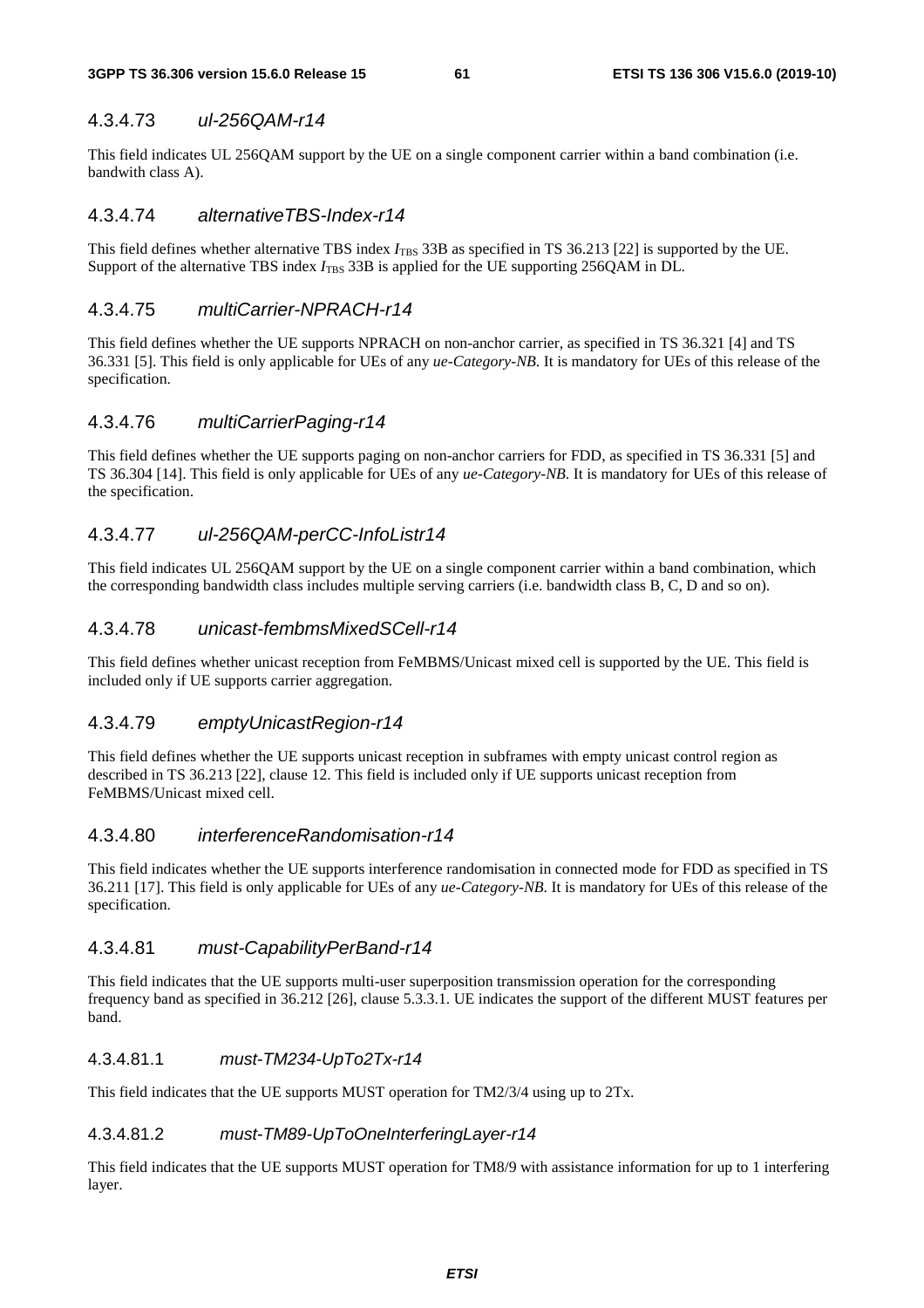#### 4.3.4.73 *ul-256QAM-r14*

This field indicates UL 256QAM support by the UE on a single component carrier within a band combination (i.e. bandwith class A).

#### 4.3.4.74 *alternativeTBS-Index-r14*

This field defines whether alternative TBS index $I_{TBS}$ 33B as specified in TS 36.213 [22] is supported by the UE. Support of the alternative TBS index $I_{TBS}$ 33B is applied for the UE supporting 256QAM in DL.

#### 4.3.4.75 *multiCarrier-NPRACH-r14*

This field defines whether the UE supports NPRACH on non-anchor carrier, as specified in TS 36.321 [4] and TS 36.331 [5]. This field is only applicable for UEs of any *ue-Category-NB*. It is mandatory for UEs of this release of the specification.

#### 4.3.4.76 *multiCarrierPaging-r14*

This field defines whether the UE supports paging on non-anchor carriers for FDD, as specified in TS 36.331 [5] and TS 36.304 [14]. This field is only applicable for UEs of any *ue-Category-NB*. It is mandatory for UEs of this release of the specification.

#### 4.3.4.77 *ul-256QAM-perCC-InfoListr14*

This field indicates UL 256QAM support by the UE on a single component carrier within a band combination, which the corresponding bandwidth class includes multiple serving carriers (i.e. bandwidth class B, C, D and so on).

#### 4.3.4.78 *unicast-fembmsMixedSCell-r14*

This field defines whether unicast reception from FeMBMS/Unicast mixed cell is supported by the UE. This field is included only if UE supports carrier aggregation.

#### 4.3.4.79 *emptyUnicastRegion-r14*

This field defines whether the UE supports unicast reception in subframes with empty unicast control region as described in TS 36.213 [22], clause 12. This field is included only if UE supports unicast reception from FeMBMS/Unicast mixed cell.

#### 4.3.4.80 *interferenceRandomisation-r14*

This field indicates whether the UE supports interference randomisation in connected mode for FDD as specified in TS 36.211 [17]. This field is only applicable for UEs of any *ue-Category-NB*. It is mandatory for UEs of this release of the specification.

#### 4.3.4.81 *must-CapabilityPerBand-r14*

This field indicates that the UE supports multi-user superposition transmission operation for the corresponding frequency band as specified in 36.212 [26], clause 5.3.3.1. UE indicates the support of the different MUST features per band.

##### 4.3.4.81.1 *must-TM234-UpTo2Tx-r14*

This field indicates that the UE supports MUST operation for TM2/3/4 using up to 2Tx.

##### 4.3.4.81.2 *must-TM89-UpToOneInterferingLayer-r14*

This field indicates that the UE supports MUST operation for TM8/9 with assistance information for up to 1 interfering layer.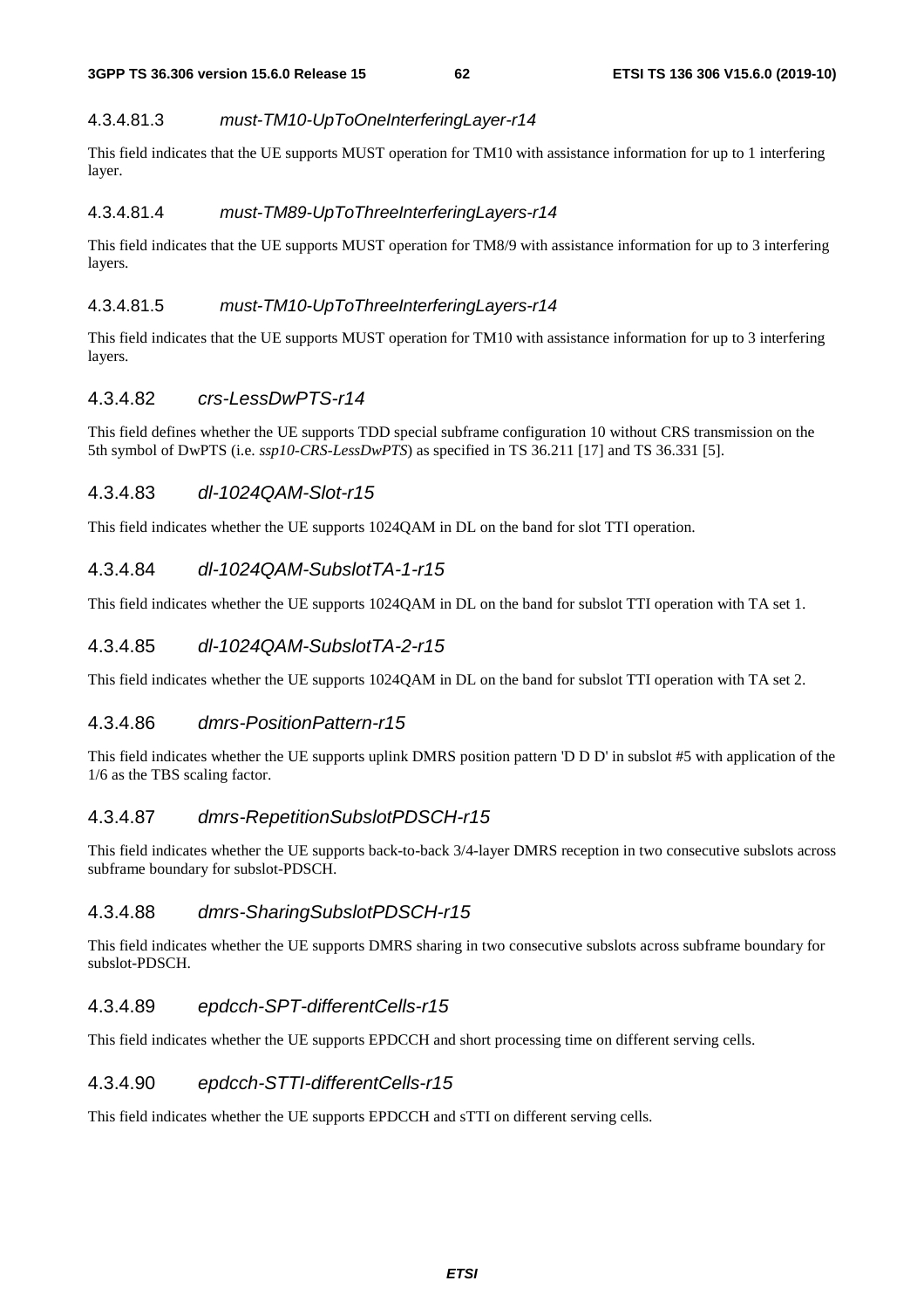#### 4.3.4.81.3 *must-TM10-UpToOneInterferingLayer-r14*

This field indicates that the UE supports MUST operation for TM10 with assistance information for up to 1 interfering layer.

#### 4.3.4.81.4 *must-TM89-UpToThreeInterferingLayers-r14*

This field indicates that the UE supports MUST operation for TM8/9 with assistance information for up to 3 interfering layers.

#### 4.3.4.81.5 *must-TM10-UpToThreeInterferingLayers-r14*

This field indicates that the UE supports MUST operation for TM10 with assistance information for up to 3 interfering layers.

### 4.3.4.82 *crs-LessDwPTS-r14*

This field defines whether the UE supports TDD special subframe configuration 10 without CRS transmission on the 5th symbol of DwPTS (i.e. *ssp10-CRS-LessDwPTS*) as specified in TS 36.211 [17] and TS 36.331 [5].

### 4.3.4.83 *dl-1024QAM-Slot-r15*

This field indicates whether the UE supports 1024QAM in DL on the band for slot TTI operation.

### 4.3.4.84 *dl-1024QAM-SubslotTA-1-r15*

This field indicates whether the UE supports 1024QAM in DL on the band for subslot TTI operation with TA set 1.

### 4.3.4.85 *dl-1024QAM-SubslotTA-2-r15*

This field indicates whether the UE supports 1024QAM in DL on the band for subslot TTI operation with TA set 2.

### 4.3.4.86 *dmrs-PositionPattern-r15*

This field indicates whether the UE supports uplink DMRS position pattern 'D D D' in subslot #5 with application of the 1/6 as the TBS scaling factor.

### 4.3.4.87 *dmrs-RepetitionSubslotPDSCH-r15*

This field indicates whether the UE supports back-to-back 3/4-layer DMRS reception in two consecutive subslots across subframe boundary for subslot-PDSCH.

### 4.3.4.88 *dmrs-SharingSubslotPDSCH-r15*

This field indicates whether the UE supports DMRS sharing in two consecutive subslots across subframe boundary for subslot-PDSCH.

### 4.3.4.89 *epdcch-SPT-differentCells-r15*

This field indicates whether the UE supports EPDCCH and short processing time on different serving cells.

### 4.3.4.90 *epdcch-STTI-differentCells-r15*

This field indicates whether the UE supports EPDCCH and sTTI on different serving cells.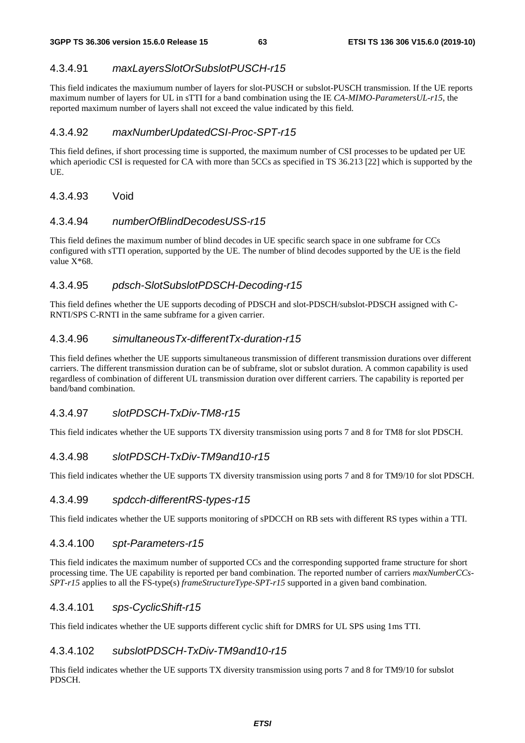#### 4.3.4.91 *maxLayersSlotOrSubslotPUSCH-r15*

This field indicates the maxiumum number of layers for slot-PUSCH or subslot-PUSCH transmission. If the UE reports maximum number of layers for UL in sTTI for a band combination using the IE *CA-MIMO-ParametersUL-r15*, the reported maximum number of layers shall not exceed the value indicated by this field.

#### 4.3.4.92 *maxNumberUpdatedCSI-Proc-SPT-r15*

This field defines, if short processing time is supported, the maximum number of CSI processes to be updated per UE which aperiodic CSI is requested for CA with more than 5CCs as specified in TS 36.213 [22] which is supported by the UE.

#### 4.3.4.93 Void

#### 4.3.4.94 *numberOfBlindDecodesUSS-r15*

This field defines the maximum number of blind decodes in UE specific search space in one subframe for CCs configured with sTTI operation, supported by the UE. The number of blind decodes supported by the UE is the field value X*68.

#### 4.3.4.95 *pdsch-SlotSubslotPDSCH-Decoding-r15*

This field defines whether the UE supports decoding of PDSCH and slot-PDSCH/subslot-PDSCH assigned with C-RNTI/SPS C-RNTI in the same subframe for a given carrier.

#### 4.3.4.96 *simultaneousTx-differentTx-duration-r15*

This field defines whether the UE supports simultaneous transmission of different transmission durations over different carriers. The different transmission duration can be of subframe, slot or subslot duration. A common capability is used regardless of combination of different UL transmission duration over different carriers. The capability is reported per band/band combination.

#### 4.3.4.97 *slotPDSCH-TxDiv-TM8-r15*

This field indicates whether the UE supports TX diversity transmission using ports 7 and 8 for TM8 for slot PDSCH.

#### 4.3.4.98 *slotPDSCH-TxDiv-TM9and10-r15*

This field indicates whether the UE supports TX diversity transmission using ports 7 and 8 for TM9/10 for slot PDSCH.

#### 4.3.4.99 *spdcch-differentRS-types-r15*

This field indicates whether the UE supports monitoring of sPDCCH on RB sets with different RS types within a TTI.

#### 4.3.4.100 *spt-Parameters-r15*

This field indicates the maximum number of supported CCs and the corresponding supported frame structure for short processing time. The UE capability is reported per band combination. The reported number of carriers *maxNumberCCs-SPT-r15* applies to all the FS-type(s) *frameStructureType-SPT-r15* supported in a given band combination.

#### 4.3.4.101 *sps-CyclicShift-r15*

This field indicates whether the UE supports different cyclic shift for DMRS for UL SPS using 1ms TTI.

#### 4.3.4.102 *subslotPDSCH-TxDiv-TM9and10-r15*

This field indicates whether the UE supports TX diversity transmission using ports 7 and 8 for TM9/10 for subslot PDSCH.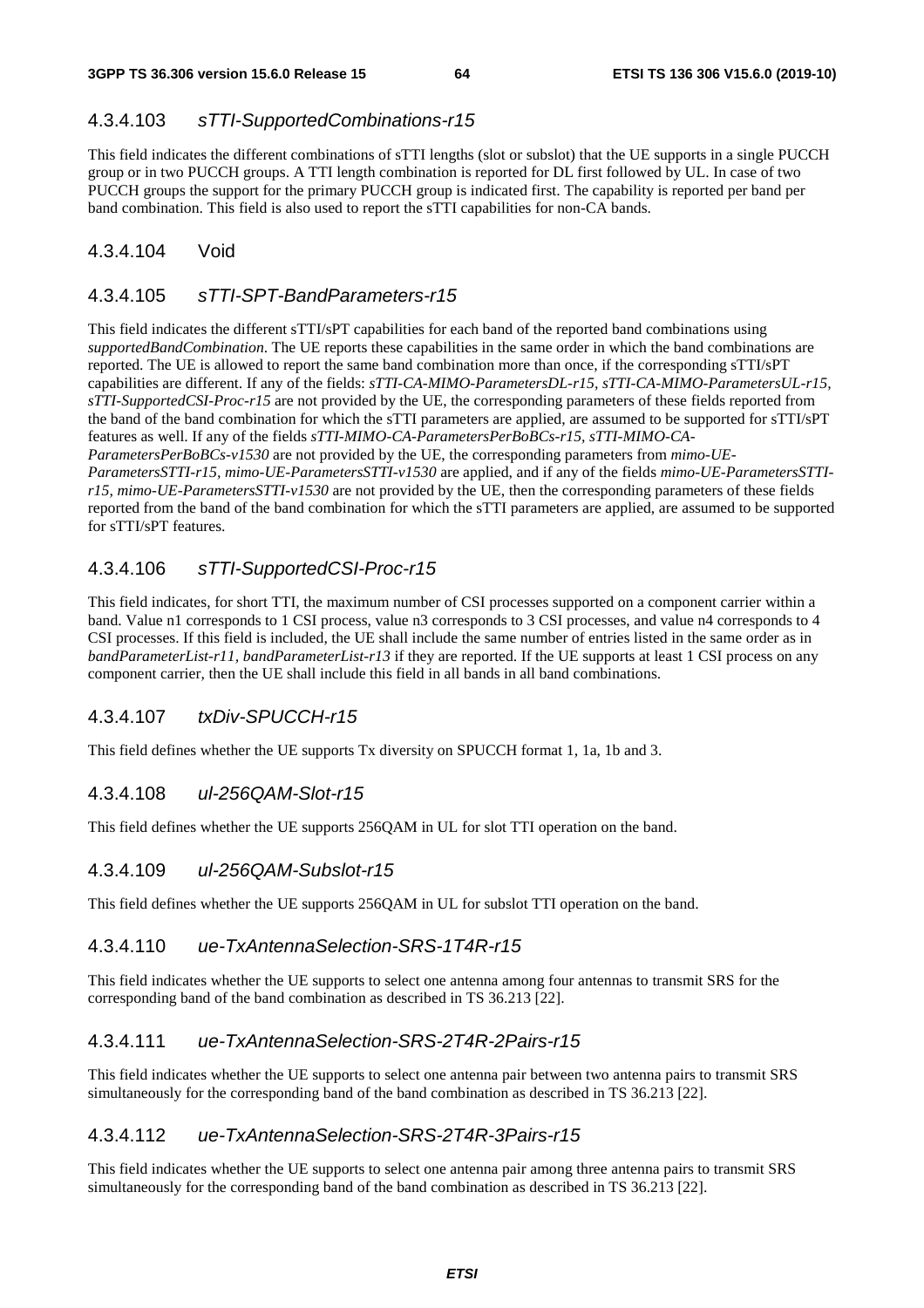### 4.3.4.103 *sTTI-SupportedCombinations-r15*

This field indicates the different combinations of sTTI lengths (slot or subslot) that the UE supports in a single PUCCH group or in two PUCCH groups. A TTI length combination is reported for DL first followed by UL. In case of two PUCCH groups the support for the primary PUCCH group is indicated first. The capability is reported per band per band combination. This field is also used to report the sTTI capabilities for non-CA bands.

### 4.3.4.104 Void

### 4.3.4.105 *sTTI-SPT-BandParameters-r15*

This field indicates the different sTTI/sPT capabilities for each band of the reported band combinations using *supportedBandCombination*. The UE reports these capabilities in the same order in which the band combinations are reported. The UE is allowed to report the same band combination more than once, if the corresponding sTTI/sPT capabilities are different. If any of the fields: *sTTI-CA-MIMO-ParametersDL-r15*, *sTTI-CA-MIMO-ParametersUL-r15*, *sTTI-SupportedCSI-Proc-r15* are not provided by the UE, the corresponding parameters of these fields reported from the band of the band combination for which the sTTI parameters are applied, are assumed to be supported for sTTI/sPT features as well. If any of the fields *sTTI-MIMO-CA-ParametersPerBoBCs-r15*, *sTTI-MIMO-CA-ParametersPerBoBCs-v1530* are not provided by the UE, the corresponding parameters from *mimo-UE-ParametersSTTI-r15*, *mimo-UE-ParametersSTTI-v1530* are applied, and if any of the fields *mimo-UE-ParametersSTTI-r15, mimo-UE-ParametersSTTI-v1530* are not provided by the UE, then the corresponding parameters of these fields reported from the band of the band combination for which the sTTI parameters are applied, are assumed to be supported for sTTI/sPT features.

### 4.3.4.106 *sTTI-SupportedCSI-Proc-r15*

This field indicates, for short TTI, the maximum number of CSI processes supported on a component carrier within a band. Value n1 corresponds to 1 CSI process, value n3 corresponds to 3 CSI processes, and value n4 corresponds to 4 CSI processes. If this field is included, the UE shall include the same number of entries listed in the same order as in *bandParameterList-r11*, *bandParameterList-r13* if they are reported. If the UE supports at least 1 CSI process on any component carrier, then the UE shall include this field in all bands in all band combinations.

### 4.3.4.107 *txDiv-SPUCCH-r15*

This field defines whether the UE supports Tx diversity on SPUCCH format 1, 1a, 1b and 3.

### 4.3.4.108 *ul-256QAM-Slot-r15*

This field defines whether the UE supports 256QAM in UL for slot TTI operation on the band.

### 4.3.4.109 *ul-256QAM-Subslot-r15*

This field defines whether the UE supports 256QAM in UL for subslot TTI operation on the band.

### 4.3.4.110 *ue-TxAntennaSelection-SRS-1T4R-r15*

This field indicates whether the UE supports to select one antenna among four antennas to transmit SRS for the corresponding band of the band combination as described in TS 36.213 [22].

### 4.3.4.111 *ue-TxAntennaSelection-SRS-2T4R-2Pairs-r15*

This field indicates whether the UE supports to select one antenna pair between two antenna pairs to transmit SRS simultaneously for the corresponding band of the band combination as described in TS 36.213 [22].

### 4.3.4.112 *ue-TxAntennaSelection-SRS-2T4R-3Pairs-r15*

This field indicates whether the UE supports to select one antenna pair among three antenna pairs to transmit SRS simultaneously for the corresponding band of the band combination as described in TS 36.213 [22].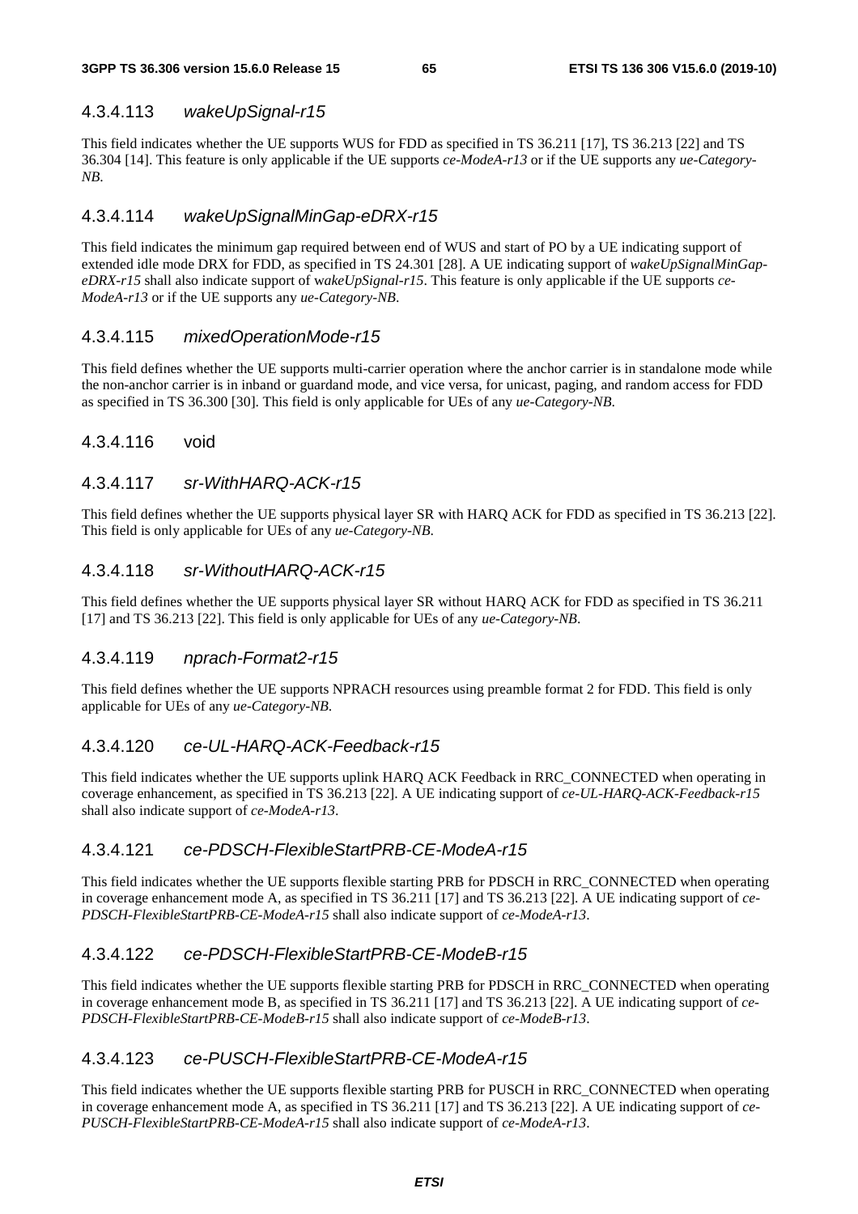#### 4.3.4.113 *wakeUpSignal-r15*

This field indicates whether the UE supports WUS for FDD as specified in TS 36.211 [17], TS 36.213 [22] and TS 36.304 [14]. This feature is only applicable if the UE supports *ce-ModeA-r13* or if the UE supports any *ue-Category-NB*.

#### 4.3.4.114 *wakeUpSignalMinGap-eDRX-r15*

This field indicates the minimum gap required between end of WUS and start of PO by a UE indicating support of extended idle mode DRX for FDD, as specified in TS 24.301 [28]. A UE indicating support of *wakeUpSignalMinGap-eDRX-r15* shall also indicate support of *wakeUpSignal-r15*. This feature is only applicable if the UE supports *ce-ModeA-r13* or if the UE supports any *ue-Category-NB*.

#### 4.3.4.115 *mixedOperationMode-r15*

This field defines whether the UE supports multi-carrier operation where the anchor carrier is in standalone mode while the non-anchor carrier is in inband or guardand mode, and vice versa, for unicast, paging, and random access for FDD as specified in TS 36.300 [30]. This field is only applicable for UEs of any *ue-Category-NB*.

#### 4.3.4.116 void

#### 4.3.4.117 *sr-WithHARQ-ACK-r15*

This field defines whether the UE supports physical layer SR with HARQ ACK for FDD as specified in TS 36.213 [22]. This field is only applicable for UEs of any *ue-Category-NB*.

#### 4.3.4.118 *sr-WithoutHARQ-ACK-r15*

This field defines whether the UE supports physical layer SR without HARQ ACK for FDD as specified in TS 36.211 [17] and TS 36.213 [22]. This field is only applicable for UEs of any *ue-Category-NB*.

#### 4.3.4.119 *nprach-Format2-r15*

This field defines whether the UE supports NPRACH resources using preamble format 2 for FDD. This field is only applicable for UEs of any *ue-Category-NB*.

#### 4.3.4.120 *ce-UL-HARQ-ACK-Feedback-r15*

This field indicates whether the UE supports uplink HARQ ACK Feedback in RRC_CONNECTED when operating in coverage enhancement, as specified in TS 36.213 [22]. A UE indicating support of *ce-UL-HARQ-ACK-Feedback-r15* shall also indicate support of *ce-ModeA-r13*.

#### 4.3.4.121 *ce-PDSCH-FlexibleStartPRB-CE-ModeA-r15*

This field indicates whether the UE supports flexible starting PRB for PDSCH in RRC_CONNECTED when operating in coverage enhancement mode A, as specified in TS 36.211 [17] and TS 36.213 [22]. A UE indicating support of *ce-PDSCH-FlexibleStartPRB-CE-ModeA-r15* shall also indicate support of *ce-ModeA-r13*.

#### 4.3.4.122 *ce-PDSCH-FlexibleStartPRB-CE-ModeB-r15*

This field indicates whether the UE supports flexible starting PRB for PDSCH in RRC_CONNECTED when operating in coverage enhancement mode B, as specified in TS 36.211 [17] and TS 36.213 [22]. A UE indicating support of *ce-PDSCH-FlexibleStartPRB-CE-ModeB-r15* shall also indicate support of *ce-ModeB-r13*.

#### 4.3.4.123 *ce-PUSCH-FlexibleStartPRB-CE-ModeA-r15*

This field indicates whether the UE supports flexible starting PRB for PUSCH in RRC_CONNECTED when operating in coverage enhancement mode A, as specified in TS 36.211 [17] and TS 36.213 [22]. A UE indicating support of *ce-PUSCH-FlexibleStartPRB-CE-ModeA-r15* shall also indicate support of *ce-ModeA-r13*.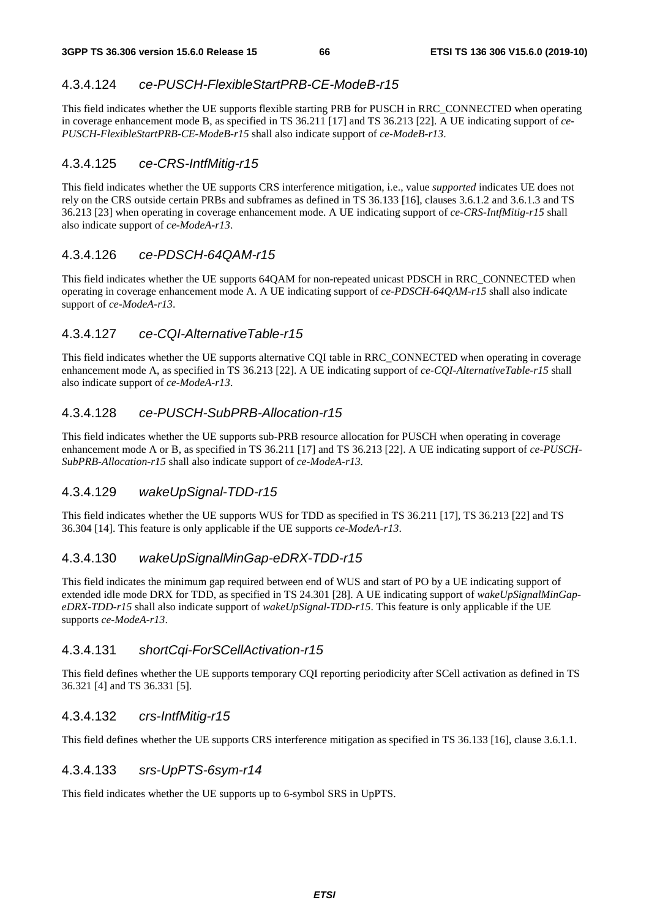### 4.3.4.124 *ce-PUSCH-FlexibleStartPRB-CE-ModeB-r15*

This field indicates whether the UE supports flexible starting PRB for PUSCH in RRC_CONNECTED when operating in coverage enhancement mode B, as specified in TS 36.211 [17] and TS 36.213 [22]. A UE indicating support of *ce-PUSCH-FlexibleStartPRB-CE-ModeB-r15* shall also indicate support of *ce-ModeB-r13*.

### 4.3.4.125 *ce-CRS-IntfMitig-r15*

This field indicates whether the UE supports CRS interference mitigation, i.e., value *supported* indicates UE does not rely on the CRS outside certain PRBs and subframes as defined in TS 36.133 [16], clauses 3.6.1.2 and 3.6.1.3 and TS 36.213 [23] when operating in coverage enhancement mode. A UE indicating support of *ce-CRS-IntfMitig-r15* shall also indicate support of *ce-ModeA-r13*.

### 4.3.4.126 *ce-PDSCH-64QAM-r15*

This field indicates whether the UE supports 64QAM for non-repeated unicast PDSCH in RRC_CONNECTED when operating in coverage enhancement mode A. A UE indicating support of *ce-PDSCH-64QAM-r15* shall also indicate support of *ce-ModeA-r13*.

### 4.3.4.127 *ce-CQI-AlternativeTable-r15*

This field indicates whether the UE supports alternative CQI table in RRC_CONNECTED when operating in coverage enhancement mode A, as specified in TS 36.213 [22]. A UE indicating support of *ce-CQI-AlternativeTable-r15* shall also indicate support of *ce-ModeA-r13*.

### 4.3.4.128 *ce-PUSCH-SubPRB-Allocation-r15*

This field indicates whether the UE supports sub-PRB resource allocation for PUSCH when operating in coverage enhancement mode A or B, as specified in TS 36.211 [17] and TS 36.213 [22]. A UE indicating support of *ce-PUSCH-SubPRB-Allocation-r15* shall also indicate support of *ce-ModeA-r13.*

### 4.3.4.129 *wakeUpSignal-TDD-r15*

This field indicates whether the UE supports WUS for TDD as specified in TS 36.211 [17], TS 36.213 [22] and TS 36.304 [14]. This feature is only applicable if the UE supports *ce-ModeA-r13*.

### 4.3.4.130 *wakeUpSignalMinGap-eDRX-TDD-r15*

This field indicates the minimum gap required between end of WUS and start of PO by a UE indicating support of extended idle mode DRX for TDD, as specified in TS 24.301 [28]. A UE indicating support of *wakeUpSignalMinGap-eDRX-TDD-r15* shall also indicate support of *wakeUpSignal-TDD-r15*. This feature is only applicable if the UE supports *ce-ModeA-r13*.

### 4.3.4.131 *shortCqi-ForSCellActivation-r15*

This field defines whether the UE supports temporary CQI reporting periodicity after SCell activation as defined in TS 36.321 [4] and TS 36.331 [5].

### 4.3.4.132 *crs-IntfMitig-r15*

This field defines whether the UE supports CRS interference mitigation as specified in TS 36.133 [16], clause 3.6.1.1.

### 4.3.4.133 *srs-UpPTS-6sym-r14*

This field indicates whether the UE supports up to 6-symbol SRS in UpPTS.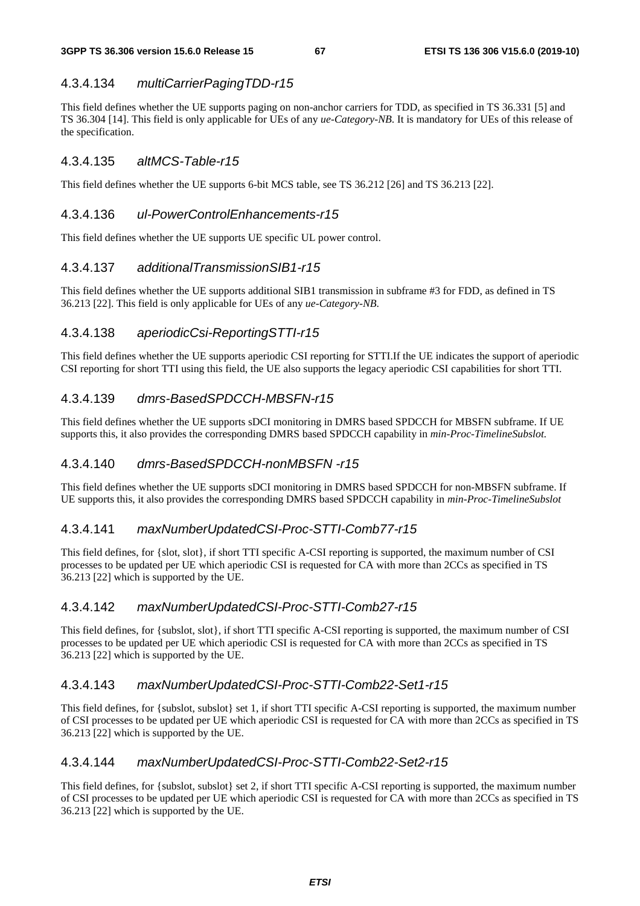#### 4.3.4.134 *multiCarrierPagingTDD-r15*

This field defines whether the UE supports paging on non-anchor carriers for TDD, as specified in TS 36.331 [5] and TS 36.304 [14]. This field is only applicable for UEs of any *ue-Category-NB*. It is mandatory for UEs of this release of the specification.

#### 4.3.4.135 *altMCS-Table-r15*

This field defines whether the UE supports 6-bit MCS table, see TS 36.212 [26] and TS 36.213 [22].

#### 4.3.4.136 *ul-PowerControlEnhancements-r15*

This field defines whether the UE supports UE specific UL power control.

#### 4.3.4.137 *additionalTransmissionSIB1-r15*

This field defines whether the UE supports additional SIB1 transmission in subframe #3 for FDD, as defined in TS 36.213 [22]. This field is only applicable for UEs of any *ue-Category-NB*.

#### 4.3.4.138 *aperiodicCsi-ReportingSTTI-r15*

This field defines whether the UE supports aperiodic CSI reporting for STTI.If the UE indicates the support of aperiodic CSI reporting for short TTI using this field, the UE also supports the legacy aperiodic CSI capabilities for short TTI.

#### 4.3.4.139 *dmrs-BasedSPDCCH-MBSFN-r15*

This field defines whether the UE supports sDCI monitoring in DMRS based SPDCCH for MBSFN subframe. If UE supports this, it also provides the corresponding DMRS based SPDCCH capability in *min-Proc-TimelineSubslot.*

#### 4.3.4.140 *dmrs-BasedSPDCCH-nonMBSFN -r15*

This field defines whether the UE supports sDCI monitoring in DMRS based SPDCCH for non-MBSFN subframe. If UE supports this, it also provides the corresponding DMRS based SPDCCH capability in *min-Proc-TimelineSubslot*

#### 4.3.4.141 *maxNumberUpdatedCSI-Proc-STTI-Comb77-r15*

This field defines, for {slot, slot}, if short TTI specific A-CSI reporting is supported, the maximum number of CSI processes to be updated per UE which aperiodic CSI is requested for CA with more than 2CCs as specified in TS 36.213 [22] which is supported by the UE.

#### 4.3.4.142 *maxNumberUpdatedCSI-Proc-STTI-Comb27-r15*

This field defines, for {subslot, slot}, if short TTI specific A-CSI reporting is supported, the maximum number of CSI processes to be updated per UE which aperiodic CSI is requested for CA with more than 2CCs as specified in TS 36.213 [22] which is supported by the UE.

#### 4.3.4.143 *maxNumberUpdatedCSI-Proc-STTI-Comb22-Set1-r15*

This field defines, for {subslot, subslot} set 1, if short TTI specific A-CSI reporting is supported, the maximum number of CSI processes to be updated per UE which aperiodic CSI is requested for CA with more than 2CCs as specified in TS 36.213 [22] which is supported by the UE.

#### 4.3.4.144 *maxNumberUpdatedCSI-Proc-STTI-Comb22-Set2-r15*

This field defines, for {subslot, subslot} set 2, if short TTI specific A-CSI reporting is supported, the maximum number of CSI processes to be updated per UE which aperiodic CSI is requested for CA with more than 2CCs as specified in TS 36.213 [22] which is supported by the UE.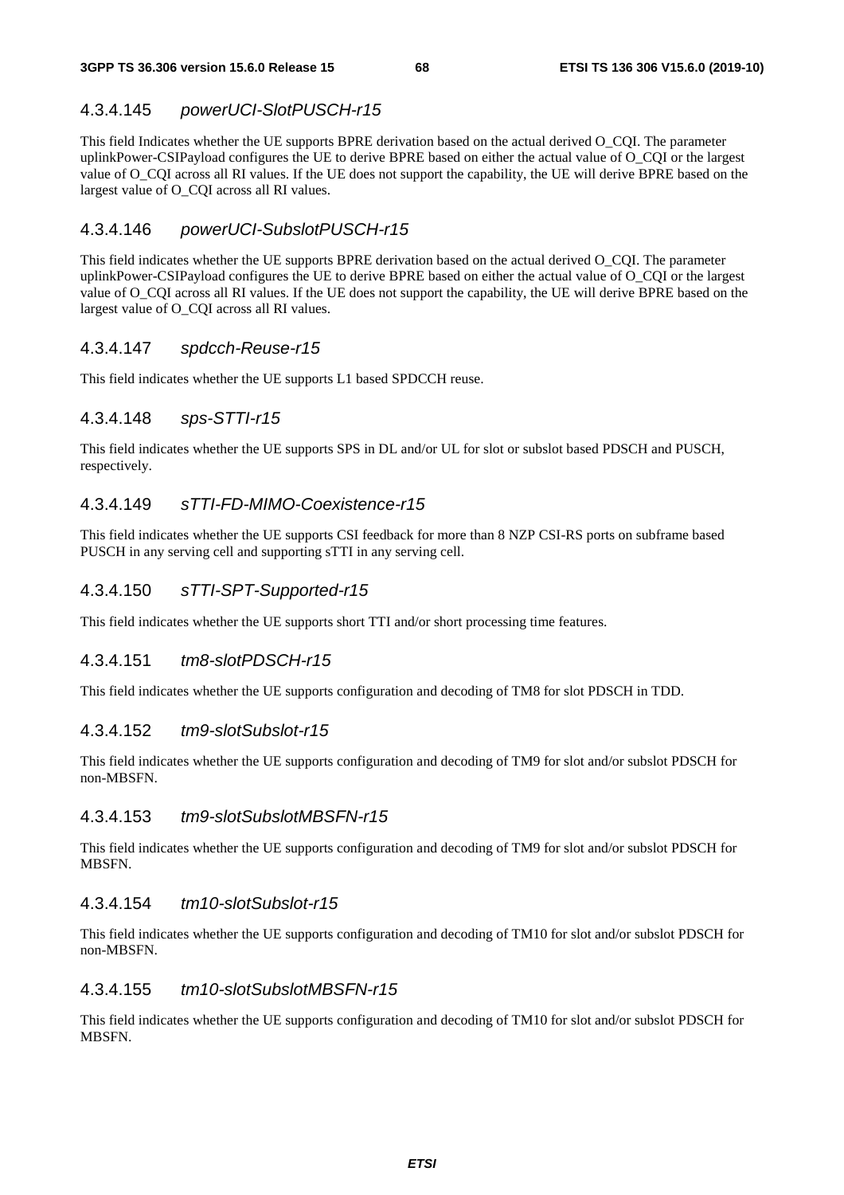#### 4.3.4.145 *powerUCI-SlotPUSCH-r15*

This field Indicates whether the UE supports BPRE derivation based on the actual derived O_CQI. The parameter uplinkPower-CSIPayload configures the UE to derive BPRE based on either the actual value of O_CQI or the largest value of O_CQI across all RI values. If the UE does not support the capability, the UE will derive BPRE based on the largest value of O_CQI across all RI values.

#### 4.3.4.146 *powerUCI-SubslotPUSCH-r15*

This field indicates whether the UE supports BPRE derivation based on the actual derived O_CQI. The parameter uplinkPower-CSIPayload configures the UE to derive BPRE based on either the actual value of O_CQI or the largest value of O_CQI across all RI values. If the UE does not support the capability, the UE will derive BPRE based on the largest value of O_CQI across all RI values.

#### 4.3.4.147 *spdcch-Reuse-r15*

This field indicates whether the UE supports L1 based SPDCCH reuse.

#### 4.3.4.148 *sps-STTI-r15*

This field indicates whether the UE supports SPS in DL and/or UL for slot or subslot based PDSCH and PUSCH, respectively.

#### 4.3.4.149 *sTTI-FD-MIMO-Coexistence-r15*

This field indicates whether the UE supports CSI feedback for more than 8 NZP CSI-RS ports on subframe based PUSCH in any serving cell and supporting sTTI in any serving cell.

#### 4.3.4.150 *sTTI-SPT-Supported-r15*

This field indicates whether the UE supports short TTI and/or short processing time features.

#### 4.3.4.151 *tm8-slotPDSCH-r15*

This field indicates whether the UE supports configuration and decoding of TM8 for slot PDSCH in TDD.

#### 4.3.4.152 *tm9-slotSubslot-r15*

This field indicates whether the UE supports configuration and decoding of TM9 for slot and/or subslot PDSCH for non-MBSFN.

#### 4.3.4.153 *tm9-slotSubslotMBSFN-r15*

This field indicates whether the UE supports configuration and decoding of TM9 for slot and/or subslot PDSCH for MBSFN.

#### 4.3.4.154 *tm10-slotSubslot-r15*

This field indicates whether the UE supports configuration and decoding of TM10 for slot and/or subslot PDSCH for non-MBSFN.

#### 4.3.4.155 *tm10-slotSubslotMBSFN-r15*

This field indicates whether the UE supports configuration and decoding of TM10 for slot and/or subslot PDSCH for MBSFN.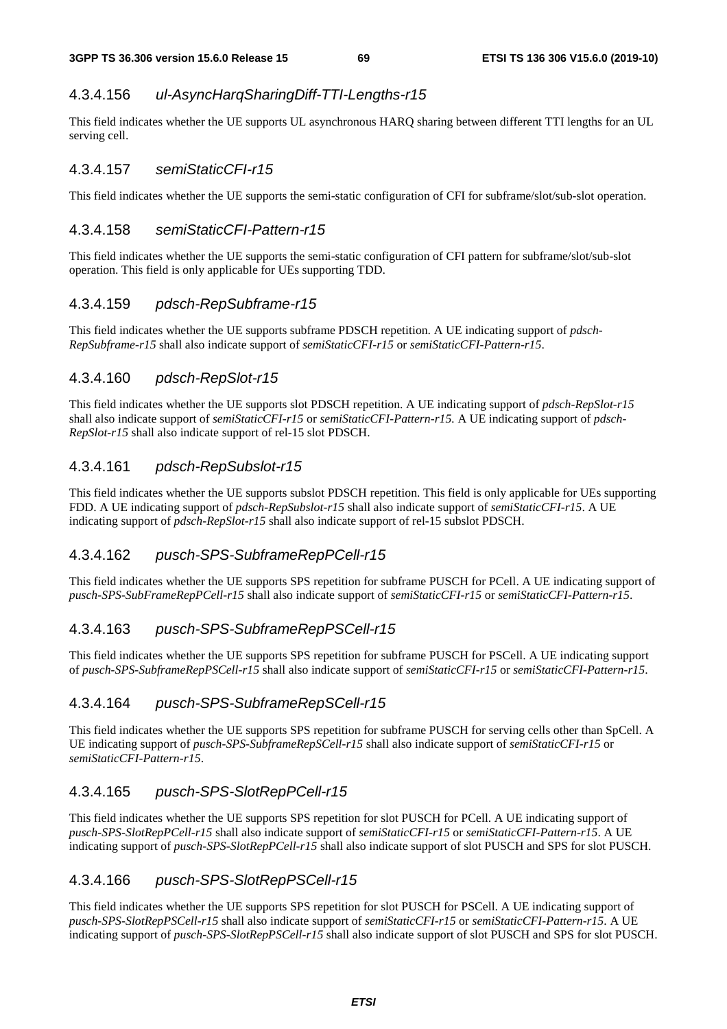#### 4.3.4.156 *ul-AsyncHarqSharingDiff-TTI-Lengths-r15*

This field indicates whether the UE supports UL asynchronous HARQ sharing between different TTI lengths for an UL serving cell.

#### 4.3.4.157 *semiStaticCFI-r15*

This field indicates whether the UE supports the semi-static configuration of CFI for subframe/slot/sub-slot operation.

#### 4.3.4.158 *semiStaticCFI-Pattern-r15*

This field indicates whether the UE supports the semi-static configuration of CFI pattern for subframe/slot/sub-slot operation. This field is only applicable for UEs supporting TDD.

#### 4.3.4.159 *pdsch-RepSubframe-r15*

This field indicates whether the UE supports subframe PDSCH repetition. A UE indicating support of *pdsch-RepSubframe-r15* shall also indicate support of *semiStaticCFI-r15* or *semiStaticCFI-Pattern-r15*.

#### 4.3.4.160 *pdsch-RepSlot-r15*

This field indicates whether the UE supports slot PDSCH repetition. A UE indicating support of *pdsch-RepSlot-r15* shall also indicate support of *semiStaticCFI-r15* or *semiStaticCFI-Pattern-r15.* A UE indicating support of *pdsch-RepSlot-r15* shall also indicate support of rel-15 slot PDSCH.

#### 4.3.4.161 *pdsch-RepSubslot-r15*

This field indicates whether the UE supports subslot PDSCH repetition. This field is only applicable for UEs supporting FDD. A UE indicating support of *pdsch-RepSubslot-r15* shall also indicate support of *semiStaticCFI-r15*. A UE indicating support of *pdsch-RepSlot-r15* shall also indicate support of rel-15 subslot PDSCH.

#### 4.3.4.162 *pusch-SPS-SubframeRepPCell-r15*

This field indicates whether the UE supports SPS repetition for subframe PUSCH for PCell. A UE indicating support of *pusch-SPS-SubFrameRepPCell-r15* shall also indicate support of *semiStaticCFI-r15* or *semiStaticCFI-Pattern-r15*.

#### 4.3.4.163 *pusch-SPS-SubframeRepPSCell-r15*

This field indicates whether the UE supports SPS repetition for subframe PUSCH for PSCell. A UE indicating support of *pusch-SPS-SubframeRepPSCell-r15* shall also indicate support of *semiStaticCFI-r15* or *semiStaticCFI-Pattern-r15*.

#### 4.3.4.164 *pusch-SPS-SubframeRepSCell-r15*

This field indicates whether the UE supports SPS repetition for subframe PUSCH for serving cells other than SpCell. A UE indicating support of *pusch-SPS-SubframeRepSCell-r15* shall also indicate support of *semiStaticCFI-r15* or *semiStaticCFI-Pattern-r15*.

#### 4.3.4.165 *pusch-SPS-SlotRepPCell-r15*

This field indicates whether the UE supports SPS repetition for slot PUSCH for PCell. A UE indicating support of *pusch-SPS-SlotRepPCell-r15* shall also indicate support of *semiStaticCFI-r15* or *semiStaticCFI-Pattern-r15*. A UE indicating support of *pusch-SPS-SlotRepPCell-r15* shall also indicate support of slot PUSCH and SPS for slot PUSCH.

#### 4.3.4.166 *pusch-SPS-SlotRepPSCell-r15*

This field indicates whether the UE supports SPS repetition for slot PUSCH for PSCell. A UE indicating support of *pusch-SPS-SlotRepPSCell-r15* shall also indicate support of *semiStaticCFI-r15* or *semiStaticCFI-Pattern-r15*. A UE indicating support of *pusch-SPS-SlotRepPSCell-r15* shall also indicate support of slot PUSCH and SPS for slot PUSCH.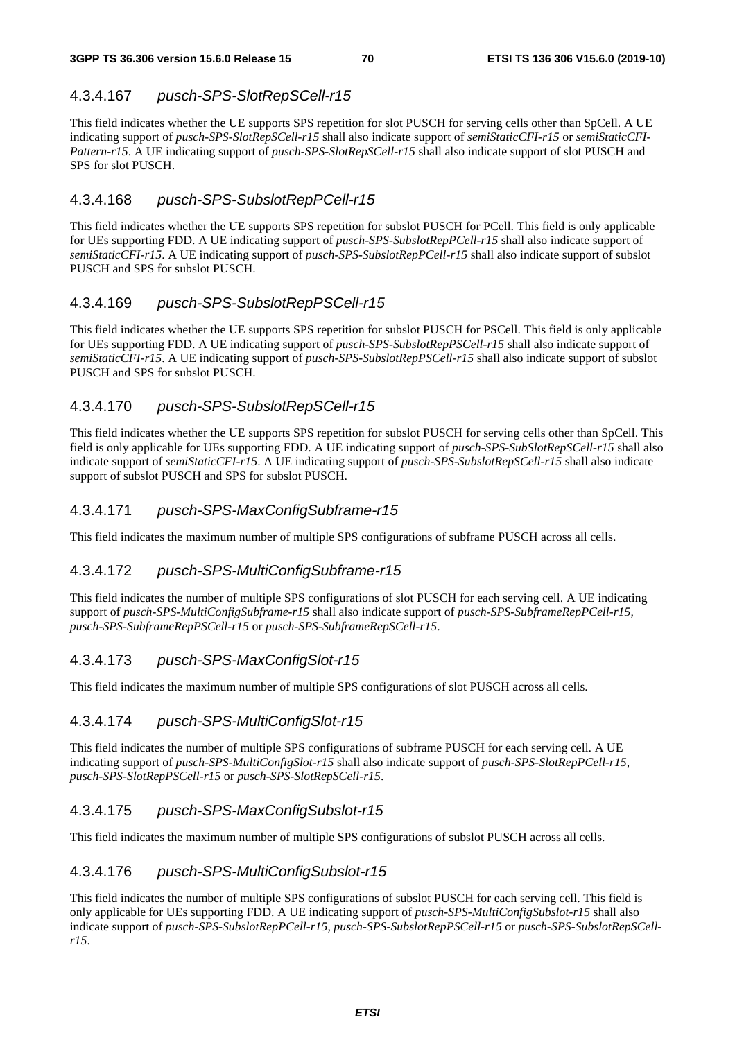#### 4.3.4.167 *pusch-SPS-SlotRepSCell-r15*

This field indicates whether the UE supports SPS repetition for slot PUSCH for serving cells other than SpCell. A UE indicating support of *pusch-SPS-SlotRepSCell-r15* shall also indicate support of *semiStaticCFI-r15* or *semiStaticCFI-Pattern-r15*. A UE indicating support of *pusch-SPS-SlotRepSCell-r15* shall also indicate support of slot PUSCH and SPS for slot PUSCH.

#### 4.3.4.168 *pusch-SPS-SubslotRepPCell-r15*

This field indicates whether the UE supports SPS repetition for subslot PUSCH for PCell. This field is only applicable for UEs supporting FDD. A UE indicating support of *pusch-SPS-SubslotRepPCell-r15* shall also indicate support of *semiStaticCFI-r15*. A UE indicating support of *pusch-SPS-SubslotRepPCell-r15* shall also indicate support of subslot PUSCH and SPS for subslot PUSCH.

#### 4.3.4.169 *pusch-SPS-SubslotRepPSCell-r15*

This field indicates whether the UE supports SPS repetition for subslot PUSCH for PSCell. This field is only applicable for UEs supporting FDD. A UE indicating support of *pusch-SPS-SubslotRepPSCell-r15* shall also indicate support of *semiStaticCFI-r15*. A UE indicating support of *pusch-SPS-SubslotRepPSCell-r15* shall also indicate support of subslot PUSCH and SPS for subslot PUSCH.

#### 4.3.4.170 *pusch-SPS-SubslotRepSCell-r15*

This field indicates whether the UE supports SPS repetition for subslot PUSCH for serving cells other than SpCell. This field is only applicable for UEs supporting FDD. A UE indicating support of *pusch-SPS-SubSlotRepSCell-r15* shall also indicate support of *semiStaticCFI-r15*. A UE indicating support of *pusch-SPS-SubslotRepSCell-r15* shall also indicate support of subslot PUSCH and SPS for subslot PUSCH.

#### 4.3.4.171 *pusch-SPS-MaxConfigSubframe-r15*

This field indicates the maximum number of multiple SPS configurations of subframe PUSCH across all cells.

#### 4.3.4.172 *pusch-SPS-MultiConfigSubframe-r15*

This field indicates the number of multiple SPS configurations of slot PUSCH for each serving cell. A UE indicating support of *pusch-SPS-MultiConfigSubframe-r15* shall also indicate support of *pusch-SPS-SubframeRepPCell-r15, pusch-SPS-SubframeRepPSCell-r15* or *pusch-SPS-SubframeRepSCell-r15*.

#### 4.3.4.173 *pusch-SPS-MaxConfigSlot-r15*

This field indicates the maximum number of multiple SPS configurations of slot PUSCH across all cells.

#### 4.3.4.174 *pusch-SPS-MultiConfigSlot-r15*

This field indicates the number of multiple SPS configurations of subframe PUSCH for each serving cell. A UE indicating support of *pusch-SPS-MultiConfigSlot-r15* shall also indicate support of *pusch-SPS-SlotRepPCell-r15, pusch-SPS-SlotRepPSCell-r15* or *pusch-SPS-SlotRepSCell-r15*.

#### 4.3.4.175 *pusch-SPS-MaxConfigSubslot-r15*

This field indicates the maximum number of multiple SPS configurations of subslot PUSCH across all cells.

#### 4.3.4.176 *pusch-SPS-MultiConfigSubslot-r15*

This field indicates the number of multiple SPS configurations of subslot PUSCH for each serving cell. This field is only applicable for UEs supporting FDD. A UE indicating support of *pusch-SPS-MultiConfigSubslot-r15* shall also indicate support of *pusch-SPS-SubslotRepPCell-r15, pusch-SPS-SubslotRepPSCell-r15* or *pusch-SPS-SubslotRepSCell-r15*.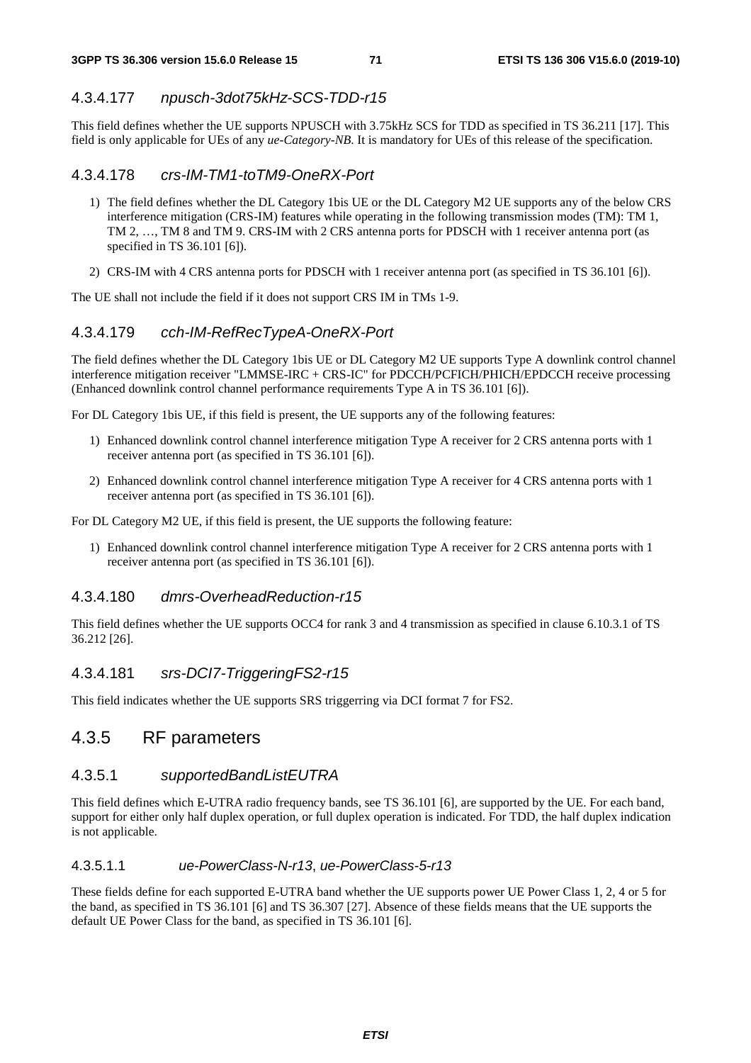#### 4.3.4.177 *npusch-3dot75kHz-SCS-TDD-r15*

This field defines whether the UE supports NPUSCH with 3.75kHz SCS for TDD as specified in TS 36.211 [17]. This field is only applicable for UEs of any *ue-Category-NB*. It is mandatory for UEs of this release of the specification.

#### 4.3.4.178 *crs-IM-TM1-toTM9-OneRX-Port*

1) The field defines whether the DL Category 1bis UE or the DL Category M2 UE supports any of the below CRS interference mitigation (CRS-IM) features while operating in the following transmission modes (TM): TM 1, TM 2, …, TM 8 and TM 9. CRS-IM with 2 CRS antenna ports for PDSCH with 1 receiver antenna port (as specified in TS 36.101 [6]).

2) CRS-IM with 4 CRS antenna ports for PDSCH with 1 receiver antenna port (as specified in TS 36.101 [6]).

The UE shall not include the field if it does not support CRS IM in TMs 1-9.

#### 4.3.4.179 *cch-IM-RefRecTypeA-OneRX-Port*

The field defines whether the DL Category 1bis UE or DL Category M2 UE supports Type A downlink control channel interference mitigation receiver "LMMSE-IRC + CRS-IC" for PDCCH/PCFICH/PHICH/EPDCCH receive processing (Enhanced downlink control channel performance requirements Type A in TS 36.101 [6]).

For DL Category 1bis UE, if this field is present, the UE supports any of the following features:

1) Enhanced downlink control channel interference mitigation Type A receiver for 2 CRS antenna ports with 1 receiver antenna port (as specified in TS 36.101 [6]).

2) Enhanced downlink control channel interference mitigation Type A receiver for 4 CRS antenna ports with 1 receiver antenna port (as specified in TS 36.101 [6]).

For DL Category M2 UE, if this field is present, the UE supports the following feature:

1) Enhanced downlink control channel interference mitigation Type A receiver for 2 CRS antenna ports with 1 receiver antenna port (as specified in TS 36.101 [6]).

#### 4.3.4.180 *dmrs-OverheadReduction-r15*

This field defines whether the UE supports OCC4 for rank 3 and 4 transmission as specified in clause 6.10.3.1 of TS 36.212 [26].

#### 4.3.4.181 *srs-DCI7-TriggeringFS2-r15*

This field indicates whether the UE supports SRS triggerring via DCI format 7 for FS2.

### 4.3.5 RF parameters

#### 4.3.5.1 *supportedBandListEUTRA*

This field defines which E-UTRA radio frequency bands, see TS 36.101 [6], are supported by the UE. For each band, support for either only half duplex operation, or full duplex operation is indicated. For TDD, the half duplex indication is not applicable.

##### 4.3.5.1.1 *ue-PowerClass-N-r13*, *ue-PowerClass-5-r13*

These fields define for each supported E-UTRA band whether the UE supports power UE Power Class 1, 2, 4 or 5 for the band, as specified in TS 36.101 [6] and TS 36.307 [27]. Absence of these fields means that the UE supports the default UE Power Class for the band, as specified in TS 36.101 [6].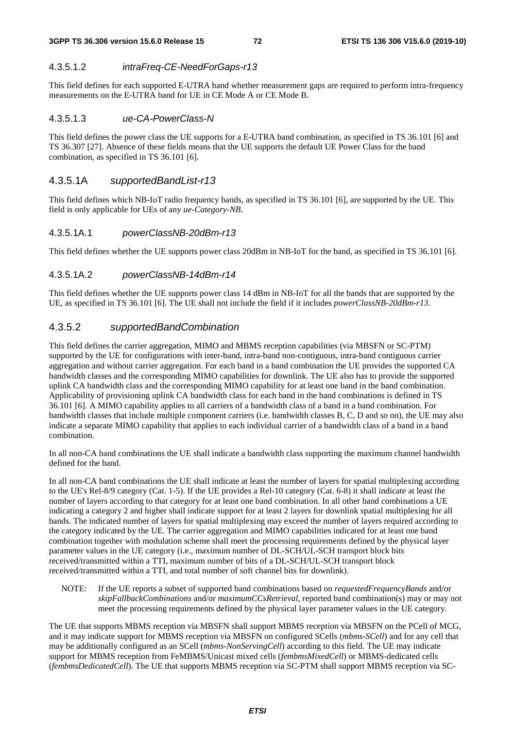#### 4.3.5.1.2 *intraFreq-CE-NeedForGaps-r13*

This field defines for each supported E-UTRA band whether measurement gaps are required to perform intra-frequency measurements on the E-UTRA band for UE in CE Mode A or CE Mode B.

#### 4.3.5.1.3 *ue-CA-PowerClass-N*

This field defines the power class the UE supports for a E-UTRA band combination, as specified in TS 36.101 [6] and TS 36.307 [27]. Absence of these fields means that the UE supports the default UE Power Class for the band combination, as specified in TS 36.101 [6].

### 4.3.5.1A *supportedBandList-r13*

This field defines which NB-IoT radio frequency bands, as specified in TS 36.101 [6], are supported by the UE. This field is only applicable for UEs of any *ue-Category-NB.*

#### 4.3.5.1A.1 *powerClassNB-20dBm-r13*

This field defines whether the UE supports power class 20dBm in NB-IoT for the band, as specified in TS 36.101 [6].

#### 4.3.5.1A.2 *powerClassNB-14dBm-r14*

This field defines whether the UE supports power class 14 dBm in NB-IoT for all the bands that are supported by the UE, as specified in TS 36.101 [6]. The UE shall not include the field if it includes *powerClassNB-20dBm-r13*.

### 4.3.5.2 *supportedBandCombination*

This field defines the carrier aggregation, MIMO and MBMS reception capabilities (via MBSFN or SC-PTM) supported by the UE for configurations with inter-band, intra-band non-contiguous, intra-band contiguous carrier aggregation and without carrier aggregation. For each band in a band combination the UE provides the supported CA bandwidth classes and the corresponding MIMO capabilities for downlink. The UE also has to provide the supported uplink CA bandwidth class and the corresponding MIMO capability for at least one band in the band combination. Applicability of provisioning uplink CA bandwidth class for each band in the band combinations is defined in TS 36.101 [6]. A MIMO capability applies to all carriers of a bandwidth class of a band in a band combination. For bandwidth classes that include multiple component carriers (i.e. bandwidth classes B, C, D and so on), the UE may also indicate a separate MIMO capability that applies to each individual carrier of a bandwidth class of a band in a band combination.

In all non-CA band combinations the UE shall indicate a bandwidth class supporting the maximum channel bandwidth defined for the band.

In all non-CA band combinations the UE shall indicate at least the number of layers for spatial multiplexing according to the UE's Rel-8/9 category (Cat. 1-5). If the UE provides a Rel-10 category (Cat. 6-8) it shall indicate at least the number of layers according to that category for at least one band combination. In all other band combinations a UE indicating a category 2 and higher shall indicate support for at least 2 layers for downlink spatial multiplexing for all bands. The indicated number of layers for spatial multiplexing may exceed the number of layers required according to the category indicated by the UE. The carrier aggregation and MIMO capabilities indicated for at least one band combination together with modulation scheme shall meet the processing requirements defined by the physical layer parameter values in the UE category (i.e., maximum number of DL-SCH/UL-SCH transport block bits received/transmitted within a TTI, maximum number of bits of a DL-SCH/UL-SCH transport block received/transmitted within a TTI, and total number of soft channel bits for downlink).

NOTE: If the UE reports a subset of supported band combinations based on *requestedFrequencyBands* and/or *skipFallbackCombinations* and/or *maximumCCsRetrieval,* reported band combination(s) may or may not meet the processing requirements defined by the physical layer parameter values in the UE category.

The UE that supports MBMS reception via MBSFN shall support MBMS reception via MBSFN on the PCell of MCG, and it may indicate support for MBMS reception via MBSFN on configured SCells (*mbms-SCell*) and for any cell that may be additionally configured as an SCell (*mbms-NonServingCell*) according to this field. The UE may indicate support for MBMS reception from FeMBMS/Unicast mixed cells (*fembmsMixedCell*) or MBMS-dedicated cells (*fembmsDedicatedCell*). The UE that supports MBMS reception via SC-PTM shall support MBMS reception via SC-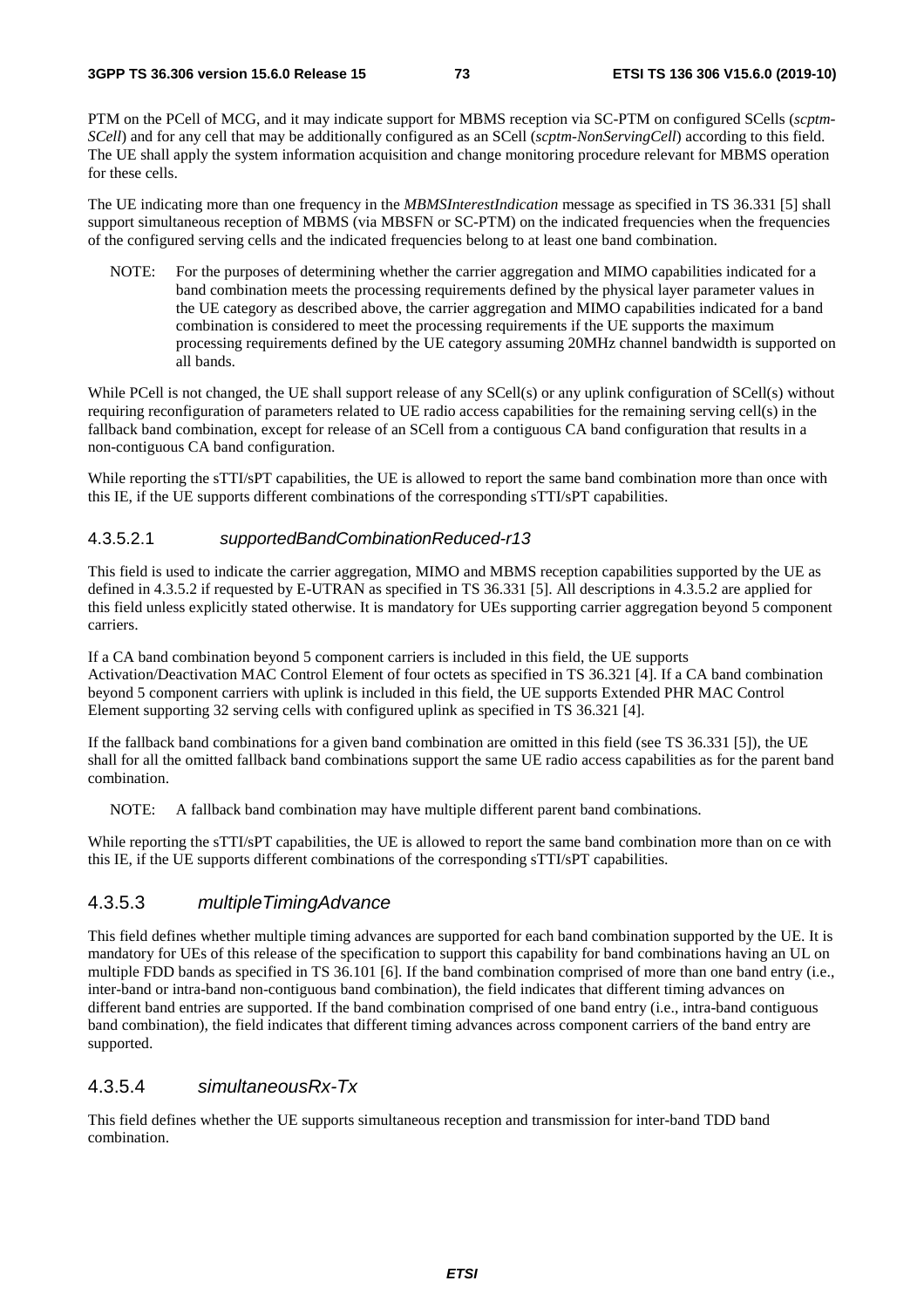PTM on the PCell of MCG, and it may indicate support for MBMS reception via SC-PTM on configured SCells (*scptm-SCell*) and for any cell that may be additionally configured as an SCell (*scptm-NonServingCell*) according to this field. The UE shall apply the system information acquisition and change monitoring procedure relevant for MBMS operation for these cells.

The UE indicating more than one frequency in the *MBMSInterestIndication* message as specified in TS 36.331 [5] shall support simultaneous reception of MBMS (via MBSFN or SC-PTM) on the indicated frequencies when the frequencies of the configured serving cells and the indicated frequencies belong to at least one band combination.

NOTE: For the purposes of determining whether the carrier aggregation and MIMO capabilities indicated for a band combination meets the processing requirements defined by the physical layer parameter values in the UE category as described above, the carrier aggregation and MIMO capabilities indicated for a band combination is considered to meet the processing requirements if the UE supports the maximum processing requirements defined by the UE category assuming 20MHz channel bandwidth is supported on all bands.

While PCell is not changed, the UE shall support release of any SCell(s) or any uplink configuration of SCell(s) without requiring reconfiguration of parameters related to UE radio access capabilities for the remaining serving cell(s) in the fallback band combination, except for release of an SCell from a contiguous CA band configuration that results in a non-contiguous CA band configuration.

While reporting the sTTI/sPT capabilities, the UE is allowed to report the same band combination more than once with this IE, if the UE supports different combinations of the corresponding sTTI/sPT capabilities.

#### 4.3.5.2.1 *supportedBandCombinationReduced-r13*

This field is used to indicate the carrier aggregation, MIMO and MBMS reception capabilities supported by the UE as defined in 4.3.5.2 if requested by E-UTRAN as specified in TS 36.331 [5]. All descriptions in 4.3.5.2 are applied for this field unless explicitly stated otherwise. It is mandatory for UEs supporting carrier aggregation beyond 5 component carriers.

If a CA band combination beyond 5 component carriers is included in this field, the UE supports Activation/Deactivation MAC Control Element of four octets as specified in TS 36.321 [4]. If a CA band combination beyond 5 component carriers with uplink is included in this field, the UE supports Extended PHR MAC Control Element supporting 32 serving cells with configured uplink as specified in TS 36.321 [4].

If the fallback band combinations for a given band combination are omitted in this field (see TS 36.331 [5]), the UE shall for all the omitted fallback band combinations support the same UE radio access capabilities as for the parent band combination.

NOTE: A fallback band combination may have multiple different parent band combinations.

While reporting the sTTI/sPT capabilities, the UE is allowed to report the same band combination more than on ce with this IE, if the UE supports different combinations of the corresponding sTTI/sPT capabilities.

### 4.3.5.3 *multipleTimingAdvance*

This field defines whether multiple timing advances are supported for each band combination supported by the UE. It is mandatory for UEs of this release of the specification to support this capability for band combinations having an UL on multiple FDD bands as specified in TS 36.101 [6]. If the band combination comprised of more than one band entry (i.e., inter-band or intra-band non-contiguous band combination), the field indicates that different timing advances on different band entries are supported. If the band combination comprised of one band entry (i.e., intra-band contiguous band combination), the field indicates that different timing advances across component carriers of the band entry are supported.

### 4.3.5.4 *simultaneousRx-Tx*

This field defines whether the UE supports simultaneous reception and transmission for inter-band TDD band combination.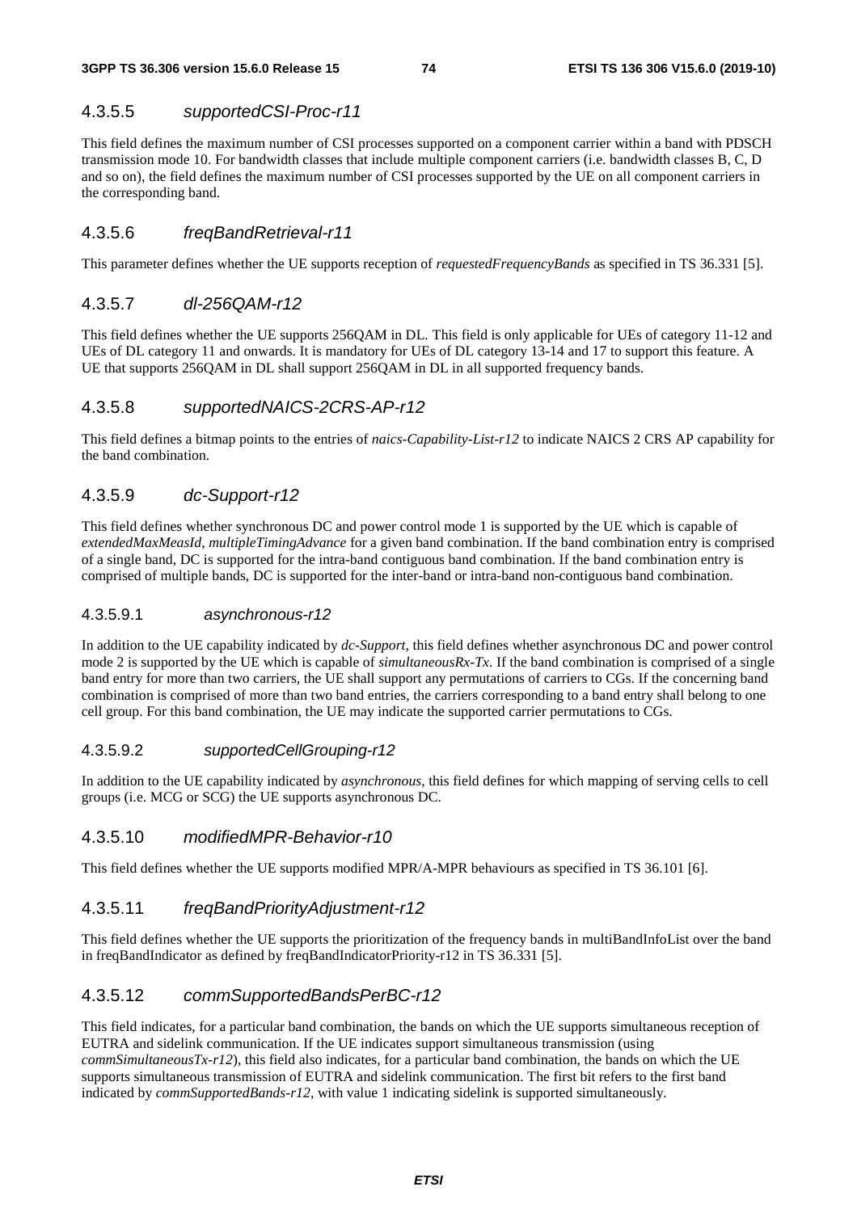### 4.3.5.5 *supportedCSI-Proc-r11*

This field defines the maximum number of CSI processes supported on a component carrier within a band with PDSCH transmission mode 10. For bandwidth classes that include multiple component carriers (i.e. bandwidth classes B, C, D and so on), the field defines the maximum number of CSI processes supported by the UE on all component carriers in the corresponding band.

### 4.3.5.6 *freqBandRetrieval-r11*

This parameter defines whether the UE supports reception of *requestedFrequencyBands* as specified in TS 36.331 [5].

### 4.3.5.7 *dl-256QAM-r12*

This field defines whether the UE supports 256QAM in DL. This field is only applicable for UEs of category 11-12 and UEs of DL category 11 and onwards. It is mandatory for UEs of DL category 13-14 and 17 to support this feature. A UE that supports 256QAM in DL shall support 256QAM in DL in all supported frequency bands.

### 4.3.5.8 *supportedNAICS-2CRS-AP-r12*

This field defines a bitmap points to the entries of *naics-Capability-List-r12* to indicate NAICS 2 CRS AP capability for the band combination.

### 4.3.5.9 *dc-Support-r12*

This field defines whether synchronous DC and power control mode 1 is supported by the UE which is capable of *extendedMaxMeasId*, *multipleTimingAdvance* for a given band combination. If the band combination entry is comprised of a single band, DC is supported for the intra-band contiguous band combination. If the band combination entry is comprised of multiple bands, DC is supported for the inter-band or intra-band non-contiguous band combination.

#### 4.3.5.9.1 *asynchronous-r12*

In addition to the UE capability indicated by *dc-Support,* this field defines whether asynchronous DC and power control mode 2 is supported by the UE which is capable of *simultaneousRx-Tx*. If the band combination is comprised of a single band entry for more than two carriers, the UE shall support any permutations of carriers to CGs. If the concerning band combination is comprised of more than two band entries, the carriers corresponding to a band entry shall belong to one cell group. For this band combination, the UE may indicate the supported carrier permutations to CGs.

#### 4.3.5.9.2 *supportedCellGrouping-r12*

In addition to the UE capability indicated by *asynchronous*, this field defines for which mapping of serving cells to cell groups (i.e. MCG or SCG) the UE supports asynchronous DC.

### 4.3.5.10 *modifiedMPR-Behavior-r10*

This field defines whether the UE supports modified MPR/A-MPR behaviours as specified in TS 36.101 [6].

### 4.3.5.11 *freqBandPriorityAdjustment-r12*

This field defines whether the UE supports the prioritization of the frequency bands in multiBandInfoList over the band in freqBandIndicator as defined by freqBandIndicatorPriority-r12 in TS 36.331 [5].

### 4.3.5.12 *commSupportedBandsPerBC-r12*

This field indicates, for a particular band combination, the bands on which the UE supports simultaneous reception of EUTRA and sidelink communication. If the UE indicates support simultaneous transmission (using *commSimultaneousTx-r12*), this field also indicates, for a particular band combination, the bands on which the UE supports simultaneous transmission of EUTRA and sidelink communication. The first bit refers to the first band indicated by *commSupportedBands-r12*, with value 1 indicating sidelink is supported simultaneously.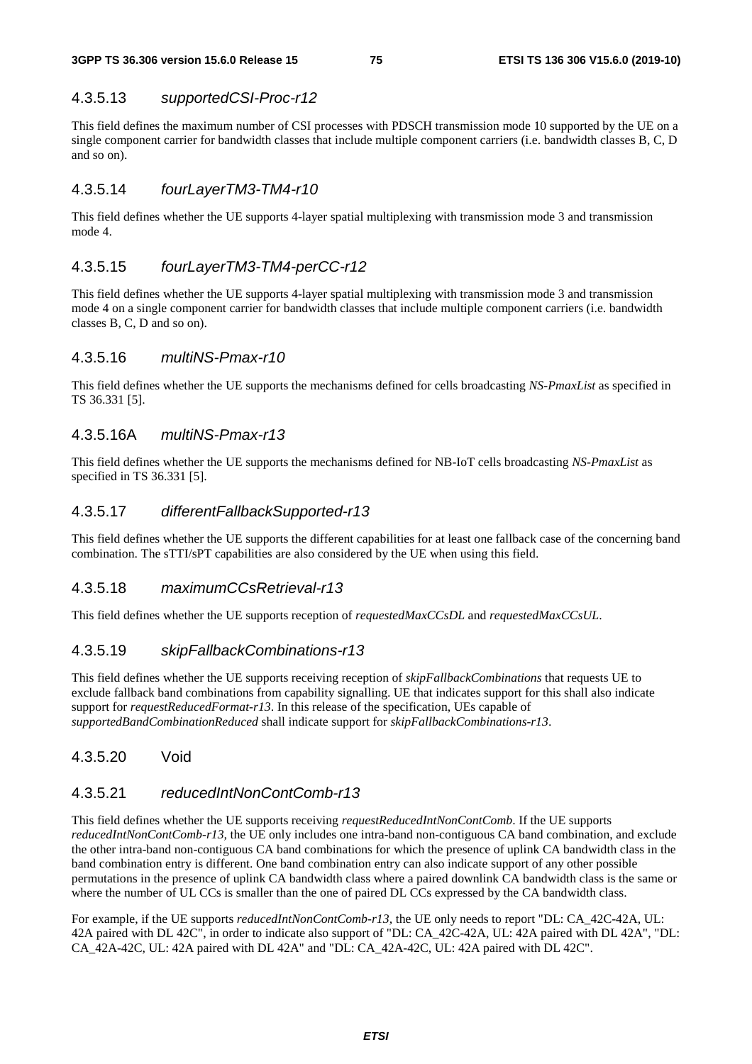#### 4.3.5.13 *supportedCSI-Proc-r12*

This field defines the maximum number of CSI processes with PDSCH transmission mode 10 supported by the UE on a single component carrier for bandwidth classes that include multiple component carriers (i.e. bandwidth classes B, C, D and so on).

#### 4.3.5.14 *fourLayerTM3-TM4-r10*

This field defines whether the UE supports 4-layer spatial multiplexing with transmission mode 3 and transmission mode 4.

#### 4.3.5.15 *fourLayerTM3-TM4-perCC-r12*

This field defines whether the UE supports 4-layer spatial multiplexing with transmission mode 3 and transmission mode 4 on a single component carrier for bandwidth classes that include multiple component carriers (i.e. bandwidth classes B, C, D and so on).

#### 4.3.5.16 *multiNS-Pmax-r10*

This field defines whether the UE supports the mechanisms defined for cells broadcasting *NS-PmaxList* as specified in TS 36.331 [5].

#### 4.3.5.16A *multiNS-Pmax-r13*

This field defines whether the UE supports the mechanisms defined for NB-IoT cells broadcasting *NS-PmaxList* as specified in TS 36.331 [5].

#### 4.3.5.17 *differentFallbackSupported-r13*

This field defines whether the UE supports the different capabilities for at least one fallback case of the concerning band combination. The sTTI/sPT capabilities are also considered by the UE when using this field.

#### 4.3.5.18 *maximumCCsRetrieval-r13*

This field defines whether the UE supports reception of *requestedMaxCCsDL* and *requestedMaxCCsUL*.

#### 4.3.5.19 *skipFallbackCombinations-r13*

This field defines whether the UE supports receiving reception of *skipFallbackCombinations* that requests UE to exclude fallback band combinations from capability signalling. UE that indicates support for this shall also indicate support for *requestReducedFormat-r13*. In this release of the specification, UEs capable of *supportedBandCombinationReduced* shall indicate support for *skipFallbackCombinations-r13*.

#### 4.3.5.20 Void

#### 4.3.5.21 *reducedIntNonContComb-r13*

This field defines whether the UE supports receiving *requestReducedIntNonContComb*. If the UE supports *reducedIntNonContComb-r13,* the UE only includes one intra-band non-contiguous CA band combination, and exclude the other intra-band non-contiguous CA band combinations for which the presence of uplink CA bandwidth class in the band combination entry is different. One band combination entry can also indicate support of any other possible permutations in the presence of uplink CA bandwidth class where a paired downlink CA bandwidth class is the same or where the number of UL CCs is smaller than the one of paired DL CCs expressed by the CA bandwidth class.

For example, if the UE supports *reducedIntNonContComb-r13,* the UE only needs to report "DL: CA_42C-42A, UL: 42A paired with DL 42C", in order to indicate also support of "DL: CA_42C-42A, UL: 42A paired with DL 42A", "DL: CA_42A-42C, UL: 42A paired with DL 42A" and "DL: CA_42A-42C, UL: 42A paired with DL 42C".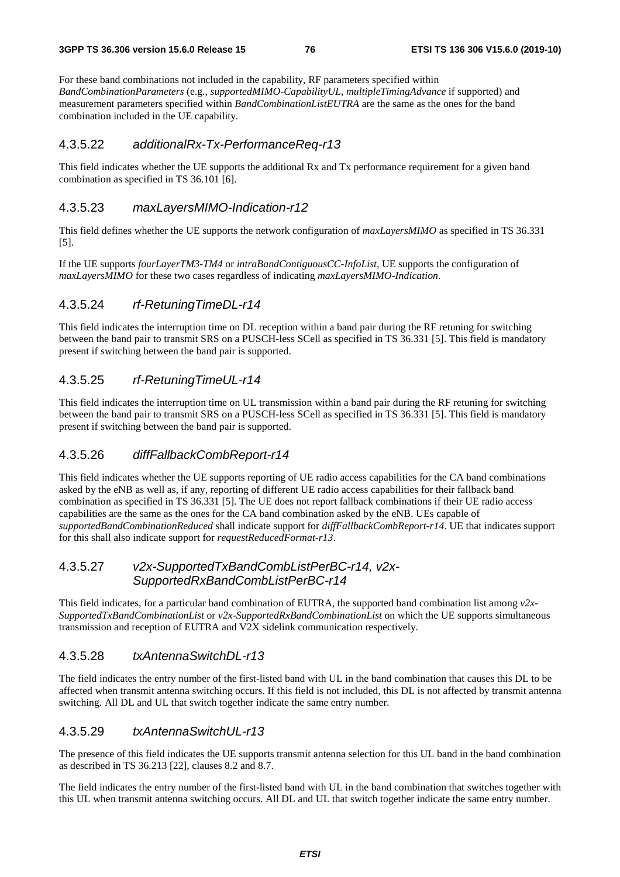For these band combinations not included in the capability, RF parameters specified within *BandCombinationParameters* (e.g., *supportedMIMO-CapabilityUL*, *multipleTimingAdvance* if supported) and measurement parameters specified within *BandCombinationListEUTRA* are the same as the ones for the band combination included in the UE capability.

#### 4.3.5.22 *additionalRx-Tx-PerformanceReq-r13*

This field indicates whether the UE supports the additional Rx and Tx performance requirement for a given band combination as specified in TS 36.101 [6].

#### 4.3.5.23 *maxLayersMIMO-Indication-r12*

This field defines whether the UE supports the network configuration of *maxLayersMIMO* as specified in TS 36.331 [5].

If the UE supports *fourLayerTM3-TM4* or *intraBandContiguousCC-InfoList*, UE supports the configuration of *maxLayersMIMO* for these two cases regardless of indicating *maxLayersMIMO-Indication*.

#### 4.3.5.24 *rf-RetuningTimeDL-r14*

This field indicates the interruption time on DL reception within a band pair during the RF retuning for switching between the band pair to transmit SRS on a PUSCH-less SCell as specified in TS 36.331 [5]. This field is mandatory present if switching between the band pair is supported.

#### 4.3.5.25 *rf-RetuningTimeUL-r14*

This field indicates the interruption time on UL transmission within a band pair during the RF retuning for switching between the band pair to transmit SRS on a PUSCH-less SCell as specified in TS 36.331 [5]. This field is mandatory present if switching between the band pair is supported.

#### 4.3.5.26 *diffFallbackCombReport-r14*

This field indicates whether the UE supports reporting of UE radio access capabilities for the CA band combinations asked by the eNB as well as, if any, reporting of different UE radio access capabilities for their fallback band combination as specified in TS 36.331 [5]. The UE does not report fallback combinations if their UE radio access capabilities are the same as the ones for the CA band combination asked by the eNB. UEs capable of *supportedBandCombinationReduced* shall indicate support for *diffFallbackCombReport-r14*. UE that indicates support for this shall also indicate support for *requestReducedFormat-r13*.

#### 4.3.5.27 *v2x-SupportedTxBandCombListPerBC-r14, v2x-SupportedRxBandCombListPerBC-r14*

This field indicates, for a particular band combination of EUTRA, the supported band combination list among *v2x-SupportedTxBandCombinationList* or *v2x-SupportedRxBandCombinationList* on which the UE supports simultaneous transmission and reception of EUTRA and V2X sidelink communication respectively.

#### 4.3.5.28 *txAntennaSwitchDL-r13*

The field indicates the entry number of the first-listed band with UL in the band combination that causes this DL to be affected when transmit antenna switching occurs. If this field is not included, this DL is not affected by transmit antenna switching. All DL and UL that switch together indicate the same entry number.

#### 4.3.5.29 *txAntennaSwitchUL-r13*

The presence of this field indicates the UE supports transmit antenna selection for this UL band in the band combination as described in TS 36.213 [22], clauses 8.2 and 8.7.

The field indicates the entry number of the first-listed band with UL in the band combination that switches together with this UL when transmit antenna switching occurs. All DL and UL that switch together indicate the same entry number.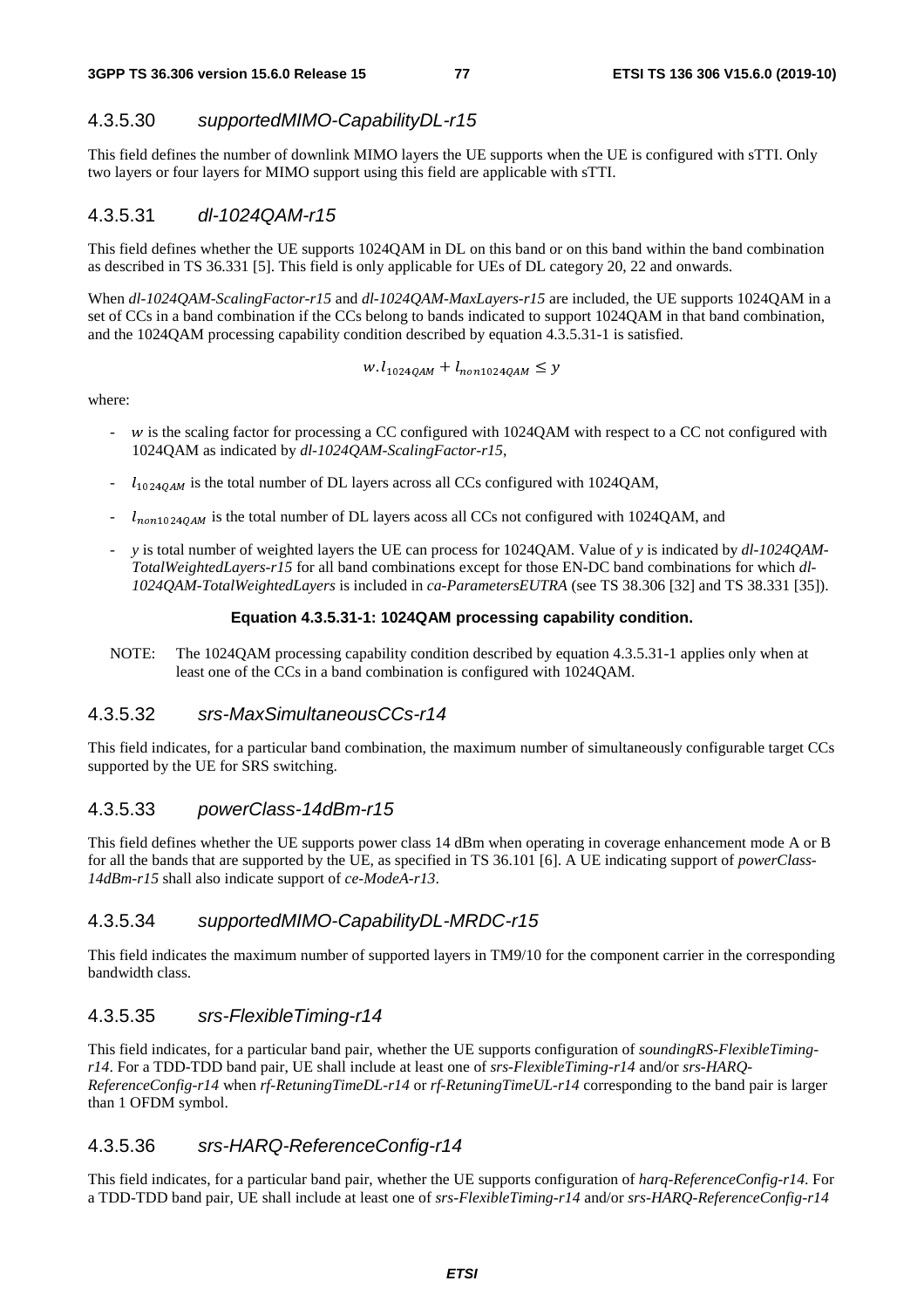### 4.3.5.30 *supportedMIMO-CapabilityDL-r15*

This field defines the number of downlink MIMO layers the UE supports when the UE is configured with sTTI. Only two layers or four layers for MIMO support using this field are applicable with sTTI.

### 4.3.5.31 *dl-1024QAM-r15*

This field defines whether the UE supports 1024QAM in DL on this band or on this band within the band combination as described in TS 36.331 [5]. This field is only applicable for UEs of DL category 20, 22 and onwards.

When *dl-1024QAM-ScalingFactor-r15* and *dl-1024QAM-MaxLayers-r15* are included, the UE supports 1024QAM in a set of CCs in a band combination if the CCs belong to bands indicated to support 1024QAM in that band combination, and the 1024QAM processing capability condition described by equation 4.3.5.31-1 is satisfied.

$$w.l_{1024QAM} + l_{non1024QAM} \leq y$$

where:

- $w$ is the scaling factor for processing a CC configured with 1024QAM with respect to a CC not configured with 1024QAM as indicated by *dl-1024QAM-ScalingFactor-r15*,
- $l_{1024QAM}$ is the total number of DL layers across all CCs configured with 1024QAM,
- $l_{non1024QAM}$ is the total number of DL layers acoss all CCs not configured with 1024QAM, and
- $y$ is total number of weighted layers the UE can process for 1024QAM. Value of $y$ is indicated by *dl-1024QAM-TotalWeightedLayers-r15* for all band combinations except for those EN-DC band combinations for which *dl-1024QAM-TotalWeightedLayers* is included in *ca-ParametersEUTRA* (see TS 38.306 [32] and TS 38.331 [35]).

**Equation 4.3.5.31-1: 1024QAM processing capability condition.**

NOTE: The 1024QAM processing capability condition described by equation 4.3.5.31-1 applies only when at least one of the CCs in a band combination is configured with 1024QAM.

### 4.3.5.32 *srs-MaxSimultaneousCCs-r14*

This field indicates, for a particular band combination, the maximum number of simultaneously configurable target CCs supported by the UE for SRS switching.

### 4.3.5.33 *powerClass-14dBm-r15*

This field defines whether the UE supports power class 14 dBm when operating in coverage enhancement mode A or B for all the bands that are supported by the UE, as specified in TS 36.101 [6]. A UE indicating support of *powerClass-14dBm-r15* shall also indicate support of *ce-ModeA-r13*.

### 4.3.5.34 *supportedMIMO-CapabilityDL-MRDC-r15*

This field indicates the maximum number of supported layers in TM9/10 for the component carrier in the corresponding bandwidth class.

### 4.3.5.35 *srs-FlexibleTiming-r14*

This field indicates, for a particular band pair, whether the UE supports configuration of *soundingRS-FlexibleTiming-r14*. For a TDD-TDD band pair, UE shall include at least one of *srs-FlexibleTiming-r14* and/or *srs-HARQ-ReferenceConfig-r14* when *rf-RetuningTimeDL-r14* or *rf-RetuningTimeUL-r14* corresponding to the band pair is larger than 1 OFDM symbol.

### 4.3.5.36 *srs-HARQ-ReferenceConfig-r14*

This field indicates, for a particular band pair, whether the UE supports configuration of *harq-ReferenceConfig-r14*. For a TDD-TDD band pair, UE shall include at least one of *srs-FlexibleTiming-r14* and/or *srs-HARQ-ReferenceConfig-r14*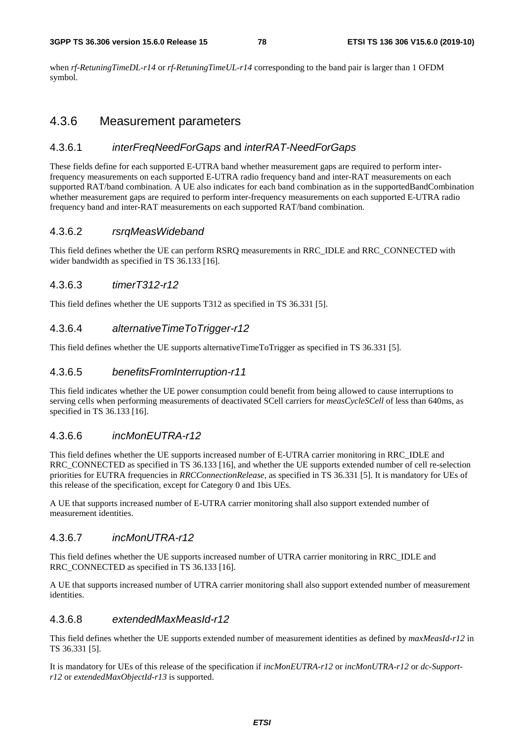when *rf-RetuningTimeDL-r14* or *rf-RetuningTimeUL-r14* corresponding to the band pair is larger than 1 OFDM symbol.

## 4.3.6 Measurement parameters

### 4.3.6.1 *interFreqNeedForGaps* and *interRAT-NeedForGaps*

These fields define for each supported E-UTRA band whether measurement gaps are required to perform inter-frequency measurements on each supported E-UTRA radio frequency band and inter-RAT measurements on each supported RAT/band combination. A UE also indicates for each band combination as in the supportedBandCombination whether measurement gaps are required to perform inter-frequency measurements on each supported E-UTRA radio frequency band and inter-RAT measurements on each supported RAT/band combination.

### 4.3.6.2 *rsrqMeasWideband*

This field defines whether the UE can perform RSRQ measurements in RRC_IDLE and RRC_CONNECTED with wider bandwidth as specified in TS 36.133 [16].

### 4.3.6.3 *timerT312-r12*

This field defines whether the UE supports T312 as specified in TS 36.331 [5].

### 4.3.6.4 *alternativeTimeToTrigger-r12*

This field defines whether the UE supports alternativeTimeToTrigger as specified in TS 36.331 [5].

### 4.3.6.5 *benefitsFromInterruption-r11*

This field indicates whether the UE power consumption could benefit from being allowed to cause interruptions to serving cells when performing measurements of deactivated SCell carriers for *measCycleSCell* of less than 640ms, as specified in TS 36.133 [16].

### 4.3.6.6 *incMonEUTRA-r12*

This field defines whether the UE supports increased number of E-UTRA carrier monitoring in RRC_IDLE and RRC_CONNECTED as specified in TS 36.133 [16], and whether the UE supports extended number of cell re-selection priorities for EUTRA frequencies in *RRCConnectionRelease*, as specified in TS 36.331 [5]. It is mandatory for UEs of this release of the specification, except for Category 0 and 1bis UEs.

A UE that supports increased number of E-UTRA carrier monitoring shall also support extended number of measurement identities.

### 4.3.6.7 *incMonUTRA-r12*

This field defines whether the UE supports increased number of UTRA carrier monitoring in RRC_IDLE and RRC_CONNECTED as specified in TS 36.133 [16].

A UE that supports increased number of UTRA carrier monitoring shall also support extended number of measurement identities.

### 4.3.6.8 *extendedMaxMeasId-r12*

This field defines whether the UE supports extended number of measurement identities as defined by *maxMeasId-r12* in TS 36.331 [5].

It is mandatory for UEs of this release of the specification if *incMonEUTRA-r12* or *incMonUTRA-r12* or *dc-Support-r12* or *extendedMaxObjectId-r13* is supported.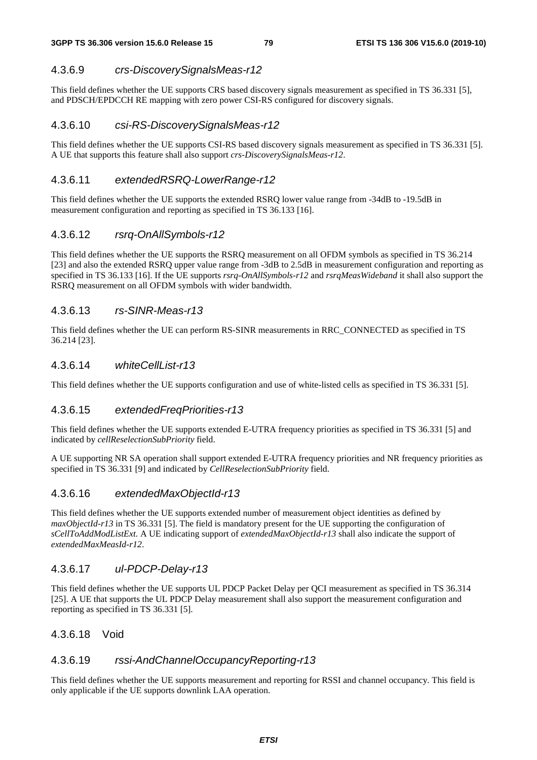### 4.3.6.9 *crs-DiscoverySignalsMeas-r12*

This field defines whether the UE supports CRS based discovery signals measurement as specified in TS 36.331 [5], and PDSCH/EPDCCH RE mapping with zero power CSI-RS configured for discovery signals.

### 4.3.6.10 *csi-RS-DiscoverySignalsMeas-r12*

This field defines whether the UE supports CSI-RS based discovery signals measurement as specified in TS 36.331 [5]. A UE that supports this feature shall also support *crs-DiscoverySignalsMeas-r12*.

### 4.3.6.11 *extendedRSRQ-LowerRange-r12*

This field defines whether the UE supports the extended RSRQ lower value range from -34dB to -19.5dB in measurement configuration and reporting as specified in TS 36.133 [16].

### 4.3.6.12 *rsrq-OnAllSymbols-r12*

This field defines whether the UE supports the RSRQ measurement on all OFDM symbols as specified in TS 36.214 [23] and also the extended RSRQ upper value range from -3dB to 2.5dB in measurement configuration and reporting as specified in TS 36.133 [16]. If the UE supports *rsrq-OnAllSymbols-r12* and *rsrqMeasWideband* it shall also support the RSRQ measurement on all OFDM symbols with wider bandwidth.

### 4.3.6.13 *rs-SINR-Meas-r13*

This field defines whether the UE can perform RS-SINR measurements in RRC_CONNECTED as specified in TS 36.214 [23].

### 4.3.6.14 *whiteCellList-r13*

This field defines whether the UE supports configuration and use of white-listed cells as specified in TS 36.331 [5].

### 4.3.6.15 *extendedFreqPriorities-r13*

This field defines whether the UE supports extended E-UTRA frequency priorities as specified in TS 36.331 [5] and indicated by *cellReselectionSubPriority* field.

A UE supporting NR SA operation shall support extended E-UTRA frequency priorities and NR frequency priorities as specified in TS 36.331 [9] and indicated by *CellReselectionSubPriority* field.

### 4.3.6.16 *extendedMaxObjectId-r13*

This field defines whether the UE supports extended number of measurement object identities as defined by *maxObjectId-r13* in TS 36.331 [5]. The field is mandatory present for the UE supporting the configuration of *sCellToAddModListExt*. A UE indicating support of *extendedMaxObjectId-r13* shall also indicate the support of *extendedMaxMeasId-r12*.

### 4.3.6.17 *ul-PDCP-Delay-r13*

This field defines whether the UE supports UL PDCP Packet Delay per QCI measurement as specified in TS 36.314 [25]. A UE that supports the UL PDCP Delay measurement shall also support the measurement configuration and reporting as specified in TS 36.331 [5].

### 4.3.6.18 Void

### 4.3.6.19 *rssi-AndChannelOccupancyReporting-r13*

This field defines whether the UE supports measurement and reporting for RSSI and channel occupancy. This field is only applicable if the UE supports downlink LAA operation.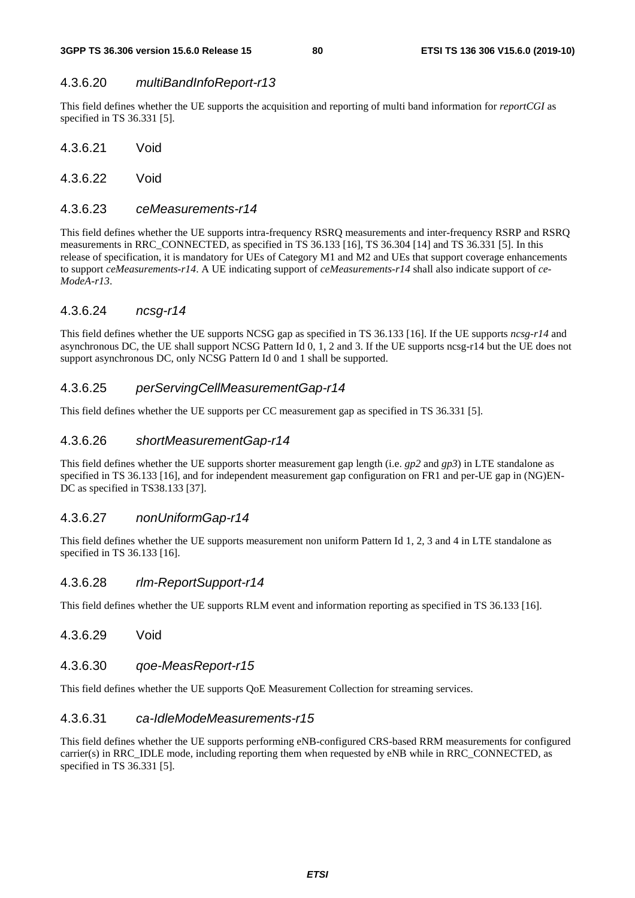#### 4.3.6.20 *multiBandInfoReport-r13*

This field defines whether the UE supports the acquisition and reporting of multi band information for *reportCGI* as specified in TS 36.331 [5].

#### 4.3.6.21 Void

#### 4.3.6.22 Void

#### 4.3.6.23 *ceMeasurements-r14*

This field defines whether the UE supports intra-frequency RSRQ measurements and inter-frequency RSRP and RSRQ measurements in RRC_CONNECTED, as specified in TS 36.133 [16], TS 36.304 [14] and TS 36.331 [5]. In this release of specification, it is mandatory for UEs of Category M1 and M2 and UEs that support coverage enhancements to support *ceMeasurements-r14*. A UE indicating support of *ceMeasurements-r14* shall also indicate support of *ce-ModeA-r13*.

#### 4.3.6.24 *ncsg-r14*

This field defines whether the UE supports NCSG gap as specified in TS 36.133 [16]. If the UE supports *ncsg-r14* and asynchronous DC, the UE shall support NCSG Pattern Id 0, 1, 2 and 3. If the UE supports ncsg-r14 but the UE does not support asynchronous DC, only NCSG Pattern Id 0 and 1 shall be supported.

#### 4.3.6.25 *perServingCellMeasurementGap-r14*

This field defines whether the UE supports per CC measurement gap as specified in TS 36.331 [5].

#### 4.3.6.26 *shortMeasurementGap-r14*

This field defines whether the UE supports shorter measurement gap length (i.e. *gp2* and *gp3*) in LTE standalone as specified in TS 36.133 [16], and for independent measurement gap configuration on FR1 and per-UE gap in (NG)EN-DC as specified in TS38.133 [37].

#### 4.3.6.27 *nonUniformGap-r14*

This field defines whether the UE supports measurement non uniform Pattern Id 1, 2, 3 and 4 in LTE standalone as specified in TS 36.133 [16].

#### 4.3.6.28 *rlm-ReportSupport-r14*

This field defines whether the UE supports RLM event and information reporting as specified in TS 36.133 [16].

#### 4.3.6.29 Void

#### 4.3.6.30 *qoe-MeasReport-r15*

This field defines whether the UE supports QoE Measurement Collection for streaming services.

#### 4.3.6.31 *ca-IdleModeMeasurements-r15*

This field defines whether the UE supports performing eNB-configured CRS-based RRM measurements for configured carrier(s) in RRC_IDLE mode, including reporting them when requested by eNB while in RRC_CONNECTED, as specified in TS 36.331 [5].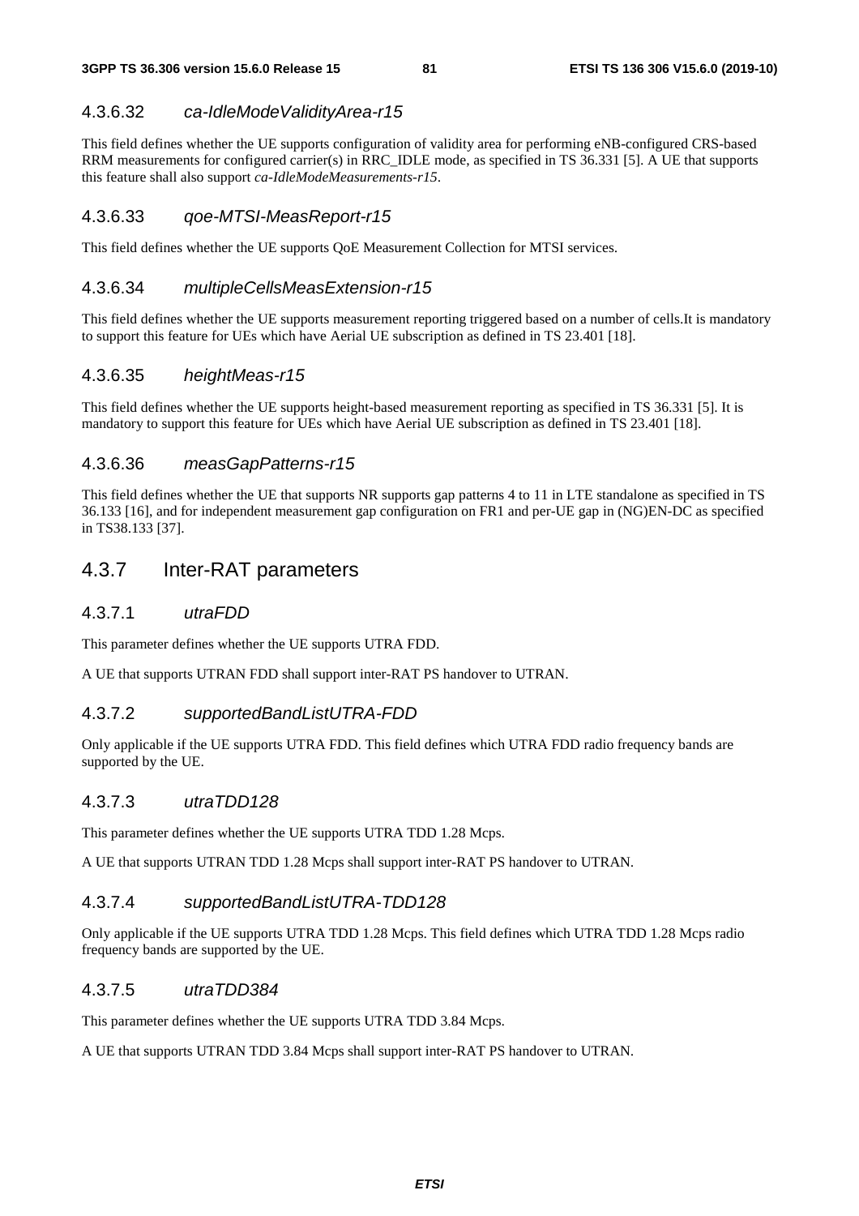#### 4.3.6.32 *ca-IdleModeValidityArea-r15*

This field defines whether the UE supports configuration of validity area for performing eNB-configured CRS-based RRM measurements for configured carrier(s) in RRC_IDLE mode, as specified in TS 36.331 [5]. A UE that supports this feature shall also support *ca-IdleModeMeasurements-r15*.

#### 4.3.6.33 *qoe-MTSI-MeasReport-r15*

This field defines whether the UE supports QoE Measurement Collection for MTSI services.

#### 4.3.6.34 *multipleCellsMeasExtension-r15*

This field defines whether the UE supports measurement reporting triggered based on a number of cells.It is mandatory to support this feature for UEs which have Aerial UE subscription as defined in TS 23.401 [18].

#### 4.3.6.35 *heightMeas-r15*

This field defines whether the UE supports height-based measurement reporting as specified in TS 36.331 [5]. It is mandatory to support this feature for UEs which have Aerial UE subscription as defined in TS 23.401 [18].

#### 4.3.6.36 *measGapPatterns-r15*

This field defines whether the UE that supports NR supports gap patterns 4 to 11 in LTE standalone as specified in TS 36.133 [16], and for independent measurement gap configuration on FR1 and per-UE gap in (NG)EN-DC as specified in TS38.133 [37].

### 4.3.7 Inter-RAT parameters

#### 4.3.7.1 *utraFDD*

This parameter defines whether the UE supports UTRA FDD.

A UE that supports UTRAN FDD shall support inter-RAT PS handover to UTRAN.

#### 4.3.7.2 *supportedBandListUTRA-FDD*

Only applicable if the UE supports UTRA FDD. This field defines which UTRA FDD radio frequency bands are supported by the UE.

#### 4.3.7.3 *utraTDD128*

This parameter defines whether the UE supports UTRA TDD 1.28 Mcps.

A UE that supports UTRAN TDD 1.28 Mcps shall support inter-RAT PS handover to UTRAN.

#### 4.3.7.4 *supportedBandListUTRA-TDD128*

Only applicable if the UE supports UTRA TDD 1.28 Mcps. This field defines which UTRA TDD 1.28 Mcps radio frequency bands are supported by the UE.

#### 4.3.7.5 *utraTDD384*

This parameter defines whether the UE supports UTRA TDD 3.84 Mcps.

A UE that supports UTRAN TDD 3.84 Mcps shall support inter-RAT PS handover to UTRAN.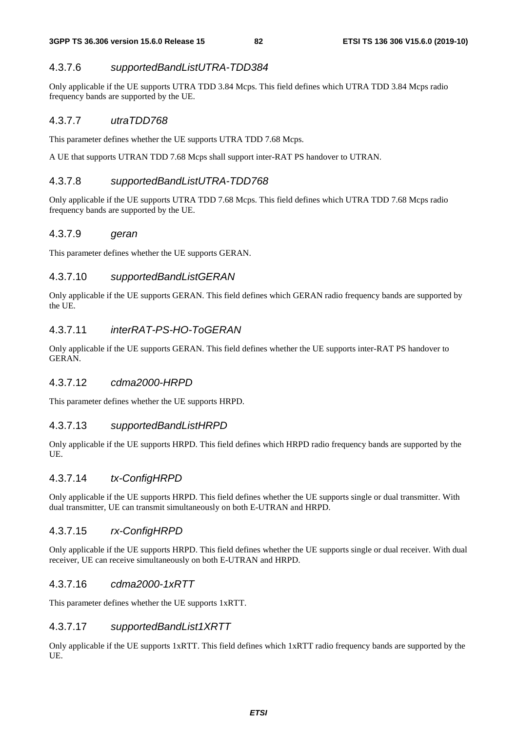### 4.3.7.6 *supportedBandListUTRA-TDD384*

Only applicable if the UE supports UTRA TDD 3.84 Mcps. This field defines which UTRA TDD 3.84 Mcps radio frequency bands are supported by the UE.

### 4.3.7.7 *utraTDD768*

This parameter defines whether the UE supports UTRA TDD 7.68 Mcps.

A UE that supports UTRAN TDD 7.68 Mcps shall support inter-RAT PS handover to UTRAN.

### 4.3.7.8 *supportedBandListUTRA-TDD768*

Only applicable if the UE supports UTRA TDD 7.68 Mcps. This field defines which UTRA TDD 7.68 Mcps radio frequency bands are supported by the UE.

### 4.3.7.9 *geran*

This parameter defines whether the UE supports GERAN.

### 4.3.7.10 *supportedBandListGERAN*

Only applicable if the UE supports GERAN. This field defines which GERAN radio frequency bands are supported by the UE.

### 4.3.7.11 *interRAT-PS-HO-ToGERAN*

Only applicable if the UE supports GERAN. This field defines whether the UE supports inter-RAT PS handover to GERAN.

### 4.3.7.12 *cdma2000-HRPD*

This parameter defines whether the UE supports HRPD.

### 4.3.7.13 *supportedBandListHRPD*

Only applicable if the UE supports HRPD. This field defines which HRPD radio frequency bands are supported by the UE.

### 4.3.7.14 *tx-ConfigHRPD*

Only applicable if the UE supports HRPD. This field defines whether the UE supports single or dual transmitter. With dual transmitter, UE can transmit simultaneously on both E-UTRAN and HRPD.

### 4.3.7.15 *rx-ConfigHRPD*

Only applicable if the UE supports HRPD. This field defines whether the UE supports single or dual receiver. With dual receiver, UE can receive simultaneously on both E-UTRAN and HRPD.

### 4.3.7.16 *cdma2000-1xRTT*

This parameter defines whether the UE supports 1xRTT.

### 4.3.7.17 *supportedBandList1XRTT*

Only applicable if the UE supports 1xRTT. This field defines which 1xRTT radio frequency bands are supported by the UE.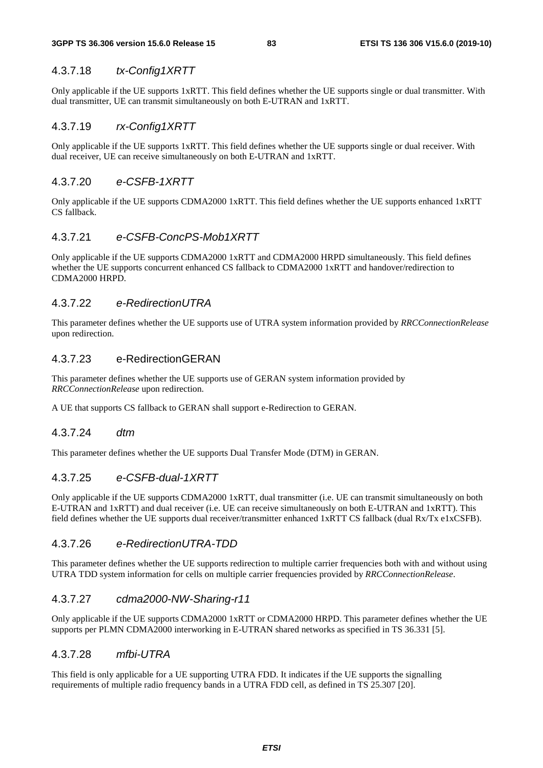#### 4.3.7.18 *tx-Config1XRTT*

Only applicable if the UE supports 1xRTT. This field defines whether the UE supports single or dual transmitter. With dual transmitter, UE can transmit simultaneously on both E-UTRAN and 1xRTT.

#### 4.3.7.19 *rx-Config1XRTT*

Only applicable if the UE supports 1xRTT. This field defines whether the UE supports single or dual receiver. With dual receiver, UE can receive simultaneously on both E-UTRAN and 1xRTT.

#### 4.3.7.20 *e-CSFB-1XRTT*

Only applicable if the UE supports CDMA2000 1xRTT. This field defines whether the UE supports enhanced 1xRTT CS fallback.

#### 4.3.7.21 *e-CSFB-ConcPS-Mob1XRTT*

Only applicable if the UE supports CDMA2000 1xRTT and CDMA2000 HRPD simultaneously. This field defines whether the UE supports concurrent enhanced CS fallback to CDMA2000 1xRTT and handover/redirection to CDMA2000 HRPD.

#### 4.3.7.22 *e-RedirectionUTRA*

This parameter defines whether the UE supports use of UTRA system information provided by *RRCConnectionRelease* upon redirection.

#### 4.3.7.23 e-RedirectionGERAN

This parameter defines whether the UE supports use of GERAN system information provided by *RRCConnectionRelease* upon redirection.

A UE that supports CS fallback to GERAN shall support e-Redirection to GERAN.

#### 4.3.7.24 *dtm*

This parameter defines whether the UE supports Dual Transfer Mode (DTM) in GERAN.

#### 4.3.7.25 *e-CSFB-dual-1XRTT*

Only applicable if the UE supports CDMA2000 1xRTT, dual transmitter (i.e. UE can transmit simultaneously on both E-UTRAN and 1xRTT) and dual receiver (i.e. UE can receive simultaneously on both E-UTRAN and 1xRTT). This field defines whether the UE supports dual receiver/transmitter enhanced 1xRTT CS fallback (dual Rx/Tx e1xCSFB).

#### 4.3.7.26 *e-RedirectionUTRA-TDD*

This parameter defines whether the UE supports redirection to multiple carrier frequencies both with and without using UTRA TDD system information for cells on multiple carrier frequencies provided by *RRCConnectionRelease*.

#### 4.3.7.27 *cdma2000-NW-Sharing-r11*

Only applicable if the UE supports CDMA2000 1xRTT or CDMA2000 HRPD. This parameter defines whether the UE supports per PLMN CDMA2000 interworking in E-UTRAN shared networks as specified in TS 36.331 [5].

#### 4.3.7.28 *mfbi-UTRA*

This field is only applicable for a UE supporting UTRA FDD. It indicates if the UE supports the signalling requirements of multiple radio frequency bands in a UTRA FDD cell, as defined in TS 25.307 [20].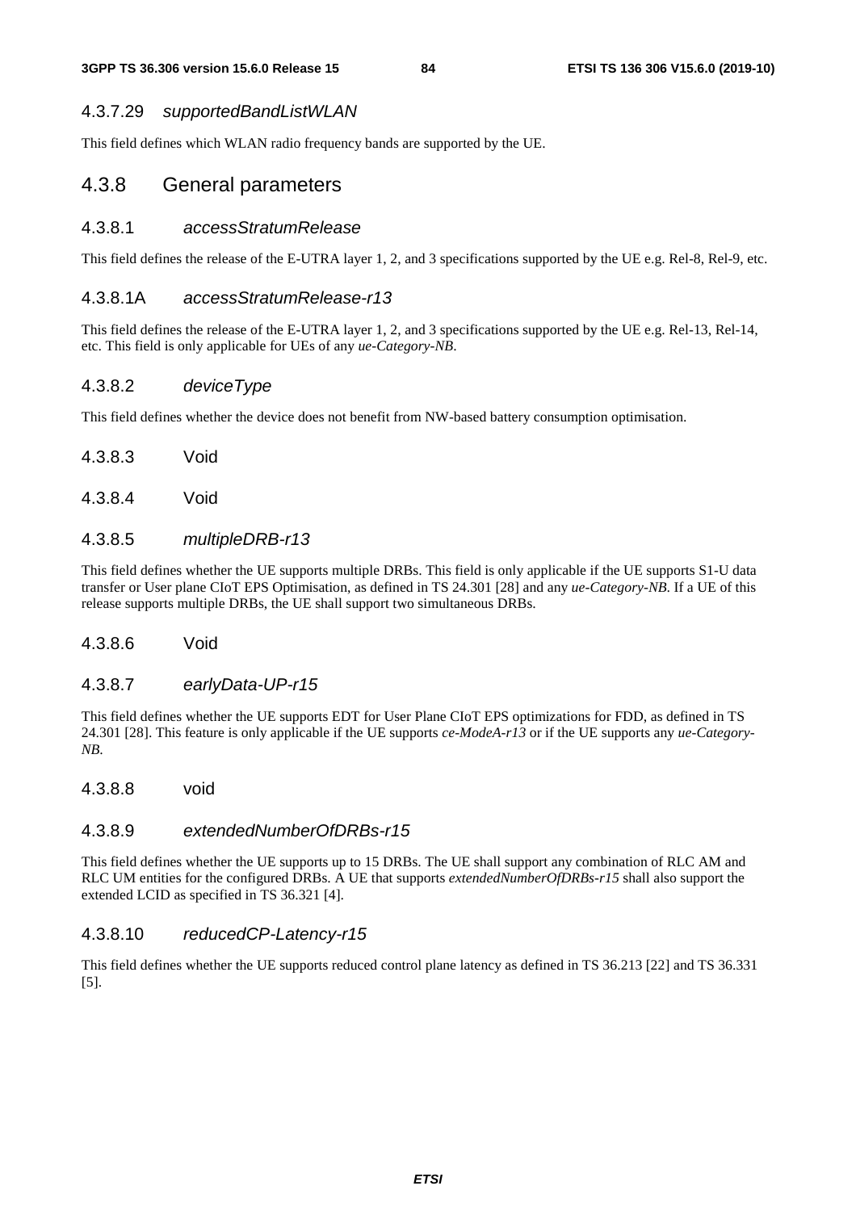#### 4.3.7.29 *supportedBandListWLAN*

This field defines which WLAN radio frequency bands are supported by the UE.

### 4.3.8 General parameters

#### 4.3.8.1 *accessStratumRelease*

This field defines the release of the E-UTRA layer 1, 2, and 3 specifications supported by the UE e.g. Rel-8, Rel-9, etc.

#### 4.3.8.1A *accessStratumRelease-r13*

This field defines the release of the E-UTRA layer 1, 2, and 3 specifications supported by the UE e.g. Rel-13, Rel-14, etc. This field is only applicable for UEs of any *ue-Category-NB*.

#### 4.3.8.2 *deviceType*

This field defines whether the device does not benefit from NW-based battery consumption optimisation.

#### 4.3.8.3 Void

#### 4.3.8.4 Void

#### 4.3.8.5 *multipleDRB-r13*

This field defines whether the UE supports multiple DRBs. This field is only applicable if the UE supports S1-U data transfer or User plane CIoT EPS Optimisation, as defined in TS 24.301 [28] and any *ue-Category-NB*. If a UE of this release supports multiple DRBs, the UE shall support two simultaneous DRBs.

#### 4.3.8.6 Void

#### 4.3.8.7 *earlyData-UP-r15*

This field defines whether the UE supports EDT for User Plane CIoT EPS optimizations for FDD, as defined in TS 24.301 [28]. This feature is only applicable if the UE supports *ce-ModeA-r13* or if the UE supports any *ue-Category-NB*.

#### 4.3.8.8 void

#### 4.3.8.9 *extendedNumberOfDRBs-r15*

This field defines whether the UE supports up to 15 DRBs. The UE shall support any combination of RLC AM and RLC UM entities for the configured DRBs. A UE that supports *extendedNumberOfDRBs-r15* shall also support the extended LCID as specified in TS 36.321 [4].

#### 4.3.8.10 *reducedCP-Latency-r15*

This field defines whether the UE supports reduced control plane latency as defined in TS 36.213 [22] and TS 36.331 [5].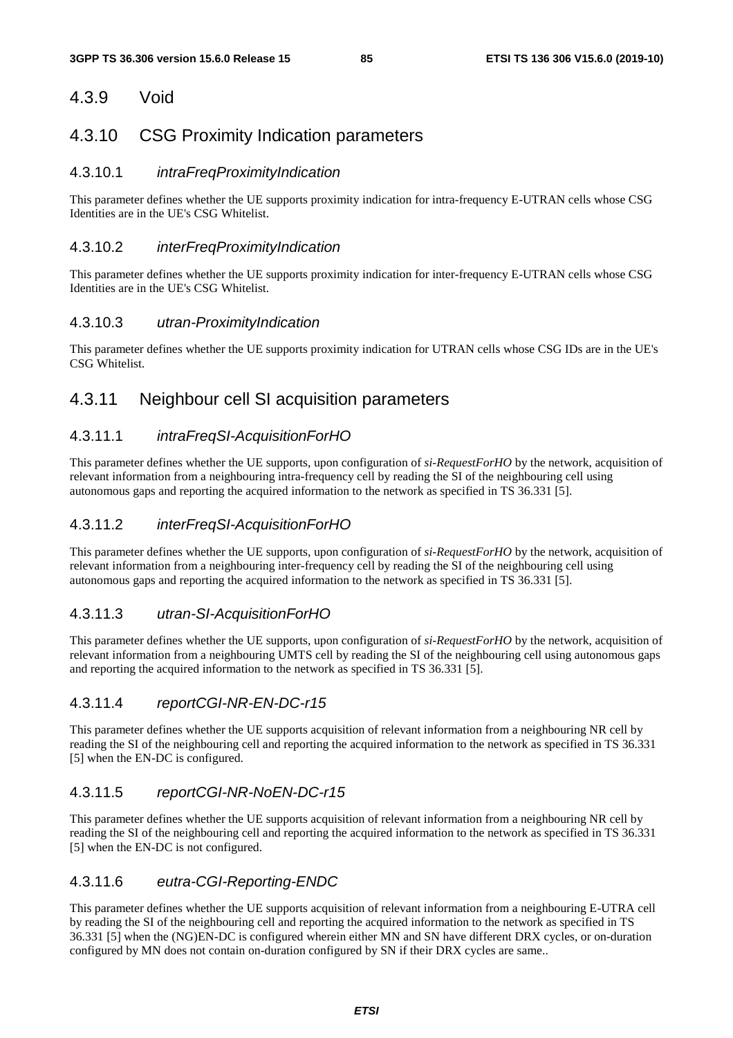### 4.3.9 Void

### 4.3.10 CSG Proximity Indication parameters

#### 4.3.10.1 *intraFreqProximityIndication*

This parameter defines whether the UE supports proximity indication for intra-frequency E-UTRAN cells whose CSG Identities are in the UE's CSG Whitelist.

#### 4.3.10.2 *interFreqProximityIndication*

This parameter defines whether the UE supports proximity indication for inter-frequency E-UTRAN cells whose CSG Identities are in the UE's CSG Whitelist.

#### 4.3.10.3 *utran-ProximityIndication*

This parameter defines whether the UE supports proximity indication for UTRAN cells whose CSG IDs are in the UE's CSG Whitelist.

### 4.3.11 Neighbour cell SI acquisition parameters

#### 4.3.11.1 *intraFreqSI-AcquisitionForHO*

This parameter defines whether the UE supports, upon configuration of *si-RequestForHO* by the network, acquisition of relevant information from a neighbouring intra-frequency cell by reading the SI of the neighbouring cell using autonomous gaps and reporting the acquired information to the network as specified in TS 36.331 [5].

#### 4.3.11.2 *interFreqSI-AcquisitionForHO*

This parameter defines whether the UE supports, upon configuration of *si-RequestForHO* by the network, acquisition of relevant information from a neighbouring inter-frequency cell by reading the SI of the neighbouring cell using autonomous gaps and reporting the acquired information to the network as specified in TS 36.331 [5].

#### 4.3.11.3 *utran-SI-AcquisitionForHO*

This parameter defines whether the UE supports, upon configuration of *si-RequestForHO* by the network, acquisition of relevant information from a neighbouring UMTS cell by reading the SI of the neighbouring cell using autonomous gaps and reporting the acquired information to the network as specified in TS 36.331 [5].

#### 4.3.11.4 *reportCGI-NR-EN-DC-r15*

This parameter defines whether the UE supports acquisition of relevant information from a neighbouring NR cell by reading the SI of the neighbouring cell and reporting the acquired information to the network as specified in TS 36.331 [5] when the EN-DC is configured.

#### 4.3.11.5 *reportCGI-NR-NoEN-DC-r15*

This parameter defines whether the UE supports acquisition of relevant information from a neighbouring NR cell by reading the SI of the neighbouring cell and reporting the acquired information to the network as specified in TS 36.331 [5] when the EN-DC is not configured.

#### 4.3.11.6 *eutra-CGI-Reporting-ENDC*

This parameter defines whether the UE supports acquisition of relevant information from a neighbouring E-UTRA cell by reading the SI of the neighbouring cell and reporting the acquired information to the network as specified in TS 36.331 [5] when the (NG)EN-DC is configured wherein either MN and SN have different DRX cycles, or on-duration configured by MN does not contain on-duration configured by SN if their DRX cycles are same..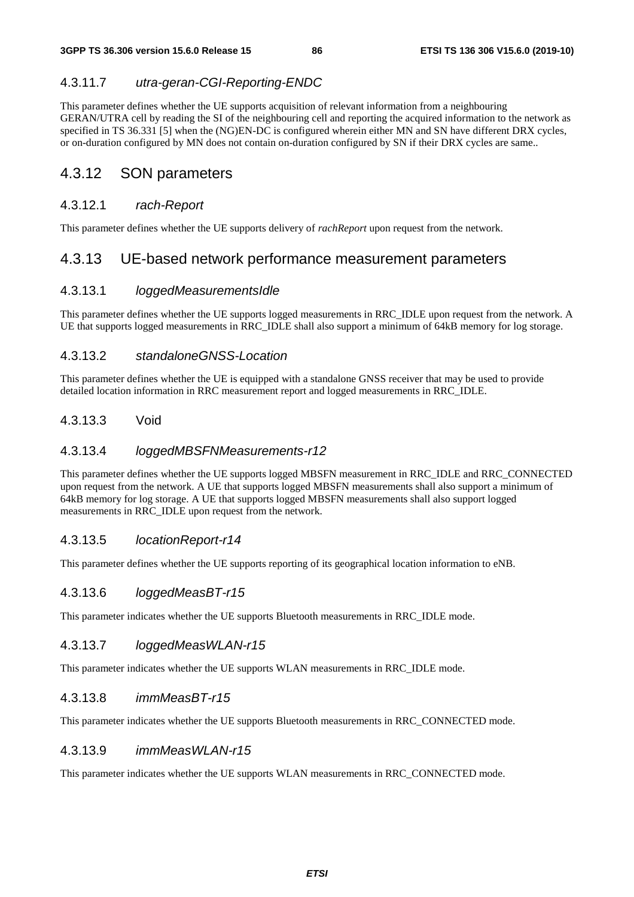### 4.3.11.7 *utra-geran-CGI-Reporting-ENDC*

This parameter defines whether the UE supports acquisition of relevant information from a neighbouring GERAN/UTRA cell by reading the SI of the neighbouring cell and reporting the acquired information to the network as specified in TS 36.331 [5] when the (NG)EN-DC is configured wherein either MN and SN have different DRX cycles, or on-duration configured by MN does not contain on-duration configured by SN if their DRX cycles are same..

## 4.3.12 SON parameters

### 4.3.12.1 *rach-Report*

This parameter defines whether the UE supports delivery of *rachReport* upon request from the network.

## 4.3.13 UE-based network performance measurement parameters

### 4.3.13.1 *loggedMeasurementsIdle*

This parameter defines whether the UE supports logged measurements in RRC_IDLE upon request from the network. A UE that supports logged measurements in RRC_IDLE shall also support a minimum of 64kB memory for log storage.

### 4.3.13.2 *standaloneGNSS-Location*

This parameter defines whether the UE is equipped with a standalone GNSS receiver that may be used to provide detailed location information in RRC measurement report and logged measurements in RRC_IDLE.

### 4.3.13.3 Void

### 4.3.13.4 *loggedMBSFNMeasurements-r12*

This parameter defines whether the UE supports logged MBSFN measurement in RRC_IDLE and RRC_CONNECTED upon request from the network. A UE that supports logged MBSFN measurements shall also support a minimum of 64kB memory for log storage. A UE that supports logged MBSFN measurements shall also support logged measurements in RRC_IDLE upon request from the network.

### 4.3.13.5 *locationReport-r14*

This parameter defines whether the UE supports reporting of its geographical location information to eNB.

### 4.3.13.6 *loggedMeasBT-r15*

This parameter indicates whether the UE supports Bluetooth measurements in RRC_IDLE mode.

### 4.3.13.7 *loggedMeasWLAN-r15*

This parameter indicates whether the UE supports WLAN measurements in RRC_IDLE mode.

### 4.3.13.8 *immMeasBT-r15*

This parameter indicates whether the UE supports Bluetooth measurements in RRC_CONNECTED mode.

### 4.3.13.9 *immMeasWLAN-r15*

This parameter indicates whether the UE supports WLAN measurements in RRC_CONNECTED mode.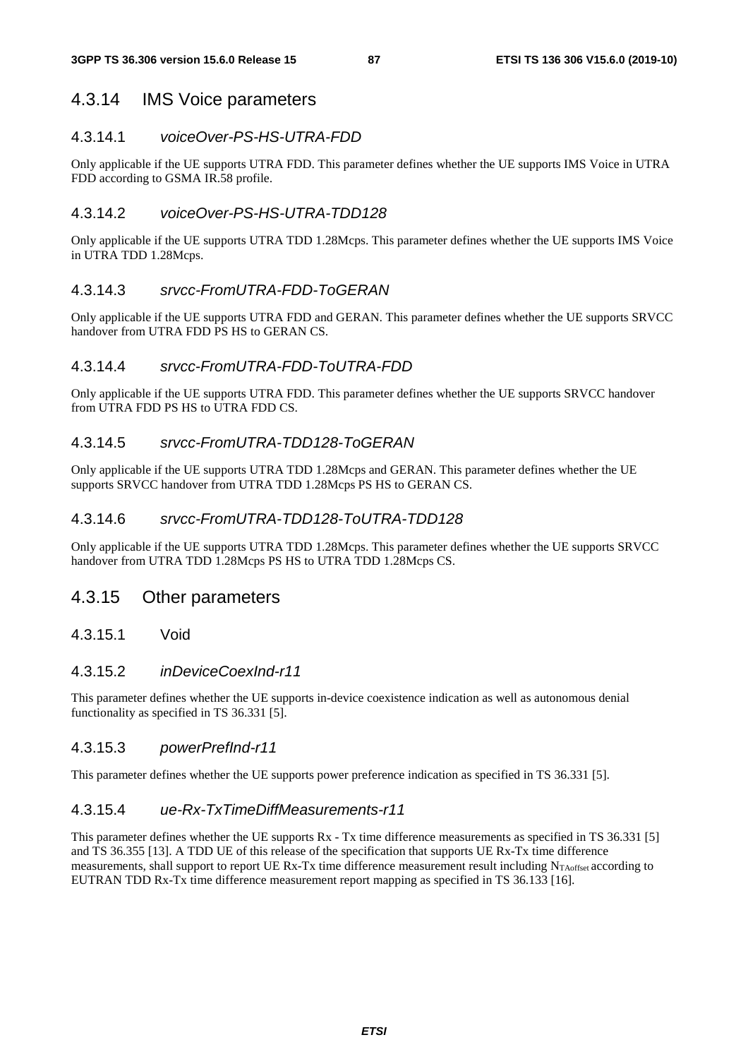### 4.3.14 IMS Voice parameters

#### 4.3.14.1 *voiceOver-PS-HS-UTRA-FDD*

Only applicable if the UE supports UTRA FDD. This parameter defines whether the UE supports IMS Voice in UTRA FDD according to GSMA IR.58 profile.

#### 4.3.14.2 *voiceOver-PS-HS-UTRA-TDD128*

Only applicable if the UE supports UTRA TDD 1.28Mcps. This parameter defines whether the UE supports IMS Voice in UTRA TDD 1.28Mcps.

#### 4.3.14.3 *srvcc-FromUTRA-FDD-ToGERAN*

Only applicable if the UE supports UTRA FDD and GERAN. This parameter defines whether the UE supports SRVCC handover from UTRA FDD PS HS to GERAN CS.

#### 4.3.14.4 *srvcc-FromUTRA-FDD-ToUTRA-FDD*

Only applicable if the UE supports UTRA FDD. This parameter defines whether the UE supports SRVCC handover from UTRA FDD PS HS to UTRA FDD CS.

#### 4.3.14.5 *srvcc-FromUTRA-TDD128-ToGERAN*

Only applicable if the UE supports UTRA TDD 1.28Mcps and GERAN. This parameter defines whether the UE supports SRVCC handover from UTRA TDD 1.28Mcps PS HS to GERAN CS.

#### 4.3.14.6 *srvcc-FromUTRA-TDD128-ToUTRA-TDD128*

Only applicable if the UE supports UTRA TDD 1.28Mcps. This parameter defines whether the UE supports SRVCC handover from UTRA TDD 1.28Mcps PS HS to UTRA TDD 1.28Mcps CS.

### 4.3.15 Other parameters

#### 4.3.15.1 Void

#### 4.3.15.2 *inDeviceCoexInd-r11*

This parameter defines whether the UE supports in-device coexistence indication as well as autonomous denial functionality as specified in TS 36.331 [5].

#### 4.3.15.3 *powerPrefInd-r11*

This parameter defines whether the UE supports power preference indication as specified in TS 36.331 [5].

#### 4.3.15.4 *ue-Rx-TxTimeDiffMeasurements-r11*

This parameter defines whether the UE supports Rx - Tx time difference measurements as specified in TS 36.331 [5] and TS 36.355 [13]. A TDD UE of this release of the specification that supports UE Rx-Tx time difference measurements, shall support to report UE Rx-Tx time difference measurement result including $N_{TAoffset}$ according to EUTRAN TDD Rx-Tx time difference measurement report mapping as specified in TS 36.133 [16].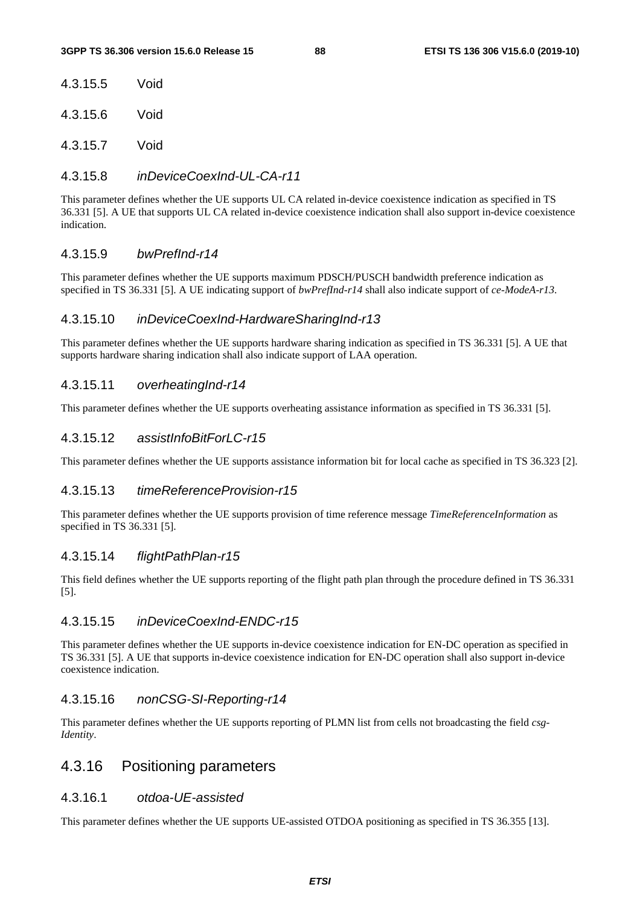#### 4.3.15.5 Void

#### 4.3.15.6 Void

#### 4.3.15.7 Void

#### 4.3.15.8 *inDeviceCoexInd-UL-CA-r11*

This parameter defines whether the UE supports UL CA related in-device coexistence indication as specified in TS 36.331 [5]. A UE that supports UL CA related in-device coexistence indication shall also support in-device coexistence indication.

#### 4.3.15.9 *bwPrefInd-r14*

This parameter defines whether the UE supports maximum PDSCH/PUSCH bandwidth preference indication as specified in TS 36.331 [5]. A UE indicating support of *bwPrefInd-r14* shall also indicate support of *ce-ModeA-r13*.

#### 4.3.15.10 *inDeviceCoexInd-HardwareSharingInd-r13*

This parameter defines whether the UE supports hardware sharing indication as specified in TS 36.331 [5]. A UE that supports hardware sharing indication shall also indicate support of LAA operation.

#### 4.3.15.11 *overheatingInd-r14*

This parameter defines whether the UE supports overheating assistance information as specified in TS 36.331 [5].

#### 4.3.15.12 *assistInfoBitForLC-r15*

This parameter defines whether the UE supports assistance information bit for local cache as specified in TS 36.323 [2].

#### 4.3.15.13 *timeReferenceProvision-r15*

This parameter defines whether the UE supports provision of time reference message *TimeReferenceInformation* as specified in TS 36.331 [5].

#### 4.3.15.14 *flightPathPlan-r15*

This field defines whether the UE supports reporting of the flight path plan through the procedure defined in TS 36.331 [5].

#### 4.3.15.15 *inDeviceCoexInd-ENDC-r15*

This parameter defines whether the UE supports in-device coexistence indication for EN-DC operation as specified in TS 36.331 [5]. A UE that supports in-device coexistence indication for EN-DC operation shall also support in-device coexistence indication.

#### 4.3.15.16 *nonCSG-SI-Reporting-r14*

This parameter defines whether the UE supports reporting of PLMN list from cells not broadcasting the field *csg-Identity*.

### 4.3.16 Positioning parameters

#### 4.3.16.1 *otdoa-UE-assisted*

This parameter defines whether the UE supports UE-assisted OTDOA positioning as specified in TS 36.355 [13].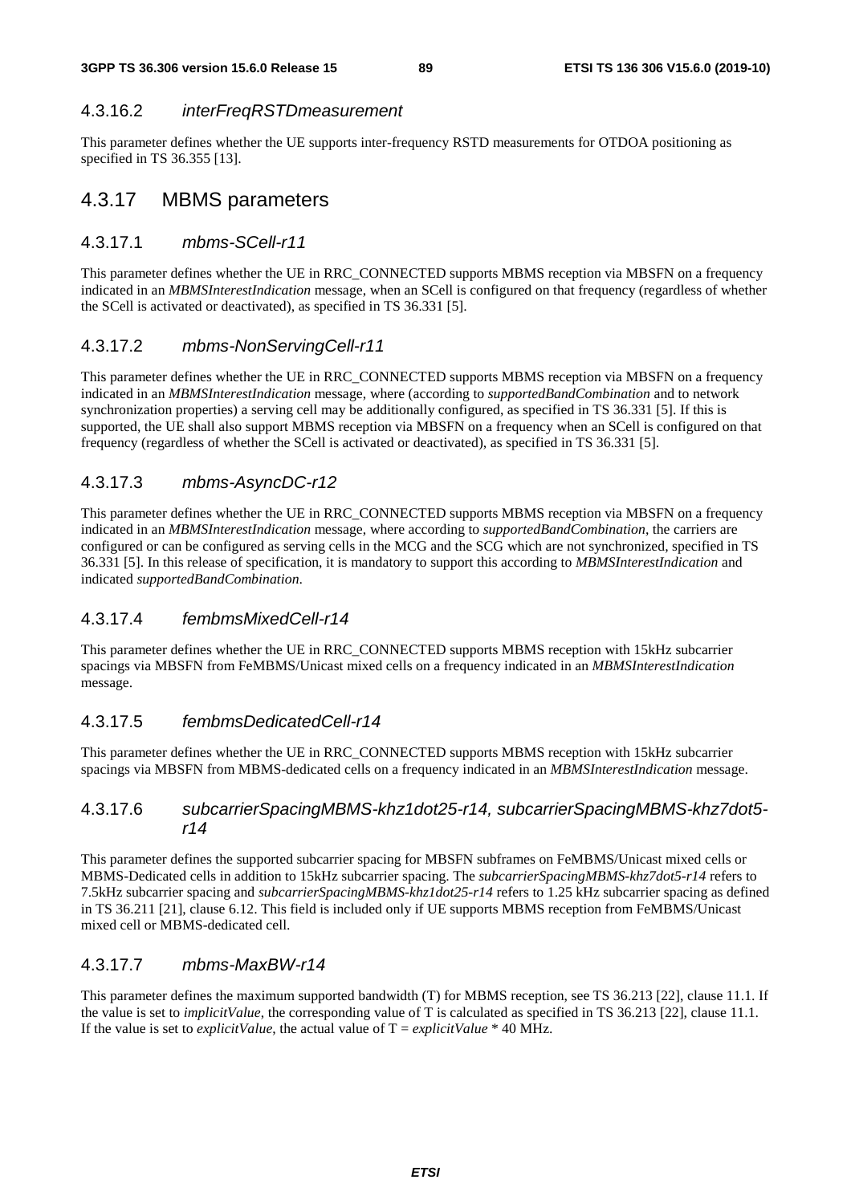#### 4.3.16.2 *interFreqRSTDmeasurement*

This parameter defines whether the UE supports inter-frequency RSTD measurements for OTDOA positioning as specified in TS 36.355 [13].

### 4.3.17 MBMS parameters

#### 4.3.17.1 *mbms-SCell-r11*

This parameter defines whether the UE in RRC_CONNECTED supports MBMS reception via MBSFN on a frequency indicated in an *MBMSInterestIndication* message, when an SCell is configured on that frequency (regardless of whether the SCell is activated or deactivated), as specified in TS 36.331 [5].

#### 4.3.17.2 *mbms-NonServingCell-r11*

This parameter defines whether the UE in RRC_CONNECTED supports MBMS reception via MBSFN on a frequency indicated in an *MBMSInterestIndication* message, where (according to *supportedBandCombination* and to network synchronization properties) a serving cell may be additionally configured, as specified in TS 36.331 [5]. If this is supported, the UE shall also support MBMS reception via MBSFN on a frequency when an SCell is configured on that frequency (regardless of whether the SCell is activated or deactivated), as specified in TS 36.331 [5].

#### 4.3.17.3 *mbms-AsyncDC-r12*

This parameter defines whether the UE in RRC_CONNECTED supports MBMS reception via MBSFN on a frequency indicated in an *MBMSInterestIndication* message, where according to *supportedBandCombination*, the carriers are configured or can be configured as serving cells in the MCG and the SCG which are not synchronized, specified in TS 36.331 [5]. In this release of specification, it is mandatory to support this according to *MBMSInterestIndication* and indicated *supportedBandCombination*.

#### 4.3.17.4 *fembmsMixedCell-r14*

This parameter defines whether the UE in RRC_CONNECTED supports MBMS reception with 15kHz subcarrier spacings via MBSFN from FeMBMS/Unicast mixed cells on a frequency indicated in an *MBMSInterestIndication* message.

#### 4.3.17.5 *fembmsDedicatedCell-r14*

This parameter defines whether the UE in RRC_CONNECTED supports MBMS reception with 15kHz subcarrier spacings via MBSFN from MBMS-dedicated cells on a frequency indicated in an *MBMSInterestIndication* message.

#### 4.3.17.6 *subcarrierSpacingMBMS-khz1dot25-r14, subcarrierSpacingMBMS-khz7dot5-r14*

This parameter defines the supported subcarrier spacing for MBSFN subframes on FeMBMS/Unicast mixed cells or MBMS-Dedicated cells in addition to 15kHz subcarrier spacing. The *subcarrierSpacingMBMS-khz7dot5-r14* refers to 7.5kHz subcarrier spacing and *subcarrierSpacingMBMS-khz1dot25-r14* refers to 1.25 kHz subcarrier spacing as defined in TS 36.211 [21], clause 6.12. This field is included only if UE supports MBMS reception from FeMBMS/Unicast mixed cell or MBMS-dedicated cell.

#### 4.3.17.7 *mbms-MaxBW-r14*

This parameter defines the maximum supported bandwidth (T) for MBMS reception, see TS 36.213 [22], clause 11.1. If the value is set to *implicitValue*, the corresponding value of T is calculated as specified in TS 36.213 [22], clause 11.1. If the value is set to *explicitValue*, the actual value of T = *explicitValue* * 40 MHz.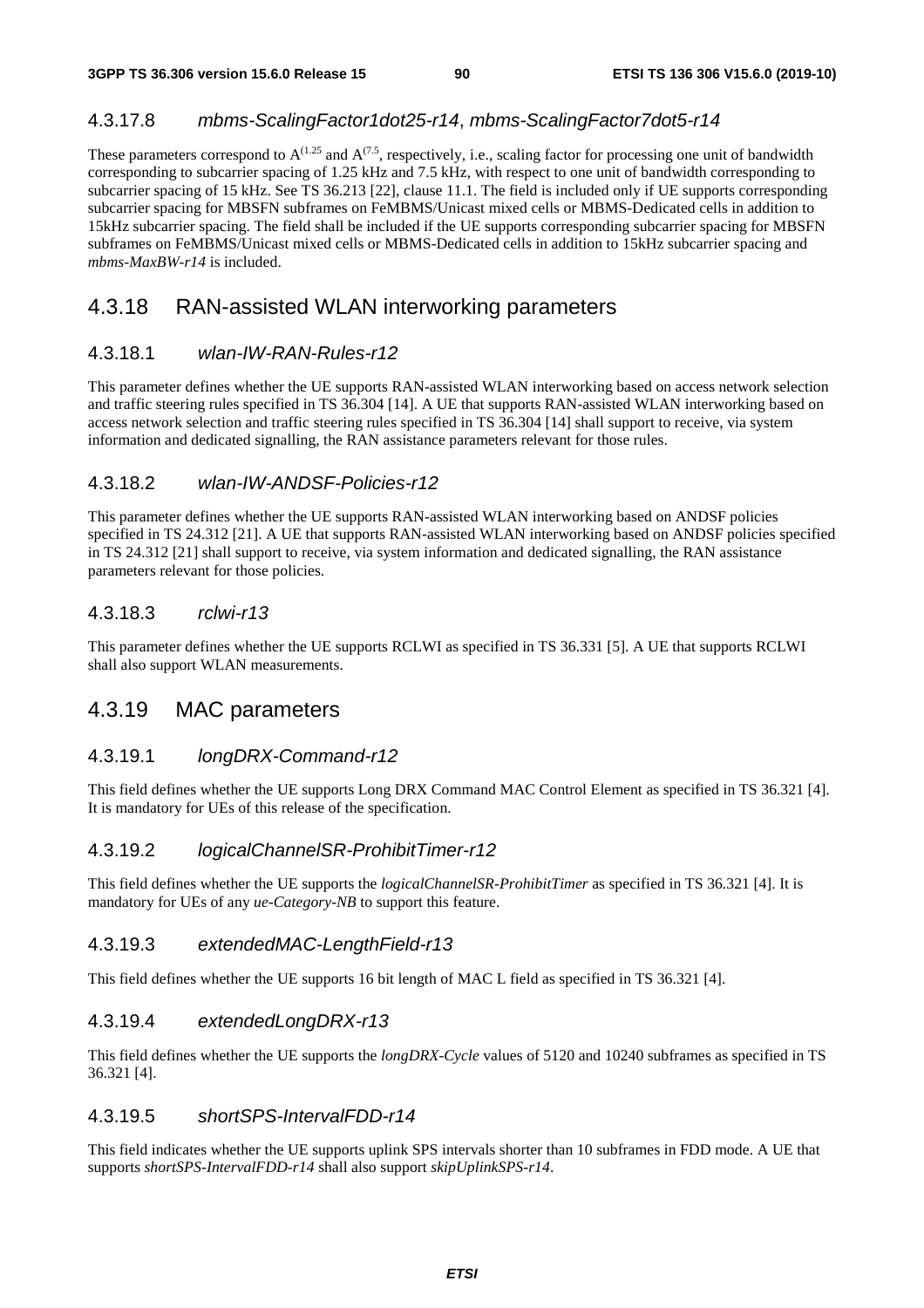### 4.3.17.8 *mbms-ScalingFactor1dot25-r14*, *mbms-ScalingFactor7dot5-r14*

These parameters correspond to $A^{(1.25}$ and $A^{(7.5}$, respectively, i.e., scaling factor for processing one unit of bandwidth corresponding to subcarrier spacing of 1.25 kHz and 7.5 kHz, with respect to one unit of bandwidth corresponding to subcarrier spacing of 15 kHz. See TS 36.213 [22], clause 11.1. The field is included only if UE supports corresponding subcarrier spacing for MBSFN subframes on FeMBMS/Unicast mixed cells or MBMS-Dedicated cells in addition to 15kHz subcarrier spacing. The field shall be included if the UE supports corresponding subcarrier spacing for MBSFN subframes on FeMBMS/Unicast mixed cells or MBMS-Dedicated cells in addition to 15kHz subcarrier spacing and *mbms-MaxBW-r14* is included.

## 4.3.18 RAN-assisted WLAN interworking parameters

### 4.3.18.1 *wlan-IW-RAN-Rules-r12*

This parameter defines whether the UE supports RAN-assisted WLAN interworking based on access network selection and traffic steering rules specified in TS 36.304 [14]. A UE that supports RAN-assisted WLAN interworking based on access network selection and traffic steering rules specified in TS 36.304 [14] shall support to receive, via system information and dedicated signalling, the RAN assistance parameters relevant for those rules.

### 4.3.18.2 *wlan-IW-ANDSF-Policies-r12*

This parameter defines whether the UE supports RAN-assisted WLAN interworking based on ANDSF policies specified in TS 24.312 [21]. A UE that supports RAN-assisted WLAN interworking based on ANDSF policies specified in TS 24.312 [21] shall support to receive, via system information and dedicated signalling, the RAN assistance parameters relevant for those policies.

### 4.3.18.3 *rclwi-r13*

This parameter defines whether the UE supports RCLWI as specified in TS 36.331 [5]. A UE that supports RCLWI shall also support WLAN measurements.

## 4.3.19 MAC parameters

### 4.3.19.1 *longDRX-Command-r12*

This field defines whether the UE supports Long DRX Command MAC Control Element as specified in TS 36.321 [4]. It is mandatory for UEs of this release of the specification.

### 4.3.19.2 *logicalChannelSR-ProhibitTimer-r12*

This field defines whether the UE supports the *logicalChannelSR-ProhibitTimer* as specified in TS 36.321 [4]. It is mandatory for UEs of any *ue-Category-NB* to support this feature.

### 4.3.19.3 *extendedMAC-LengthField-r13*

This field defines whether the UE supports 16 bit length of MAC L field as specified in TS 36.321 [4].

### 4.3.19.4 *extendedLongDRX-r13*

This field defines whether the UE supports the *longDRX-Cycle* values of 5120 and 10240 subframes as specified in TS 36.321 [4].

### 4.3.19.5 *shortSPS-IntervalFDD-r14*

This field indicates whether the UE supports uplink SPS intervals shorter than 10 subframes in FDD mode. A UE that supports *shortSPS-IntervalFDD-r14* shall also support *skipUplinkSPS-r14*.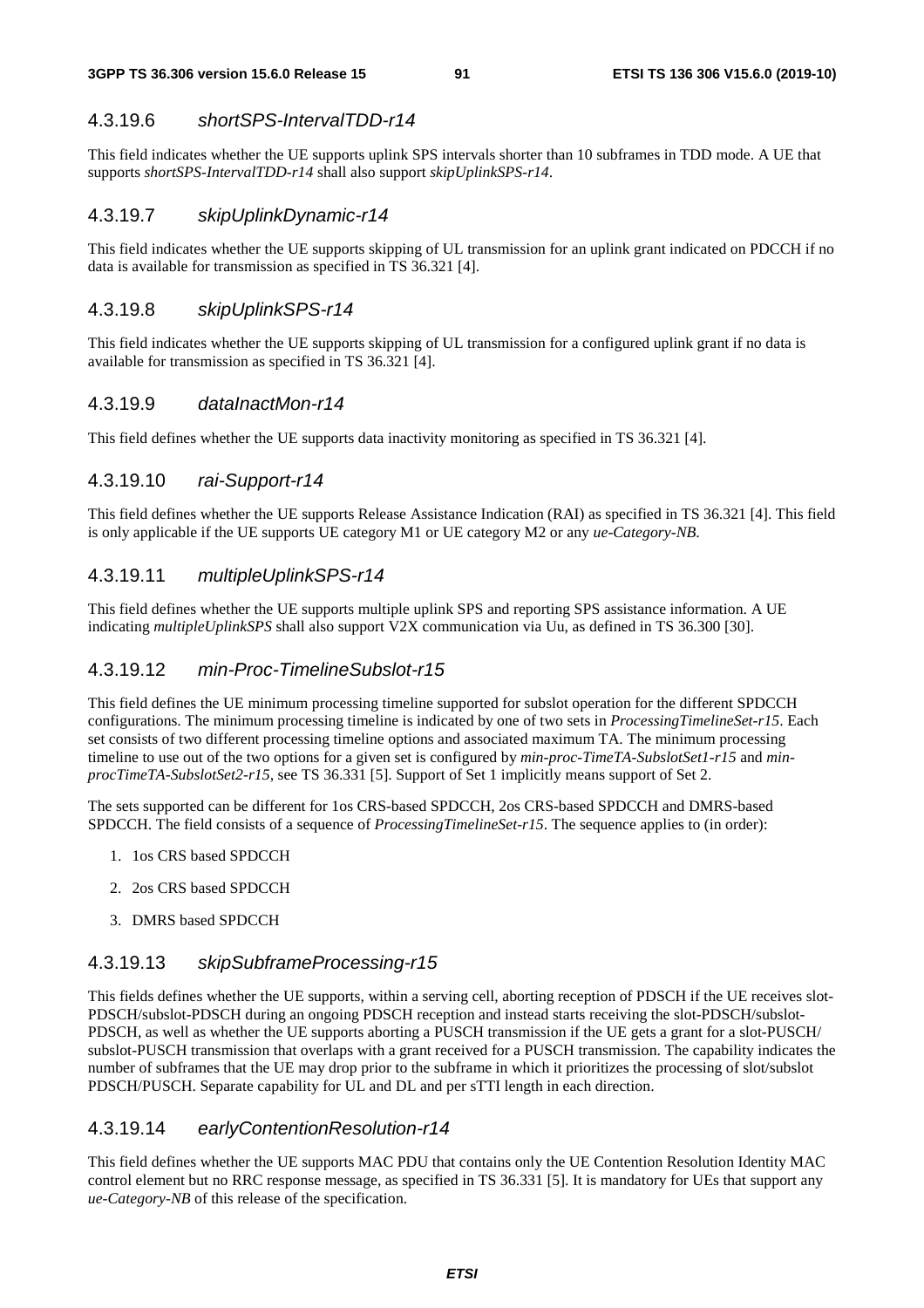### 4.3.19.6 *shortSPS-IntervalTDD-r14*

This field indicates whether the UE supports uplink SPS intervals shorter than 10 subframes in TDD mode. A UE that supports *shortSPS-IntervalTDD-r14* shall also support *skipUplinkSPS-r14*.

### 4.3.19.7 *skipUplinkDynamic-r14*

This field indicates whether the UE supports skipping of UL transmission for an uplink grant indicated on PDCCH if no data is available for transmission as specified in TS 36.321 [4].

### 4.3.19.8 *skipUplinkSPS-r14*

This field indicates whether the UE supports skipping of UL transmission for a configured uplink grant if no data is available for transmission as specified in TS 36.321 [4].

### 4.3.19.9 *dataInactMon-r14*

This field defines whether the UE supports data inactivity monitoring as specified in TS 36.321 [4].

### 4.3.19.10 *rai-Support-r14*

This field defines whether the UE supports Release Assistance Indication (RAI) as specified in TS 36.321 [4]. This field is only applicable if the UE supports UE category M1 or UE category M2 or any *ue-Category-NB*.

### 4.3.19.11 *multipleUplinkSPS-r14*

This field defines whether the UE supports multiple uplink SPS and reporting SPS assistance information. A UE indicating *multipleUplinkSPS* shall also support V2X communication via Uu, as defined in TS 36.300 [30].

### 4.3.19.12 *min-Proc-TimelineSubslot-r15*

This field defines the UE minimum processing timeline supported for subslot operation for the different SPDCCH configurations. The minimum processing timeline is indicated by one of two sets in *ProcessingTimelineSet-r15*. Each set consists of two different processing timeline options and associated maximum TA. The minimum processing timeline to use out of the two options for a given set is configured by *min-proc-TimeTA-SubslotSet1-r15* and *min-procTimeTA-SubslotSet2-r15*, see TS 36.331 [5]. Support of Set 1 implicitly means support of Set 2.

The sets supported can be different for 1os CRS-based SPDCCH, 2os CRS-based SPDCCH and DMRS-based SPDCCH. The field consists of a sequence of *ProcessingTimelineSet-r15*. The sequence applies to (in order):

1. 1os CRS based SPDCCH
2. 2os CRS based SPDCCH
3. DMRS based SPDCCH

### 4.3.19.13 *skipSubframeProcessing-r15*

This fields defines whether the UE supports, within a serving cell, aborting reception of PDSCH if the UE receives slot-PDSCH/subslot-PDSCH during an ongoing PDSCH reception and instead starts receiving the slot-PDSCH/subslot-PDSCH, as well as whether the UE supports aborting a PUSCH transmission if the UE gets a grant for a slot-PUSCH/ subslot-PUSCH transmission that overlaps with a grant received for a PUSCH transmission. The capability indicates the number of subframes that the UE may drop prior to the subframe in which it prioritizes the processing of slot/subslot PDSCH/PUSCH. Separate capability for UL and DL and per sTTI length in each direction.

### 4.3.19.14 *earlyContentionResolution-r14*

This field defines whether the UE supports MAC PDU that contains only the UE Contention Resolution Identity MAC control element but no RRC response message, as specified in TS 36.331 [5]. It is mandatory for UEs that support any *ue-Category-NB* of this release of the specification.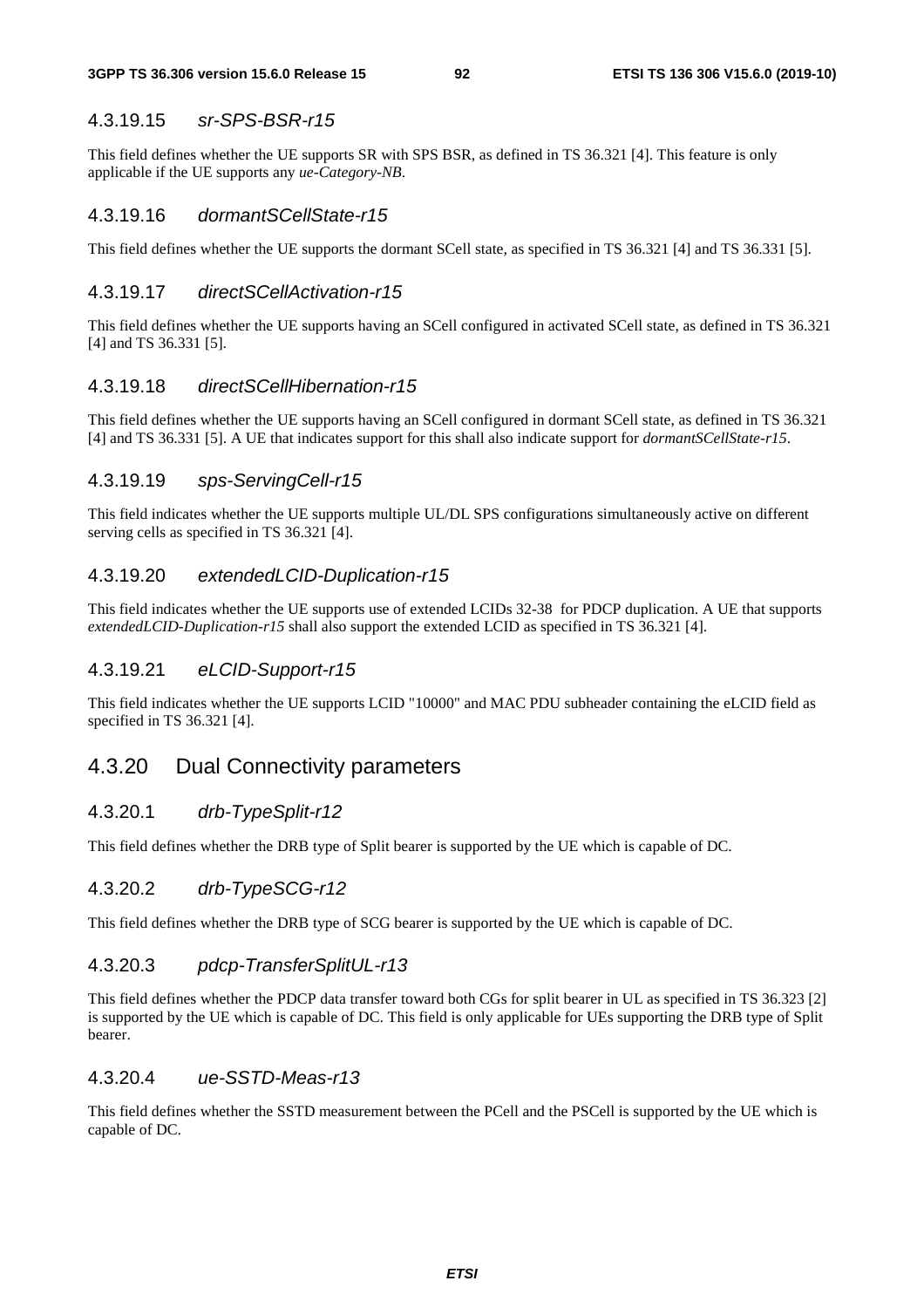#### 4.3.19.15 *sr-SPS-BSR-r15*

This field defines whether the UE supports SR with SPS BSR, as defined in TS 36.321 [4]. This feature is only applicable if the UE supports any *ue-Category-NB*.

#### 4.3.19.16 *dormantSCellState-r15*

This field defines whether the UE supports the dormant SCell state, as specified in TS 36.321 [4] and TS 36.331 [5].

#### 4.3.19.17 *directSCellActivation-r15*

This field defines whether the UE supports having an SCell configured in activated SCell state, as defined in TS 36.321 [4] and TS 36.331 [5].

#### 4.3.19.18 *directSCellHibernation-r15*

This field defines whether the UE supports having an SCell configured in dormant SCell state, as defined in TS 36.321 [4] and TS 36.331 [5]. A UE that indicates support for this shall also indicate support for *dormantSCellState-r15*.

#### 4.3.19.19 *sps-ServingCell-r15*

This field indicates whether the UE supports multiple UL/DL SPS configurations simultaneously active on different serving cells as specified in TS 36.321 [4].

#### 4.3.19.20 *extendedLCID-Duplication-r15*

This field indicates whether the UE supports use of extended LCIDs 32-38 for PDCP duplication. A UE that supports *extendedLCID-Duplication-r15* shall also support the extended LCID as specified in TS 36.321 [4].

#### 4.3.19.21 *eLCID-Support-r15*

This field indicates whether the UE supports LCID "10000" and MAC PDU subheader containing the eLCID field as specified in TS 36.321 [4].

### 4.3.20 Dual Connectivity parameters

#### 4.3.20.1 *drb-TypeSplit-r12*

This field defines whether the DRB type of Split bearer is supported by the UE which is capable of DC.

#### 4.3.20.2 *drb-TypeSCG-r12*

This field defines whether the DRB type of SCG bearer is supported by the UE which is capable of DC.

#### 4.3.20.3 *pdcp-TransferSplitUL-r13*

This field defines whether the PDCP data transfer toward both CGs for split bearer in UL as specified in TS 36.323 [2] is supported by the UE which is capable of DC. This field is only applicable for UEs supporting the DRB type of Split bearer.

#### 4.3.20.4 *ue-SSTD-Meas-r13*

This field defines whether the SSTD measurement between the PCell and the PSCell is supported by the UE which is capable of DC.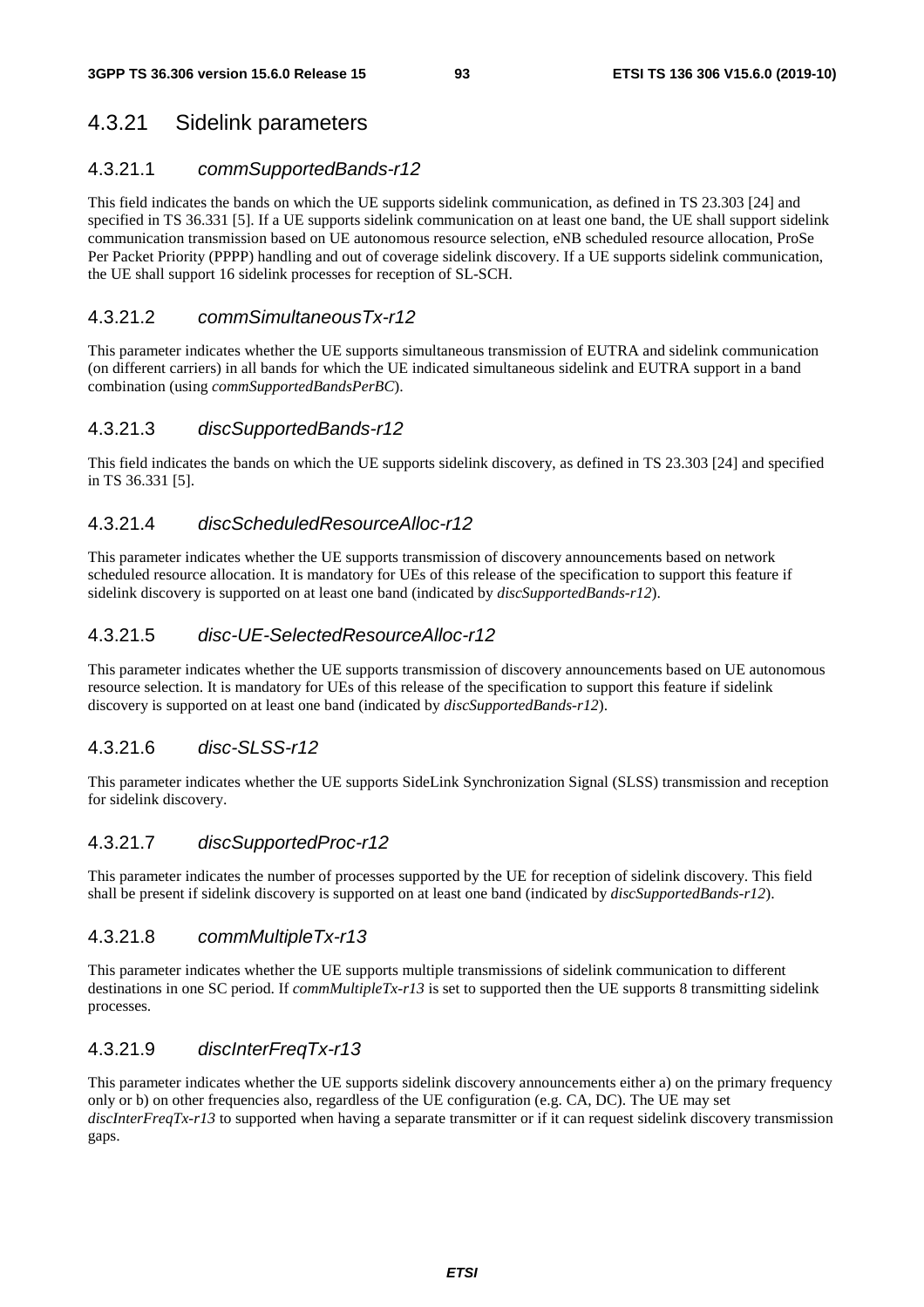### 4.3.21 Sidelink parameters

#### 4.3.21.1 *commSupportedBands-r12*

This field indicates the bands on which the UE supports sidelink communication, as defined in TS 23.303 [24] and specified in TS 36.331 [5]. If a UE supports sidelink communication on at least one band, the UE shall support sidelink communication transmission based on UE autonomous resource selection, eNB scheduled resource allocation, ProSe Per Packet Priority (PPPP) handling and out of coverage sidelink discovery. If a UE supports sidelink communication, the UE shall support 16 sidelink processes for reception of SL-SCH.

#### 4.3.21.2 *commSimultaneousTx-r12*

This parameter indicates whether the UE supports simultaneous transmission of EUTRA and sidelink communication (on different carriers) in all bands for which the UE indicated simultaneous sidelink and EUTRA support in a band combination (using *commSupportedBandsPerBC*).

#### 4.3.21.3 *discSupportedBands-r12*

This field indicates the bands on which the UE supports sidelink discovery, as defined in TS 23.303 [24] and specified in TS 36.331 [5].

#### 4.3.21.4 *discScheduledResourceAlloc-r12*

This parameter indicates whether the UE supports transmission of discovery announcements based on network scheduled resource allocation. It is mandatory for UEs of this release of the specification to support this feature if sidelink discovery is supported on at least one band (indicated by *discSupportedBands-r12*).

#### 4.3.21.5 *disc-UE-SelectedResourceAlloc-r12*

This parameter indicates whether the UE supports transmission of discovery announcements based on UE autonomous resource selection. It is mandatory for UEs of this release of the specification to support this feature if sidelink discovery is supported on at least one band (indicated by *discSupportedBands-r12*).

#### 4.3.21.6 *disc-SLSS-r12*

This parameter indicates whether the UE supports SideLink Synchronization Signal (SLSS) transmission and reception for sidelink discovery.

#### 4.3.21.7 *discSupportedProc-r12*

This parameter indicates the number of processes supported by the UE for reception of sidelink discovery. This field shall be present if sidelink discovery is supported on at least one band (indicated by *discSupportedBands-r12*).

#### 4.3.21.8 *commMultipleTx-r13*

This parameter indicates whether the UE supports multiple transmissions of sidelink communication to different destinations in one SC period. If *commMultipleTx-r13* is set to supported then the UE supports 8 transmitting sidelink processes.

#### 4.3.21.9 *discInterFreqTx-r13*

This parameter indicates whether the UE supports sidelink discovery announcements either a) on the primary frequency only or b) on other frequencies also, regardless of the UE configuration (e.g. CA, DC). The UE may set *discInterFreqTx-r13* to supported when having a separate transmitter or if it can request sidelink discovery transmission gaps.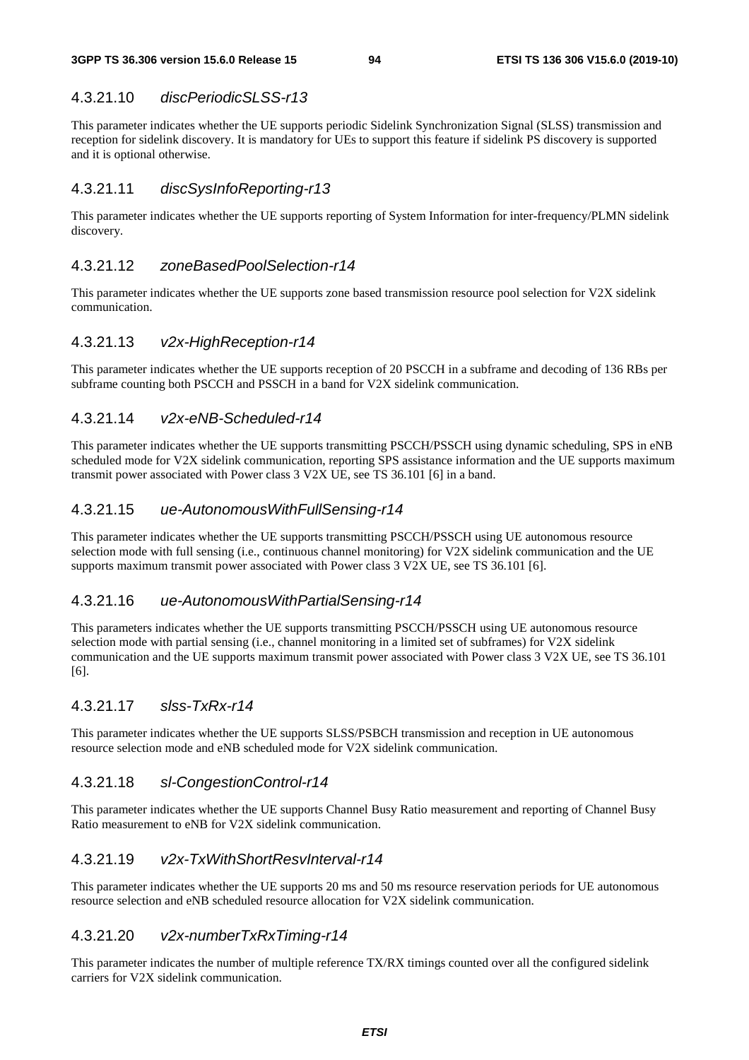#### 4.3.21.10 *discPeriodicSLSS-r13*

This parameter indicates whether the UE supports periodic Sidelink Synchronization Signal (SLSS) transmission and reception for sidelink discovery. It is mandatory for UEs to support this feature if sidelink PS discovery is supported and it is optional otherwise.

#### 4.3.21.11 *discSysInfoReporting-r13*

This parameter indicates whether the UE supports reporting of System Information for inter-frequency/PLMN sidelink discovery.

#### 4.3.21.12 *zoneBasedPoolSelection-r14*

This parameter indicates whether the UE supports zone based transmission resource pool selection for V2X sidelink communication.

#### 4.3.21.13 *v2x-HighReception-r14*

This parameter indicates whether the UE supports reception of 20 PSCCH in a subframe and decoding of 136 RBs per subframe counting both PSCCH and PSSCH in a band for V2X sidelink communication.

#### 4.3.21.14 *v2x-eNB-Scheduled-r14*

This parameter indicates whether the UE supports transmitting PSCCH/PSSCH using dynamic scheduling, SPS in eNB scheduled mode for V2X sidelink communication, reporting SPS assistance information and the UE supports maximum transmit power associated with Power class 3 V2X UE, see TS 36.101 [6] in a band.

#### 4.3.21.15 *ue-AutonomousWithFullSensing-r14*

This parameter indicates whether the UE supports transmitting PSCCH/PSSCH using UE autonomous resource selection mode with full sensing (i.e., continuous channel monitoring) for V2X sidelink communication and the UE supports maximum transmit power associated with Power class 3 V2X UE, see TS 36.101 [6].

#### 4.3.21.16 *ue-AutonomousWithPartialSensing-r14*

This parameters indicates whether the UE supports transmitting PSCCH/PSSCH using UE autonomous resource selection mode with partial sensing (i.e., channel monitoring in a limited set of subframes) for V2X sidelink communication and the UE supports maximum transmit power associated with Power class 3 V2X UE, see TS 36.101 [6].

#### 4.3.21.17 *slss-TxRx-r14*

This parameter indicates whether the UE supports SLSS/PSBCH transmission and reception in UE autonomous resource selection mode and eNB scheduled mode for V2X sidelink communication.

#### 4.3.21.18 *sl-CongestionControl-r14*

This parameter indicates whether the UE supports Channel Busy Ratio measurement and reporting of Channel Busy Ratio measurement to eNB for V2X sidelink communication.

#### 4.3.21.19 *v2x-TxWithShortResvInterval-r14*

This parameter indicates whether the UE supports 20 ms and 50 ms resource reservation periods for UE autonomous resource selection and eNB scheduled resource allocation for V2X sidelink communication.

#### 4.3.21.20 *v2x-numberTxRxTiming-r14*

This parameter indicates the number of multiple reference TX/RX timings counted over all the configured sidelink carriers for V2X sidelink communication.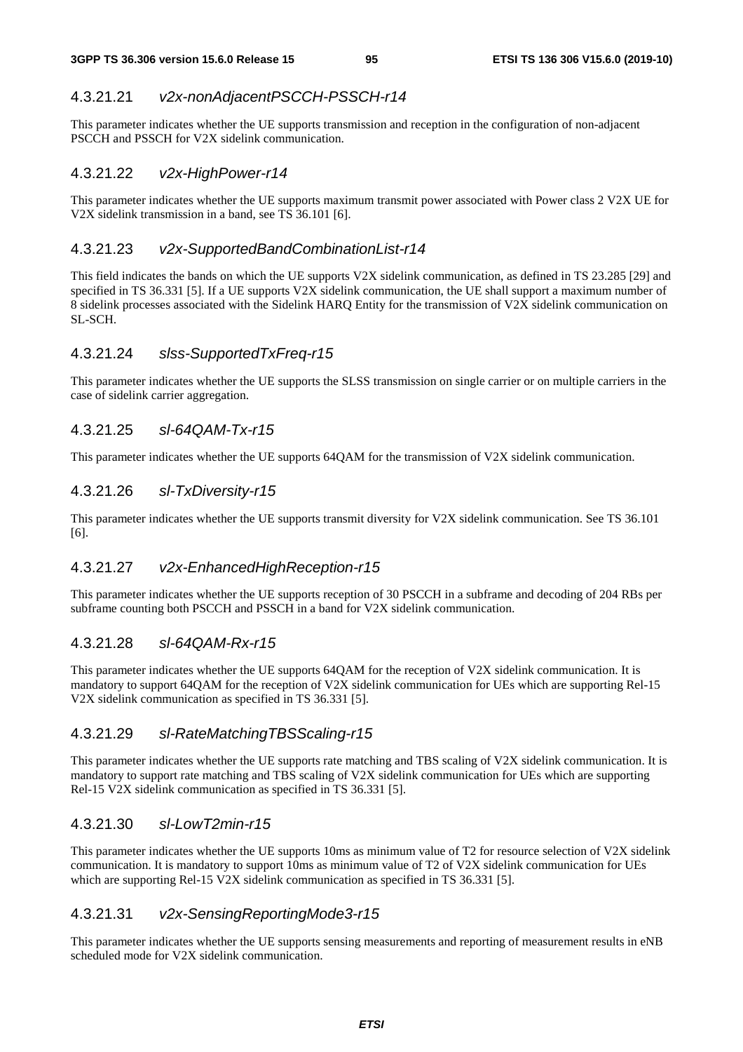#### 4.3.21.21 *v2x-nonAdjacentPSCCH-PSSCH-r14*

This parameter indicates whether the UE supports transmission and reception in the configuration of non-adjacent PSCCH and PSSCH for V2X sidelink communication.

#### 4.3.21.22 *v2x-HighPower-r14*

This parameter indicates whether the UE supports maximum transmit power associated with Power class 2 V2X UE for V2X sidelink transmission in a band, see TS 36.101 [6].

#### 4.3.21.23 *v2x-SupportedBandCombinationList-r14*

This field indicates the bands on which the UE supports V2X sidelink communication, as defined in TS 23.285 [29] and specified in TS 36.331 [5]. If a UE supports V2X sidelink communication, the UE shall support a maximum number of 8 sidelink processes associated with the Sidelink HARQ Entity for the transmission of V2X sidelink communication on SL-SCH.

#### 4.3.21.24 *slss-SupportedTxFreq-r15*

This parameter indicates whether the UE supports the SLSS transmission on single carrier or on multiple carriers in the case of sidelink carrier aggregation.

#### 4.3.21.25 *sl-64QAM-Tx-r15*

This parameter indicates whether the UE supports 64QAM for the transmission of V2X sidelink communication.

#### 4.3.21.26 *sl-TxDiversity-r15*

This parameter indicates whether the UE supports transmit diversity for V2X sidelink communication. See TS 36.101 [6].

#### 4.3.21.27 *v2x-EnhancedHighReception-r15*

This parameter indicates whether the UE supports reception of 30 PSCCH in a subframe and decoding of 204 RBs per subframe counting both PSCCH and PSSCH in a band for V2X sidelink communication.

#### 4.3.21.28 *sl-64QAM-Rx-r15*

This parameter indicates whether the UE supports 64QAM for the reception of V2X sidelink communication. It is mandatory to support 64QAM for the reception of V2X sidelink communication for UEs which are supporting Rel-15 V2X sidelink communication as specified in TS 36.331 [5].

#### 4.3.21.29 *sl-RateMatchingTBSScaling-r15*

This parameter indicates whether the UE supports rate matching and TBS scaling of V2X sidelink communication. It is mandatory to support rate matching and TBS scaling of V2X sidelink communication for UEs which are supporting Rel-15 V2X sidelink communication as specified in TS 36.331 [5].

#### 4.3.21.30 *sl-LowT2min-r15*

This parameter indicates whether the UE supports 10ms as minimum value of T2 for resource selection of V2X sidelink communication. It is mandatory to support 10ms as minimum value of T2 of V2X sidelink communication for UEs which are supporting Rel-15 V2X sidelink communication as specified in TS 36.331 [5].

#### 4.3.21.31 *v2x-SensingReportingMode3-r15*

This parameter indicates whether the UE supports sensing measurements and reporting of measurement results in eNB scheduled mode for V2X sidelink communication.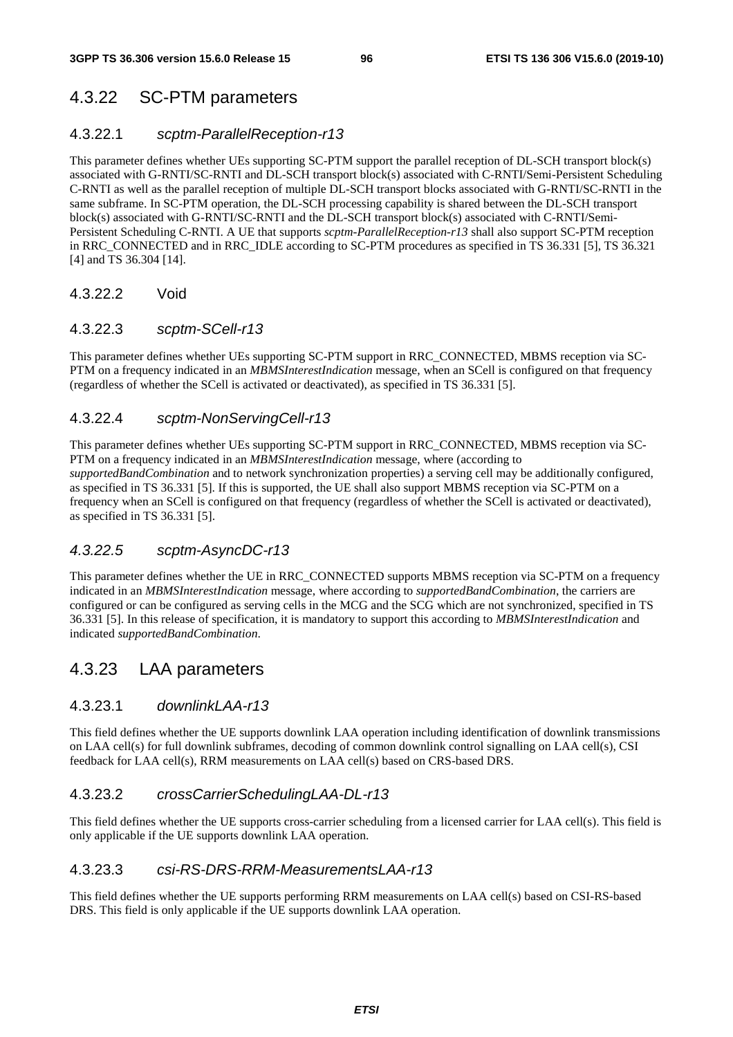### 4.3.22 SC-PTM parameters

#### 4.3.22.1 *scptm-ParallelReception-r13*

This parameter defines whether UEs supporting SC-PTM support the parallel reception of DL-SCH transport block(s) associated with G-RNTI/SC-RNTI and DL-SCH transport block(s) associated with C-RNTI/Semi-Persistent Scheduling C-RNTI as well as the parallel reception of multiple DL-SCH transport blocks associated with G-RNTI/SC-RNTI in the same subframe. In SC-PTM operation, the DL-SCH processing capability is shared between the DL-SCH transport block(s) associated with G-RNTI/SC-RNTI and the DL-SCH transport block(s) associated with C-RNTI/Semi-Persistent Scheduling C-RNTI. A UE that supports *scptm-ParallelReception-r13* shall also support SC-PTM reception in RRC_CONNECTED and in RRC_IDLE according to SC-PTM procedures as specified in TS 36.331 [5], TS 36.321 [4] and TS 36.304 [14].

#### 4.3.22.2 Void

#### 4.3.22.3 *scptm-SCell-r13*

This parameter defines whether UEs supporting SC-PTM support in RRC_CONNECTED, MBMS reception via SC-PTM on a frequency indicated in an *MBMSInterestIndication* message, when an SCell is configured on that frequency (regardless of whether the SCell is activated or deactivated), as specified in TS 36.331 [5].

#### 4.3.22.4 *scptm-NonServingCell-r13*

This parameter defines whether UEs supporting SC-PTM support in RRC_CONNECTED, MBMS reception via SC-PTM on a frequency indicated in an *MBMSInterestIndication* message, where (according to *supportedBandCombination* and to network synchronization properties) a serving cell may be additionally configured, as specified in TS 36.331 [5]. If this is supported, the UE shall also support MBMS reception via SC-PTM on a frequency when an SCell is configured on that frequency (regardless of whether the SCell is activated or deactivated), as specified in TS 36.331 [5].

#### *4.3.22.5 scptm-AsyncDC-r13*

This parameter defines whether the UE in RRC_CONNECTED supports MBMS reception via SC-PTM on a frequency indicated in an *MBMSInterestIndication* message, where according to *supportedBandCombination*, the carriers are configured or can be configured as serving cells in the MCG and the SCG which are not synchronized, specified in TS 36.331 [5]. In this release of specification, it is mandatory to support this according to *MBMSInterestIndication* and indicated *supportedBandCombination*.

### 4.3.23 LAA parameters

#### 4.3.23.1 *downlinkLAA-r13*

This field defines whether the UE supports downlink LAA operation including identification of downlink transmissions on LAA cell(s) for full downlink subframes, decoding of common downlink control signalling on LAA cell(s), CSI feedback for LAA cell(s), RRM measurements on LAA cell(s) based on CRS-based DRS.

#### 4.3.23.2 *crossCarrierSchedulingLAA-DL-r13*

This field defines whether the UE supports cross-carrier scheduling from a licensed carrier for LAA cell(s). This field is only applicable if the UE supports downlink LAA operation.

#### 4.3.23.3 *csi-RS-DRS-RRM-MeasurementsLAA-r13*

This field defines whether the UE supports performing RRM measurements on LAA cell(s) based on CSI-RS-based DRS. This field is only applicable if the UE supports downlink LAA operation.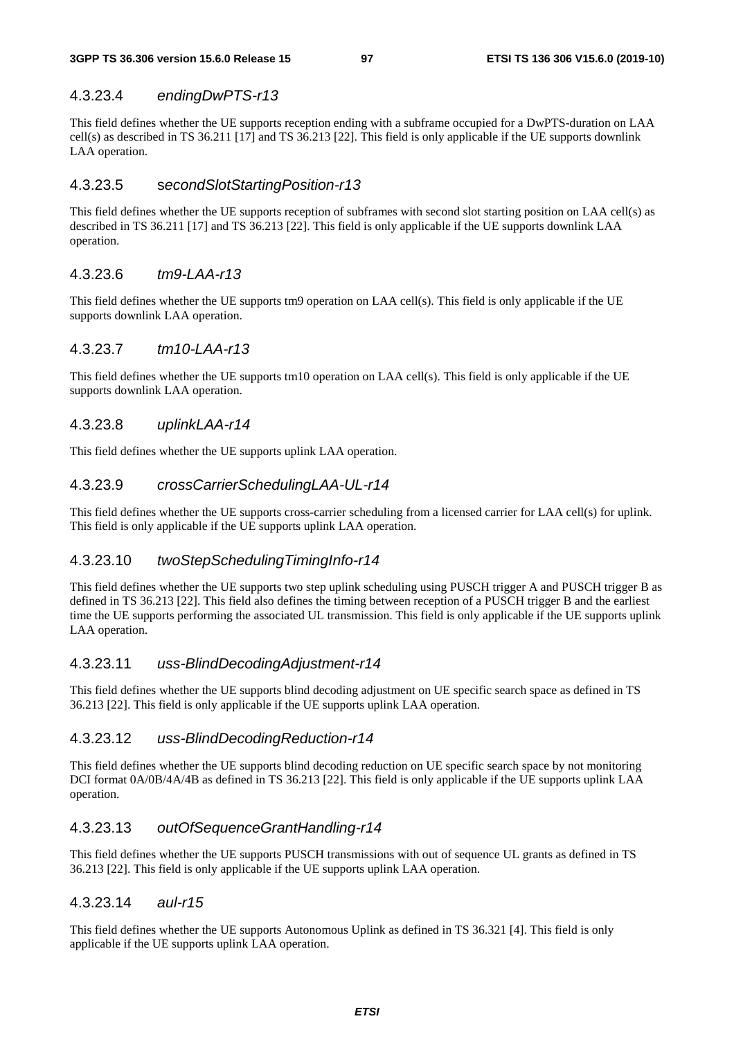### 4.3.23.4 *endingDwPTS-r13*

This field defines whether the UE supports reception ending with a subframe occupied for a DwPTS-duration on LAA cell(s) as described in TS 36.211 [17] and TS 36.213 [22]. This field is only applicable if the UE supports downlink LAA operation.

### 4.3.23.5 *secondSlotStartingPosition-r13*

This field defines whether the UE supports reception of subframes with second slot starting position on LAA cell(s) as described in TS 36.211 [17] and TS 36.213 [22]. This field is only applicable if the UE supports downlink LAA operation.

### 4.3.23.6 *tm9-LAA-r13*

This field defines whether the UE supports tm9 operation on LAA cell(s). This field is only applicable if the UE supports downlink LAA operation.

### 4.3.23.7 *tm10-LAA-r13*

This field defines whether the UE supports tm10 operation on LAA cell(s). This field is only applicable if the UE supports downlink LAA operation.

### 4.3.23.8 *uplinkLAA-r14*

This field defines whether the UE supports uplink LAA operation.

### 4.3.23.9 *crossCarrierSchedulingLAA-UL-r14*

This field defines whether the UE supports cross-carrier scheduling from a licensed carrier for LAA cell(s) for uplink. This field is only applicable if the UE supports uplink LAA operation.

### 4.3.23.10 *twoStepSchedulingTimingInfo-r14*

This field defines whether the UE supports two step uplink scheduling using PUSCH trigger A and PUSCH trigger B as defined in TS 36.213 [22]. This field also defines the timing between reception of a PUSCH trigger B and the earliest time the UE supports performing the associated UL transmission. This field is only applicable if the UE supports uplink LAA operation.

### 4.3.23.11 *uss-BlindDecodingAdjustment-r14*

This field defines whether the UE supports blind decoding adjustment on UE specific search space as defined in TS 36.213 [22]. This field is only applicable if the UE supports uplink LAA operation.

### 4.3.23.12 *uss-BlindDecodingReduction-r14*

This field defines whether the UE supports blind decoding reduction on UE specific search space by not monitoring DCI format 0A/0B/4A/4B as defined in TS 36.213 [22]. This field is only applicable if the UE supports uplink LAA operation.

### 4.3.23.13 *outOfSequenceGrantHandling-r14*

This field defines whether the UE supports PUSCH transmissions with out of sequence UL grants as defined in TS 36.213 [22]. This field is only applicable if the UE supports uplink LAA operation.

### 4.3.23.14 *aul-r15*

This field defines whether the UE supports Autonomous Uplink as defined in TS 36.321 [4]. This field is only applicable if the UE supports uplink LAA operation.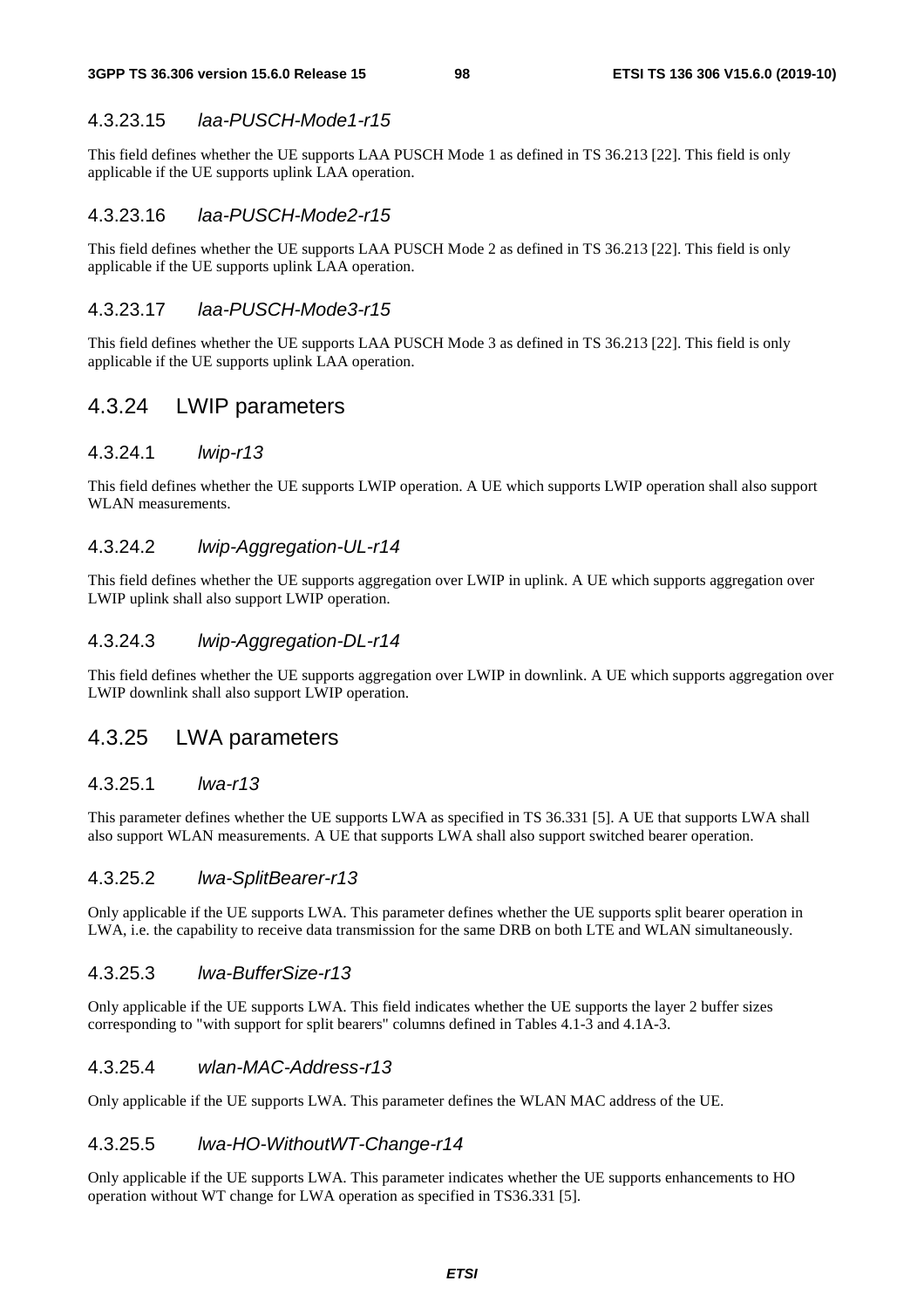#### 4.3.23.15 *laa-PUSCH-Mode1-r15*

This field defines whether the UE supports LAA PUSCH Mode 1 as defined in TS 36.213 [22]. This field is only applicable if the UE supports uplink LAA operation.

#### 4.3.23.16 *laa-PUSCH-Mode2-r15*

This field defines whether the UE supports LAA PUSCH Mode 2 as defined in TS 36.213 [22]. This field is only applicable if the UE supports uplink LAA operation.

#### 4.3.23.17 *laa-PUSCH-Mode3-r15*

This field defines whether the UE supports LAA PUSCH Mode 3 as defined in TS 36.213 [22]. This field is only applicable if the UE supports uplink LAA operation.

### 4.3.24 LWIP parameters

#### 4.3.24.1 *lwip-r13*

This field defines whether the UE supports LWIP operation. A UE which supports LWIP operation shall also support WLAN measurements.

#### 4.3.24.2 *lwip-Aggregation-UL-r14*

This field defines whether the UE supports aggregation over LWIP in uplink. A UE which supports aggregation over LWIP uplink shall also support LWIP operation.

#### 4.3.24.3 *lwip-Aggregation-DL-r14*

This field defines whether the UE supports aggregation over LWIP in downlink. A UE which supports aggregation over LWIP downlink shall also support LWIP operation.

### 4.3.25 LWA parameters

#### 4.3.25.1 *lwa-r13*

This parameter defines whether the UE supports LWA as specified in TS 36.331 [5]. A UE that supports LWA shall also support WLAN measurements. A UE that supports LWA shall also support switched bearer operation.

#### 4.3.25.2 *lwa-SplitBearer-r13*

Only applicable if the UE supports LWA. This parameter defines whether the UE supports split bearer operation in LWA, i.e. the capability to receive data transmission for the same DRB on both LTE and WLAN simultaneously.

#### 4.3.25.3 *lwa-BufferSize-r13*

Only applicable if the UE supports LWA. This field indicates whether the UE supports the layer 2 buffer sizes corresponding to "with support for split bearers" columns defined in Tables 4.1-3 and 4.1A-3.

#### 4.3.25.4 *wlan-MAC-Address-r13*

Only applicable if the UE supports LWA. This parameter defines the WLAN MAC address of the UE.

#### 4.3.25.5 *lwa-HO-WithoutWT-Change-r14*

Only applicable if the UE supports LWA. This parameter indicates whether the UE supports enhancements to HO operation without WT change for LWA operation as specified in TS36.331 [5].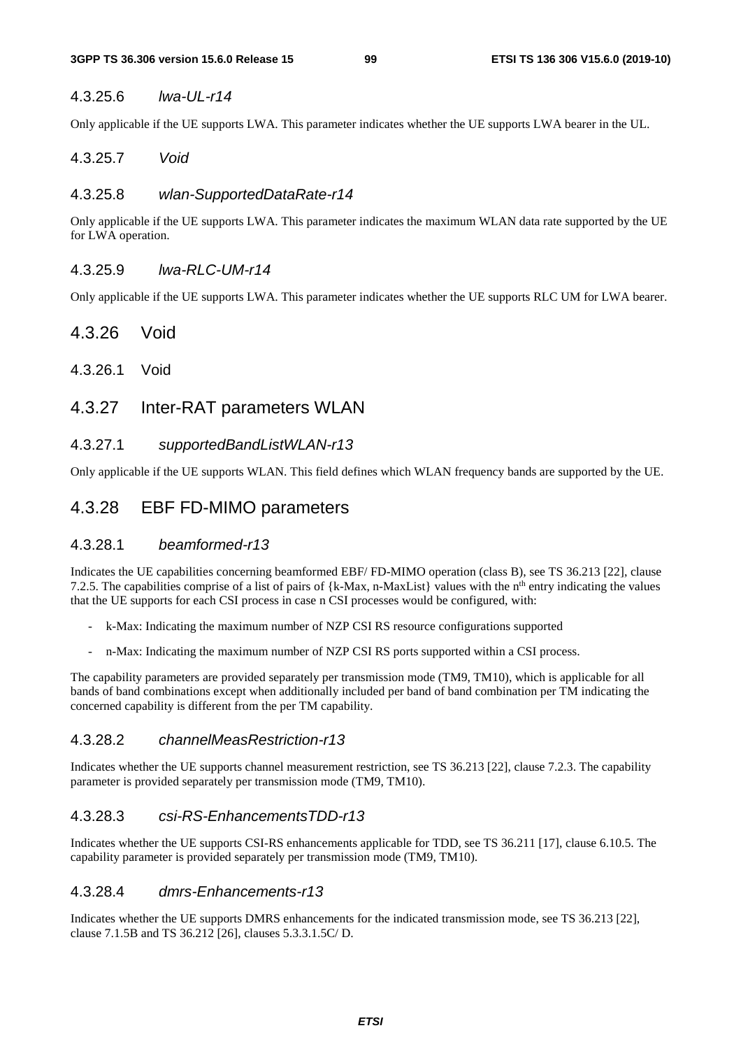#### 4.3.25.6 *lwa-UL-r14*

Only applicable if the UE supports LWA. This parameter indicates whether the UE supports LWA bearer in the UL.

#### 4.3.25.7 *Void*

#### 4.3.25.8 *wlan-SupportedDataRate-r14*

Only applicable if the UE supports LWA. This parameter indicates the maximum WLAN data rate supported by the UE for LWA operation.

#### 4.3.25.9 *lwa-RLC-UM-r14*

Only applicable if the UE supports LWA. This parameter indicates whether the UE supports RLC UM for LWA bearer.

### 4.3.26 Void

#### 4.3.26.1 Void

### 4.3.27 Inter-RAT parameters WLAN

#### 4.3.27.1 *supportedBandListWLAN-r13*

Only applicable if the UE supports WLAN. This field defines which WLAN frequency bands are supported by the UE.

### 4.3.28 EBF FD-MIMO parameters

#### 4.3.28.1 *beamformed-r13*

Indicates the UE capabilities concerning beamformed EBF/ FD-MIMO operation (class B), see TS 36.213 [22], clause 7.2.5. The capabilities comprise of a list of pairs of {k-Max, n-MaxList} values with the n$^{th}$ entry indicating the values that the UE supports for each CSI process in case n CSI processes would be configured, with:

- k-Max: Indicating the maximum number of NZP CSI RS resource configurations supported
- n-Max: Indicating the maximum number of NZP CSI RS ports supported within a CSI process.

The capability parameters are provided separately per transmission mode (TM9, TM10), which is applicable for all bands of band combinations except when additionally included per band of band combination per TM indicating the concerned capability is different from the per TM capability.

#### 4.3.28.2 *channelMeasRestriction-r13*

Indicates whether the UE supports channel measurement restriction, see TS 36.213 [22], clause 7.2.3. The capability parameter is provided separately per transmission mode (TM9, TM10).

#### 4.3.28.3 *csi-RS-EnhancementsTDD-r13*

Indicates whether the UE supports CSI-RS enhancements applicable for TDD, see TS 36.211 [17], clause 6.10.5. The capability parameter is provided separately per transmission mode (TM9, TM10).

#### 4.3.28.4 *dmrs-Enhancements-r13*

Indicates whether the UE supports DMRS enhancements for the indicated transmission mode, see TS 36.213 [22], clause 7.1.5B and TS 36.212 [26], clauses 5.3.3.1.5C/ D.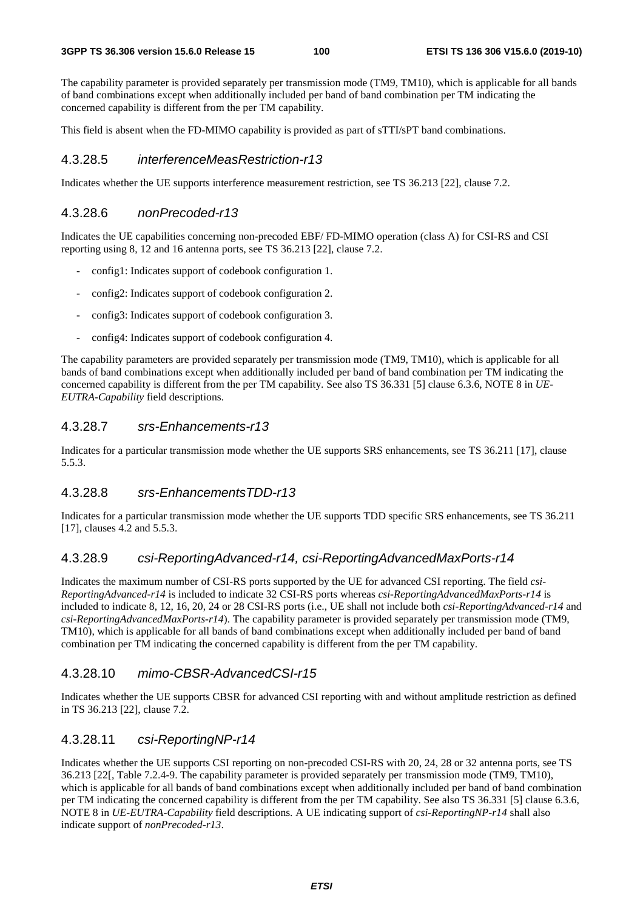The capability parameter is provided separately per transmission mode (TM9, TM10), which is applicable for all bands of band combinations except when additionally included per band of band combination per TM indicating the concerned capability is different from the per TM capability.

This field is absent when the FD-MIMO capability is provided as part of sTTI/sPT band combinations.

### 4.3.28.5 *interferenceMeasRestriction-r13*

Indicates whether the UE supports interference measurement restriction, see TS 36.213 [22], clause 7.2.

### 4.3.28.6 *nonPrecoded-r13*

Indicates the UE capabilities concerning non-precoded EBF/ FD-MIMO operation (class A) for CSI-RS and CSI reporting using 8, 12 and 16 antenna ports, see TS 36.213 [22], clause 7.2.

- config1: Indicates support of codebook configuration 1.
- config2: Indicates support of codebook configuration 2.
- config3: Indicates support of codebook configuration 3.
- config4: Indicates support of codebook configuration 4.

The capability parameters are provided separately per transmission mode (TM9, TM10), which is applicable for all bands of band combinations except when additionally included per band of band combination per TM indicating the concerned capability is different from the per TM capability. See also TS 36.331 [5] clause 6.3.6, NOTE 8 in *UE-EUTRA-Capability* field descriptions.

### 4.3.28.7 *srs-Enhancements-r13*

Indicates for a particular transmission mode whether the UE supports SRS enhancements, see TS 36.211 [17], clause 5.5.3.

### 4.3.28.8 *srs-EnhancementsTDD-r13*

Indicates for a particular transmission mode whether the UE supports TDD specific SRS enhancements, see TS 36.211 [17], clauses 4.2 and 5.5.3.

### 4.3.28.9 *csi-ReportingAdvanced-r14, csi-ReportingAdvancedMaxPorts-r14*

Indicates the maximum number of CSI-RS ports supported by the UE for advanced CSI reporting. The field *csi-ReportingAdvanced-r14* is included to indicate 32 CSI-RS ports whereas *csi-ReportingAdvancedMaxPorts-r14* is included to indicate 8, 12, 16, 20, 24 or 28 CSI-RS ports (i.e., UE shall not include both *csi-ReportingAdvanced-r14* and *csi-ReportingAdvancedMaxPorts-r14*). The capability parameter is provided separately per transmission mode (TM9, TM10), which is applicable for all bands of band combinations except when additionally included per band of band combination per TM indicating the concerned capability is different from the per TM capability.

### 4.3.28.10 *mimo-CBSR-AdvancedCSI-r15*

Indicates whether the UE supports CBSR for advanced CSI reporting with and without amplitude restriction as defined in TS 36.213 [22], clause 7.2.

### 4.3.28.11 *csi-ReportingNP-r14*

Indicates whether the UE supports CSI reporting on non-precoded CSI-RS with 20, 24, 28 or 32 antenna ports, see TS 36.213 [22[, Table 7.2.4-9. The capability parameter is provided separately per transmission mode (TM9, TM10), which is applicable for all bands of band combinations except when additionally included per band of band combination per TM indicating the concerned capability is different from the per TM capability. See also TS 36.331 [5] clause 6.3.6, NOTE 8 in *UE-EUTRA-Capability* field descriptions. A UE indicating support of *csi-ReportingNP-r14* shall also indicate support of *nonPrecoded-r13*.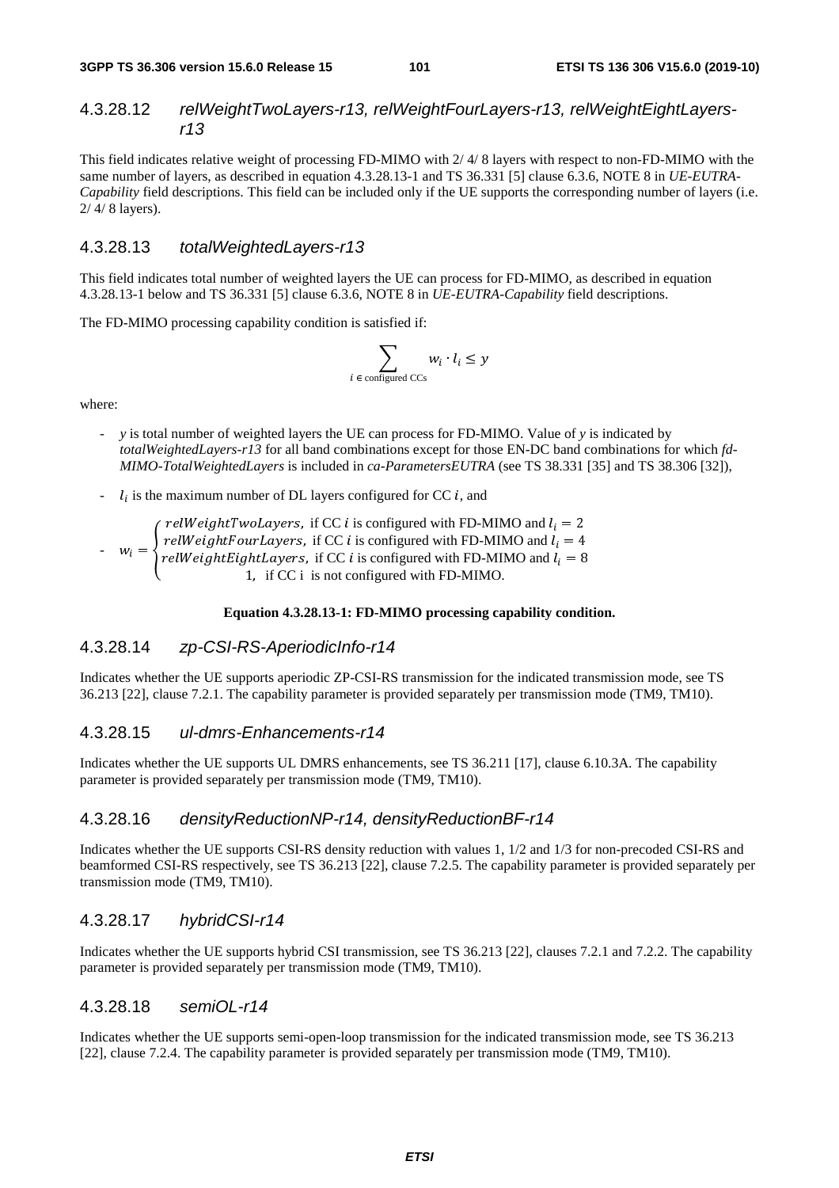#### 4.3.28.12 *relWeightTwoLayers-r13, relWeightFourLayers-r13, relWeightEightLayers-r13*

This field indicates relative weight of processing FD-MIMO with 2/ 4/ 8 layers with respect to non-FD-MIMO with the same number of layers, as described in equation 4.3.28.13-1 and TS 36.331 [5] clause 6.3.6, NOTE 8 in *UE-EUTRA-Capability* field descriptions. This field can be included only if the UE supports the corresponding number of layers (i.e. 2/ 4/ 8 layers).

#### 4.3.28.13 *totalWeightedLayers-r13*

This field indicates total number of weighted layers the UE can process for FD-MIMO, as described in equation 4.3.28.13-1 below and TS 36.331 [5] clause 6.3.6, NOTE 8 in *UE-EUTRA-Capability* field descriptions.

The FD-MIMO processing capability condition is satisfied if:

$$\sum_{i \in \text{configured CCs}} w_i \cdot l_i \leq y$$

where:

- $y$ is total number of weighted layers the UE can process for FD-MIMO. Value of $y$ is indicated by *totalWeightedLayers-r13* for all band combinations except for those EN-DC band combinations for which *fd-MIMO-TotalWeightedLayers* is included in *ca-ParametersEUTRA* (see TS 38.331 [35] and TS 38.306 [32]),
- $l_i$ is the maximum number of DL layers configured for CC $i$, and
- $w_i = \begin{cases} relWeightTwoLayers, \text{ if CC } i \text{ is configured with FD-MIMO and } l_i = 2 \\ relWeightFourLayers, \text{ if CC } i \text{ is configured with FD-MIMO and } l_i = 4 \\ relWeightEightLayers, \text{ if CC } i \text{ is configured with FD-MIMO and } l_i = 8 \\ 1, \text{ if CC i is not configured with FD-MIMO.} \end{cases}$

**Equation 4.3.28.13-1: FD-MIMO processing capability condition.**

#### 4.3.28.14 *zp-CSI-RS-AperiodicInfo-r14*

Indicates whether the UE supports aperiodic ZP-CSI-RS transmission for the indicated transmission mode, see TS 36.213 [22], clause 7.2.1. The capability parameter is provided separately per transmission mode (TM9, TM10).

#### 4.3.28.15 *ul-dmrs-Enhancements-r14*

Indicates whether the UE supports UL DMRS enhancements, see TS 36.211 [17], clause 6.10.3A. The capability parameter is provided separately per transmission mode (TM9, TM10).

#### 4.3.28.16 *densityReductionNP-r14, densityReductionBF-r14*

Indicates whether the UE supports CSI-RS density reduction with values 1, 1/2 and 1/3 for non-precoded CSI-RS and beamformed CSI-RS respectively, see TS 36.213 [22], clause 7.2.5. The capability parameter is provided separately per transmission mode (TM9, TM10).

#### 4.3.28.17 *hybridCSI-r14*

Indicates whether the UE supports hybrid CSI transmission, see TS 36.213 [22], clauses 7.2.1 and 7.2.2. The capability parameter is provided separately per transmission mode (TM9, TM10).

#### 4.3.28.18 *semiOL-r14*

Indicates whether the UE supports semi-open-loop transmission for the indicated transmission mode, see TS 36.213 [22], clause 7.2.4. The capability parameter is provided separately per transmission mode (TM9, TM10).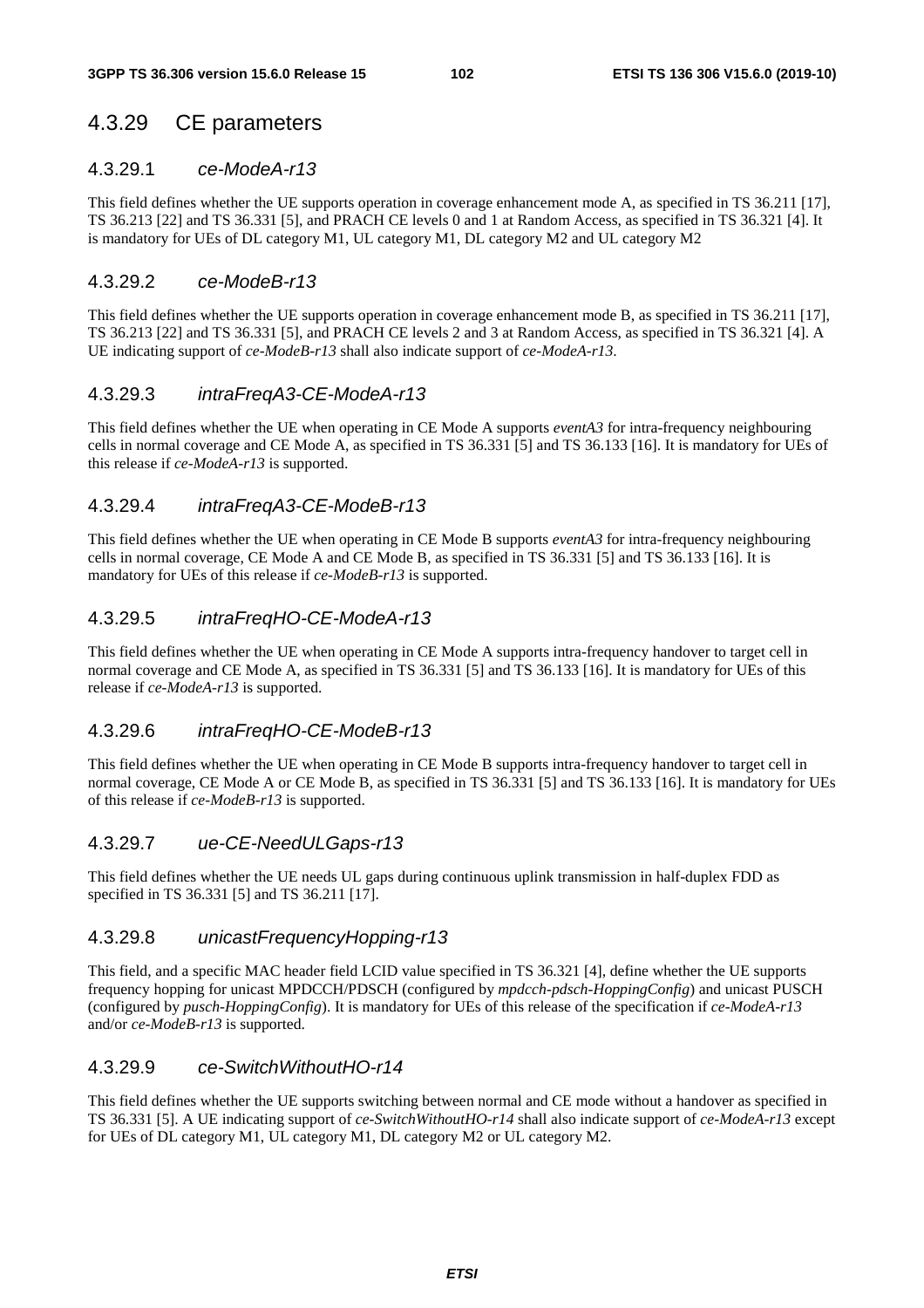## 4.3.29 CE parameters

### 4.3.29.1 *ce-ModeA-r13*

This field defines whether the UE supports operation in coverage enhancement mode A, as specified in TS 36.211 [17], TS 36.213 [22] and TS 36.331 [5], and PRACH CE levels 0 and 1 at Random Access, as specified in TS 36.321 [4]. It is mandatory for UEs of DL category M1, UL category M1, DL category M2 and UL category M2

### 4.3.29.2 *ce-ModeB-r13*

This field defines whether the UE supports operation in coverage enhancement mode B, as specified in TS 36.211 [17], TS 36.213 [22] and TS 36.331 [5], and PRACH CE levels 2 and 3 at Random Access, as specified in TS 36.321 [4]. A UE indicating support of *ce-ModeB-r13* shall also indicate support of *ce-ModeA-r13*.

### 4.3.29.3 *intraFreqA3-CE-ModeA-r13*

This field defines whether the UE when operating in CE Mode A supports *eventA3* for intra-frequency neighbouring cells in normal coverage and CE Mode A, as specified in TS 36.331 [5] and TS 36.133 [16]. It is mandatory for UEs of this release if *ce-ModeA-r13* is supported.

### 4.3.29.4 *intraFreqA3-CE-ModeB-r13*

This field defines whether the UE when operating in CE Mode B supports *eventA3* for intra-frequency neighbouring cells in normal coverage, CE Mode A and CE Mode B, as specified in TS 36.331 [5] and TS 36.133 [16]. It is mandatory for UEs of this release if *ce-ModeB-r13* is supported.

### 4.3.29.5 *intraFreqHO-CE-ModeA-r13*

This field defines whether the UE when operating in CE Mode A supports intra-frequency handover to target cell in normal coverage and CE Mode A, as specified in TS 36.331 [5] and TS 36.133 [16]. It is mandatory for UEs of this release if *ce-ModeA-r13* is supported.

### 4.3.29.6 *intraFreqHO-CE-ModeB-r13*

This field defines whether the UE when operating in CE Mode B supports intra-frequency handover to target cell in normal coverage, CE Mode A or CE Mode B, as specified in TS 36.331 [5] and TS 36.133 [16]. It is mandatory for UEs of this release if *ce-ModeB-r13* is supported.

### 4.3.29.7 *ue-CE-NeedULGaps-r13*

This field defines whether the UE needs UL gaps during continuous uplink transmission in half-duplex FDD as specified in TS 36.331 [5] and TS 36.211 [17].

### 4.3.29.8 *unicastFrequencyHopping-r13*

This field, and a specific MAC header field LCID value specified in TS 36.321 [4], define whether the UE supports frequency hopping for unicast MPDCCH/PDSCH (configured by *mpdcch-pdsch-HoppingConfig*) and unicast PUSCH (configured by *pusch-HoppingConfig*). It is mandatory for UEs of this release of the specification if *ce-ModeA-r13* and/or *ce-ModeB-r13* is supported.

### 4.3.29.9 *ce-SwitchWithoutHO-r14*

This field defines whether the UE supports switching between normal and CE mode without a handover as specified in TS 36.331 [5]. A UE indicating support of *ce-SwitchWithoutHO-r14* shall also indicate support of *ce-ModeA-r13* except for UEs of DL category M1, UL category M1, DL category M2 or UL category M2.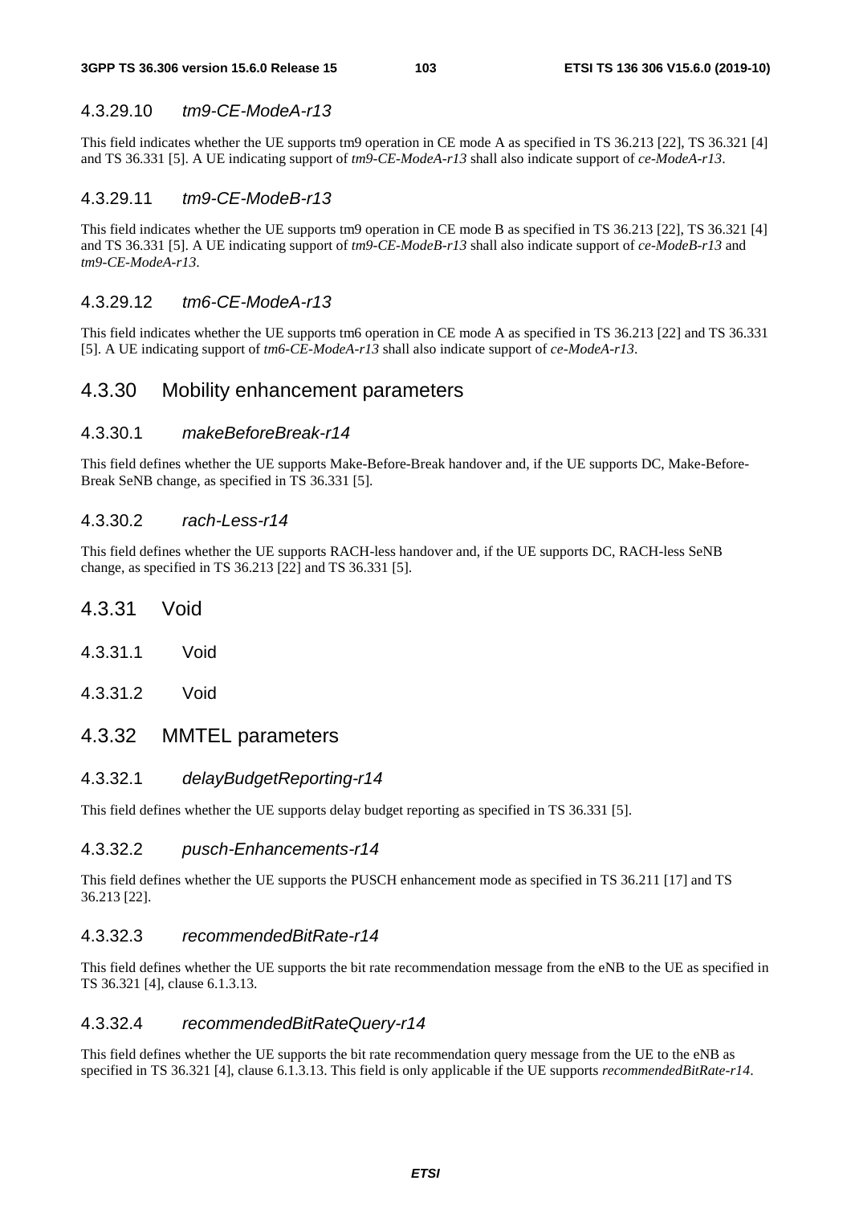#### 4.3.29.10 *tm9-CE-ModeA-r13*

This field indicates whether the UE supports tm9 operation in CE mode A as specified in TS 36.213 [22], TS 36.321 [4] and TS 36.331 [5]. A UE indicating support of *tm9-CE-ModeA-r13* shall also indicate support of *ce-ModeA-r13*.

#### 4.3.29.11 *tm9-CE-ModeB-r13*

This field indicates whether the UE supports tm9 operation in CE mode B as specified in TS 36.213 [22], TS 36.321 [4] and TS 36.331 [5]. A UE indicating support of *tm9-CE-ModeB-r13* shall also indicate support of *ce-ModeB-r13* and *tm9-CE-ModeA-r13*.

#### 4.3.29.12 *tm6-CE-ModeA-r13*

This field indicates whether the UE supports tm6 operation in CE mode A as specified in TS 36.213 [22] and TS 36.331 [5]. A UE indicating support of *tm6-CE-ModeA-r13* shall also indicate support of *ce-ModeA-r13*.

### 4.3.30 Mobility enhancement parameters

#### 4.3.30.1 *makeBeforeBreak-r14*

This field defines whether the UE supports Make-Before-Break handover and, if the UE supports DC, Make-Before-Break SeNB change, as specified in TS 36.331 [5].

#### 4.3.30.2 *rach-Less-r14*

This field defines whether the UE supports RACH-less handover and, if the UE supports DC, RACH-less SeNB change, as specified in TS 36.213 [22] and TS 36.331 [5].

### 4.3.31 Void

#### 4.3.31.1 Void

#### 4.3.31.2 Void

### 4.3.32 MMTEL parameters

#### 4.3.32.1 *delayBudgetReporting-r14*

This field defines whether the UE supports delay budget reporting as specified in TS 36.331 [5].

#### 4.3.32.2 *pusch-Enhancements-r14*

This field defines whether the UE supports the PUSCH enhancement mode as specified in TS 36.211 [17] and TS 36.213 [22].

#### 4.3.32.3 *recommendedBitRate-r14*

This field defines whether the UE supports the bit rate recommendation message from the eNB to the UE as specified in TS 36.321 [4], clause 6.1.3.13.

#### 4.3.32.4 *recommendedBitRateQuery-r14*

This field defines whether the UE supports the bit rate recommendation query message from the UE to the eNB as specified in TS 36.321 [4], clause 6.1.3.13. This field is only applicable if the UE supports *recommendedBitRate-r14*.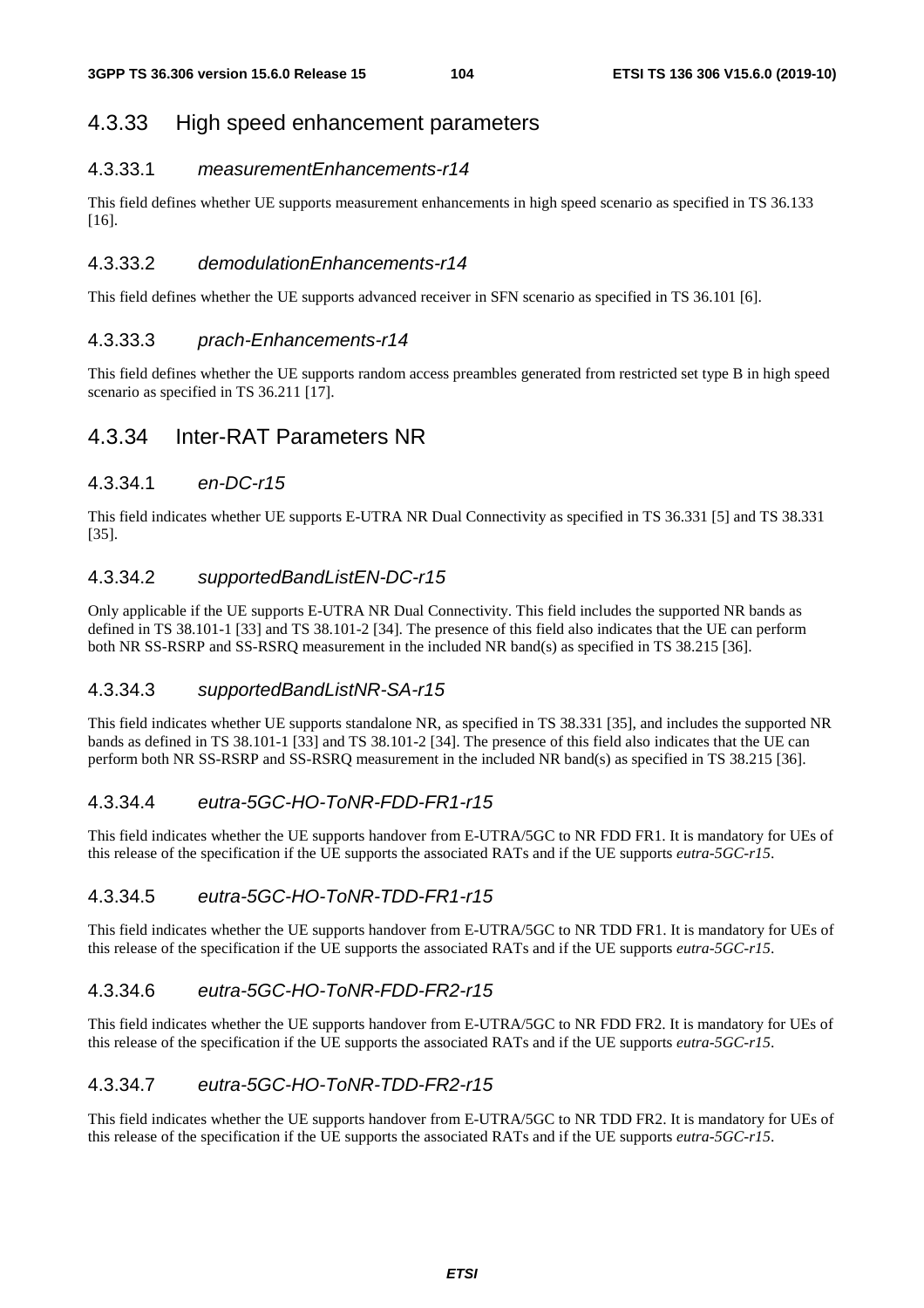## 4.3.33 High speed enhancement parameters

### 4.3.33.1 *measurementEnhancements-r14*

This field defines whether UE supports measurement enhancements in high speed scenario as specified in TS 36.133 [16].

### 4.3.33.2 *demodulationEnhancements-r14*

This field defines whether the UE supports advanced receiver in SFN scenario as specified in TS 36.101 [6].

### 4.3.33.3 *prach-Enhancements-r14*

This field defines whether the UE supports random access preambles generated from restricted set type B in high speed scenario as specified in TS 36.211 [17].

## 4.3.34 Inter-RAT Parameters NR

### 4.3.34.1 *en-DC-r15*

This field indicates whether UE supports E-UTRA NR Dual Connectivity as specified in TS 36.331 [5] and TS 38.331 [35].

### 4.3.34.2 *supportedBandListEN-DC-r15*

Only applicable if the UE supports E-UTRA NR Dual Connectivity. This field includes the supported NR bands as defined in TS 38.101-1 [33] and TS 38.101-2 [34]. The presence of this field also indicates that the UE can perform both NR SS-RSRP and SS-RSRQ measurement in the included NR band(s) as specified in TS 38.215 [36].

### 4.3.34.3 *supportedBandListNR-SA-r15*

This field indicates whether UE supports standalone NR, as specified in TS 38.331 [35], and includes the supported NR bands as defined in TS 38.101-1 [33] and TS 38.101-2 [34]. The presence of this field also indicates that the UE can perform both NR SS-RSRP and SS-RSRQ measurement in the included NR band(s) as specified in TS 38.215 [36].

### 4.3.34.4 *eutra-5GC-HO-ToNR-FDD-FR1-r15*

This field indicates whether the UE supports handover from E-UTRA/5GC to NR FDD FR1. It is mandatory for UEs of this release of the specification if the UE supports the associated RATs and if the UE supports *eutra-5GC-r15*.

### 4.3.34.5 *eutra-5GC-HO-ToNR-TDD-FR1-r15*

This field indicates whether the UE supports handover from E-UTRA/5GC to NR TDD FR1. It is mandatory for UEs of this release of the specification if the UE supports the associated RATs and if the UE supports *eutra-5GC-r15*.

### 4.3.34.6 *eutra-5GC-HO-ToNR-FDD-FR2-r15*

This field indicates whether the UE supports handover from E-UTRA/5GC to NR FDD FR2. It is mandatory for UEs of this release of the specification if the UE supports the associated RATs and if the UE supports *eutra-5GC-r15*.

### 4.3.34.7 *eutra-5GC-HO-ToNR-TDD-FR2-r15*

This field indicates whether the UE supports handover from E-UTRA/5GC to NR TDD FR2. It is mandatory for UEs of this release of the specification if the UE supports the associated RATs and if the UE supports *eutra-5GC-r15*.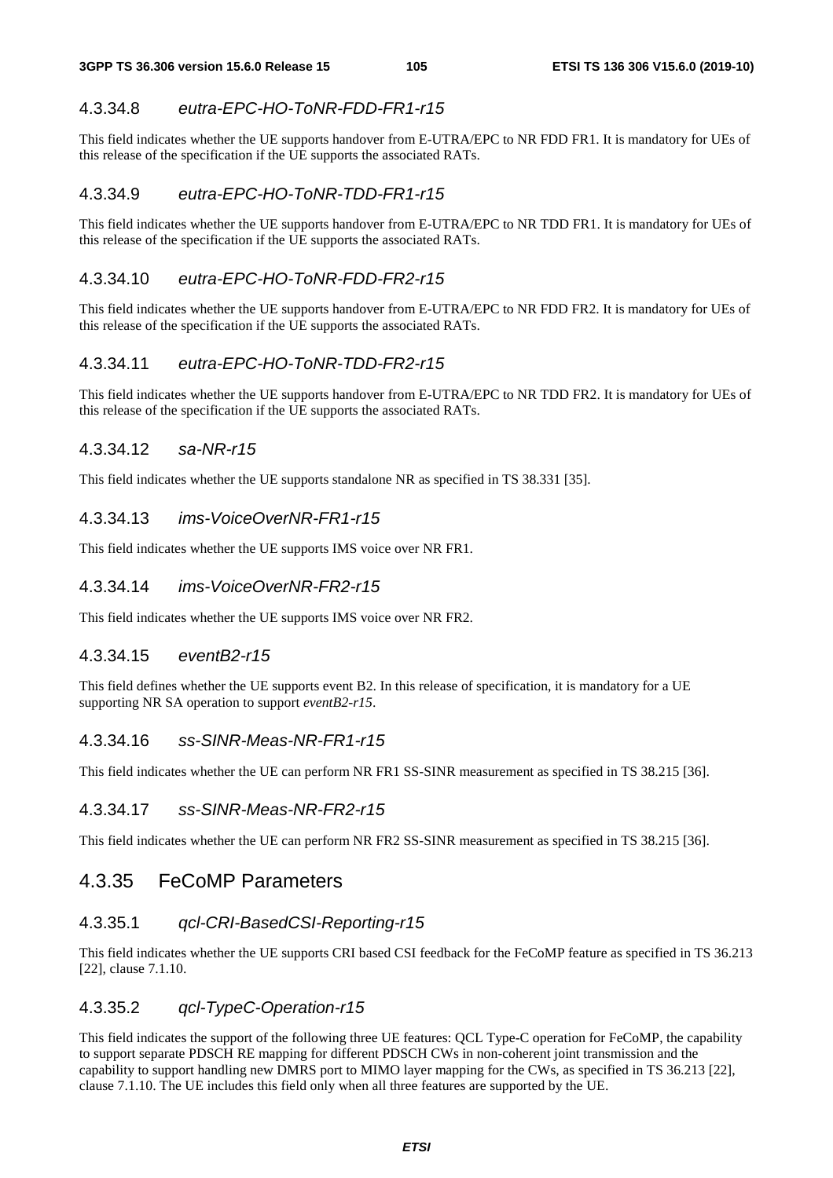#### 4.3.34.8 *eutra-EPC-HO-ToNR-FDD-FR1-r15*

This field indicates whether the UE supports handover from E-UTRA/EPC to NR FDD FR1. It is mandatory for UEs of this release of the specification if the UE supports the associated RATs.

#### 4.3.34.9 *eutra-EPC-HO-ToNR-TDD-FR1-r15*

This field indicates whether the UE supports handover from E-UTRA/EPC to NR TDD FR1. It is mandatory for UEs of this release of the specification if the UE supports the associated RATs.

#### 4.3.34.10 *eutra-EPC-HO-ToNR-FDD-FR2-r15*

This field indicates whether the UE supports handover from E-UTRA/EPC to NR FDD FR2. It is mandatory for UEs of this release of the specification if the UE supports the associated RATs.

#### 4.3.34.11 *eutra-EPC-HO-ToNR-TDD-FR2-r15*

This field indicates whether the UE supports handover from E-UTRA/EPC to NR TDD FR2. It is mandatory for UEs of this release of the specification if the UE supports the associated RATs.

#### 4.3.34.12 *sa-NR-r15*

This field indicates whether the UE supports standalone NR as specified in TS 38.331 [35].

#### 4.3.34.13 *ims-VoiceOverNR-FR1-r15*

This field indicates whether the UE supports IMS voice over NR FR1.

#### 4.3.34.14 *ims-VoiceOverNR-FR2-r15*

This field indicates whether the UE supports IMS voice over NR FR2.

#### 4.3.34.15 *eventB2-r15*

This field defines whether the UE supports event B2. In this release of specification, it is mandatory for a UE supporting NR SA operation to support *eventB2-r15*.

#### 4.3.34.16 *ss-SINR-Meas-NR-FR1-r15*

This field indicates whether the UE can perform NR FR1 SS-SINR measurement as specified in TS 38.215 [36].

#### 4.3.34.17 *ss-SINR-Meas-NR-FR2-r15*

This field indicates whether the UE can perform NR FR2 SS-SINR measurement as specified in TS 38.215 [36].

### 4.3.35 FeCoMP Parameters

#### 4.3.35.1 *qcl-CRI-BasedCSI-Reporting-r15*

This field indicates whether the UE supports CRI based CSI feedback for the FeCoMP feature as specified in TS 36.213 [22], clause 7.1.10.

#### 4.3.35.2 *qcl-TypeC-Operation-r15*

This field indicates the support of the following three UE features: QCL Type-C operation for FeCoMP, the capability to support separate PDSCH RE mapping for different PDSCH CWs in non-coherent joint transmission and the capability to support handling new DMRS port to MIMO layer mapping for the CWs, as specified in TS 36.213 [22], clause 7.1.10. The UE includes this field only when all three features are supported by the UE.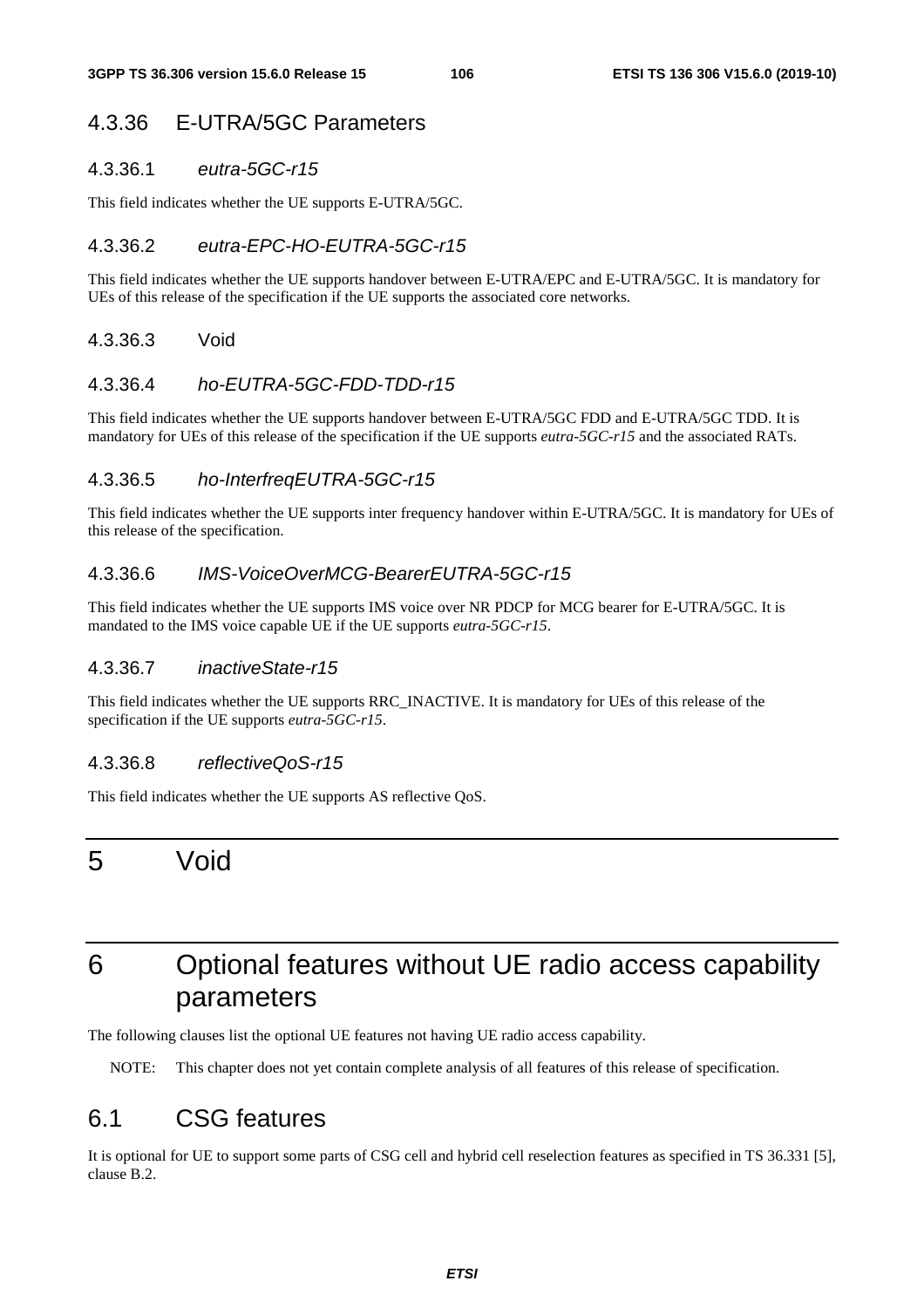### 4.3.36 E-UTRA/5GC Parameters

#### 4.3.36.1 *eutra-5GC-r15*

This field indicates whether the UE supports E-UTRA/5GC.

#### 4.3.36.2 *eutra-EPC-HO-EUTRA-5GC-r15*

This field indicates whether the UE supports handover between E-UTRA/EPC and E-UTRA/5GC. It is mandatory for UEs of this release of the specification if the UE supports the associated core networks.

#### 4.3.36.3 Void

#### 4.3.36.4 *ho-EUTRA-5GC-FDD-TDD-r15*

This field indicates whether the UE supports handover between E-UTRA/5GC FDD and E-UTRA/5GC TDD. It is mandatory for UEs of this release of the specification if the UE supports *eutra-5GC-r15* and the associated RATs.

#### 4.3.36.5 *ho-InterfreqEUTRA-5GC-r15*

This field indicates whether the UE supports inter frequency handover within E-UTRA/5GC. It is mandatory for UEs of this release of the specification.

#### 4.3.36.6 *IMS-VoiceOverMCG-BearerEUTRA-5GC-r15*

This field indicates whether the UE supports IMS voice over NR PDCP for MCG bearer for E-UTRA/5GC. It is mandated to the IMS voice capable UE if the UE supports *eutra-5GC-r15*.

#### 4.3.36.7 *inactiveState-r15*

This field indicates whether the UE supports RRC_INACTIVE. It is mandatory for UEs of this release of the specification if the UE supports *eutra-5GC-r15*.

#### 4.3.36.8 *reflectiveQoS-r15*

This field indicates whether the UE supports AS reflective QoS.

# 5 Void

# 6 Optional features without UE radio access capability parameters

The following clauses list the optional UE features not having UE radio access capability.

NOTE: This chapter does not yet contain complete analysis of all features of this release of specification.

## 6.1 CSG features

It is optional for UE to support some parts of CSG cell and hybrid cell reselection features as specified in TS 36.331 [5], clause B.2.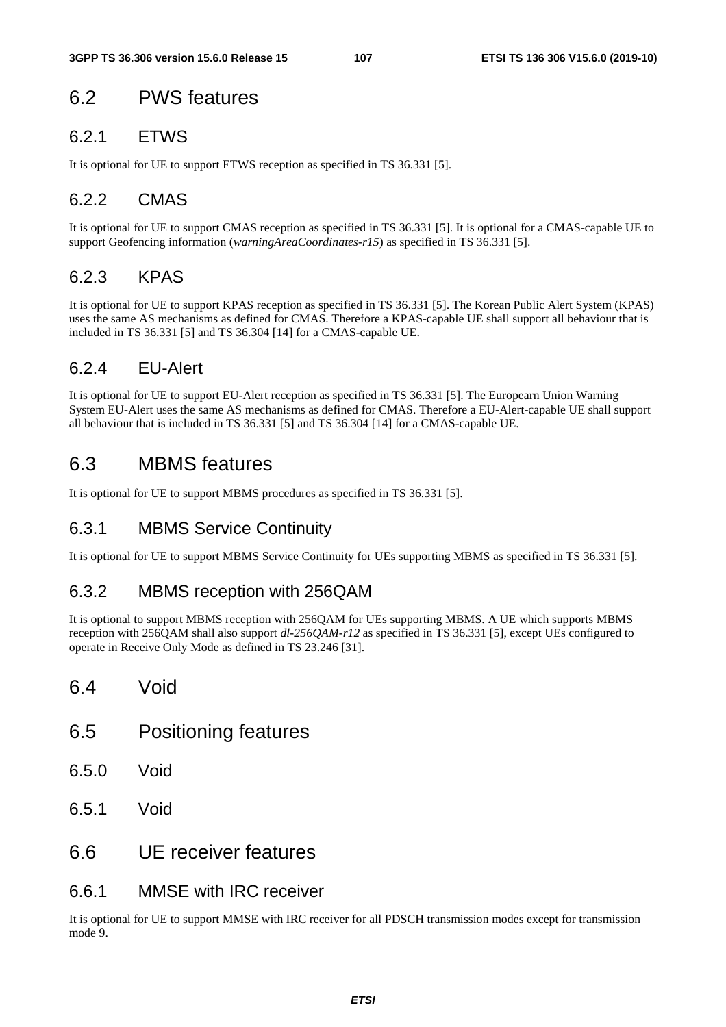## 6.2 PWS features

### 6.2.1 ETWS

It is optional for UE to support ETWS reception as specified in TS 36.331 [5].

### 6.2.2 CMAS

It is optional for UE to support CMAS reception as specified in TS 36.331 [5]. It is optional for a CMAS-capable UE to support Geofencing information (*warningAreaCoordinates-r15*) as specified in TS 36.331 [5].

### 6.2.3 KPAS

It is optional for UE to support KPAS reception as specified in TS 36.331 [5]. The Korean Public Alert System (KPAS) uses the same AS mechanisms as defined for CMAS. Therefore a KPAS-capable UE shall support all behaviour that is included in TS 36.331 [5] and TS 36.304 [14] for a CMAS-capable UE.

### 6.2.4 EU-Alert

It is optional for UE to support EU-Alert reception as specified in TS 36.331 [5]. The Europearn Union Warning System EU-Alert uses the same AS mechanisms as defined for CMAS. Therefore a EU-Alert-capable UE shall support all behaviour that is included in TS 36.331 [5] and TS 36.304 [14] for a CMAS-capable UE.

## 6.3 MBMS features

It is optional for UE to support MBMS procedures as specified in TS 36.331 [5].

### 6.3.1 MBMS Service Continuity

It is optional for UE to support MBMS Service Continuity for UEs supporting MBMS as specified in TS 36.331 [5].

### 6.3.2 MBMS reception with 256QAM

It is optional to support MBMS reception with 256QAM for UEs supporting MBMS. A UE which supports MBMS reception with 256QAM shall also support *dl-256QAM-r12* as specified in TS 36.331 [5], except UEs configured to operate in Receive Only Mode as defined in TS 23.246 [31].

## 6.4 Void

## 6.5 Positioning features

### 6.5.0 Void

### 6.5.1 Void

## 6.6 UE receiver features

### 6.6.1 MMSE with IRC receiver

It is optional for UE to support MMSE with IRC receiver for all PDSCH transmission modes except for transmission mode 9.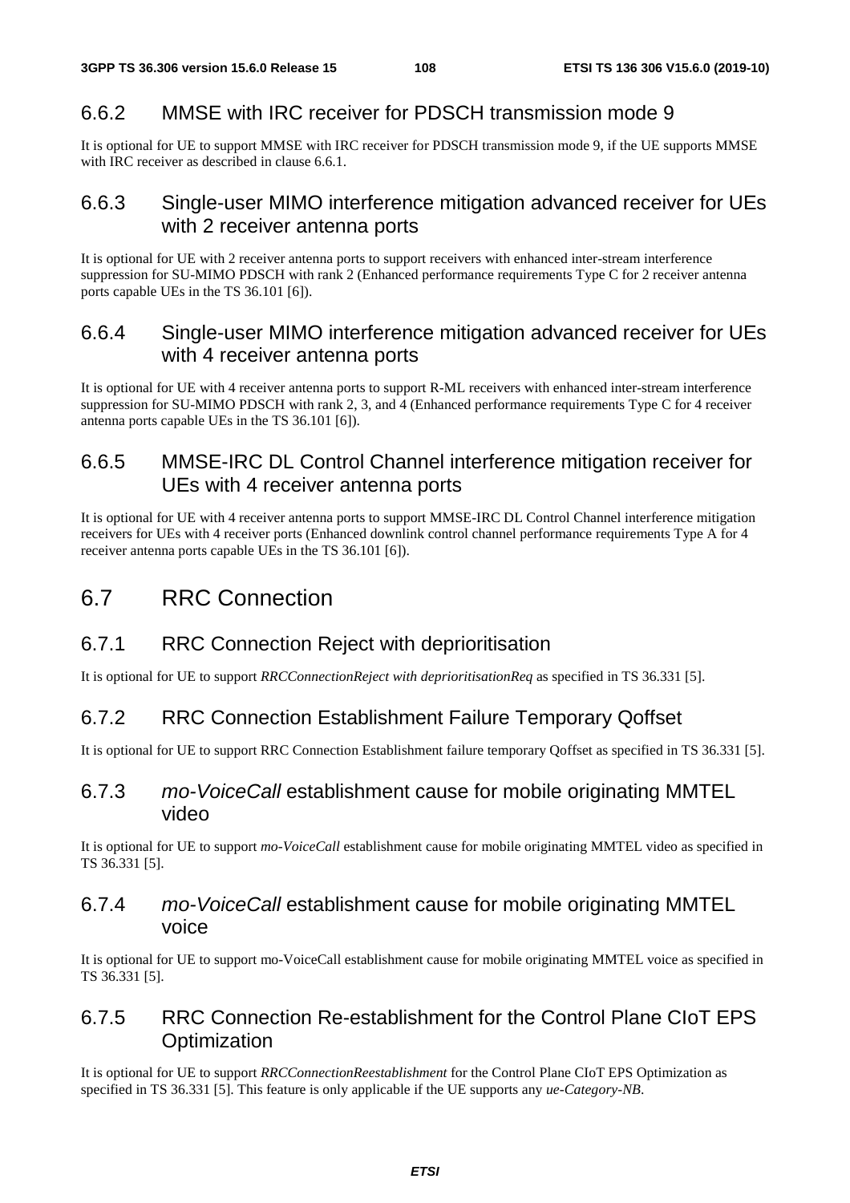### 6.6.2 MMSE with IRC receiver for PDSCH transmission mode 9

It is optional for UE to support MMSE with IRC receiver for PDSCH transmission mode 9, if the UE supports MMSE with IRC receiver as described in clause 6.6.1.

### 6.6.3 Single-user MIMO interference mitigation advanced receiver for UEs with 2 receiver antenna ports

It is optional for UE with 2 receiver antenna ports to support receivers with enhanced inter-stream interference suppression for SU-MIMO PDSCH with rank 2 (Enhanced performance requirements Type C for 2 receiver antenna ports capable UEs in the TS 36.101 [6]).

### 6.6.4 Single-user MIMO interference mitigation advanced receiver for UEs with 4 receiver antenna ports

It is optional for UE with 4 receiver antenna ports to support R-ML receivers with enhanced inter-stream interference suppression for SU-MIMO PDSCH with rank 2, 3, and 4 (Enhanced performance requirements Type C for 4 receiver antenna ports capable UEs in the TS 36.101 [6]).

### 6.6.5 MMSE-IRC DL Control Channel interference mitigation receiver for UEs with 4 receiver antenna ports

It is optional for UE with 4 receiver antenna ports to support MMSE-IRC DL Control Channel interference mitigation receivers for UEs with 4 receiver ports (Enhanced downlink control channel performance requirements Type A for 4 receiver antenna ports capable UEs in the TS 36.101 [6]).

## 6.7 RRC Connection

### 6.7.1 RRC Connection Reject with deprioritisation

It is optional for UE to support *RRCConnectionReject with deprioritisationReq* as specified in TS 36.331 [5].

### 6.7.2 RRC Connection Establishment Failure Temporary Qoffset

It is optional for UE to support RRC Connection Establishment failure temporary Qoffset as specified in TS 36.331 [5].

### 6.7.3 *mo-VoiceCall* establishment cause for mobile originating MMTEL video

It is optional for UE to support *mo-VoiceCall* establishment cause for mobile originating MMTEL video as specified in TS 36.331 [5].

### 6.7.4 *mo-VoiceCall* establishment cause for mobile originating MMTEL voice

It is optional for UE to support mo-VoiceCall establishment cause for mobile originating MMTEL voice as specified in TS 36.331 [5].

### 6.7.5 RRC Connection Re-establishment for the Control Plane CIoT EPS Optimization

It is optional for UE to support *RRCConnectionReestablishment* for the Control Plane CIoT EPS Optimization as specified in TS 36.331 [5]. This feature is only applicable if the UE supports any *ue-Category-NB*.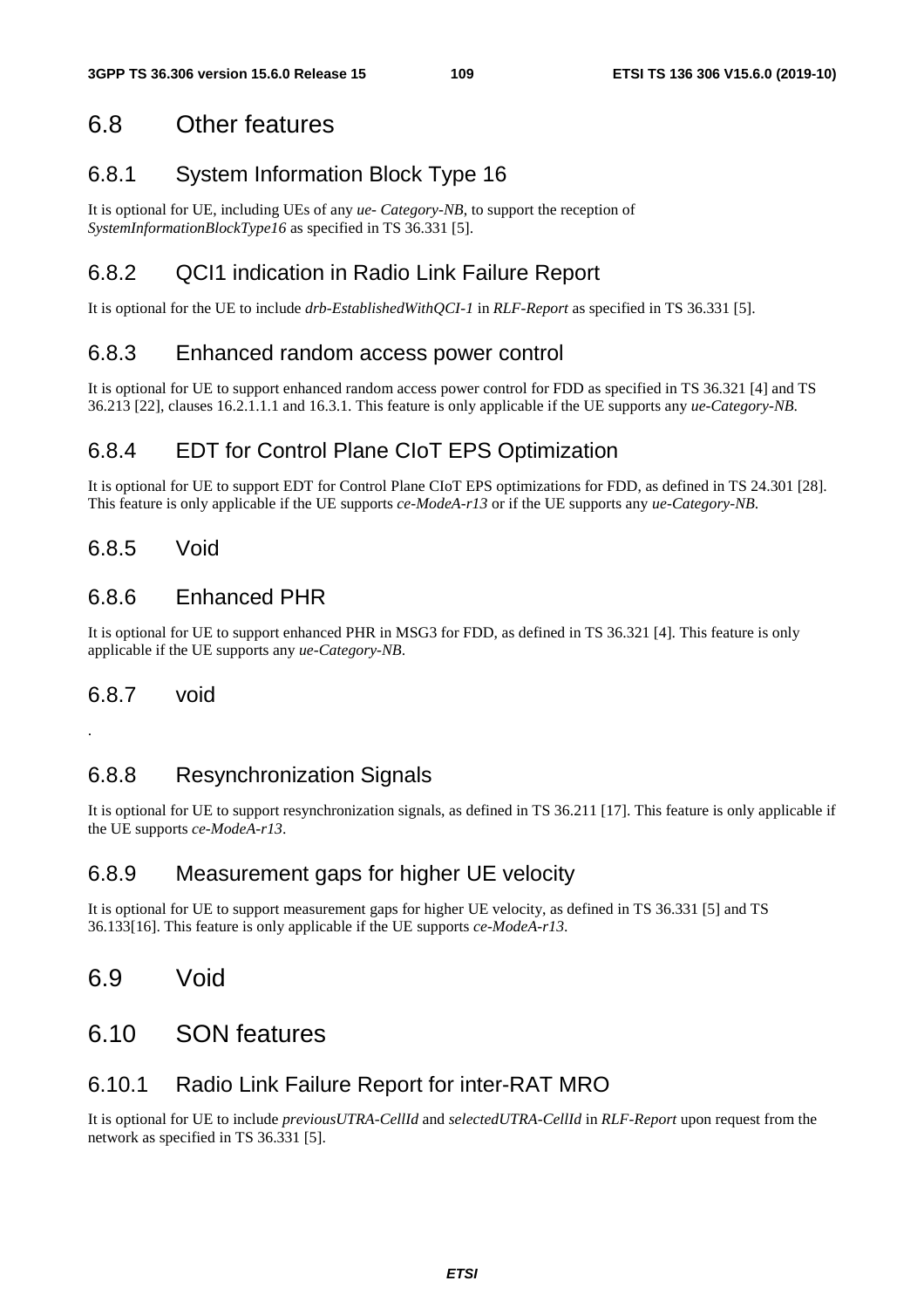## 6.8 Other features

### 6.8.1 System Information Block Type 16

It is optional for UE, including UEs of any *ue- Category-NB*, to support the reception of *SystemInformationBlockType16* as specified in TS 36.331 [5].

### 6.8.2 QCI1 indication in Radio Link Failure Report

It is optional for the UE to include *drb-EstablishedWithQCI-1* in *RLF-Report* as specified in TS 36.331 [5].

### 6.8.3 Enhanced random access power control

It is optional for UE to support enhanced random access power control for FDD as specified in TS 36.321 [4] and TS 36.213 [22], clauses 16.2.1.1.1 and 16.3.1. This feature is only applicable if the UE supports any *ue-Category-NB*.

### 6.8.4 EDT for Control Plane CIoT EPS Optimization

It is optional for UE to support EDT for Control Plane CIoT EPS optimizations for FDD, as defined in TS 24.301 [28]. This feature is only applicable if the UE supports *ce-ModeA-r13* or if the UE supports any *ue-Category-NB*.

### 6.8.5 Void

### 6.8.6 Enhanced PHR

It is optional for UE to support enhanced PHR in MSG3 for FDD, as defined in TS 36.321 [4]. This feature is only applicable if the UE supports any *ue-Category-NB*.

### 6.8.7 void

.

### 6.8.8 Resynchronization Signals

It is optional for UE to support resynchronization signals, as defined in TS 36.211 [17]. This feature is only applicable if the UE supports *ce-ModeA-r13*.

### 6.8.9 Measurement gaps for higher UE velocity

It is optional for UE to support measurement gaps for higher UE velocity, as defined in TS 36.331 [5] and TS 36.133[16]. This feature is only applicable if the UE supports *ce-ModeA-r13*.

## 6.9 Void

## 6.10 SON features

### 6.10.1 Radio Link Failure Report for inter-RAT MRO

It is optional for UE to include *previousUTRA-CellId* and *selectedUTRA-CellId* in *RLF-Report* upon request from the network as specified in TS 36.331 [5].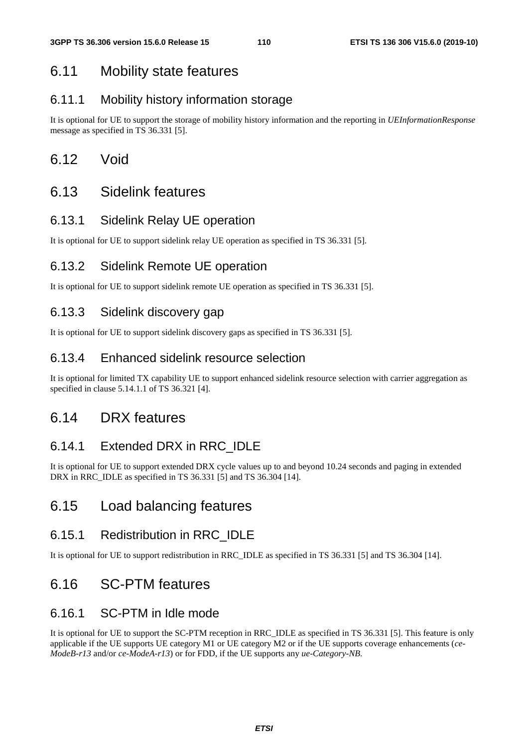## 6.11 Mobility state features

### 6.11.1 Mobility history information storage

It is optional for UE to support the storage of mobility history information and the reporting in *UEInformationResponse* message as specified in TS 36.331 [5].

## 6.12 Void

## 6.13 Sidelink features

### 6.13.1 Sidelink Relay UE operation

It is optional for UE to support sidelink relay UE operation as specified in TS 36.331 [5].

### 6.13.2 Sidelink Remote UE operation

It is optional for UE to support sidelink remote UE operation as specified in TS 36.331 [5].

### 6.13.3 Sidelink discovery gap

It is optional for UE to support sidelink discovery gaps as specified in TS 36.331 [5].

### 6.13.4 Enhanced sidelink resource selection

It is optional for limited TX capability UE to support enhanced sidelink resource selection with carrier aggregation as specified in clause 5.14.1.1 of TS 36.321 [4].

## 6.14 DRX features

### 6.14.1 Extended DRX in RRC_IDLE

It is optional for UE to support extended DRX cycle values up to and beyond 10.24 seconds and paging in extended DRX in RRC_IDLE as specified in TS 36.331 [5] and TS 36.304 [14].

## 6.15 Load balancing features

### 6.15.1 Redistribution in RRC_IDLE

It is optional for UE to support redistribution in RRC_IDLE as specified in TS 36.331 [5] and TS 36.304 [14].

## 6.16 SC-PTM features

### 6.16.1 SC-PTM in Idle mode

It is optional for UE to support the SC-PTM reception in RRC_IDLE as specified in TS 36.331 [5]. This feature is only applicable if the UE supports UE category M1 or UE category M2 or if the UE supports coverage enhancements (*ce-ModeB-r13* and/or *ce-ModeA-r13*) or for FDD, if the UE supports any *ue-Category-NB*.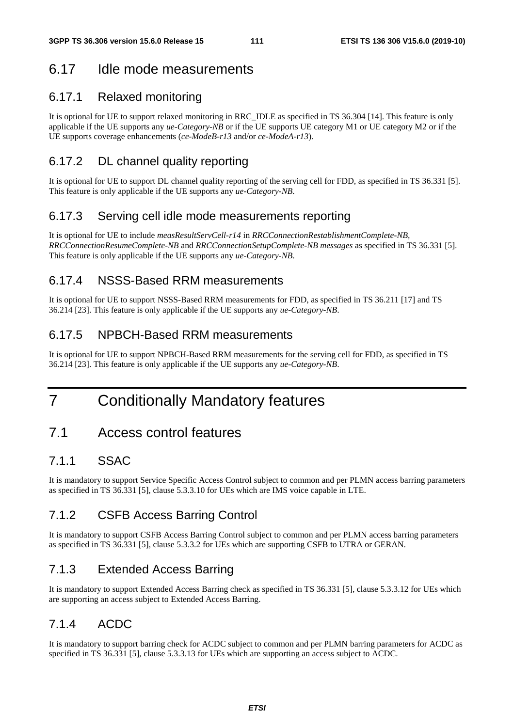## 6.17 Idle mode measurements

### 6.17.1 Relaxed monitoring

It is optional for UE to support relaxed monitoring in RRC_IDLE as specified in TS 36.304 [14]. This feature is only applicable if the UE supports any *ue-Category-NB* or if the UE supports UE category M1 or UE category M2 or if the UE supports coverage enhancements (*ce-ModeB-r13* and/or *ce-ModeA-r13*).

### 6.17.2 DL channel quality reporting

It is optional for UE to support DL channel quality reporting of the serving cell for FDD, as specified in TS 36.331 [5]. This feature is only applicable if the UE supports any *ue-Category-NB.*

### 6.17.3 Serving cell idle mode measurements reporting

It is optional for UE to include *measResultServCell-r14* in *RRCConnectionRestablishmentComplete-NB*, *RRCConnectionResumeComplete-NB* and *RRCConnectionSetupComplete-NB messages* as specified in TS 36.331 [5]. This feature is only applicable if the UE supports any *ue-Category-NB*.

### 6.17.4 NSSS-Based RRM measurements

It is optional for UE to support NSSS-Based RRM measurements for FDD, as specified in TS 36.211 [17] and TS 36.214 [23]. This feature is only applicable if the UE supports any *ue-Category-NB*.

### 6.17.5 NPBCH-Based RRM measurements

It is optional for UE to support NPBCH-Based RRM measurements for the serving cell for FDD, as specified in TS 36.214 [23]. This feature is only applicable if the UE supports any *ue-Category-NB*.

# 7 Conditionally Mandatory features

## 7.1 Access control features

### 7.1.1 SSAC

It is mandatory to support Service Specific Access Control subject to common and per PLMN access barring parameters as specified in TS 36.331 [5], clause 5.3.3.10 for UEs which are IMS voice capable in LTE.

### 7.1.2 CSFB Access Barring Control

It is mandatory to support CSFB Access Barring Control subject to common and per PLMN access barring parameters as specified in TS 36.331 [5], clause 5.3.3.2 for UEs which are supporting CSFB to UTRA or GERAN.

### 7.1.3 Extended Access Barring

It is mandatory to support Extended Access Barring check as specified in TS 36.331 [5], clause 5.3.3.12 for UEs which are supporting an access subject to Extended Access Barring.

### 7.1.4 ACDC

It is mandatory to support barring check for ACDC subject to common and per PLMN barring parameters for ACDC as specified in TS 36.331 [5], clause 5.3.3.13 for UEs which are supporting an access subject to ACDC.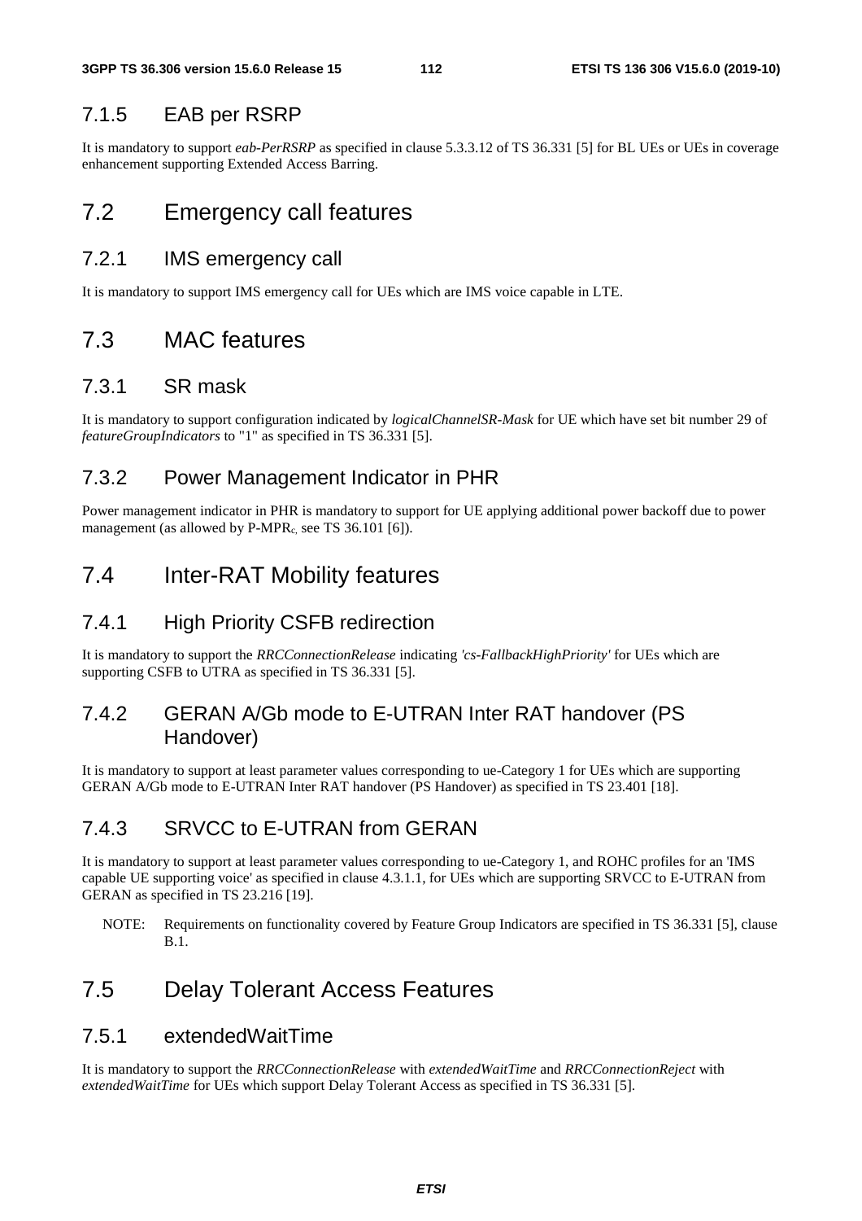### 7.1.5 EAB per RSRP

It is mandatory to support *eab-PerRSRP* as specified in clause 5.3.3.12 of TS 36.331 [5] for BL UEs or UEs in coverage enhancement supporting Extended Access Barring.

## 7.2 Emergency call features

### 7.2.1 IMS emergency call

It is mandatory to support IMS emergency call for UEs which are IMS voice capable in LTE.

## 7.3 MAC features

### 7.3.1 SR mask

It is mandatory to support configuration indicated by *logicalChannelSR-Mask* for UE which have set bit number 29 of *featureGroupIndicators* to "1" as specified in TS 36.331 [5].

### 7.3.2 Power Management Indicator in PHR

Power management indicator in PHR is mandatory to support for UE applying additional power backoff due to power management (as allowed by P-MPR$_c$, see TS 36.101 [6]).

## 7.4 Inter-RAT Mobility features

### 7.4.1 High Priority CSFB redirection

It is mandatory to support the *RRCConnectionRelease* indicating *'cs-FallbackHighPriority'* for UEs which are supporting CSFB to UTRA as specified in TS 36.331 [5].

### 7.4.2 GERAN A/Gb mode to E-UTRAN Inter RAT handover (PS Handover)

It is mandatory to support at least parameter values corresponding to ue-Category 1 for UEs which are supporting GERAN A/Gb mode to E-UTRAN Inter RAT handover (PS Handover) as specified in TS 23.401 [18].

### 7.4.3 SRVCC to E-UTRAN from GERAN

It is mandatory to support at least parameter values corresponding to ue-Category 1, and ROHC profiles for an 'IMS capable UE supporting voice' as specified in clause 4.3.1.1, for UEs which are supporting SRVCC to E-UTRAN from GERAN as specified in TS 23.216 [19].

NOTE: Requirements on functionality covered by Feature Group Indicators are specified in TS 36.331 [5], clause B.1.

## 7.5 Delay Tolerant Access Features

### 7.5.1 extendedWaitTime

It is mandatory to support the *RRCConnectionRelease* with *extendedWaitTime* and *RRCConnectionReject* with *extendedWaitTime* for UEs which support Delay Tolerant Access as specified in TS 36.331 [5].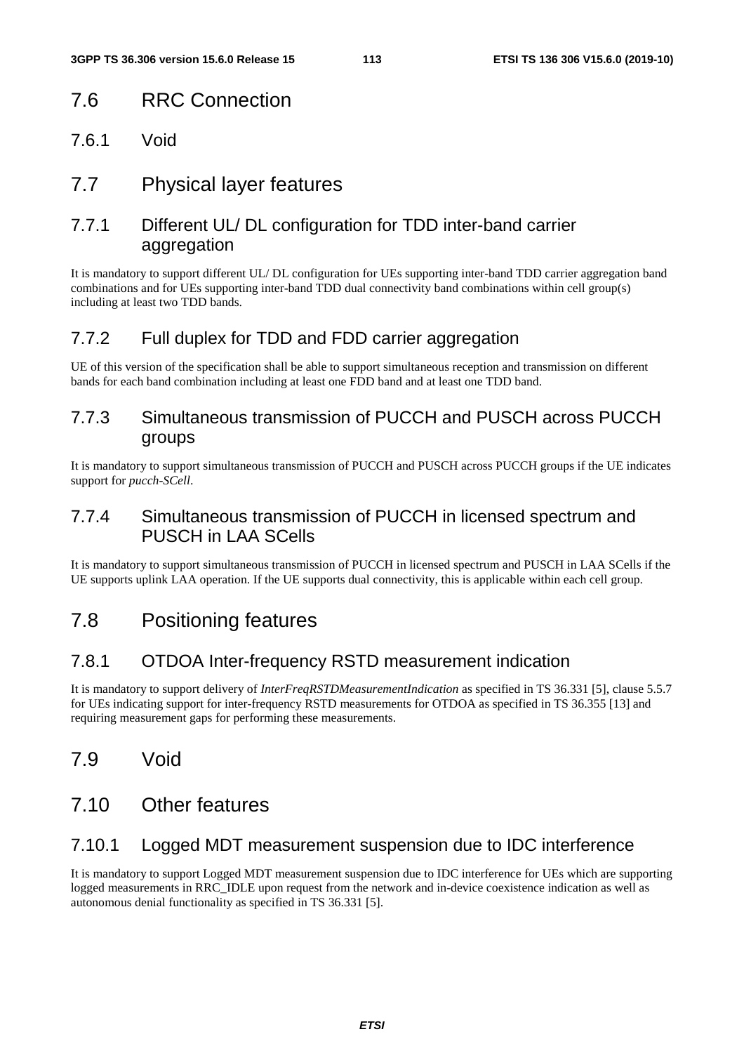## 7.6 RRC Connection

### 7.6.1 Void

## 7.7 Physical layer features

### 7.7.1 Different UL/ DL configuration for TDD inter-band carrier aggregation

It is mandatory to support different UL/ DL configuration for UEs supporting inter-band TDD carrier aggregation band combinations and for UEs supporting inter-band TDD dual connectivity band combinations within cell group(s) including at least two TDD bands.

### 7.7.2 Full duplex for TDD and FDD carrier aggregation

UE of this version of the specification shall be able to support simultaneous reception and transmission on different bands for each band combination including at least one FDD band and at least one TDD band.

### 7.7.3 Simultaneous transmission of PUCCH and PUSCH across PUCCH groups

It is mandatory to support simultaneous transmission of PUCCH and PUSCH across PUCCH groups if the UE indicates support for *pucch-SCell*.

### 7.7.4 Simultaneous transmission of PUCCH in licensed spectrum and PUSCH in LAA SCells

It is mandatory to support simultaneous transmission of PUCCH in licensed spectrum and PUSCH in LAA SCells if the UE supports uplink LAA operation. If the UE supports dual connectivity, this is applicable within each cell group.

## 7.8 Positioning features

### 7.8.1 OTDOA Inter-frequency RSTD measurement indication

It is mandatory to support delivery of *InterFreqRSTDMeasurementIndication* as specified in TS 36.331 [5], clause 5.5.7 for UEs indicating support for inter-frequency RSTD measurements for OTDOA as specified in TS 36.355 [13] and requiring measurement gaps for performing these measurements.

## 7.9 Void

## 7.10 Other features

### 7.10.1 Logged MDT measurement suspension due to IDC interference

It is mandatory to support Logged MDT measurement suspension due to IDC interference for UEs which are supporting logged measurements in RRC_IDLE upon request from the network and in-device coexistence indication as well as autonomous denial functionality as specified in TS 36.331 [5].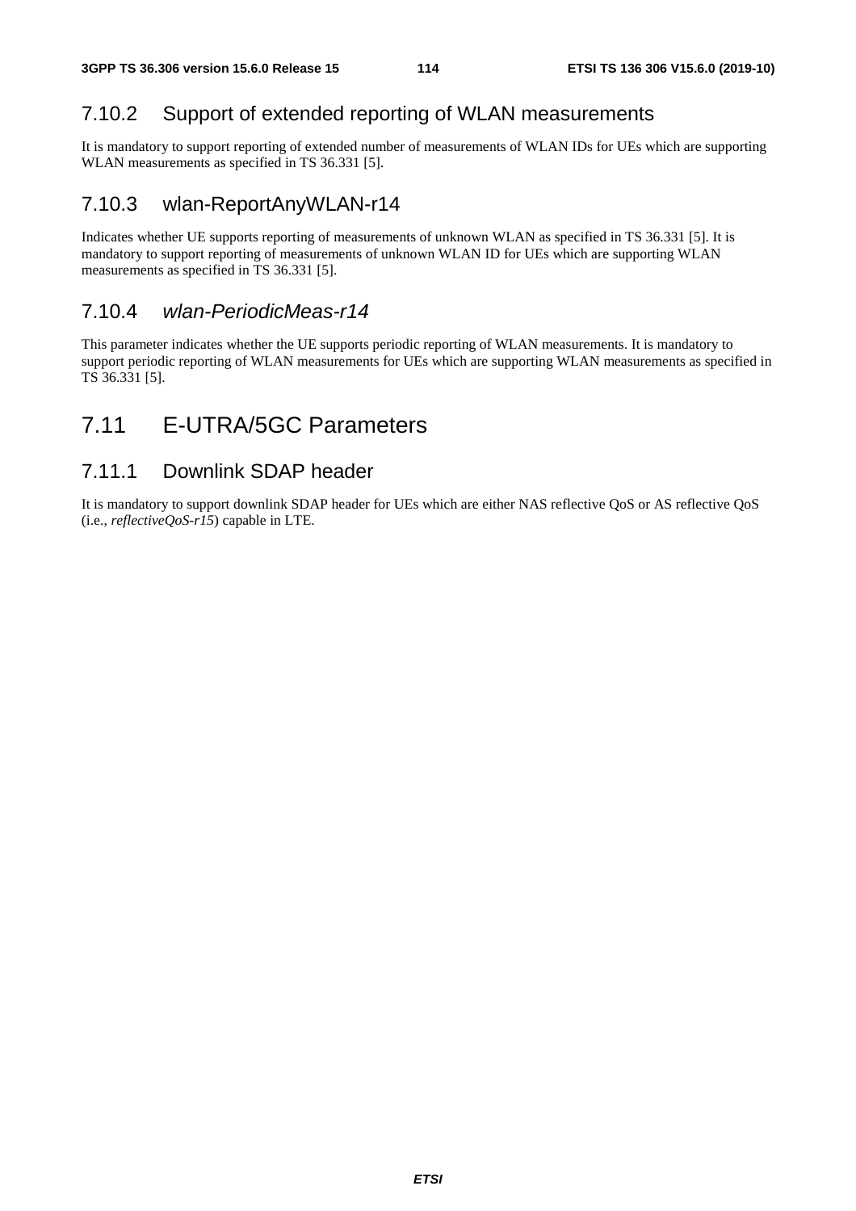### 7.10.2 Support of extended reporting of WLAN measurements

It is mandatory to support reporting of extended number of measurements of WLAN IDs for UEs which are supporting WLAN measurements as specified in TS 36.331 [5].

### 7.10.3 wlan-ReportAnyWLAN-r14

Indicates whether UE supports reporting of measurements of unknown WLAN as specified in TS 36.331 [5]. It is mandatory to support reporting of measurements of unknown WLAN ID for UEs which are supporting WLAN measurements as specified in TS 36.331 [5].

### 7.10.4 *wlan-PeriodicMeas-r14*

This parameter indicates whether the UE supports periodic reporting of WLAN measurements. It is mandatory to support periodic reporting of WLAN measurements for UEs which are supporting WLAN measurements as specified in TS 36.331 [5].

## 7.11 E-UTRA/5GC Parameters

### 7.11.1 Downlink SDAP header

It is mandatory to support downlink SDAP header for UEs which are either NAS reflective QoS or AS reflective QoS (i.e., *reflectiveQoS-r15*) capable in LTE.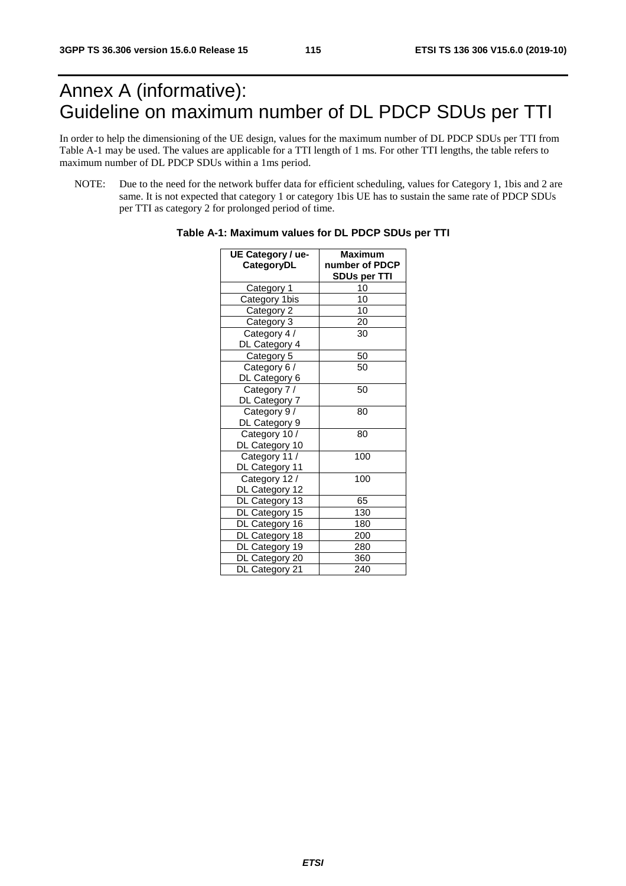# Annex A (informative): Guideline on maximum number of DL PDCP SDUs per TTI

In order to help the dimensioning of the UE design, values for the maximum number of DL PDCP SDUs per TTI from Table A-1 may be used. The values are applicable for a TTI length of 1 ms. For other TTI lengths, the table refers to maximum number of DL PDCP SDUs within a 1ms period.

NOTE: Due to the need for the network buffer data for efficient scheduling, values for Category 1, 1bis and 2 are same. It is not expected that category 1 or category 1bis UE has to sustain the same rate of PDCP SDUs per TTI as category 2 for prolonged period of time.

**Table A-1: Maximum values for DL PDCP SDUs per TTI**

| UE Category / ue-CategoryDL | Maximum number of PDCP SDUs per TTI |
|---|---|
| Category 1 | 10 |
| Category 1bis | 10 |
| Category 2 | 10 |
| Category 3 | 20 |
| Category 4 / DL Category 4 | 30 |
| Category 5 | 50 |
| Category 6 / DL Category 6 | 50 |
| Category 7 / DL Category 7 | 50 |
| Category 9 / DL Category 9 | 80 |
| Category 10 / DL Category 10 | 80 |
| Category 11 / DL Category 11 | 100 |
| Category 12 / DL Category 12 | 100 |
| DL Category 13 | 65 |
| DL Category 15 | 130 |
| DL Category 16 | 180 |
| DL Category 18 | 200 |
| DL Category 19 | 280 |
| DL Category 20 | 360 |
| DL Category 21 | 240 |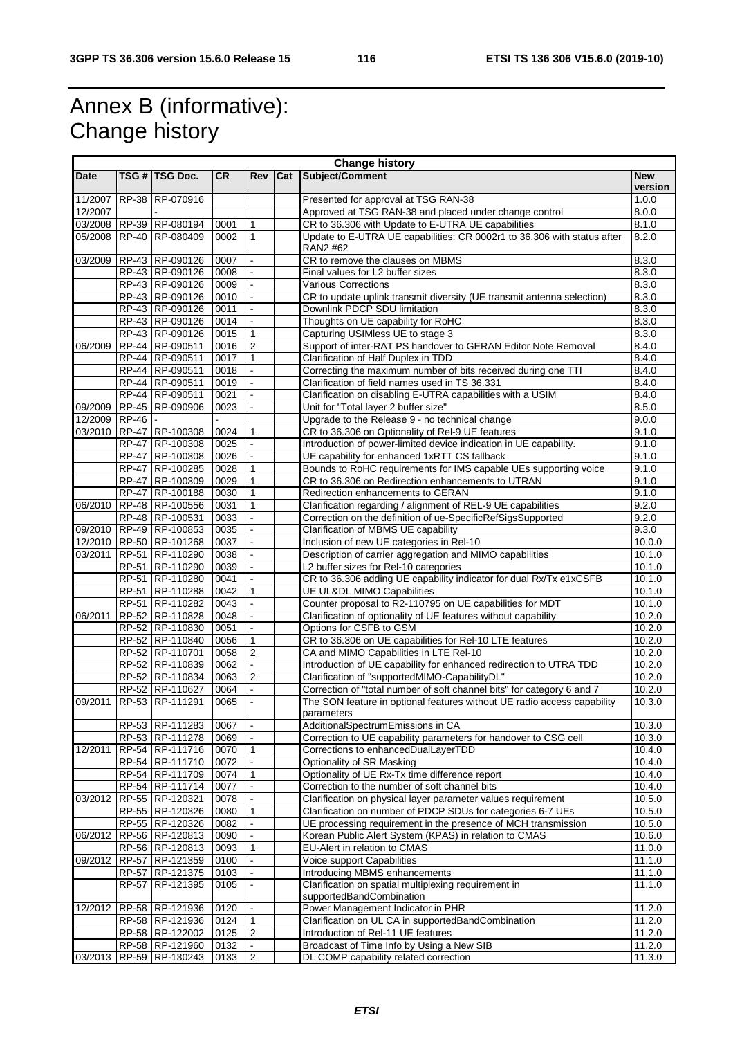# Annex B (informative): Change history

| Change history | | | | | | | |
|---|---|---|---|---|---|---|---|
| **Date** | **TSG #** | **TSG Doc.** | **CR** | **Rev** | **Cat** | **Subject/Comment** | **New version** |
| 11/2007 | RP-38 | RP-070916 | | | | Presented for approval at TSG RAN-38 | 1.0.0 |
| 12/2007 | | - | | | | Approved at TSG RAN-38 and placed under change control | 8.0.0 |
| 03/2008 | RP-39 | RP-080194 | 0001 | 1 | | CR to 36.306 with Update to E-UTRA UE capabilities | 8.1.0 |
| 05/2008 | RP-40 | RP-080409 | 0002 | 1 | | Update to E-UTRA UE capabilities: CR 0002r1 to 36.306 with status after RAN2 #62 | 8.2.0 |
| 03/2009 | RP-43 | RP-090126 | 0007 | - | | CR to remove the clauses on MBMS | 8.3.0 |
| | RP-43 | RP-090126 | 0008 | - | | Final values for L2 buffer sizes | 8.3.0 |
| | RP-43 | RP-090126 | 0009 | - | | Various Corrections | 8.3.0 |
| | RP-43 | RP-090126 | 0010 | - | | CR to update uplink transmit diversity (UE transmit antenna selection) | 8.3.0 |
| | RP-43 | RP-090126 | 0011 | - | | Downlink PDCP SDU limitation | 8.3.0 |
| | RP-43 | RP-090126 | 0014 | - | | Thoughts on UE capability for RoHC | 8.3.0 |
| | RP-43 | RP-090126 | 0015 | 1 | | Capturing USIMless UE to stage 3 | 8.3.0 |
| 06/2009 | RP-44 | RP-090511 | 0016 | 2 | | Support of inter-RAT PS handover to GERAN Editor Note Removal | 8.4.0 |
| | RP-44 | RP-090511 | 0017 | 1 | | Clarification of Half Duplex in TDD | 8.4.0 |
| | RP-44 | RP-090511 | 0018 | - | | Correcting the maximum number of bits received during one TTI | 8.4.0 |
| | RP-44 | RP-090511 | 0019 | - | | Clarification of field names used in TS 36.331 | 8.4.0 |
| | RP-44 | RP-090511 | 0021 | - | | Clarification on disabling E-UTRA capabilities with a USIM | 8.4.0 |
| 09/2009 | RP-45 | RP-090906 | 0023 | - | | Unit for "Total layer 2 buffer size" | 8.5.0 |
| 12/2009 | RP-46 | - | - | | | Upgrade to the Release 9 - no technical change | 9.0.0 |
| 03/2010 | RP-47 | RP-100308 | 0024 | 1 | | CR to 36.306 on Optionality of Rel-9 UE features | 9.1.0 |
| | RP-47 | RP-100308 | 0025 | - | | Introduction of power-limited device indication in UE capability. | 9.1.0 |
| | RP-47 | RP-100308 | 0026 | - | | UE capability for enhanced 1xRTT CS fallback | 9.1.0 |
| | RP-47 | RP-100285 | 0028 | 1 | | Bounds to RoHC requirements for IMS capable UEs supporting voice | 9.1.0 |
| | RP-47 | RP-100309 | 0029 | 1 | | CR to 36.306 on Redirection enhancements to UTRAN | 9.1.0 |
| | RP-47 | RP-100188 | 0030 | 1 | | Redirection enhancements to GERAN | 9.1.0 |
| 06/2010 | RP-48 | RP-100556 | 0031 | 1 | | Clarification regarding / alignment of REL-9 UE capabilities | 9.2.0 |
| | RP-48 | RP-100531 | 0033 | - | | Correction on the definition of ue-SpecificRefSigsSupported | 9.2.0 |
| 09/2010 | RP-49 | RP-100853 | 0035 | - | | Clarification of MBMS UE capability | 9.3.0 |
| 12/2010 | RP-50 | RP-101268 | 0037 | - | | Inclusion of new UE categories in Rel-10 | 10.0.0 |
| 03/2011 | RP-51 | RP-110290 | 0038 | - | | Description of carrier aggregation and MIMO capabilities | 10.1.0 |
| | RP-51 | RP-110290 | 0039 | - | | L2 buffer sizes for Rel-10 categories | 10.1.0 |
| | RP-51 | RP-110280 | 0041 | - | | CR to 36.306 adding UE capability indicator for dual Rx/Tx e1xCSFB | 10.1.0 |
| | RP-51 | RP-110288 | 0042 | 1 | | UE UL&DL MIMO Capabilities | 10.1.0 |
| | RP-51 | RP-110282 | 0043 | - | | Counter proposal to R2-110795 on UE capabilities for MDT | 10.1.0 |
| 06/2011 | RP-52 | RP-110828 | 0048 | - | | Clarification of optionality of UE features without capability | 10.2.0 |
| | RP-52 | RP-110830 | 0051 | - | | Options for CSFB to GSM | 10.2.0 |
| | RP-52 | RP-110840 | 0056 | 1 | | CR to 36.306 on UE capabilities for Rel-10 LTE features | 10.2.0 |
| | RP-52 | RP-110701 | 0058 | 2 | | CA and MIMO Capabilities in LTE Rel-10 | 10.2.0 |
| | RP-52 | RP-110839 | 0062 | - | | Introduction of UE capability for enhanced redirection to UTRA TDD | 10.2.0 |
| | RP-52 | RP-110834 | 0063 | 2 | | Clarification of "supportedMIMO-CapabilityDL" | 10.2.0 |
| | RP-52 | RP-110627 | 0064 | - | | Correction of "total number of soft channel bits" for category 6 and 7 | 10.2.0 |
| 09/2011 | RP-53 | RP-111291 | 0065 | - | | The SON feature in optional features without UE radio access capability parameters | 10.3.0 |
| | RP-53 | RP-111283 | 0067 | - | | AdditionalSpectrumEmissions in CA | 10.3.0 |
| | RP-53 | RP-111278 | 0069 | - | | Correction to UE capability parameters for handover to CSG cell | 10.3.0 |
| 12/2011 | RP-54 | RP-111716 | 0070 | 1 | | Corrections to enhancedDualLayerTDD | 10.4.0 |
| | RP-54 | RP-111710 | 0072 | - | | Optionality of SR Masking | 10.4.0 |
| | RP-54 | RP-111709 | 0074 | 1 | | Optionality of UE Rx-Tx time difference report | 10.4.0 |
| | RP-54 | RP-111714 | 0077 | - | | Correction to the number of soft channel bits | 10.4.0 |
| 03/2012 | RP-55 | RP-120321 | 0078 | - | | Clarification on physical layer parameter values requirement | 10.5.0 |
| | RP-55 | RP-120326 | 0080 | 1 | | Clarification on number of PDCP SDUs for categories 6-7 UEs | 10.5.0 |
| | RP-55 | RP-120326 | 0082 | - | | UE processing requirement in the presence of MCH transmission | 10.5.0 |
| 06/2012 | RP-56 | RP-120813 | 0090 | - | | Korean Public Alert System (KPAS) in relation to CMAS | 10.6.0 |
| | RP-56 | RP-120813 | 0093 | 1 | | EU-Alert in relation to CMAS | 11.0.0 |
| 09/2012 | RP-57 | RP-121359 | 0100 | - | | Voice support Capabilities | 11.1.0 |
| | RP-57 | RP-121375 | 0103 | - | | Introducing MBMS enhancements | 11.1.0 |
| | RP-57 | RP-121395 | 0105 | - | | Clarification on spatial multiplexing requirement in supportedBandCombination | 11.1.0 |
| 12/2012 | RP-58 | RP-121936 | 0120 | - | | Power Management Indicator in PHR | 11.2.0 |
| | RP-58 | RP-121936 | 0124 | 1 | | Clarification on UL CA in supportedBandCombination | 11.2.0 |
| | RP-58 | RP-122002 | 0125 | 2 | | Introduction of Rel-11 UE features | 11.2.0 |
| | RP-58 | RP-121960 | 0132 | - | | Broadcast of Time Info by Using a New SIB | 11.2.0 |
| 03/2013 | RP-59 | RP-130243 | 0133 | 2 | | DL COMP capability related correction | 11.3.0 |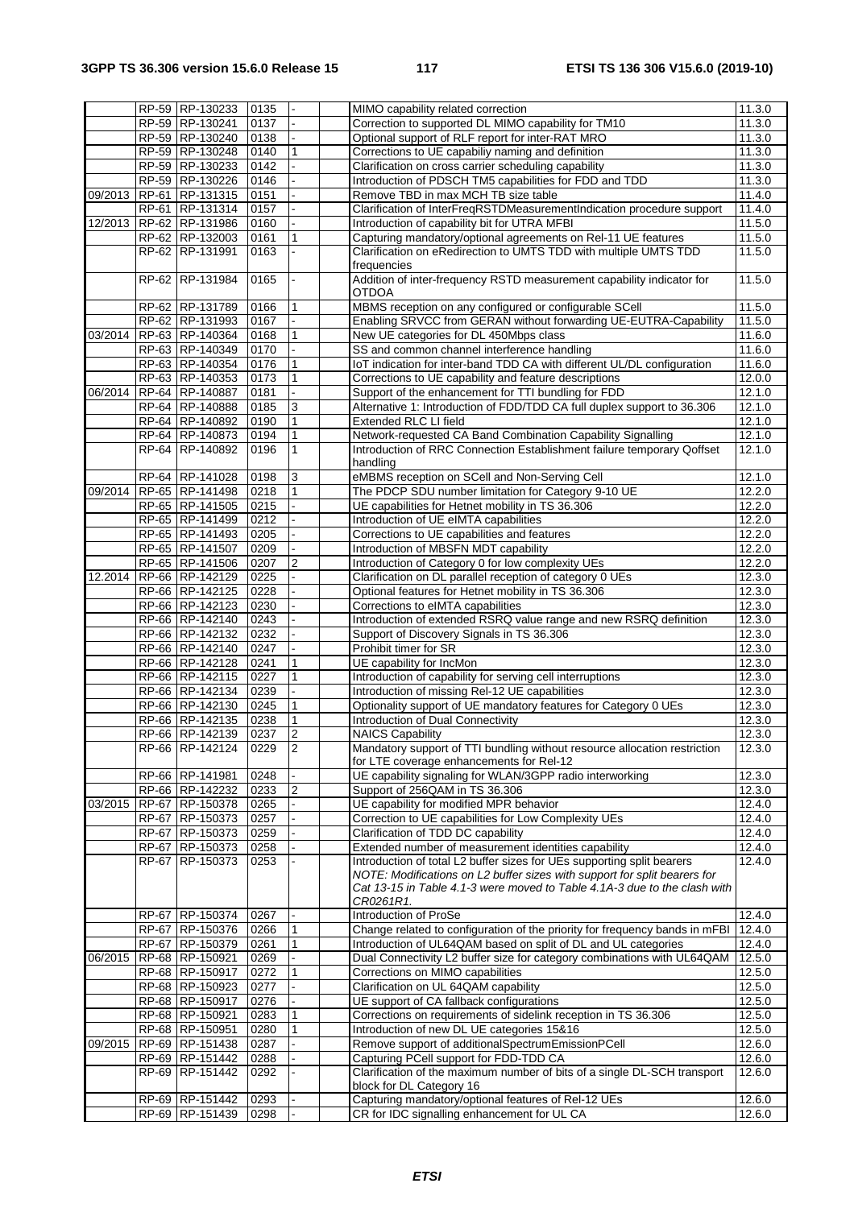| | RP-59 | RP-130233 | 0135 | - | | MIMO capability related correction | 11.3.0 |
|---|---|---|---|---|---|---|---|
| | RP-59 | RP-130241 | 0137 | - | | Correction to supported DL MIMO capability for TM10 | 11.3.0 |
| | RP-59 | RP-130240 | 0138 | - | | Optional support of RLF report for inter-RAT MRO | 11.3.0 |
| | RP-59 | RP-130248 | 0140 | 1 | | Corrections to UE capabiliy naming and definition | 11.3.0 |
| | RP-59 | RP-130233 | 0142 | - | | Clarification on cross carrier scheduling capability | 11.3.0 |
| | RP-59 | RP-130226 | 0146 | - | | Introduction of PDSCH TM5 capabilities for FDD and TDD | 11.3.0 |
| 09/2013 | RP-61 | RP-131315 | 0151 | - | | Remove TBD in max MCH TB size table | 11.4.0 |
| | RP-61 | RP-131314 | 0157 | - | | Clarification of InterFreqRSTDMeasurementIndication procedure support | 11.4.0 |
| 12/2013 | RP-62 | RP-131986 | 0160 | - | | Introduction of capability bit for UTRA MFBI | 11.5.0 |
| | RP-62 | RP-132003 | 0161 | 1 | | Capturing mandatory/optional agreements on Rel-11 UE features | 11.5.0 |
| | RP-62 | RP-131991 | 0163 | - | | Clarification on eRedirection to UMTS TDD with multiple UMTS TDD frequencies | 11.5.0 |
| | RP-62 | RP-131984 | 0165 | - | | Addition of inter-frequency RSTD measurement capability indicator for OTDOA | 11.5.0 |
| | RP-62 | RP-131789 | 0166 | 1 | | MBMS reception on any configured or configurable SCell | 11.5.0 |
| | RP-62 | RP-131993 | 0167 | - | | Enabling SRVCC from GERAN without forwarding UE-EUTRA-Capability | 11.5.0 |
| 03/2014 | RP-63 | RP-140364 | 0168 | 1 | | New UE categories for DL 450Mbps class | 11.6.0 |
| | RP-63 | RP-140349 | 0170 | - | | SS and common channel interference handling | 11.6.0 |
| | RP-63 | RP-140354 | 0176 | 1 | | IoT indication for inter-band TDD CA with different UL/DL configuration | 11.6.0 |
| | RP-63 | RP-140353 | 0173 | 1 | | Corrections to UE capability and feature descriptions | 12.0.0 |
| 06/2014 | RP-64 | RP-140887 | 0181 | - | | Support of the enhancement for TTI bundling for FDD | 12.1.0 |
| | RP-64 | RP-140888 | 0185 | 3 | | Alternative 1: Introduction of FDD/TDD CA full duplex support to 36.306 | 12.1.0 |
| | RP-64 | RP-140892 | 0190 | 1 | | Extended RLC LI field | 12.1.0 |
| | RP-64 | RP-140873 | 0194 | 1 | | Network-requested CA Band Combination Capability Signalling | 12.1.0 |
| | RP-64 | RP-140892 | 0196 | 1 | | Introduction of RRC Connection Establishment failure temporary Qoffset handling | 12.1.0 |
| | RP-64 | RP-141028 | 0198 | 3 | | eMBMS reception on SCell and Non-Serving Cell | 12.1.0 |
| 09/2014 | RP-65 | RP-141498 | 0218 | 1 | | The PDCP SDU number limitation for Category 9-10 UE | 12.2.0 |
| | RP-65 | RP-141505 | 0215 | - | | UE capabilities for Hetnet mobility in TS 36.306 | 12.2.0 |
| | RP-65 | RP-141499 | 0212 | - | | Introduction of UE eIMTA capabilities | 12.2.0 |
| | RP-65 | RP-141493 | 0205 | - | | Corrections to UE capabilities and features | 12.2.0 |
| | RP-65 | RP-141507 | 0209 | - | | Introduction of MBSFN MDT capability | 12.2.0 |
| | RP-65 | RP-141506 | 0207 | 2 | | Introduction of Category 0 for low complexity UEs | 12.2.0 |
| 12.2014 | RP-66 | RP-142129 | 0225 | - | | Clarification on DL parallel reception of category 0 UEs | 12.3.0 |
| | RP-66 | RP-142125 | 0228 | - | | Optional features for Hetnet mobility in TS 36.306 | 12.3.0 |
| | RP-66 | RP-142123 | 0230 | - | | Corrections to eIMTA capabilities | 12.3.0 |
| | RP-66 | RP-142140 | 0243 | - | | Introduction of extended RSRQ value range and new RSRQ definition | 12.3.0 |
| | RP-66 | RP-142132 | 0232 | - | | Support of Discovery Signals in TS 36.306 | 12.3.0 |
| | RP-66 | RP-142140 | 0247 | - | | Prohibit timer for SR | 12.3.0 |
| | RP-66 | RP-142128 | 0241 | 1 | | UE capability for IncMon | 12.3.0 |
| | RP-66 | RP-142115 | 0227 | 1 | | Introduction of capability for serving cell interruptions | 12.3.0 |
| | RP-66 | RP-142134 | 0239 | - | | Introduction of missing Rel-12 UE capabilities | 12.3.0 |
| | RP-66 | RP-142130 | 0245 | 1 | | Optionality support of UE mandatory features for Category 0 UEs | 12.3.0 |
| | RP-66 | RP-142135 | 0238 | 1 | | Introduction of Dual Connectivity | 12.3.0 |
| | RP-66 | RP-142139 | 0237 | 2 | | NAICS Capability | 12.3.0 |
| | RP-66 | RP-142124 | 0229 | 2 | | Mandatory support of TTI bundling without resource allocation restriction for LTE coverage enhancements for Rel-12 | 12.3.0 |
| | RP-66 | RP-141981 | 0248 | - | | UE capability signaling for WLAN/3GPP radio interworking | 12.3.0 |
| | RP-66 | RP-142232 | 0233 | 2 | | Support of 256QAM in TS 36.306 | 12.3.0 |
| 03/2015 | RP-67 | RP-150378 | 0265 | - | | UE capability for modified MPR behavior | 12.4.0 |
| | RP-67 | RP-150373 | 0257 | - | | Correction to UE capabilities for Low Complexity UEs | 12.4.0 |
| | RP-67 | RP-150373 | 0259 | - | | Clarification of TDD DC capability | 12.4.0 |
| | RP-67 | RP-150373 | 0258 | - | | Extended number of measurement identities capability | 12.4.0 |
| | RP-67 | RP-150373 | 0253 | - | | Introduction of total L2 buffer sizes for UEs supporting split bearers *NOTE: Modifications on L2 buffer sizes with support for split bearers for Cat 13-15 in Table 4.1-3 were moved to Table 4.1A-3 due to the clash with CR0261R1.* | 12.4.0 |
| | RP-67 | RP-150374 | 0267 | - | | Introduction of ProSe | 12.4.0 |
| | RP-67 | RP-150376 | 0266 | 1 | | Change related to configuration of the priority for frequency bands in mFBI | 12.4.0 |
| | RP-67 | RP-150379 | 0261 | 1 | | Introduction of UL64QAM based on split of DL and UL categories | 12.4.0 |
| 06/2015 | RP-68 | RP-150921 | 0269 | - | | Dual Connectivity L2 buffer size for category combinations with UL64QAM | 12.5.0 |
| | RP-68 | RP-150917 | 0272 | 1 | | Corrections on MIMO capabilities | 12.5.0 |
| | RP-68 | RP-150923 | 0277 | - | | Clarification on UL 64QAM capability | 12.5.0 |
| | RP-68 | RP-150917 | 0276 | - | | UE support of CA fallback configurations | 12.5.0 |
| | RP-68 | RP-150921 | 0283 | 1 | | Corrections on requirements of sidelink reception in TS 36.306 | 12.5.0 |
| | RP-68 | RP-150951 | 0280 | 1 | | Introduction of new DL UE categories 15&16 | 12.5.0 |
| 09/2015 | RP-69 | RP-151438 | 0287 | - | | Remove support of additionalSpectrumEmissionPCell | 12.6.0 |
| | RP-69 | RP-151442 | 0288 | - | | Capturing PCell support for FDD-TDD CA | 12.6.0 |
| | RP-69 | RP-151442 | 0292 | - | | Clarification of the maximum number of bits of a single DL-SCH transport block for DL Category 16 | 12.6.0 |
| | RP-69 | RP-151442 | 0293 | - | | Capturing mandatory/optional features of Rel-12 UEs | 12.6.0 |
| | RP-69 | RP-151439 | 0298 | - | | CR for IDC signalling enhancement for UL CA | 12.6.0 |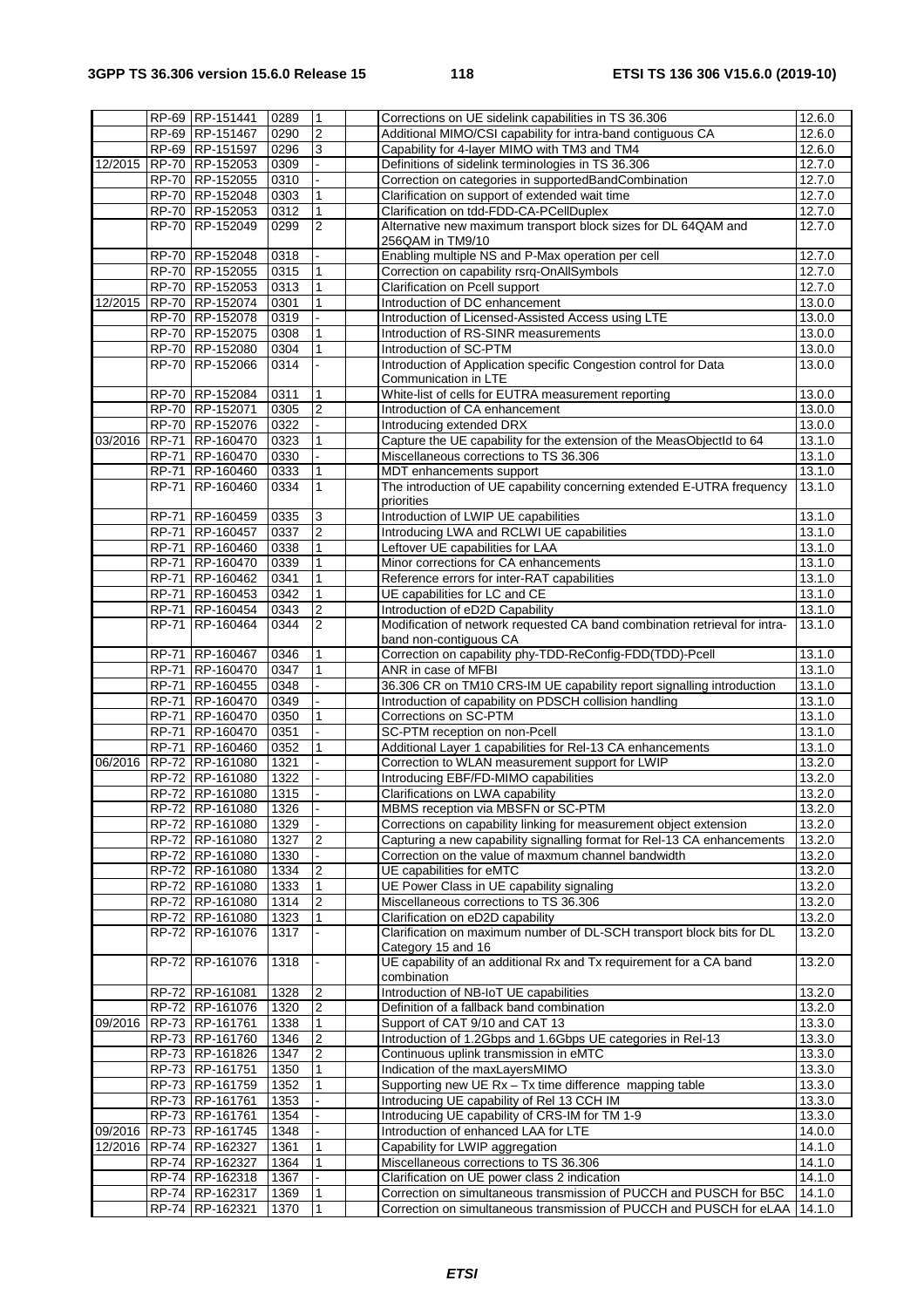|  | RP-69 | RP-151441 | 0289 | 1 |  | Corrections on UE sidelink capabilities in TS 36.306 | 12.6.0 |
|---|---|---|---|---|---|---|---|
|  | RP-69 | RP-151467 | 0290 | 2 |  | Additional MIMO/CSI capability for intra-band contiguous CA | 12.6.0 |
|  | RP-69 | RP-151597 | 0296 | 3 |  | Capability for 4-layer MIMO with TM3 and TM4 | 12.6.0 |
| 12/2015 | RP-70 | RP-152053 | 0309 | - |  | Definitions of sidelink terminologies in TS 36.306 | 12.7.0 |
|  | RP-70 | RP-152055 | 0310 | - |  | Correction on categories in supportedBandCombination | 12.7.0 |
|  | RP-70 | RP-152048 | 0303 | 1 |  | Clarification on support of extended wait time | 12.7.0 |
|  | RP-70 | RP-152053 | 0312 | 1 |  | Clarification on tdd-FDD-CA-PCellDuplex | 12.7.0 |
|  | RP-70 | RP-152049 | 0299 | 2 |  | Alternative new maximum transport block sizes for DL 64QAM and 256QAM in TM9/10 | 12.7.0 |
|  | RP-70 | RP-152048 | 0318 | - |  | Enabling multiple NS and P-Max operation per cell | 12.7.0 |
|  | RP-70 | RP-152055 | 0315 | 1 |  | Correction on capability rsrq-OnAllSymbols | 12.7.0 |
|  | RP-70 | RP-152053 | 0313 | 1 |  | Clarification on Pcell support | 12.7.0 |
| 12/2015 | RP-70 | RP-152074 | 0301 | 1 |  | Introduction of DC enhancement | 13.0.0 |
|  | RP-70 | RP-152078 | 0319 | - |  | Introduction of Licensed-Assisted Access using LTE | 13.0.0 |
|  | RP-70 | RP-152075 | 0308 | 1 |  | Introduction of RS-SINR measurements | 13.0.0 |
|  | RP-70 | RP-152080 | 0304 | 1 |  | Introduction of SC-PTM | 13.0.0 |
|  | RP-70 | RP-152066 | 0314 | - |  | Introduction of Application specific Congestion control for Data Communication in LTE | 13.0.0 |
|  | RP-70 | RP-152084 | 0311 | 1 |  | White-list of cells for EUTRA measurement reporting | 13.0.0 |
|  | RP-70 | RP-152071 | 0305 | 2 |  | Introduction of CA enhancement | 13.0.0 |
|  | RP-70 | RP-152076 | 0322 | - |  | Introducing extended DRX | 13.0.0 |
| 03/2016 | RP-71 | RP-160470 | 0323 | 1 |  | Capture the UE capability for the extension of the MeasObjectId to 64 | 13.1.0 |
|  | RP-71 | RP-160470 | 0330 | - |  | Miscellaneous corrections to TS 36.306 | 13.1.0 |
|  | RP-71 | RP-160460 | 0333 | 1 |  | MDT enhancements support | 13.1.0 |
|  | RP-71 | RP-160460 | 0334 | 1 |  | The introduction of UE capability concerning extended E-UTRA frequency priorities | 13.1.0 |
|  | RP-71 | RP-160459 | 0335 | 3 |  | Introduction of LWIP UE capabilities | 13.1.0 |
|  | RP-71 | RP-160457 | 0337 | 2 |  | Introducing LWA and RCLWI UE capabilities | 13.1.0 |
|  | RP-71 | RP-160460 | 0338 | 1 |  | Leftover UE capabilities for LAA | 13.1.0 |
|  | RP-71 | RP-160470 | 0339 | 1 |  | Minor corrections for CA enhancements | 13.1.0 |
|  | RP-71 | RP-160462 | 0341 | 1 |  | Reference errors for inter-RAT capabilities | 13.1.0 |
|  | RP-71 | RP-160453 | 0342 | 1 |  | UE capabilities for LC and CE | 13.1.0 |
|  | RP-71 | RP-160454 | 0343 | 2 |  | Introduction of eD2D Capability | 13.1.0 |
|  | RP-71 | RP-160464 | 0344 | 2 |  | Modification of network requested CA band combination retrieval for intra-band non-contiguous CA | 13.1.0 |
|  | RP-71 | RP-160467 | 0346 | 1 |  | Correction on capability phy-TDD-ReConfig-FDD(TDD)-Pcell | 13.1.0 |
|  | RP-71 | RP-160470 | 0347 | 1 |  | ANR in case of MFBI | 13.1.0 |
|  | RP-71 | RP-160455 | 0348 | - |  | 36.306 CR on TM10 CRS-IM UE capability report signalling introduction | 13.1.0 |
|  | RP-71 | RP-160470 | 0349 | - |  | Introduction of capability on PDSCH collision handling | 13.1.0 |
|  | RP-71 | RP-160470 | 0350 | 1 |  | Corrections on SC-PTM | 13.1.0 |
|  | RP-71 | RP-160470 | 0351 | - |  | SC-PTM reception on non-Pcell | 13.1.0 |
|  | RP-71 | RP-160460 | 0352 | 1 |  | Additional Layer 1 capabilities for Rel-13 CA enhancements | 13.1.0 |
| 06/2016 | RP-72 | RP-161080 | 1321 | - |  | Correction to WLAN measurement support for LWIP | 13.2.0 |
|  | RP-72 | RP-161080 | 1322 | - |  | Introducing EBF/FD-MIMO capabilities | 13.2.0 |
|  | RP-72 | RP-161080 | 1315 | - |  | Clarifications on LWA capability | 13.2.0 |
|  | RP-72 | RP-161080 | 1326 | - |  | MBMS reception via MBSFN or SC-PTM | 13.2.0 |
|  | RP-72 | RP-161080 | 1329 | - |  | Corrections on capability linking for measurement object extension | 13.2.0 |
|  | RP-72 | RP-161080 | 1327 | 2 |  | Capturing a new capability signalling format for Rel-13 CA enhancements | 13.2.0 |
|  | RP-72 | RP-161080 | 1330 | - |  | Correction on the value of maxmum channel bandwidth | 13.2.0 |
|  | RP-72 | RP-161080 | 1334 | 2 |  | UE capabilities for eMTC | 13.2.0 |
|  | RP-72 | RP-161080 | 1333 | 1 |  | UE Power Class in UE capability signaling | 13.2.0 |
|  | RP-72 | RP-161080 | 1314 | 2 |  | Miscellaneous corrections to TS 36.306 | 13.2.0 |
|  | RP-72 | RP-161080 | 1323 | 1 |  | Clarification on eD2D capability | 13.2.0 |
|  | RP-72 | RP-161076 | 1317 | - |  | Clarification on maximum number of DL-SCH transport block bits for DL Category 15 and 16 | 13.2.0 |
|  | RP-72 | RP-161076 | 1318 | - |  | UE capability of an additional Rx and Tx requirement for a CA band combination | 13.2.0 |
|  | RP-72 | RP-161081 | 1328 | 2 |  | Introduction of NB-IoT UE capabilities | 13.2.0 |
|  | RP-72 | RP-161076 | 1320 | 2 |  | Definition of a fallback band combination | 13.2.0 |
| 09/2016 | RP-73 | RP-161761 | 1338 | 1 |  | Support of CAT 9/10 and CAT 13 | 13.3.0 |
|  | RP-73 | RP-161760 | 1346 | 2 |  | Introduction of 1.2Gbps and 1.6Gbps UE categories in Rel-13 | 13.3.0 |
|  | RP-73 | RP-161826 | 1347 | 2 |  | Continuous uplink transmission in eMTC | 13.3.0 |
|  | RP-73 | RP-161751 | 1350 | 1 |  | Indication of the maxLayersMIMO | 13.3.0 |
|  | RP-73 | RP-161759 | 1352 | 1 |  | Supporting new UE Rx – Tx time difference mapping table | 13.3.0 |
|  | RP-73 | RP-161761 | 1353 | - |  | Introducing UE capability of Rel 13 CCH IM | 13.3.0 |
|  | RP-73 | RP-161761 | 1354 | - |  | Introducing UE capability of CRS-IM for TM 1-9 | 13.3.0 |
| 09/2016 | RP-73 | RP-161745 | 1348 | - |  | Introduction of enhanced LAA for LTE | 14.0.0 |
| 12/2016 | RP-74 | RP-162327 | 1361 | 1 |  | Capability for LWIP aggregation | 14.1.0 |
|  | RP-74 | RP-162327 | 1364 | 1 |  | Miscellaneous corrections to TS 36.306 | 14.1.0 |
|  | RP-74 | RP-162318 | 1367 | - |  | Clarification on UE power class 2 indication | 14.1.0 |
|  | RP-74 | RP-162317 | 1369 | 1 |  | Correction on simultaneous transmission of PUCCH and PUSCH for B5C | 14.1.0 |
|  | RP-74 | RP-162321 | 1370 | 1 |  | Correction on simultaneous transmission of PUCCH and PUSCH for eLAA | 14.1.0 |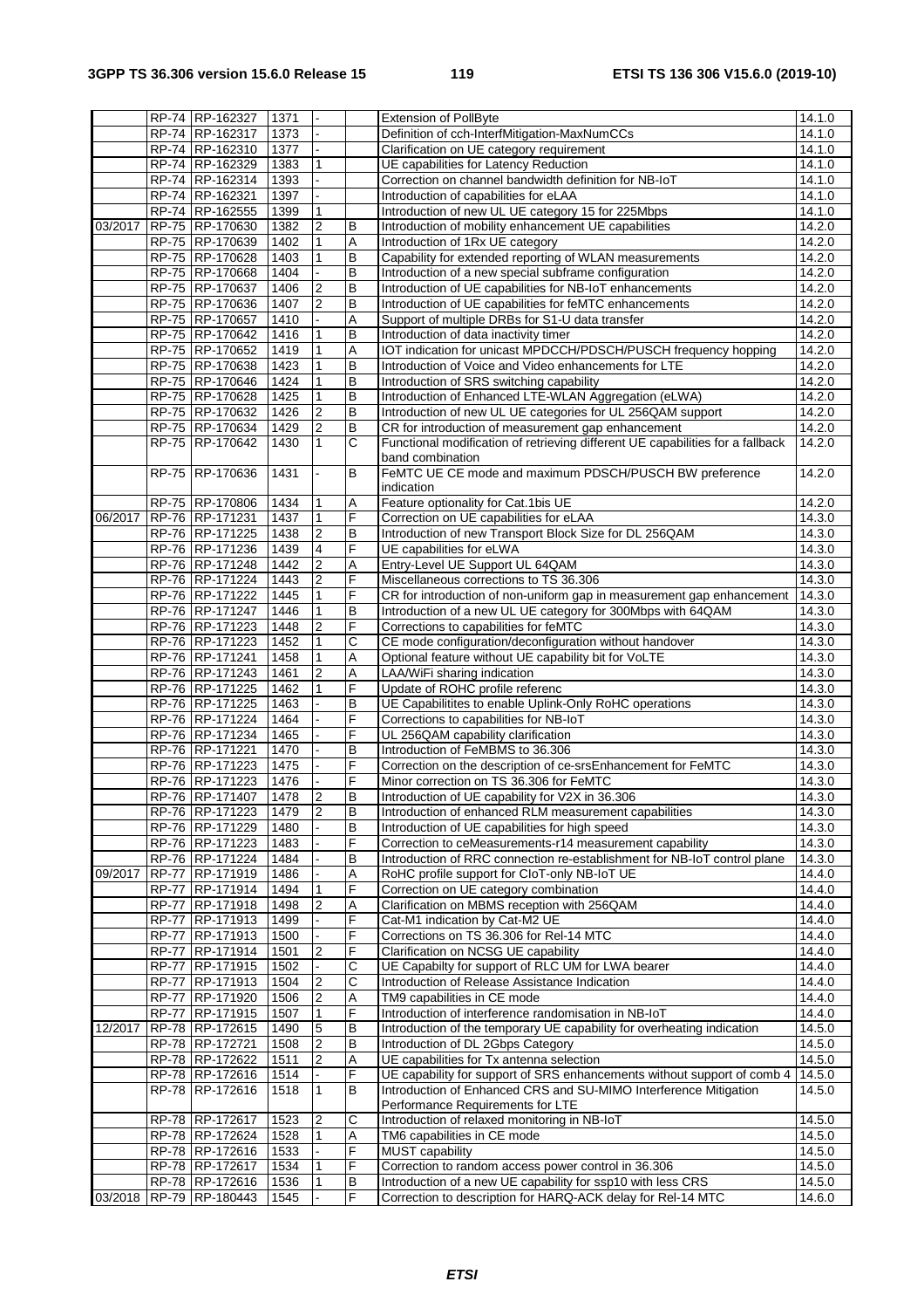| | RP-74 | RP-162327 | 1371 | - | | Extension of PollByte | 14.1.0 |
|---|---|---|---|---|---|---|---|
| | RP-74 | RP-162317 | 1373 | - | | Definition of cch-InterfMitigation-MaxNumCCs | 14.1.0 |
| | RP-74 | RP-162310 | 1377 | - | | Clarification on UE category requirement | 14.1.0 |
| | RP-74 | RP-162329 | 1383 | 1 | | UE capabilities for Latency Reduction | 14.1.0 |
| | RP-74 | RP-162314 | 1393 | - | | Correction on channel bandwidth definition for NB-IoT | 14.1.0 |
| | RP-74 | RP-162321 | 1397 | - | | Introduction of capabilities for eLAA | 14.1.0 |
| | RP-74 | RP-162555 | 1399 | 1 | | Introduction of new UL UE category 15 for 225Mbps | 14.1.0 |
| 03/2017 | RP-75 | RP-170630 | 1382 | 2 | B | Introduction of mobility enhancement UE capabilities | 14.2.0 |
| | RP-75 | RP-170639 | 1402 | 1 | A | Introduction of 1Rx UE category | 14.2.0 |
| | RP-75 | RP-170628 | 1403 | 1 | B | Capability for extended reporting of WLAN measurements | 14.2.0 |
| | RP-75 | RP-170668 | 1404 | - | B | Introduction of a new special subframe configuration | 14.2.0 |
| | RP-75 | RP-170637 | 1406 | 2 | B | Introduction of UE capabilities for NB-IoT enhancements | 14.2.0 |
| | RP-75 | RP-170636 | 1407 | 2 | B | Introduction of UE capabilities for feMTC enhancements | 14.2.0 |
| | RP-75 | RP-170657 | 1410 | - | A | Support of multiple DRBs for S1-U data transfer | 14.2.0 |
| | RP-75 | RP-170642 | 1416 | 1 | B | Introduction of data inactivity timer | 14.2.0 |
| | RP-75 | RP-170652 | 1419 | 1 | A | IOT indication for unicast MPDCCH/PDSCH/PUSCH frequency hopping | 14.2.0 |
| | RP-75 | RP-170638 | 1423 | 1 | B | Introduction of Voice and Video enhancements for LTE | 14.2.0 |
| | RP-75 | RP-170646 | 1424 | 1 | B | Introduction of SRS switching capability | 14.2.0 |
| | RP-75 | RP-170628 | 1425 | 1 | B | Introduction of Enhanced LTE-WLAN Aggregation (eLWA) | 14.2.0 |
| | RP-75 | RP-170632 | 1426 | 2 | B | Introduction of new UL UE categories for UL 256QAM support | 14.2.0 |
| | RP-75 | RP-170634 | 1429 | 2 | B | CR for introduction of measurement gap enhancement | 14.2.0 |
| | RP-75 | RP-170642 | 1430 | 1 | C | Functional modification of retrieving different UE capabilities for a fallback band combination | 14.2.0 |
| | RP-75 | RP-170636 | 1431 | - | B | FeMTC UE CE mode and maximum PDSCH/PUSCH BW preference indication | 14.2.0 |
| | RP-75 | RP-170806 | 1434 | 1 | A | Feature optionality for Cat.1bis UE | 14.2.0 |
| 06/2017 | RP-76 | RP-171231 | 1437 | 1 | F | Correction on UE capabilities for eLAA | 14.3.0 |
| | RP-76 | RP-171225 | 1438 | 2 | B | Introduction of new Transport Block Size for DL 256QAM | 14.3.0 |
| | RP-76 | RP-171236 | 1439 | 4 | F | UE capabilities for eLWA | 14.3.0 |
| | RP-76 | RP-171248 | 1442 | 2 | A | Entry-Level UE Support UL 64QAM | 14.3.0 |
| | RP-76 | RP-171224 | 1443 | 2 | F | Miscellaneous corrections to TS 36.306 | 14.3.0 |
| | RP-76 | RP-171222 | 1445 | 1 | F | CR for introduction of non-uniform gap in measurement gap enhancement | 14.3.0 |
| | RP-76 | RP-171247 | 1446 | 1 | B | Introduction of a new UL UE category for 300Mbps with 64QAM | 14.3.0 |
| | RP-76 | RP-171223 | 1448 | 2 | F | Corrections to capabilities for feMTC | 14.3.0 |
| | RP-76 | RP-171223 | 1452 | 1 | C | CE mode configuration/deconfiguration without handover | 14.3.0 |
| | RP-76 | RP-171241 | 1458 | 1 | A | Optional feature without UE capability bit for VoLTE | 14.3.0 |
| | RP-76 | RP-171243 | 1461 | 2 | A | LAA/WiFi sharing indication | 14.3.0 |
| | RP-76 | RP-171225 | 1462 | 1 | F | Update of ROHC profile referenc | 14.3.0 |
| | RP-76 | RP-171225 | 1463 | - | B | UE Capabilitites to enable Uplink-Only RoHC operations | 14.3.0 |
| | RP-76 | RP-171224 | 1464 | - | F | Corrections to capabilities for NB-IoT | 14.3.0 |
| | RP-76 | RP-171234 | 1465 | - | F | UL 256QAM capability clarification | 14.3.0 |
| | RP-76 | RP-171221 | 1470 | - | B | Introduction of FeMBMS to 36.306 | 14.3.0 |
| | RP-76 | RP-171223 | 1475 | - | F | Correction on the description of ce-srsEnhancement for FeMTC | 14.3.0 |
| | RP-76 | RP-171223 | 1476 | - | F | Minor correction on TS 36.306 for FeMTC | 14.3.0 |
| | RP-76 | RP-171407 | 1478 | 2 | B | Introduction of UE capability for V2X in 36.306 | 14.3.0 |
| | RP-76 | RP-171223 | 1479 | 2 | B | Introduction of enhanced RLM measurement capabilities | 14.3.0 |
| | RP-76 | RP-171229 | 1480 | - | B | Introduction of UE capabilities for high speed | 14.3.0 |
| | RP-76 | RP-171223 | 1483 | - | F | Correction to ceMeasurements-r14 measurement capability | 14.3.0 |
| | RP-76 | RP-171224 | 1484 | - | B | Introduction of RRC connection re-establishment for NB-IoT control plane | 14.3.0 |
| 09/2017 | RP-77 | RP-171919 | 1486 | - | A | RoHC profile support for CIoT-only NB-IoT UE | 14.4.0 |
| | RP-77 | RP-171914 | 1494 | 1 | F | Correction on UE category combination | 14.4.0 |
| | RP-77 | RP-171918 | 1498 | 2 | A | Clarification on MBMS reception with 256QAM | 14.4.0 |
| | RP-77 | RP-171913 | 1499 | - | F | Cat-M1 indication by Cat-M2 UE | 14.4.0 |
| | RP-77 | RP-171913 | 1500 | - | F | Corrections on TS 36.306 for Rel-14 MTC | 14.4.0 |
| | RP-77 | RP-171914 | 1501 | 2 | F | Clarification on NCSG UE capability | 14.4.0 |
| | RP-77 | RP-171915 | 1502 | - | C | UE Capabilty for support of RLC UM for LWA bearer | 14.4.0 |
| | RP-77 | RP-171913 | 1504 | 2 | C | Introduction of Release Assistance Indication | 14.4.0 |
| | RP-77 | RP-171920 | 1506 | 2 | A | TM9 capabilities in CE mode | 14.4.0 |
| | RP-77 | RP-171915 | 1507 | 1 | F | Introduction of interference randomisation in NB-IoT | 14.4.0 |
| 12/2017 | RP-78 | RP-172615 | 1490 | 5 | B | Introduction of the temporary UE capability for overheating indication | 14.5.0 |
| | RP-78 | RP-172721 | 1508 | 2 | B | Introduction of DL 2Gbps Category | 14.5.0 |
| | RP-78 | RP-172622 | 1511 | 2 | A | UE capabilities for Tx antenna selection | 14.5.0 |
| | RP-78 | RP-172616 | 1514 | - | F | UE capability for support of SRS enhancements without support of comb 4 | 14.5.0 |
| | RP-78 | RP-172616 | 1518 | 1 | B | Introduction of Enhanced CRS and SU-MIMO Interference Mitigation Performance Requirements for LTE | 14.5.0 |
| | RP-78 | RP-172617 | 1523 | 2 | C | Introduction of relaxed monitoring in NB-IoT | 14.5.0 |
| | RP-78 | RP-172624 | 1528 | 1 | A | TM6 capabilities in CE mode | 14.5.0 |
| | RP-78 | RP-172616 | 1533 | - | F | MUST capability | 14.5.0 |
| | RP-78 | RP-172617 | 1534 | 1 | F | Correction to random access power control in 36.306 | 14.5.0 |
| | RP-78 | RP-172616 | 1536 | 1 | B | Introduction of a new UE capability for ssp10 with less CRS | 14.5.0 |
| 03/2018 | RP-79 | RP-180443 | 1545 | - | F | Correction to description for HARQ-ACK delay for Rel-14 MTC | 14.6.0 |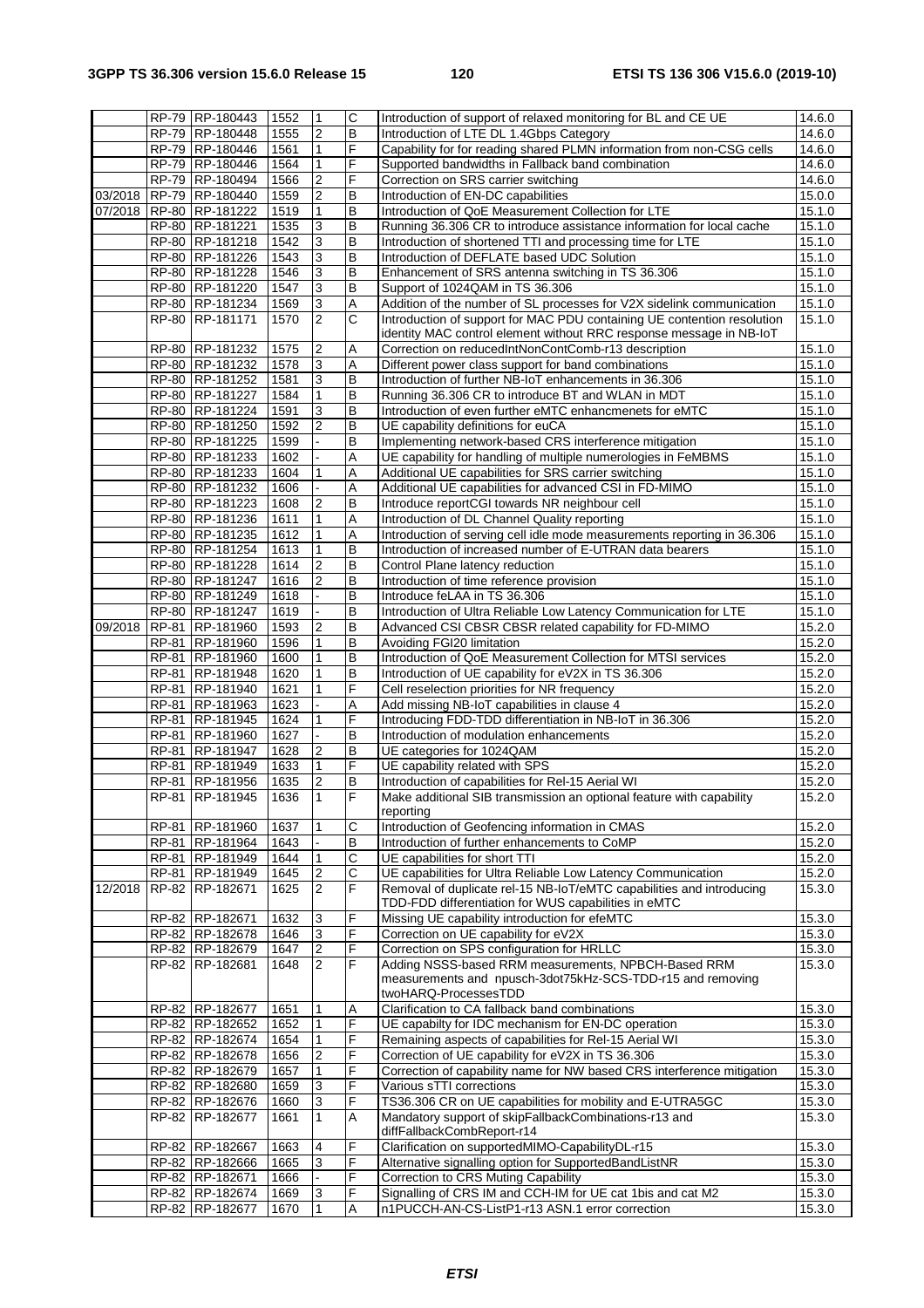|  | RP-79 | RP-180443 | 1552 | 1 | C | Introduction of support of relaxed monitoring for BL and CE UE | 14.6.0 |
|---|---|---|---|---|---|---|---|
|  | RP-79 | RP-180448 | 1555 | 2 | B | Introduction of LTE DL 1.4Gbps Category | 14.6.0 |
|  | RP-79 | RP-180446 | 1561 | 1 | F | Capability for for reading shared PLMN information from non-CSG cells | 14.6.0 |
|  | RP-79 | RP-180446 | 1564 | 1 | F | Supported bandwidths in Fallback band combination | 14.6.0 |
|  | RP-79 | RP-180494 | 1566 | 2 | F | Correction on SRS carrier switching | 14.6.0 |
| 03/2018 | RP-79 | RP-180440 | 1559 | 2 | B | Introduction of EN-DC capabilities | 15.0.0 |
| 07/2018 | RP-80 | RP-181222 | 1519 | 1 | B | Introduction of QoE Measurement Collection for LTE | 15.1.0 |
|  | RP-80 | RP-181221 | 1535 | 3 | B | Running 36.306 CR to introduce assistance information for local cache | 15.1.0 |
|  | RP-80 | RP-181218 | 1542 | 3 | B | Introduction of shortened TTI and processing time for LTE | 15.1.0 |
|  | RP-80 | RP-181226 | 1543 | 3 | B | Introduction of DEFLATE based UDC Solution | 15.1.0 |
|  | RP-80 | RP-181228 | 1546 | 3 | B | Enhancement of SRS antenna switching in TS 36.306 | 15.1.0 |
|  | RP-80 | RP-181220 | 1547 | 3 | B | Support of 1024QAM in TS 36.306 | 15.1.0 |
|  | RP-80 | RP-181234 | 1569 | 3 | A | Addition of the number of SL processes for V2X sidelink communication | 15.1.0 |
|  | RP-80 | RP-181171 | 1570 | 2 | C | Introduction of support for MAC PDU containing UE contention resolution identity MAC control element without RRC response message in NB-IoT | 15.1.0 |
|  | RP-80 | RP-181232 | 1575 | 2 | A | Correction on reducedIntNonContComb-r13 description | 15.1.0 |
|  | RP-80 | RP-181232 | 1578 | 3 | A | Different power class support for band combinations | 15.1.0 |
|  | RP-80 | RP-181252 | 1581 | 3 | B | Introduction of further NB-IoT enhancements in 36.306 | 15.1.0 |
|  | RP-80 | RP-181227 | 1584 | 1 | B | Running 36.306 CR to introduce BT and WLAN in MDT | 15.1.0 |
|  | RP-80 | RP-181224 | 1591 | 3 | B | Introduction of even further eMTC enhancmenets for eMTC | 15.1.0 |
|  | RP-80 | RP-181250 | 1592 | 2 | B | UE capability definitions for euCA | 15.1.0 |
|  | RP-80 | RP-181225 | 1599 | - | B | Implementing network-based CRS interference mitigation | 15.1.0 |
|  | RP-80 | RP-181233 | 1602 | - | A | UE capability for handling of multiple numerologies in FeMBMS | 15.1.0 |
|  | RP-80 | RP-181233 | 1604 | 1 | A | Additional UE capabilities for SRS carrier switching | 15.1.0 |
|  | RP-80 | RP-181232 | 1606 | - | A | Additional UE capabilities for advanced CSI in FD-MIMO | 15.1.0 |
|  | RP-80 | RP-181223 | 1608 | 2 | B | Introduce reportCGI towards NR neighbour cell | 15.1.0 |
|  | RP-80 | RP-181236 | 1611 | 1 | A | Introduction of DL Channel Quality reporting | 15.1.0 |
|  | RP-80 | RP-181235 | 1612 | 1 | A | Introduction of serving cell idle mode measurements reporting in 36.306 | 15.1.0 |
|  | RP-80 | RP-181254 | 1613 | 1 | B | Introduction of increased number of E-UTRAN data bearers | 15.1.0 |
|  | RP-80 | RP-181228 | 1614 | 2 | B | Control Plane latency reduction | 15.1.0 |
|  | RP-80 | RP-181247 | 1616 | 2 | B | Introduction of time reference provision | 15.1.0 |
|  | RP-80 | RP-181249 | 1618 | - | B | Introduce feLAA in TS 36.306 | 15.1.0 |
|  | RP-80 | RP-181247 | 1619 | - | B | Introduction of Ultra Reliable Low Latency Communication for LTE | 15.1.0 |
| 09/2018 | RP-81 | RP-181960 | 1593 | 2 | B | Advanced CSI CBSR CBSR related capability for FD-MIMO | 15.2.0 |
|  | RP-81 | RP-181960 | 1596 | 1 | B | Avoiding FGI20 limitation | 15.2.0 |
|  | RP-81 | RP-181960 | 1600 | 1 | B | Introduction of QoE Measurement Collection for MTSI services | 15.2.0 |
|  | RP-81 | RP-181948 | 1620 | 1 | B | Introduction of UE capability for eV2X in TS 36.306 | 15.2.0 |
|  | RP-81 | RP-181940 | 1621 | 1 | F | Cell reselection priorities for NR frequency | 15.2.0 |
|  | RP-81 | RP-181963 | 1623 | - | A | Add missing NB-IoT capabilities in clause 4 | 15.2.0 |
|  | RP-81 | RP-181945 | 1624 | 1 | F | Introducing FDD-TDD differentiation in NB-IoT in 36.306 | 15.2.0 |
|  | RP-81 | RP-181960 | 1627 | - | B | Introduction of modulation enhancements | 15.2.0 |
|  | RP-81 | RP-181947 | 1628 | 2 | B | UE categories for 1024QAM | 15.2.0 |
|  | RP-81 | RP-181949 | 1633 | 1 | F | UE capability related with SPS | 15.2.0 |
|  | RP-81 | RP-181956 | 1635 | 2 | B | Introduction of capabilities for Rel-15 Aerial WI | 15.2.0 |
|  | RP-81 | RP-181945 | 1636 | 1 | F | Make additional SIB transmission an optional feature with capability reporting | 15.2.0 |
|  | RP-81 | RP-181960 | 1637 | 1 | C | Introduction of Geofencing information in CMAS | 15.2.0 |
|  | RP-81 | RP-181964 | 1643 | - | B | Introduction of further enhancements to CoMP | 15.2.0 |
|  | RP-81 | RP-181949 | 1644 | 1 | C | UE capabilities for short TTI | 15.2.0 |
|  | RP-81 | RP-181949 | 1645 | 2 | C | UE capabilities for Ultra Reliable Low Latency Communication | 15.2.0 |
| 12/2018 | RP-82 | RP-182671 | 1625 | 2 | F | Removal of duplicate rel-15 NB-IoT/eMTC capabilities and introducing TDD-FDD differentiation for WUS capabilities in eMTC | 15.3.0 |
|  | RP-82 | RP-182671 | 1632 | 3 | F | Missing UE capability introduction for efeMTC | 15.3.0 |
|  | RP-82 | RP-182678 | 1646 | 3 | F | Correction on UE capability for eV2X | 15.3.0 |
|  | RP-82 | RP-182679 | 1647 | 2 | F | Correction on SPS configuration for HRLLC | 15.3.0 |
|  | RP-82 | RP-182681 | 1648 | 2 | F | Adding NSSS-based RRM measurements, NPBCH-Based RRM measurements and npusch-3dot75kHz-SCS-TDD-r15 and removing twoHARQ-ProcessesTDD | 15.3.0 |
|  | RP-82 | RP-182677 | 1651 | 1 | A | Clarification to CA fallback band combinations | 15.3.0 |
|  | RP-82 | RP-182652 | 1652 | 1 | F | UE capabilty for IDC mechanism for EN-DC operation | 15.3.0 |
|  | RP-82 | RP-182674 | 1654 | 1 | F | Remaining aspects of capabilities for Rel-15 Aerial WI | 15.3.0 |
|  | RP-82 | RP-182678 | 1656 | 2 | F | Correction of UE capability for eV2X in TS 36.306 | 15.3.0 |
|  | RP-82 | RP-182679 | 1657 | 1 | F | Correction of capability name for NW based CRS interference mitigation | 15.3.0 |
|  | RP-82 | RP-182680 | 1659 | 3 | F | Various sTTI corrections | 15.3.0 |
|  | RP-82 | RP-182676 | 1660 | 3 | F | TS36.306 CR on UE capabilities for mobility and E-UTRA5GC | 15.3.0 |
|  | RP-82 | RP-182677 | 1661 | 1 | A | Mandatory support of skipFallbackCombinations-r13 and diffFallbackCombReport-r14 | 15.3.0 |
|  | RP-82 | RP-182667 | 1663 | 4 | F | Clarification on supportedMIMO-CapabilityDL-r15 | 15.3.0 |
|  | RP-82 | RP-182666 | 1665 | 3 | F | Alternative signalling option for SupportedBandListNR | 15.3.0 |
|  | RP-82 | RP-182671 | 1666 | - | F | Correction to CRS Muting Capability | 15.3.0 |
|  | RP-82 | RP-182674 | 1669 | 3 | F | Signalling of CRS IM and CCH-IM for UE cat 1bis and cat M2 | 15.3.0 |
|  | RP-82 | RP-182677 | 1670 | 1 | A | n1PUCCH-AN-CS-ListP1-r13 ASN.1 error correction | 15.3.0 |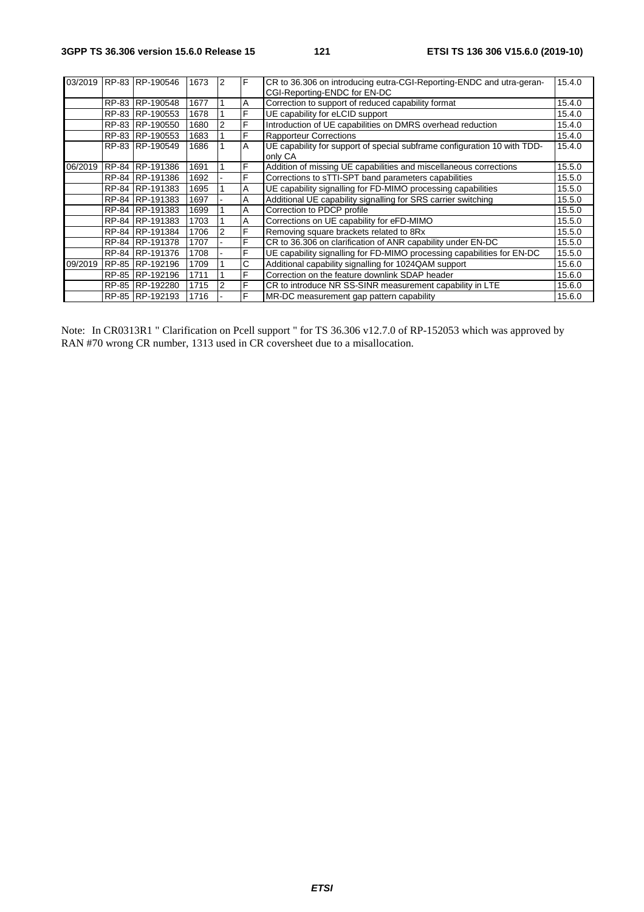| 03/2019 | RP-83 | RP-190546 | 1673 | 2 | F | CR to 36.306 on introducing eutra-CGI-Reporting-ENDC and utra-geran-CGI-Reporting-ENDC for EN-DC | 15.4.0 |
|---|---|---|---|---|---|---|---|
| | RP-83 | RP-190548 | 1677 | 1 | A | Correction to support of reduced capability format | 15.4.0 |
| | RP-83 | RP-190553 | 1678 | 1 | F | UE capability for eLCID support | 15.4.0 |
| | RP-83 | RP-190550 | 1680 | 2 | F | Introduction of UE capabilities on DMRS overhead reduction | 15.4.0 |
| | RP-83 | RP-190553 | 1683 | 1 | F | Rapporteur Corrections | 15.4.0 |
| | RP-83 | RP-190549 | 1686 | 1 | A | UE capability for support of special subframe configuration 10 with TDD-only CA | 15.4.0 |
| 06/2019 | RP-84 | RP-191386 | 1691 | 1 | F | Addition of missing UE capabilities and miscellaneous corrections | 15.5.0 |
| | RP-84 | RP-191386 | 1692 | - | F | Corrections to sTTI-SPT band parameters capabilities | 15.5.0 |
| | RP-84 | RP-191383 | 1695 | 1 | A | UE capability signalling for FD-MIMO processing capabilities | 15.5.0 |
| | RP-84 | RP-191383 | 1697 | - | A | Additional UE capability signalling for SRS carrier switching | 15.5.0 |
| | RP-84 | RP-191383 | 1699 | 1 | A | Correction to PDCP profile | 15.5.0 |
| | RP-84 | RP-191383 | 1703 | 1 | A | Corrections on UE capability for eFD-MIMO | 15.5.0 |
| | RP-84 | RP-191384 | 1706 | 2 | F | Removing square brackets related to 8Rx | 15.5.0 |
| | RP-84 | RP-191378 | 1707 | - | F | CR to 36.306 on clarification of ANR capability under EN-DC | 15.5.0 |
| | RP-84 | RP-191376 | 1708 | - | F | UE capability signalling for FD-MIMO processing capabilities for EN-DC | 15.5.0 |
| 09/2019 | RP-85 | RP-192196 | 1709 | 1 | C | Additional capability signalling for 1024QAM support | 15.6.0 |
| | RP-85 | RP-192196 | 1711 | 1 | F | Correction on the feature downlink SDAP header | 15.6.0 |
| | RP-85 | RP-192280 | 1715 | 2 | F | CR to introduce NR SS-SINR measurement capability in LTE | 15.6.0 |
| | RP-85 | RP-192193 | 1716 | - | F | MR-DC measurement gap pattern capability | 15.6.0 |

Note: In CR0313R1 " Clarification on Pcell support " for TS 36.306 v12.7.0 of RP-152053 which was approved by RAN #70 wrong CR number, 1313 used in CR coversheet due to a misallocation.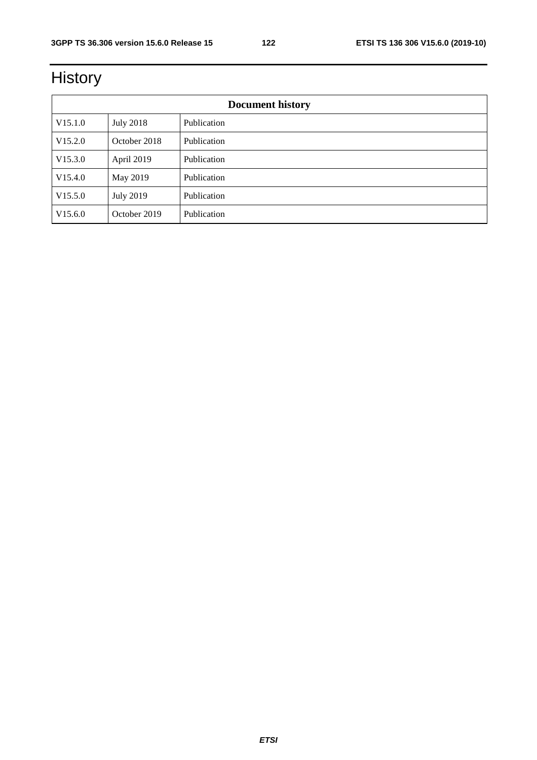# History

| Document history | | |
|---|---|---|
| V15.1.0 | July 2018 | Publication |
| V15.2.0 | October 2018 | Publication |
| V15.3.0 | April 2019 | Publication |
| V15.4.0 | May 2019 | Publication |
| V15.5.0 | July 2019 | Publication |
| V15.6.0 | October 2019 | Publication |